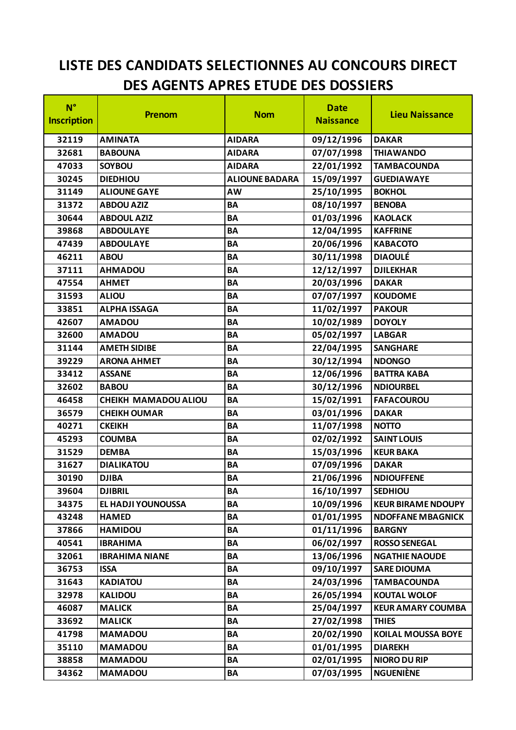# LISTE DES CANDIDATS SELECTIONNES AU CONCOURS DIRECT DES AGENTS APRES ETUDE DES DOSSIERS

| N° Inscription | Prenom | Nom | Date Naissance | Lieu Naissance |
|---|---|---|---|---|
| 32119 | AMINATA | AIDARA | 09/12/1996 | DAKAR |
| 32681 | BABOUNA | AIDARA | 07/07/1998 | THIAWANDO |
| 47033 | SOYBOU | AIDARA | 22/01/1992 | TAMBACOUNDA |
| 30245 | DIEDHIOU | ALIOUNE BADARA | 15/09/1997 | GUEDIAWAYE |
| 31149 | ALIOUNE GAYE | AW | 25/10/1995 | BOKHOL |
| 31372 | ABDOU AZIZ | BA | 08/10/1997 | BENOBA |
| 30644 | ABDOUL AZIZ | BA | 01/03/1996 | KAOLACK |
| 39868 | ABDOULAYE | BA | 12/04/1995 | KAFFRINE |
| 47439 | ABDOULAYE | BA | 20/06/1996 | KABACOTO |
| 46211 | ABOU | BA | 30/11/1998 | DIAOULÉ |
| 37111 | AHMADOU | BA | 12/12/1997 | DJILEKHAR |
| 47554 | AHMET | BA | 20/03/1996 | DAKAR |
| 31593 | ALIOU | BA | 07/07/1997 | KOUDOME |
| 33851 | ALPHA ISSAGA | BA | 11/02/1997 | PAKOUR |
| 42607 | AMADOU | BA | 10/02/1989 | DOYOLY |
| 32600 | AMADOU | BA | 05/02/1997 | LABGAR |
| 31144 | AMETH SIDIBE | BA | 22/04/1995 | SANGHARE |
| 39229 | ARONA AHMET | BA | 30/12/1994 | NDONGO |
| 33412 | ASSANE | BA | 12/06/1996 | BATTRA KABA |
| 32602 | BABOU | BA | 30/12/1996 | NDIOURBEL |
| 46458 | CHEIKH MAMADOU ALIOU | BA | 15/02/1991 | FAFACOUROU |
| 36579 | CHEIKH OUMAR | BA | 03/01/1996 | DAKAR |
| 40271 | CKEIKH | BA | 11/07/1998 | NOTTO |
| 45293 | COUMBA | BA | 02/02/1992 | SAINT LOUIS |
| 31529 | DEMBA | BA | 15/03/1996 | KEUR BAKA |
| 31627 | DIALIKATOU | BA | 07/09/1996 | DAKAR |
| 30190 | DJIBA | BA | 21/06/1996 | NDIOUFFENE |
| 39604 | DJIBRIL | BA | 16/10/1997 | SEDHIOU |
| 34375 | EL HADJI YOUNOUSSA | BA | 10/09/1996 | KEUR BIRAME NDOUPY |
| 43248 | HAMED | BA | 01/01/1995 | NDOFFANE MBAGNICK |
| 37866 | HAMIDOU | BA | 01/11/1996 | BARGNY |
| 40541 | IBRAHIMA | BA | 06/02/1997 | ROSSO SENEGAL |
| 32061 | IBRAHIMA NIANE | BA | 13/06/1996 | NGATHIE NAOUDE |
| 36753 | ISSA | BA | 09/10/1997 | SARE DIOUMA |
| 31643 | KADIATOU | BA | 24/03/1996 | TAMBACOUNDA |
| 32978 | KALIDOU | BA | 26/05/1994 | KOUTAL WOLOF |
| 46087 | MALICK | BA | 25/04/1997 | KEUR AMARY COUMBA |
| 33692 | MALICK | BA | 27/02/1998 | THIES |
| 41798 | MAMADOU | BA | 20/02/1990 | KOILAL MOUSSA BOYE |
| 35110 | MAMADOU | BA | 01/01/1995 | DIAREKH |
| 38858 | MAMADOU | BA | 02/01/1995 | NIORO DU RIP |
| 34362 | MAMADOU | BA | 07/03/1995 | NGUENIÈNE |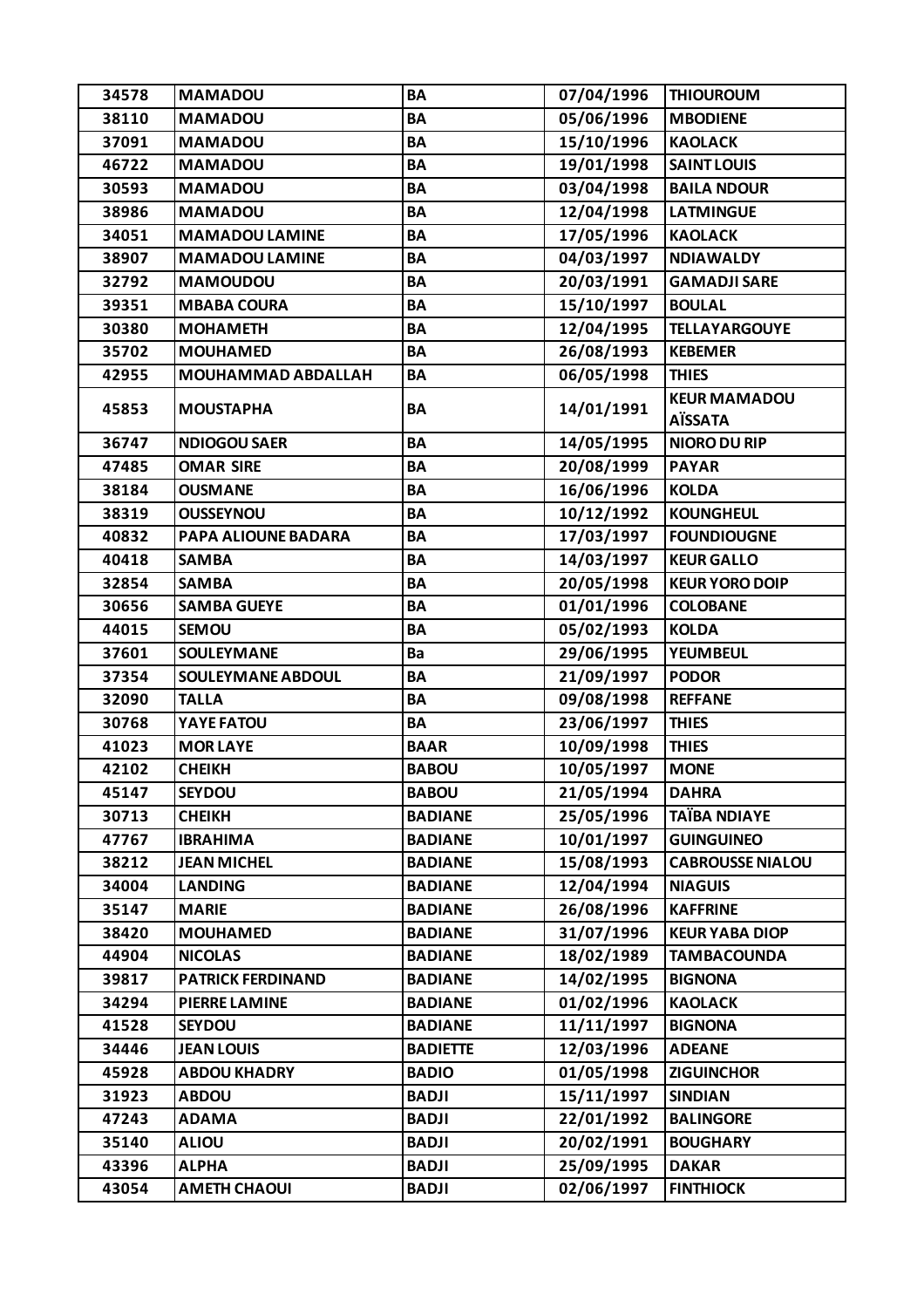| 34578 | MAMADOU | BA | 07/04/1996 | THIOUROUM |
|---|---|---|---|---|
| 38110 | MAMADOU | BA | 05/06/1996 | MBODIENE |
| 37091 | MAMADOU | BA | 15/10/1996 | KAOLACK |
| 46722 | MAMADOU | BA | 19/01/1998 | SAINT LOUIS |
| 30593 | MAMADOU | BA | 03/04/1998 | BAILA NDOUR |
| 38986 | MAMADOU | BA | 12/04/1998 | LATMINGUE |
| 34051 | MAMADOU LAMINE | BA | 17/05/1996 | KAOLACK |
| 38907 | MAMADOU LAMINE | BA | 04/03/1997 | NDIAWALDY |
| 32792 | MAMOUDOU | BA | 20/03/1991 | GAMADJI SARE |
| 39351 | MBABA COURA | BA | 15/10/1997 | BOULAL |
| 30380 | MOHAMETH | BA | 12/04/1995 | TELLAYARGOUYE |
| 35702 | MOUHAMED | BA | 26/08/1993 | KEBEMER |
| 42955 | MOUHAMMAD ABDALLAH | BA | 06/05/1998 | THIES |
| 45853 | MOUSTAPHA | BA | 14/01/1991 | KEUR MAMADOU AÏSSATA |
| 36747 | NDIOGOU SAER | BA | 14/05/1995 | NIORO DU RIP |
| 47485 | OMAR SIRE | BA | 20/08/1999 | PAYAR |
| 38184 | OUSMANE | BA | 16/06/1996 | KOLDA |
| 38319 | OUSSEYNOU | BA | 10/12/1992 | KOUNGHEUL |
| 40832 | PAPA ALIOUNE BADARA | BA | 17/03/1997 | FOUNDIOUGNE |
| 40418 | SAMBA | BA | 14/03/1997 | KEUR GALLO |
| 32854 | SAMBA | BA | 20/05/1998 | KEUR YORO DOIP |
| 30656 | SAMBA GUEYE | BA | 01/01/1996 | COLOBANE |
| 44015 | SEMOU | BA | 05/02/1993 | KOLDA |
| 37601 | SOULEYMANE | Ba | 29/06/1995 | YEUMBEUL |
| 37354 | SOULEYMANE ABDOUL | BA | 21/09/1997 | PODOR |
| 32090 | TALLA | BA | 09/08/1998 | REFFANE |
| 30768 | YAYE FATOU | BA | 23/06/1997 | THIES |
| 41023 | MOR LAYE | BAAR | 10/09/1998 | THIES |
| 42102 | CHEIKH | BABOU | 10/05/1997 | MONE |
| 45147 | SEYDOU | BABOU | 21/05/1994 | DAHRA |
| 30713 | CHEIKH | BADIANE | 25/05/1996 | TAÏBA NDIAYE |
| 47767 | IBRAHIMA | BADIANE | 10/01/1997 | GUINGUINEO |
| 38212 | JEAN MICHEL | BADIANE | 15/08/1993 | CABROUSSE NIALOU |
| 34004 | LANDING | BADIANE | 12/04/1994 | NIAGUIS |
| 35147 | MARIE | BADIANE | 26/08/1996 | KAFFRINE |
| 38420 | MOUHAMED | BADIANE | 31/07/1996 | KEUR YABA DIOP |
| 44904 | NICOLAS | BADIANE | 18/02/1989 | TAMBACOUNDA |
| 39817 | PATRICK FERDINAND | BADIANE | 14/02/1995 | BIGNONA |
| 34294 | PIERRE LAMINE | BADIANE | 01/02/1996 | KAOLACK |
| 41528 | SEYDOU | BADIANE | 11/11/1997 | BIGNONA |
| 34446 | JEAN LOUIS | BADIETTE | 12/03/1996 | ADEANE |
| 45928 | ABDOU KHADRY | BADIO | 01/05/1998 | ZIGUINCHOR |
| 31923 | ABDOU | BADJI | 15/11/1997 | SINDIAN |
| 47243 | ADAMA | BADJI | 22/01/1992 | BALINGORE |
| 35140 | ALIOU | BADJI | 20/02/1991 | BOUGHARY |
| 43396 | ALPHA | BADJI | 25/09/1995 | DAKAR |
| 43054 | AMETH CHAOUI | BADJI | 02/06/1997 | FINTHIOCK |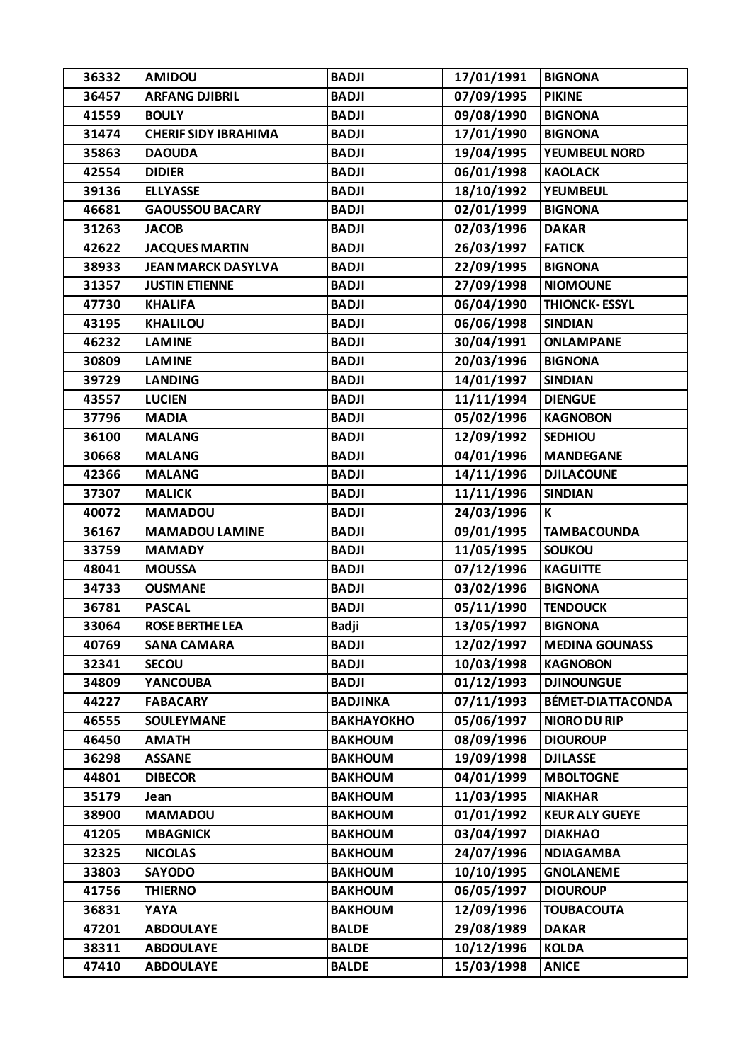| 36332 | AMIDOU | BADJI | 17/01/1991 | BIGNONA |
|---|---|---|---|---|
| 36457 | ARFANG DJIBRIL | BADJI | 07/09/1995 | PIKINE |
| 41559 | BOULY | BADJI | 09/08/1990 | BIGNONA |
| 31474 | CHERIF SIDY IBRAHIMA | BADJI | 17/01/1990 | BIGNONA |
| 35863 | DAOUDA | BADJI | 19/04/1995 | YEUMBEUL NORD |
| 42554 | DIDIER | BADJI | 06/01/1998 | KAOLACK |
| 39136 | ELLYASSE | BADJI | 18/10/1992 | YEUMBEUL |
| 46681 | GAOUSSOU BACARY | BADJI | 02/01/1999 | BIGNONA |
| 31263 | JACOB | BADJI | 02/03/1996 | DAKAR |
| 42622 | JACQUES MARTIN | BADJI | 26/03/1997 | FATICK |
| 38933 | JEAN MARCK DASYLVA | BADJI | 22/09/1995 | BIGNONA |
| 31357 | JUSTIN ETIENNE | BADJI | 27/09/1998 | NIOMOUNE |
| 47730 | KHALIFA | BADJI | 06/04/1990 | THIONCK- ESSYL |
| 43195 | KHALILOU | BADJI | 06/06/1998 | SINDIAN |
| 46232 | LAMINE | BADJI | 30/04/1991 | ONLAMPANE |
| 30809 | LAMINE | BADJI | 20/03/1996 | BIGNONA |
| 39729 | LANDING | BADJI | 14/01/1997 | SINDIAN |
| 43557 | LUCIEN | BADJI | 11/11/1994 | DIENGUE |
| 37796 | MADIA | BADJI | 05/02/1996 | KAGNOBON |
| 36100 | MALANG | BADJI | 12/09/1992 | SEDHIOU |
| 30668 | MALANG | BADJI | 04/01/1996 | MANDEGANE |
| 42366 | MALANG | BADJI | 14/11/1996 | DJILACOUNE |
| 37307 | MALICK | BADJI | 11/11/1996 | SINDIAN |
| 40072 | MAMADOU | BADJI | 24/03/1996 | K |
| 36167 | MAMADOU LAMINE | BADJI | 09/01/1995 | TAMBACOUNDA |
| 33759 | MAMADY | BADJI | 11/05/1995 | SOUKOU |
| 48041 | MOUSSA | BADJI | 07/12/1996 | KAGUITTE |
| 34733 | OUSMANE | BADJI | 03/02/1996 | BIGNONA |
| 36781 | PASCAL | BADJI | 05/11/1990 | TENDOUCK |
| 33064 | ROSE BERTHE LEA | Badji | 13/05/1997 | BIGNONA |
| 40769 | SANA CAMARA | BADJI | 12/02/1997 | MEDINA GOUNASS |
| 32341 | SECOU | BADJI | 10/03/1998 | KAGNOBON |
| 34809 | YANCOUBA | BADJI | 01/12/1993 | DJINOUNGUE |
| 44227 | FABACARY | BADJINKA | 07/11/1993 | BÉMET-DIATTACONDA |
| 46555 | SOULEYMANE | BAKHAYOKHO | 05/06/1997 | NIORO DU RIP |
| 46450 | AMATH | BAKHOUM | 08/09/1996 | DIOUROUP |
| 36298 | ASSANE | BAKHOUM | 19/09/1998 | DJILASSE |
| 44801 | DIBECOR | BAKHOUM | 04/01/1999 | MBOLTOGNE |
| 35179 | Jean | BAKHOUM | 11/03/1995 | NIAKHAR |
| 38900 | MAMADOU | BAKHOUM | 01/01/1992 | KEUR ALY GUEYE |
| 41205 | MBAGNICK | BAKHOUM | 03/04/1997 | DIAKHAO |
| 32325 | NICOLAS | BAKHOUM | 24/07/1996 | NDIAGAMBA |
| 33803 | SAYODO | BAKHOUM | 10/10/1995 | GNOLANEME |
| 41756 | THIERNO | BAKHOUM | 06/05/1997 | DIOUROUP |
| 36831 | YAYA | BAKHOUM | 12/09/1996 | TOUBACOUTA |
| 47201 | ABDOULAYE | BALDE | 29/08/1989 | DAKAR |
| 38311 | ABDOULAYE | BALDE | 10/12/1996 | KOLDA |
| 47410 | ABDOULAYE | BALDE | 15/03/1998 | ANICE |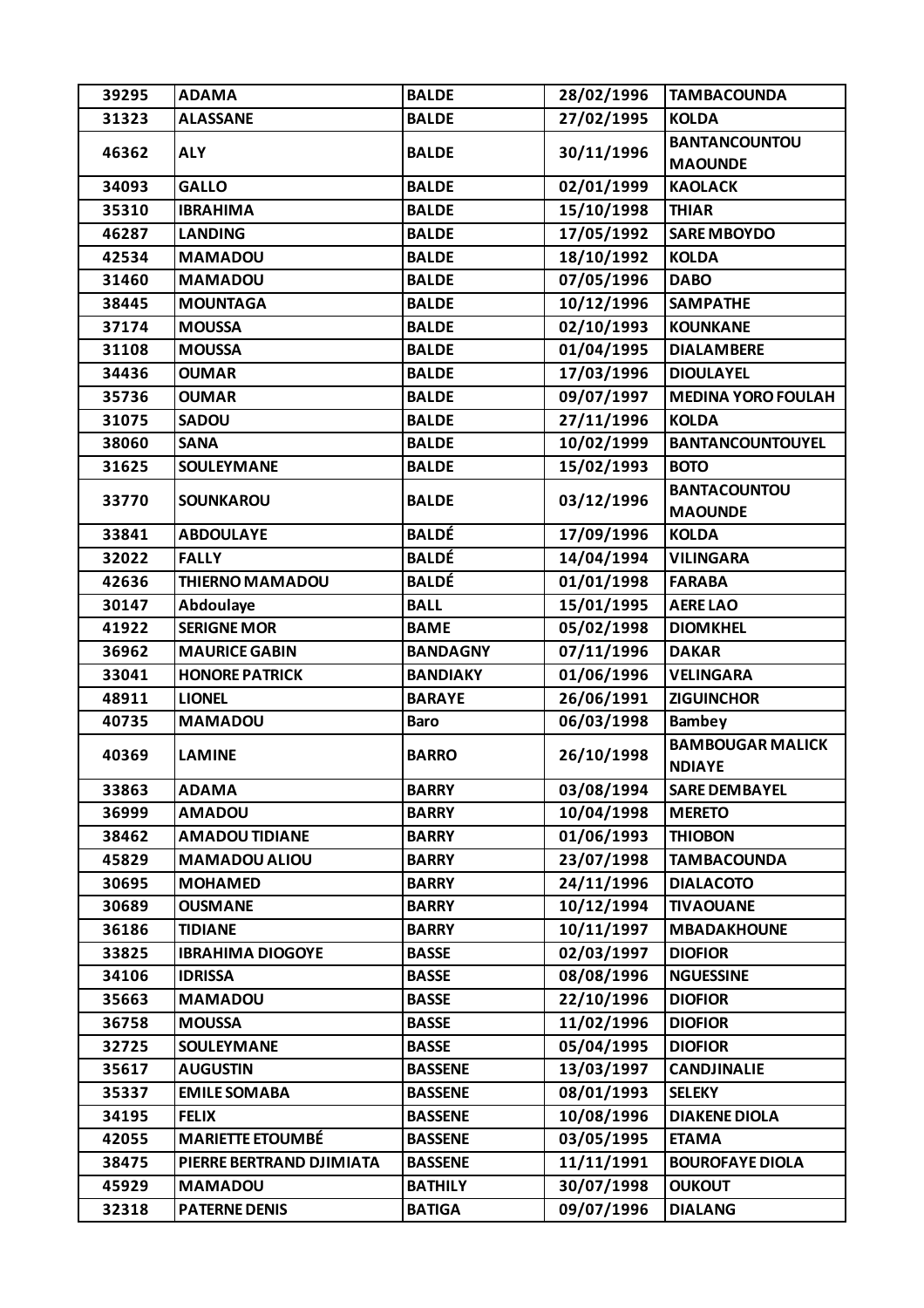| 39295 | ADAMA | BALDE | 28/02/1996 | TAMBACOUNDA |
|---|---|---|---|---|
| 31323 | ALASSANE | BALDE | 27/02/1995 | KOLDA |
| 46362 | ALY | BALDE | 30/11/1996 | BANTANCOUNTOU MAOUNDE |
| 34093 | GALLO | BALDE | 02/01/1999 | KAOLACK |
| 35310 | IBRAHIMA | BALDE | 15/10/1998 | THIAR |
| 46287 | LANDING | BALDE | 17/05/1992 | SARE MBOYDO |
| 42534 | MAMADOU | BALDE | 18/10/1992 | KOLDA |
| 31460 | MAMADOU | BALDE | 07/05/1996 | DABO |
| 38445 | MOUNTAGA | BALDE | 10/12/1996 | SAMPATHE |
| 37174 | MOUSSA | BALDE | 02/10/1993 | KOUNKANE |
| 31108 | MOUSSA | BALDE | 01/04/1995 | DIALAMBERE |
| 34436 | OUMAR | BALDE | 17/03/1996 | DIOULAYEL |
| 35736 | OUMAR | BALDE | 09/07/1997 | MEDINA YORO FOULAH |
| 31075 | SADOU | BALDE | 27/11/1996 | KOLDA |
| 38060 | SANA | BALDE | 10/02/1999 | BANTANCOUNTOUYEL |
| 31625 | SOULEYMANE | BALDE | 15/02/1993 | BOTO |
| 33770 | SOUNKAROU | BALDE | 03/12/1996 | BANTACOUNTOU MAOUNDE |
| 33841 | ABDOULAYE | BALDÉ | 17/09/1996 | KOLDA |
| 32022 | FALLY | BALDÉ | 14/04/1994 | VILINGARA |
| 42636 | THIERNO MAMADOU | BALDÉ | 01/01/1998 | FARABA |
| 30147 | Abdoulaye | BALL | 15/01/1995 | AERE LAO |
| 41922 | SERIGNE MOR | BAME | 05/02/1998 | DIOMKHEL |
| 36962 | MAURICE GABIN | BANDAGNY | 07/11/1996 | DAKAR |
| 33041 | HONORE PATRICK | BANDIAKY | 01/06/1996 | VELINGARA |
| 48911 | LIONEL | BARAYE | 26/06/1991 | ZIGUINCHOR |
| 40735 | MAMADOU | Baro | 06/03/1998 | Bambey |
| 40369 | LAMINE | BARRO | 26/10/1998 | BAMBOUGAR MALICK NDIAYE |
| 33863 | ADAMA | BARRY | 03/08/1994 | SARE DEMBAYEL |
| 36999 | AMADOU | BARRY | 10/04/1998 | MERETO |
| 38462 | AMADOU TIDIANE | BARRY | 01/06/1993 | THIOBON |
| 45829 | MAMADOU ALIOU | BARRY | 23/07/1998 | TAMBACOUNDA |
| 30695 | MOHAMED | BARRY | 24/11/1996 | DIALACOTO |
| 30689 | OUSMANE | BARRY | 10/12/1994 | TIVAOUANE |
| 36186 | TIDIANE | BARRY | 10/11/1997 | MBADAKHOUNE |
| 33825 | IBRAHIMA DIOGOYE | BASSE | 02/03/1997 | DIOFIOR |
| 34106 | IDRISSA | BASSE | 08/08/1996 | NGUESSINE |
| 35663 | MAMADOU | BASSE | 22/10/1996 | DIOFIOR |
| 36758 | MOUSSA | BASSE | 11/02/1996 | DIOFIOR |
| 32725 | SOULEYMANE | BASSE | 05/04/1995 | DIOFIOR |
| 35617 | AUGUSTIN | BASSENE | 13/03/1997 | CANDJINALIE |
| 35337 | EMILE SOMABA | BASSENE | 08/01/1993 | SELEKY |
| 34195 | FELIX | BASSENE | 10/08/1996 | DIAKENE DIOLA |
| 42055 | MARIETTE ETOUMBÉ | BASSENE | 03/05/1995 | ETAMA |
| 38475 | PIERRE BERTRAND DJIMIATA | BASSENE | 11/11/1991 | BOUROFAYE DIOLA |
| 45929 | MAMADOU | BATHILY | 30/07/1998 | OUKOUT |
| 32318 | PATERNE DENIS | BATIGA | 09/07/1996 | DIALANG |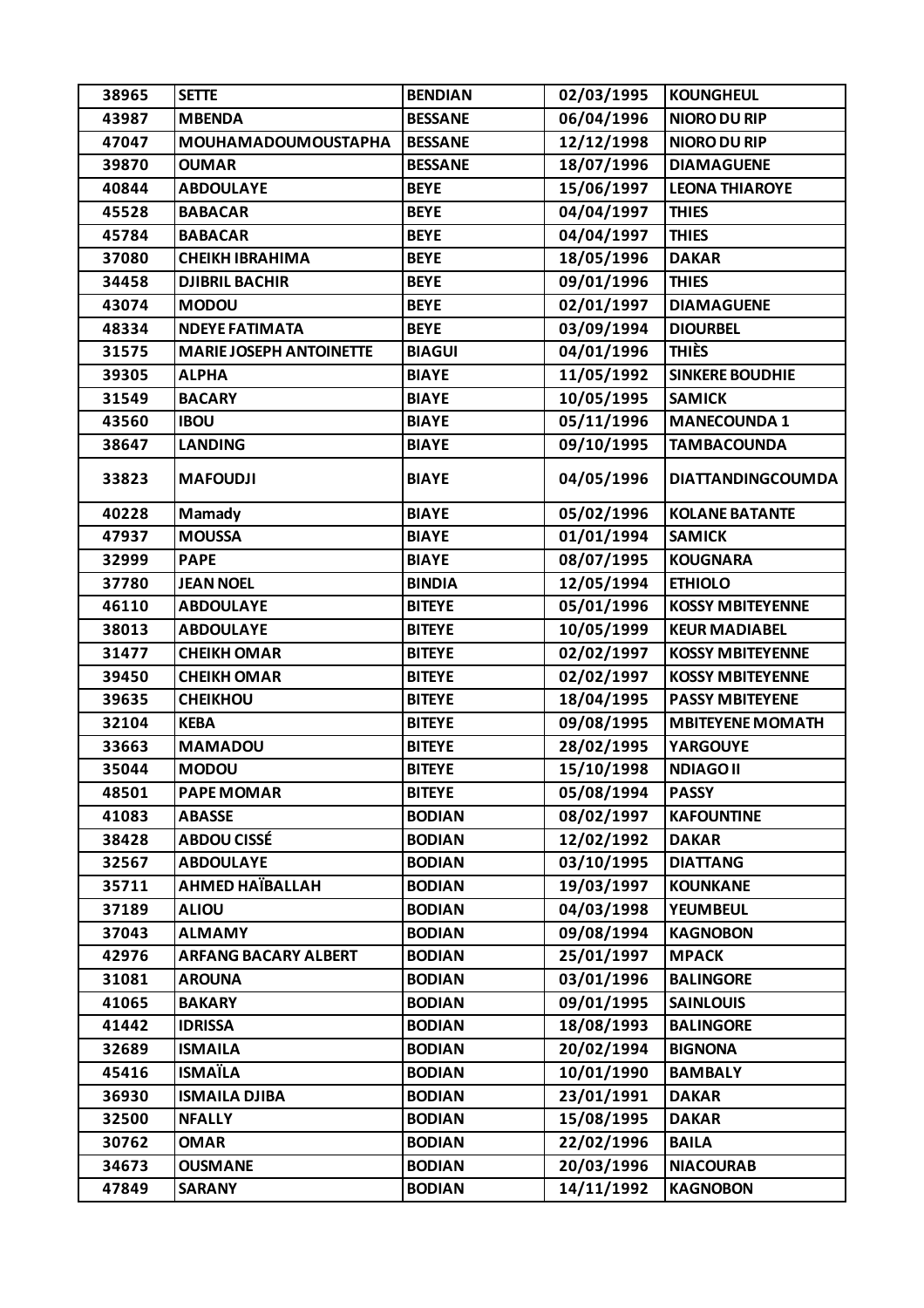| 38965 | SETTE | BENDIAN | 02/03/1995 | KOUNGHEUL |
|---|---|---|---|---|
| 43987 | MBENDA | BESSANE | 06/04/1996 | NIORO DU RIP |
| 47047 | MOUHAMADOUMOUSTAPHA | BESSANE | 12/12/1998 | NIORO DU RIP |
| 39870 | OUMAR | BESSANE | 18/07/1996 | DIAMAGUENE |
| 40844 | ABDOULAYE | BEYE | 15/06/1997 | LEONA THIAROYE |
| 45528 | BABACAR | BEYE | 04/04/1997 | THIES |
| 45784 | BABACAR | BEYE | 04/04/1997 | THIES |
| 37080 | CHEIKH IBRAHIMA | BEYE | 18/05/1996 | DAKAR |
| 34458 | DJIBRIL BACHIR | BEYE | 09/01/1996 | THIES |
| 43074 | MODOU | BEYE | 02/01/1997 | DIAMAGUENE |
| 48334 | NDEYE FATIMATA | BEYE | 03/09/1994 | DIOURBEL |
| 31575 | MARIE JOSEPH ANTOINETTE | BIAGUI | 04/01/1996 | THIÈS |
| 39305 | ALPHA | BIAYE | 11/05/1992 | SINKERE BOUDHIE |
| 31549 | BACARY | BIAYE | 10/05/1995 | SAMICK |
| 43560 | IBOU | BIAYE | 05/11/1996 | MANECOUNDA 1 |
| 38647 | LANDING | BIAYE | 09/10/1995 | TAMBACOUNDA |
| 33823 | MAFOUDJI | BIAYE | 04/05/1996 | DIATTANDINGCOUMDA |
| 40228 | Mamady | BIAYE | 05/02/1996 | KOLANE BATANTE |
| 47937 | MOUSSA | BIAYE | 01/01/1994 | SAMICK |
| 32999 | PAPE | BIAYE | 08/07/1995 | KOUGNARA |
| 37780 | JEAN NOEL | BINDIA | 12/05/1994 | ETHIOLO |
| 46110 | ABDOULAYE | BITEYE | 05/01/1996 | KOSSY MBITEYENNE |
| 38013 | ABDOULAYE | BITEYE | 10/05/1999 | KEUR MADIABEL |
| 31477 | CHEIKH OMAR | BITEYE | 02/02/1997 | KOSSY MBITEYENNE |
| 39450 | CHEIKH OMAR | BITEYE | 02/02/1997 | KOSSY MBITEYENNE |
| 39635 | CHEIKHOU | BITEYE | 18/04/1995 | PASSY MBITEYENE |
| 32104 | KEBA | BITEYE | 09/08/1995 | MBITEYENE MOMATH |
| 33663 | MAMADOU | BITEYE | 28/02/1995 | YARGOUYE |
| 35044 | MODOU | BITEYE | 15/10/1998 | NDIAGO II |
| 48501 | PAPE MOMAR | BITEYE | 05/08/1994 | PASSY |
| 41083 | ABASSE | BODIAN | 08/02/1997 | KAFOUNTINE |
| 38428 | ABDOU CISSÉ | BODIAN | 12/02/1992 | DAKAR |
| 32567 | ABDOULAYE | BODIAN | 03/10/1995 | DIATTANG |
| 35711 | AHMED HAÏBALLAH | BODIAN | 19/03/1997 | KOUNKANE |
| 37189 | ALIOU | BODIAN | 04/03/1998 | YEUMBEUL |
| 37043 | ALMAMY | BODIAN | 09/08/1994 | KAGNOBON |
| 42976 | ARFANG BACARY ALBERT | BODIAN | 25/01/1997 | MPACK |
| 31081 | AROUNA | BODIAN | 03/01/1996 | BALINGORE |
| 41065 | BAKARY | BODIAN | 09/01/1995 | SAINLOUIS |
| 41442 | IDRISSA | BODIAN | 18/08/1993 | BALINGORE |
| 32689 | ISMAILA | BODIAN | 20/02/1994 | BIGNONA |
| 45416 | ISMAÏLA | BODIAN | 10/01/1990 | BAMBALY |
| 36930 | ISMAILA DJIBA | BODIAN | 23/01/1991 | DAKAR |
| 32500 | NFALLY | BODIAN | 15/08/1995 | DAKAR |
| 30762 | OMAR | BODIAN | 22/02/1996 | BAILA |
| 34673 | OUSMANE | BODIAN | 20/03/1996 | NIACOURAB |
| 47849 | SARANY | BODIAN | 14/11/1992 | KAGNOBON |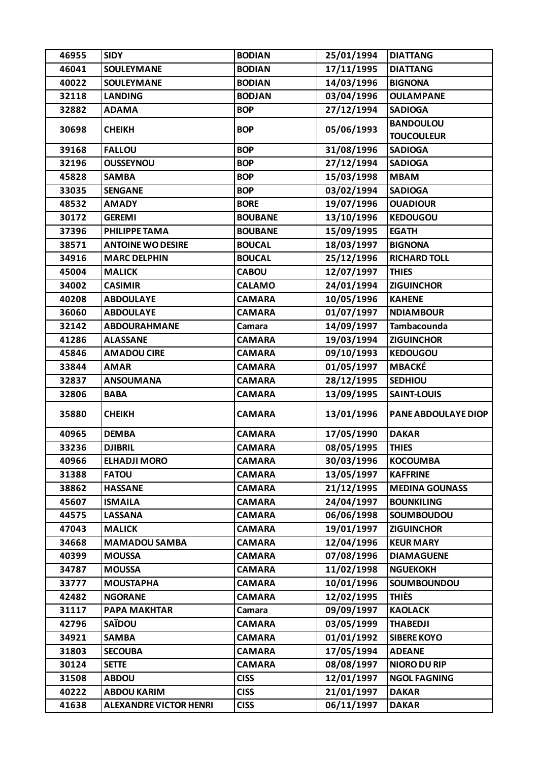| 46955 | SIDY | BODIAN | 25/01/1994 | DIATTANG |
|---|---|---|---|---|
| 46041 | SOULEYMANE | BODIAN | 17/11/1995 | DIATTANG |
| 40022 | SOULEYMANE | BODIAN | 14/03/1996 | BIGNONA |
| 32118 | LANDING | BODJAN | 03/04/1996 | OULAMPANE |
| 32882 | ADAMA | BOP | 27/12/1994 | SADIOGA |
| 30698 | CHEIKH | BOP | 05/06/1993 | BANDOULOU TOUCOULEUR |
| 39168 | FALLOU | BOP | 31/08/1996 | SADIOGA |
| 32196 | OUSSEYNOU | BOP | 27/12/1994 | SADIOGA |
| 45828 | SAMBA | BOP | 15/03/1998 | MBAM |
| 33035 | SENGANE | BOP | 03/02/1994 | SADIOGA |
| 48532 | AMADY | BORE | 19/07/1996 | OUADIOUR |
| 30172 | GEREMI | BOUBANE | 13/10/1996 | KEDOUGOU |
| 37396 | PHILIPPE TAMA | BOUBANE | 15/09/1995 | EGATH |
| 38571 | ANTOINE WO DESIRE | BOUCAL | 18/03/1997 | BIGNONA |
| 34916 | MARC DELPHIN | BOUCAL | 25/12/1996 | RICHARD TOLL |
| 45004 | MALICK | CABOU | 12/07/1997 | THIES |
| 34002 | CASIMIR | CALAMO | 24/01/1994 | ZIGUINCHOR |
| 40208 | ABDOULAYE | CAMARA | 10/05/1996 | KAHENE |
| 36060 | ABDOULAYE | CAMARA | 01/07/1997 | NDIAMBOUR |
| 32142 | ABDOURAHMANE | Camara | 14/09/1997 | Tambacounda |
| 41286 | ALASSANE | CAMARA | 19/03/1994 | ZIGUINCHOR |
| 45846 | AMADOU CIRE | CAMARA | 09/10/1993 | KEDOUGOU |
| 33844 | AMAR | CAMARA | 01/05/1997 | MBACKÉ |
| 32837 | ANSOUMANA | CAMARA | 28/12/1995 | SEDHIOU |
| 32806 | BABA | CAMARA | 13/09/1995 | SAINT-LOUIS |
| 35880 | CHEIKH | CAMARA | 13/01/1996 | PANE ABDOULAYE DIOP |
| 40965 | DEMBA | CAMARA | 17/05/1990 | DAKAR |
| 33236 | DJIBRIL | CAMARA | 08/05/1995 | THIES |
| 40966 | ELHADJI MORO | CAMARA | 30/03/1996 | KOCOUMBA |
| 31388 | FATOU | CAMARA | 13/05/1997 | KAFFRINE |
| 38862 | HASSANE | CAMARA | 21/12/1995 | MEDINA GOUNASS |
| 45607 | ISMAILA | CAMARA | 24/04/1997 | BOUNKILING |
| 44575 | LASSANA | CAMARA | 06/06/1998 | SOUMBOUDOU |
| 47043 | MALICK | CAMARA | 19/01/1997 | ZIGUINCHOR |
| 34668 | MAMADOU SAMBA | CAMARA | 12/04/1996 | KEUR MARY |
| 40399 | MOUSSA | CAMARA | 07/08/1996 | DIAMAGUENE |
| 34787 | MOUSSA | CAMARA | 11/02/1998 | NGUEKOKH |
| 33777 | MOUSTAPHA | CAMARA | 10/01/1996 | SOUMBOUNDOU |
| 42482 | NGORANE | CAMARA | 12/02/1995 | THIÈS |
| 31117 | PAPA MAKHTAR | Camara | 09/09/1997 | KAOLACK |
| 42796 | SAÏDOU | CAMARA | 03/05/1999 | THABEDJI |
| 34921 | SAMBA | CAMARA | 01/01/1992 | SIBERE KOYO |
| 31803 | SECOUBA | CAMARA | 17/05/1994 | ADEANE |
| 30124 | SETTE | CAMARA | 08/08/1997 | NIORO DU RIP |
| 31508 | ABDOU | CISS | 12/01/1997 | NGOL FAGNING |
| 40222 | ABDOU KARIM | CISS | 21/01/1997 | DAKAR |
| 41638 | ALEXANDRE VICTOR HENRI | CISS | 06/11/1997 | DAKAR |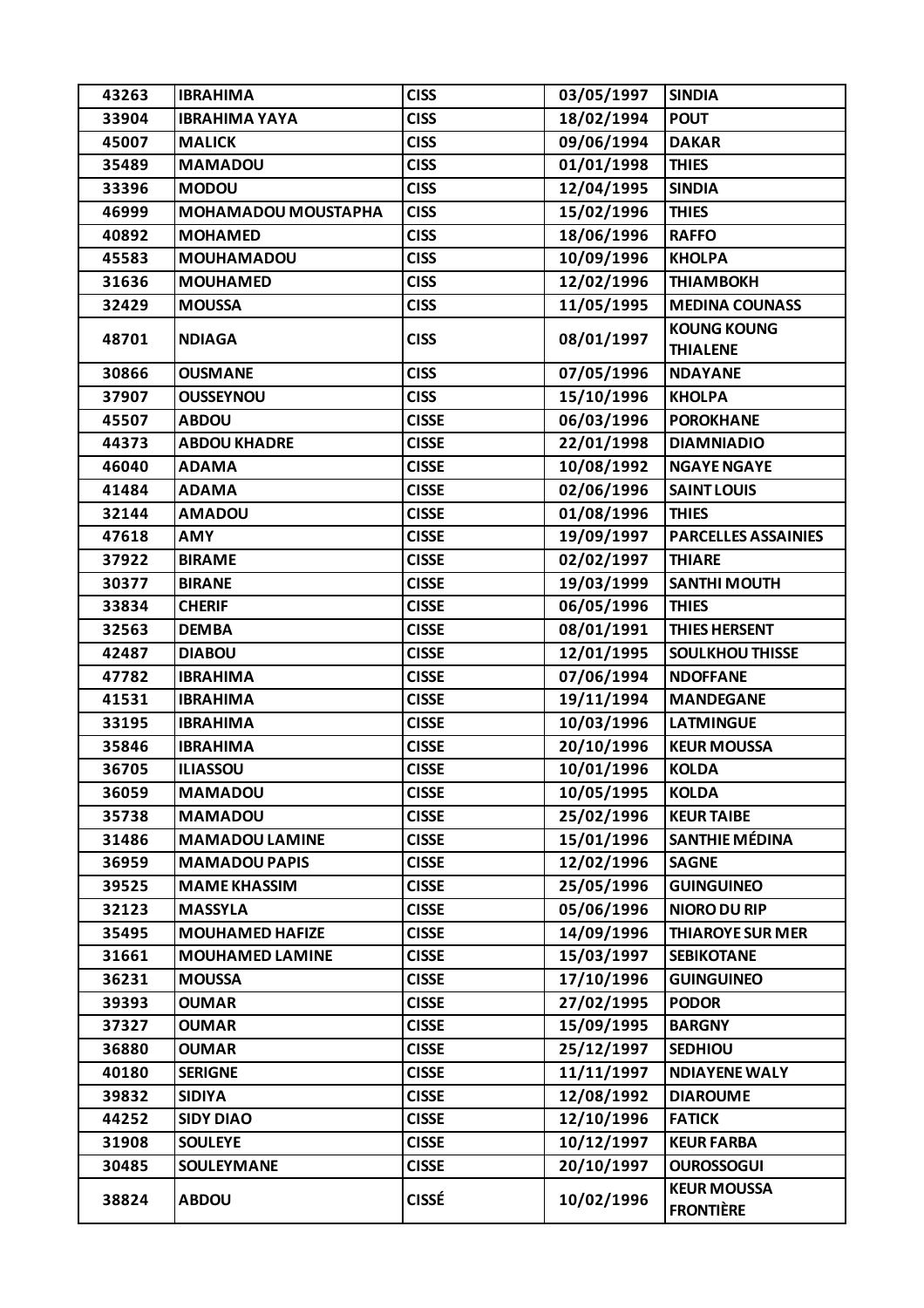| 43263 | IBRAHIMA | CISS | 03/05/1997 | SINDIA |
|---|---|---|---|---|
| 33904 | IBRAHIMA YAYA | CISS | 18/02/1994 | POUT |
| 45007 | MALICK | CISS | 09/06/1994 | DAKAR |
| 35489 | MAMADOU | CISS | 01/01/1998 | THIES |
| 33396 | MODOU | CISS | 12/04/1995 | SINDIA |
| 46999 | MOHAMADOU MOUSTAPHA | CISS | 15/02/1996 | THIES |
| 40892 | MOHAMED | CISS | 18/06/1996 | RAFFO |
| 45583 | MOUHAMADOU | CISS | 10/09/1996 | KHOLPA |
| 31636 | MOUHAMED | CISS | 12/02/1996 | THIAMBOKH |
| 32429 | MOUSSA | CISS | 11/05/1995 | MEDINA COUNASS |
| 48701 | NDIAGA | CISS | 08/01/1997 | KOUNG KOUNG THIALENE |
| 30866 | OUSMANE | CISS | 07/05/1996 | NDAYANE |
| 37907 | OUSSEYNOU | CISS | 15/10/1996 | KHOLPA |
| 45507 | ABDOU | CISSE | 06/03/1996 | POROKHANE |
| 44373 | ABDOU KHADRE | CISSE | 22/01/1998 | DIAMNIADIO |
| 46040 | ADAMA | CISSE | 10/08/1992 | NGAYE NGAYE |
| 41484 | ADAMA | CISSE | 02/06/1996 | SAINT LOUIS |
| 32144 | AMADOU | CISSE | 01/08/1996 | THIES |
| 47618 | AMY | CISSE | 19/09/1997 | PARCELLES ASSAINIES |
| 37922 | BIRAME | CISSE | 02/02/1997 | THIARE |
| 30377 | BIRANE | CISSE | 19/03/1999 | SANTHI MOUTH |
| 33834 | CHERIF | CISSE | 06/05/1996 | THIES |
| 32563 | DEMBA | CISSE | 08/01/1991 | THIES HERSENT |
| 42487 | DIABOU | CISSE | 12/01/1995 | SOULKHOU THISSE |
| 47782 | IBRAHIMA | CISSE | 07/06/1994 | NDOFFANE |
| 41531 | IBRAHIMA | CISSE | 19/11/1994 | MANDEGANE |
| 33195 | IBRAHIMA | CISSE | 10/03/1996 | LATMINGUE |
| 35846 | IBRAHIMA | CISSE | 20/10/1996 | KEUR MOUSSA |
| 36705 | ILIASSOU | CISSE | 10/01/1996 | KOLDA |
| 36059 | MAMADOU | CISSE | 10/05/1995 | KOLDA |
| 35738 | MAMADOU | CISSE | 25/02/1996 | KEUR TAIBE |
| 31486 | MAMADOU LAMINE | CISSE | 15/01/1996 | SANTHIE MÉDINA |
| 36959 | MAMADOU PAPIS | CISSE | 12/02/1996 | SAGNE |
| 39525 | MAME KHASSIM | CISSE | 25/05/1996 | GUINGUINEO |
| 32123 | MASSYLA | CISSE | 05/06/1996 | NIORO DU RIP |
| 35495 | MOUHAMED HAFIZE | CISSE | 14/09/1996 | THIAROYE SUR MER |
| 31661 | MOUHAMED LAMINE | CISSE | 15/03/1997 | SEBIKOTANE |
| 36231 | MOUSSA | CISSE | 17/10/1996 | GUINGUINEO |
| 39393 | OUMAR | CISSE | 27/02/1995 | PODOR |
| 37327 | OUMAR | CISSE | 15/09/1995 | BARGNY |
| 36880 | OUMAR | CISSE | 25/12/1997 | SEDHIOU |
| 40180 | SERIGNE | CISSE | 11/11/1997 | NDIAYENE WALY |
| 39832 | SIDIYA | CISSE | 12/08/1992 | DIAROUME |
| 44252 | SIDY DIAO | CISSE | 12/10/1996 | FATICK |
| 31908 | SOULEYE | CISSE | 10/12/1997 | KEUR FARBA |
| 30485 | SOULEYMANE | CISSE | 20/10/1997 | OUROSSOGUI |
| 38824 | ABDOU | CISSÉ | 10/02/1996 | KEUR MOUSSA FRONTIÈRE |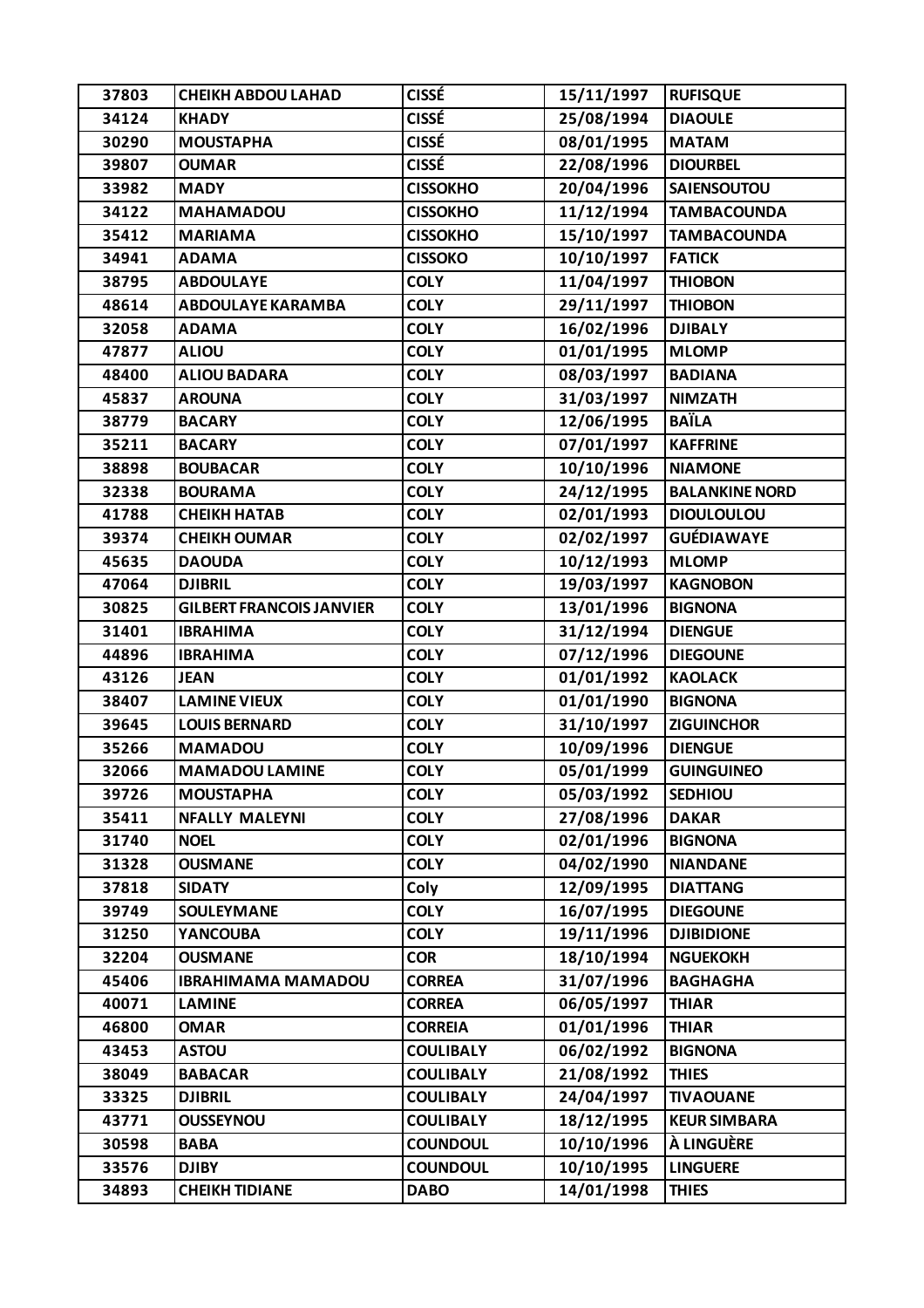| 37803 | CHEIKH ABDOU LAHAD | CISSÉ | 15/11/1997 | RUFISQUE |
|---|---|---|---|---|
| 34124 | KHADY | CISSÉ | 25/08/1994 | DIAOULE |
| 30290 | MOUSTAPHA | CISSÉ | 08/01/1995 | MATAM |
| 39807 | OUMAR | CISSÉ | 22/08/1996 | DIOURBEL |
| 33982 | MADY | CISSOKHO | 20/04/1996 | SAIENSOUTOU |
| 34122 | MAHAMADOU | CISSOKHO | 11/12/1994 | TAMBACOUNDA |
| 35412 | MARIAMA | CISSOKHO | 15/10/1997 | TAMBACOUNDA |
| 34941 | ADAMA | CISSOKO | 10/10/1997 | FATICK |
| 38795 | ABDOULAYE | COLY | 11/04/1997 | THIOBON |
| 48614 | ABDOULAYE KARAMBA | COLY | 29/11/1997 | THIOBON |
| 32058 | ADAMA | COLY | 16/02/1996 | DJIBALY |
| 47877 | ALIOU | COLY | 01/01/1995 | MLOMP |
| 48400 | ALIOU BADARA | COLY | 08/03/1997 | BADIANA |
| 45837 | AROUNA | COLY | 31/03/1997 | NIMZATH |
| 38779 | BACARY | COLY | 12/06/1995 | BAÏLA |
| 35211 | BACARY | COLY | 07/01/1997 | KAFFRINE |
| 38898 | BOUBACAR | COLY | 10/10/1996 | NIAMONE |
| 32338 | BOURAMA | COLY | 24/12/1995 | BALANKINE NORD |
| 41788 | CHEIKH HATAB | COLY | 02/01/1993 | DIOULOULOU |
| 39374 | CHEIKH OUMAR | COLY | 02/02/1997 | GUÉDIAWAYE |
| 45635 | DAOUDA | COLY | 10/12/1993 | MLOMP |
| 47064 | DJIBRIL | COLY | 19/03/1997 | KAGNOBON |
| 30825 | GILBERT FRANCOIS JANVIER | COLY | 13/01/1996 | BIGNONA |
| 31401 | IBRAHIMA | COLY | 31/12/1994 | DIENGUE |
| 44896 | IBRAHIMA | COLY | 07/12/1996 | DIEGOUNE |
| 43126 | JEAN | COLY | 01/01/1992 | KAOLACK |
| 38407 | LAMINE VIEUX | COLY | 01/01/1990 | BIGNONA |
| 39645 | LOUIS BERNARD | COLY | 31/10/1997 | ZIGUINCHOR |
| 35266 | MAMADOU | COLY | 10/09/1996 | DIENGUE |
| 32066 | MAMADOU LAMINE | COLY | 05/01/1999 | GUINGUINEO |
| 39726 | MOUSTAPHA | COLY | 05/03/1992 | SEDHIOU |
| 35411 | NFALLY MALEYNI | COLY | 27/08/1996 | DAKAR |
| 31740 | NOEL | COLY | 02/01/1996 | BIGNONA |
| 31328 | OUSMANE | COLY | 04/02/1990 | NIANDANE |
| 37818 | SIDATY | Coly | 12/09/1995 | DIATTANG |
| 39749 | SOULEYMANE | COLY | 16/07/1995 | DIEGOUNE |
| 31250 | YANCOUBA | COLY | 19/11/1996 | DJIBIDIONE |
| 32204 | OUSMANE | COR | 18/10/1994 | NGUEKOKH |
| 45406 | IBRAHIMAMA MAMADOU | CORREA | 31/07/1996 | BAGHAGHA |
| 40071 | LAMINE | CORREA | 06/05/1997 | THIAR |
| 46800 | OMAR | CORREIA | 01/01/1996 | THIAR |
| 43453 | ASTOU | COULIBALY | 06/02/1992 | BIGNONA |
| 38049 | BABACAR | COULIBALY | 21/08/1992 | THIES |
| 33325 | DJIBRIL | COULIBALY | 24/04/1997 | TIVAOUANE |
| 43771 | OUSSEYNOU | COULIBALY | 18/12/1995 | KEUR SIMBARA |
| 30598 | BABA | COUNDOUL | 10/10/1996 | À LINGUÈRE |
| 33576 | DJIBY | COUNDOUL | 10/10/1995 | LINGUERE |
| 34893 | CHEIKH TIDIANE | DABO | 14/01/1998 | THIES |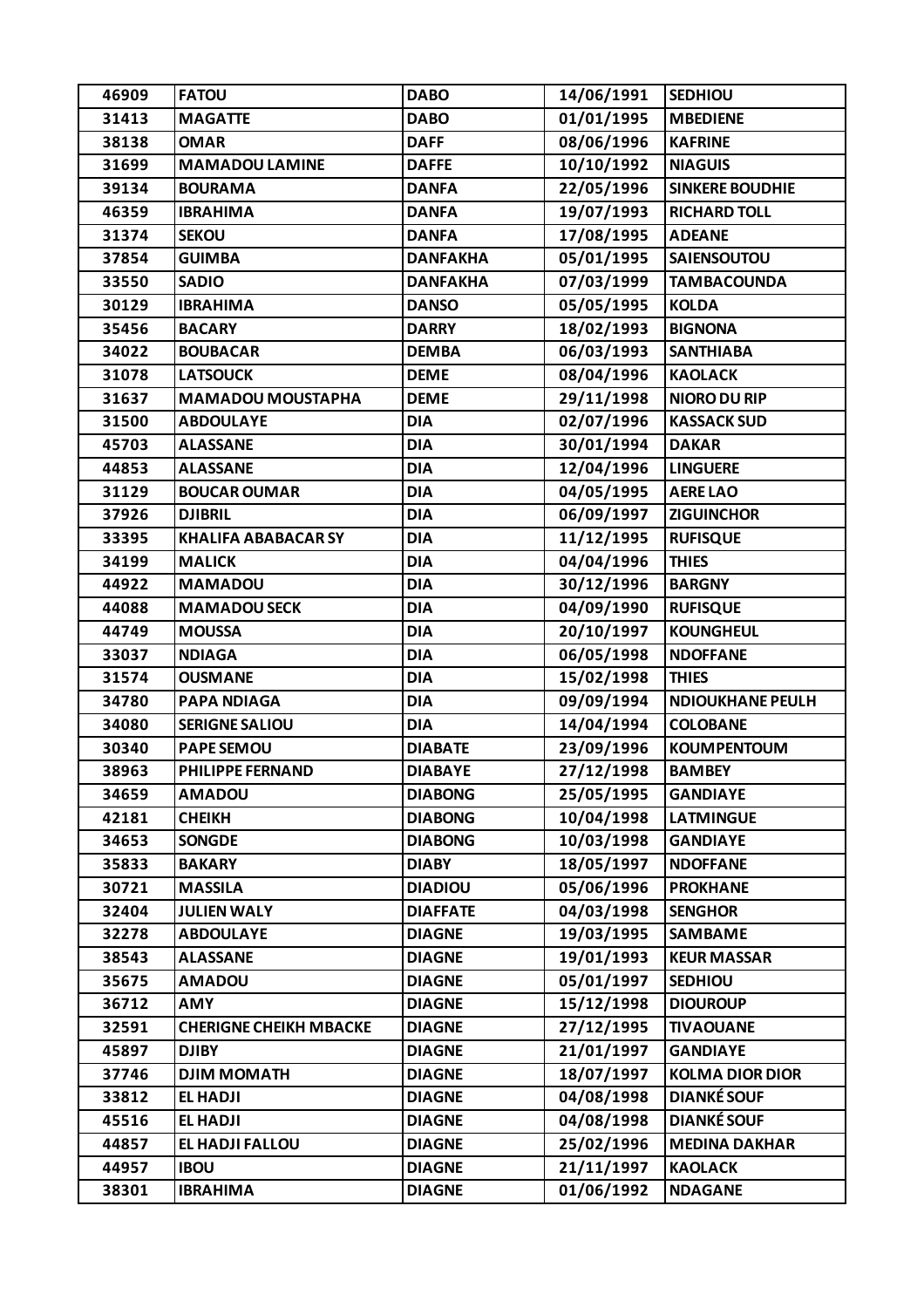| 46909 | FATOU | DABO | 14/06/1991 | SEDHIOU |
|---|---|---|---|---|
| 31413 | MAGATTE | DABO | 01/01/1995 | MBEDIENE |
| 38138 | OMAR | DAFF | 08/06/1996 | KAFRINE |
| 31699 | MAMADOU LAMINE | DAFFE | 10/10/1992 | NIAGUIS |
| 39134 | BOURAMA | DANFA | 22/05/1996 | SINKERE BOUDHIE |
| 46359 | IBRAHIMA | DANFA | 19/07/1993 | RICHARD TOLL |
| 31374 | SEKOU | DANFA | 17/08/1995 | ADEANE |
| 37854 | GUIMBA | DANFAKHA | 05/01/1995 | SAIENSOUTOU |
| 33550 | SADIO | DANFAKHA | 07/03/1999 | TAMBACOUNDA |
| 30129 | IBRAHIMA | DANSO | 05/05/1995 | KOLDA |
| 35456 | BACARY | DARRY | 18/02/1993 | BIGNONA |
| 34022 | BOUBACAR | DEMBA | 06/03/1993 | SANTHIABA |
| 31078 | LATSOUCK | DEME | 08/04/1996 | KAOLACK |
| 31637 | MAMADOU MOUSTAPHA | DEME | 29/11/1998 | NIORO DU RIP |
| 31500 | ABDOULAYE | DIA | 02/07/1996 | KASSACK SUD |
| 45703 | ALASSANE | DIA | 30/01/1994 | DAKAR |
| 44853 | ALASSANE | DIA | 12/04/1996 | LINGUERE |
| 31129 | BOUCAR OUMAR | DIA | 04/05/1995 | AERE LAO |
| 37926 | DJIBRIL | DIA | 06/09/1997 | ZIGUINCHOR |
| 33395 | KHALIFA ABABACAR SY | DIA | 11/12/1995 | RUFISQUE |
| 34199 | MALICK | DIA | 04/04/1996 | THIES |
| 44922 | MAMADOU | DIA | 30/12/1996 | BARGNY |
| 44088 | MAMADOU SECK | DIA | 04/09/1990 | RUFISQUE |
| 44749 | MOUSSA | DIA | 20/10/1997 | KOUNGHEUL |
| 33037 | NDIAGA | DIA | 06/05/1998 | NDOFFANE |
| 31574 | OUSMANE | DIA | 15/02/1998 | THIES |
| 34780 | PAPA NDIAGA | DIA | 09/09/1994 | NDIOUKHANE PEULH |
| 34080 | SERIGNE SALIOU | DIA | 14/04/1994 | COLOBANE |
| 30340 | PAPE SEMOU | DIABATE | 23/09/1996 | KOUMPENTOUM |
| 38963 | PHILIPPE FERNAND | DIABAYE | 27/12/1998 | BAMBEY |
| 34659 | AMADOU | DIABONG | 25/05/1995 | GANDIAYE |
| 42181 | CHEIKH | DIABONG | 10/04/1998 | LATMINGUE |
| 34653 | SONGDE | DIABONG | 10/03/1998 | GANDIAYE |
| 35833 | BAKARY | DIABY | 18/05/1997 | NDOFFANE |
| 30721 | MASSILA | DIADIOU | 05/06/1996 | PROKHANE |
| 32404 | JULIEN WALY | DIAFFATE | 04/03/1998 | SENGHOR |
| 32278 | ABDOULAYE | DIAGNE | 19/03/1995 | SAMBAME |
| 38543 | ALASSANE | DIAGNE | 19/01/1993 | KEUR MASSAR |
| 35675 | AMADOU | DIAGNE | 05/01/1997 | SEDHIOU |
| 36712 | AMY | DIAGNE | 15/12/1998 | DIOUROUP |
| 32591 | CHERIGNE CHEIKH MBACKE | DIAGNE | 27/12/1995 | TIVAOUANE |
| 45897 | DJIBY | DIAGNE | 21/01/1997 | GANDIAYE |
| 37746 | DJIM MOMATH | DIAGNE | 18/07/1997 | KOLMA DIOR DIOR |
| 33812 | EL HADJI | DIAGNE | 04/08/1998 | DIANKÉ SOUF |
| 45516 | EL HADJI | DIAGNE | 04/08/1998 | DIANKÉ SOUF |
| 44857 | EL HADJI FALLOU | DIAGNE | 25/02/1996 | MEDINA DAKHAR |
| 44957 | IBOU | DIAGNE | 21/11/1997 | KAOLACK |
| 38301 | IBRAHIMA | DIAGNE | 01/06/1992 | NDAGANE |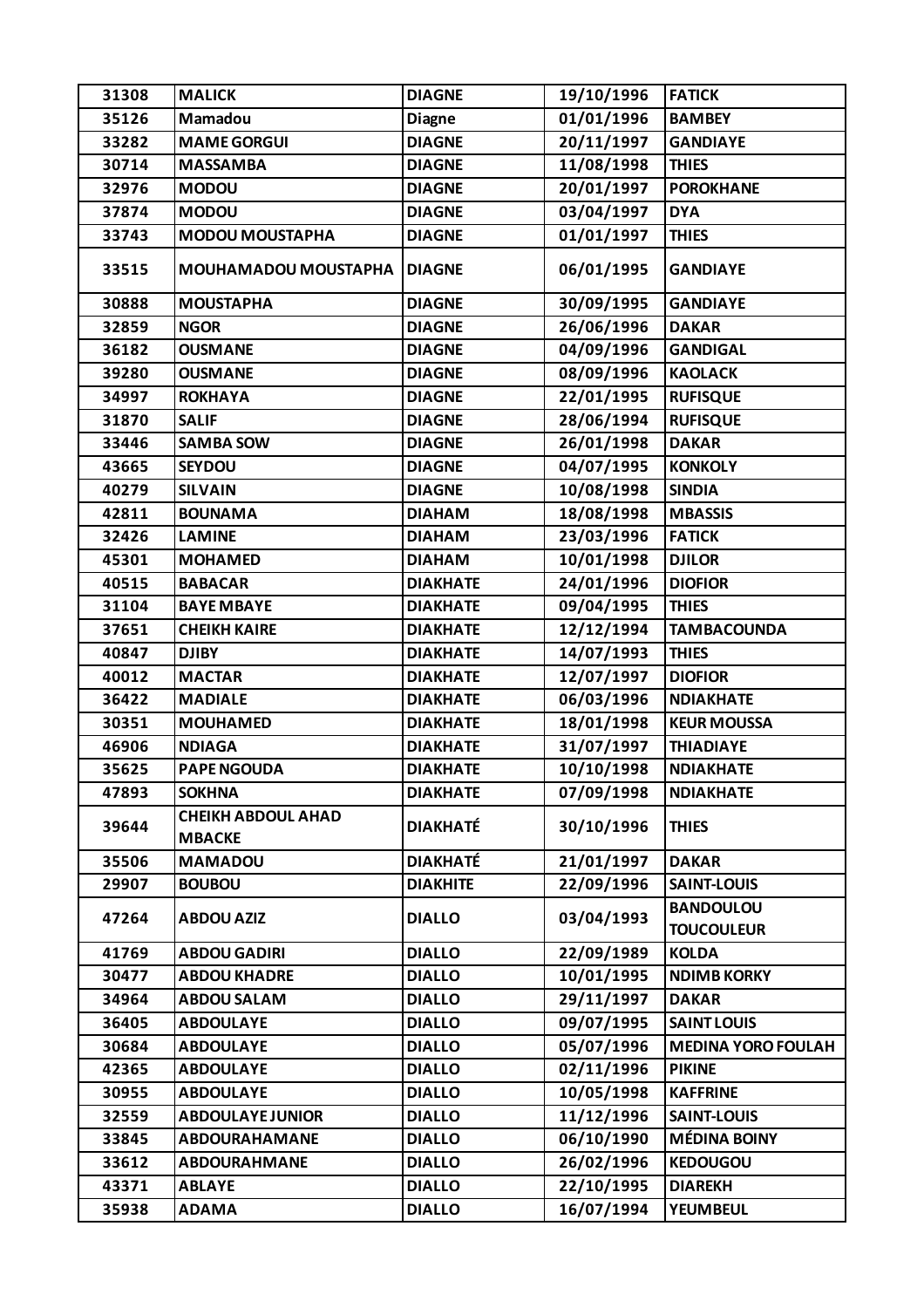| 31308 | MALICK | DIAGNE | 19/10/1996 | FATICK |
|---|---|---|---|---|
| 35126 | Mamadou | Diagne | 01/01/1996 | BAMBEY |
| 33282 | MAME GORGUI | DIAGNE | 20/11/1997 | GANDIAYE |
| 30714 | MASSAMBA | DIAGNE | 11/08/1998 | THIES |
| 32976 | MODOU | DIAGNE | 20/01/1997 | POROKHANE |
| 37874 | MODOU | DIAGNE | 03/04/1997 | DYA |
| 33743 | MODOU MOUSTAPHA | DIAGNE | 01/01/1997 | THIES |
| 33515 | MOUHAMADOU MOUSTAPHA | DIAGNE | 06/01/1995 | GANDIAYE |
| 30888 | MOUSTAPHA | DIAGNE | 30/09/1995 | GANDIAYE |
| 32859 | NGOR | DIAGNE | 26/06/1996 | DAKAR |
| 36182 | OUSMANE | DIAGNE | 04/09/1996 | GANDIGAL |
| 39280 | OUSMANE | DIAGNE | 08/09/1996 | KAOLACK |
| 34997 | ROKHAYA | DIAGNE | 22/01/1995 | RUFISQUE |
| 31870 | SALIF | DIAGNE | 28/06/1994 | RUFISQUE |
| 33446 | SAMBA SOW | DIAGNE | 26/01/1998 | DAKAR |
| 43665 | SEYDOU | DIAGNE | 04/07/1995 | KONKOLY |
| 40279 | SILVAIN | DIAGNE | 10/08/1998 | SINDIA |
| 42811 | BOUNAMA | DIAHAM | 18/08/1998 | MBASSIS |
| 32426 | LAMINE | DIAHAM | 23/03/1996 | FATICK |
| 45301 | MOHAMED | DIAHAM | 10/01/1998 | DJILOR |
| 40515 | BABACAR | DIAKHATE | 24/01/1996 | DIOFIOR |
| 31104 | BAYE MBAYE | DIAKHATE | 09/04/1995 | THIES |
| 37651 | CHEIKH KAIRE | DIAKHATE | 12/12/1994 | TAMBACOUNDA |
| 40847 | DJIBY | DIAKHATE | 14/07/1993 | THIES |
| 40012 | MACTAR | DIAKHATE | 12/07/1997 | DIOFIOR |
| 36422 | MADIALE | DIAKHATE | 06/03/1996 | NDIAKHATE |
| 30351 | MOUHAMED | DIAKHATE | 18/01/1998 | KEUR MOUSSA |
| 46906 | NDIAGA | DIAKHATE | 31/07/1997 | THIADIAYE |
| 35625 | PAPE NGOUDA | DIAKHATE | 10/10/1998 | NDIAKHATE |
| 47893 | SOKHNA | DIAKHATE | 07/09/1998 | NDIAKHATE |
| 39644 | CHEIKH ABDOUL AHAD MBACKE | DIAKHATÉ | 30/10/1996 | THIES |
| 35506 | MAMADOU | DIAKHATÉ | 21/01/1997 | DAKAR |
| 29907 | BOUBOU | DIAKHITE | 22/09/1996 | SAINT-LOUIS |
| 47264 | ABDOU AZIZ | DIALLO | 03/04/1993 | BANDOULOU TOUCOULEUR |
| 41769 | ABDOU GADIRI | DIALLO | 22/09/1989 | KOLDA |
| 30477 | ABDOU KHADRE | DIALLO | 10/01/1995 | NDIMB KORKY |
| 34964 | ABDOU SALAM | DIALLO | 29/11/1997 | DAKAR |
| 36405 | ABDOULAYE | DIALLO | 09/07/1995 | SAINT LOUIS |
| 30684 | ABDOULAYE | DIALLO | 05/07/1996 | MEDINA YORO FOULAH |
| 42365 | ABDOULAYE | DIALLO | 02/11/1996 | PIKINE |
| 30955 | ABDOULAYE | DIALLO | 10/05/1998 | KAFFRINE |
| 32559 | ABDOULAYE JUNIOR | DIALLO | 11/12/1996 | SAINT-LOUIS |
| 33845 | ABDOURAHAMANE | DIALLO | 06/10/1990 | MÉDINA BOINY |
| 33612 | ABDOURAHMANE | DIALLO | 26/02/1996 | KEDOUGOU |
| 43371 | ABLAYE | DIALLO | 22/10/1995 | DIAREKH |
| 35938 | ADAMA | DIALLO | 16/07/1994 | YEUMBEUL |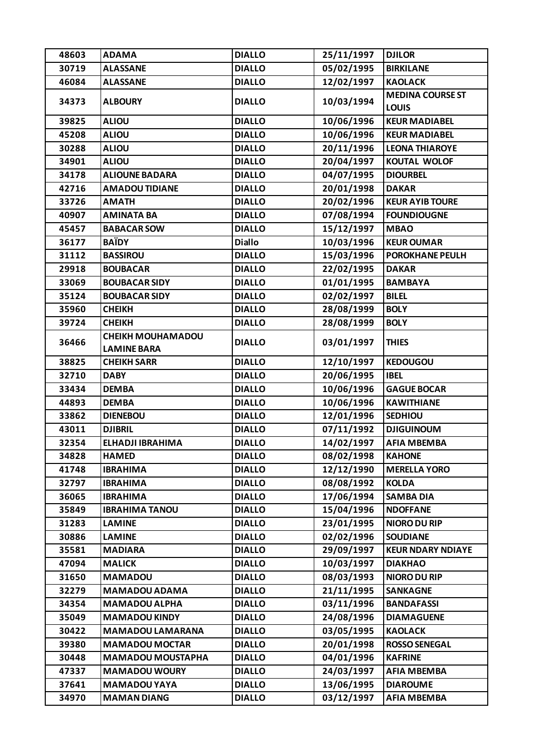| 48603 | ADAMA | DIALLO | 25/11/1997 | DJILOR |
|---|---|---|---|---|
| 30719 | ALASSANE | DIALLO | 05/02/1995 | BIRKILANE |
| 46084 | ALASSANE | DIALLO | 12/02/1997 | KAOLACK |
| 34373 | ALBOURY | DIALLO | 10/03/1994 | MEDINA COURSE ST LOUIS |
| 39825 | ALIOU | DIALLO | 10/06/1996 | KEUR MADIABEL |
| 45208 | ALIOU | DIALLO | 10/06/1996 | KEUR MADIABEL |
| 30288 | ALIOU | DIALLO | 20/11/1996 | LEONA THIAROYE |
| 34901 | ALIOU | DIALLO | 20/04/1997 | KOUTAL WOLOF |
| 34178 | ALIOUNE BADARA | DIALLO | 04/07/1995 | DIOURBEL |
| 42716 | AMADOU TIDIANE | DIALLO | 20/01/1998 | DAKAR |
| 33726 | AMATH | DIALLO | 20/02/1996 | KEUR AYIB TOURE |
| 40907 | AMINATA BA | DIALLO | 07/08/1994 | FOUNDIOUGNE |
| 45457 | BABACAR SOW | DIALLO | 15/12/1997 | MBAO |
| 36177 | BAÏDY | Diallo | 10/03/1996 | KEUR OUMAR |
| 31112 | BASSIROU | DIALLO | 15/03/1996 | POROKHANE PEULH |
| 29918 | BOUBACAR | DIALLO | 22/02/1995 | DAKAR |
| 33069 | BOUBACAR SIDY | DIALLO | 01/01/1995 | BAMBAYA |
| 35124 | BOUBACAR SIDY | DIALLO | 02/02/1997 | BILEL |
| 35960 | CHEIKH | DIALLO | 28/08/1999 | BOLY |
| 39724 | CHEIKH | DIALLO | 28/08/1999 | BOLY |
| 36466 | CHEIKH MOUHAMADOU LAMINE BARA | DIALLO | 03/01/1997 | THIES |
| 38825 | CHEIKH SARR | DIALLO | 12/10/1997 | KEDOUGOU |
| 32710 | DABY | DIALLO | 20/06/1995 | IBEL |
| 33434 | DEMBA | DIALLO | 10/06/1996 | GAGUE BOCAR |
| 44893 | DEMBA | DIALLO | 10/06/1996 | KAWITHIANE |
| 33862 | DIENEBOU | DIALLO | 12/01/1996 | SEDHIOU |
| 43011 | DJIBRIL | DIALLO | 07/11/1992 | DJIGUINOUM |
| 32354 | ELHADJI IBRAHIMA | DIALLO | 14/02/1997 | AFIA MBEMBA |
| 34828 | HAMED | DIALLO | 08/02/1998 | KAHONE |
| 41748 | IBRAHIMA | DIALLO | 12/12/1990 | MERELLA YORO |
| 32797 | IBRAHIMA | DIALLO | 08/08/1992 | KOLDA |
| 36065 | IBRAHIMA | DIALLO | 17/06/1994 | SAMBA DIA |
| 35849 | IBRAHIMA TANOU | DIALLO | 15/04/1996 | NDOFFANE |
| 31283 | LAMINE | DIALLO | 23/01/1995 | NIORO DU RIP |
| 30886 | LAMINE | DIALLO | 02/02/1996 | SOUDIANE |
| 35581 | MADIARA | DIALLO | 29/09/1997 | KEUR NDARY NDIAYE |
| 47094 | MALICK | DIALLO | 10/03/1997 | DIAKHAO |
| 31650 | MAMADOU | DIALLO | 08/03/1993 | NIORO DU RIP |
| 32279 | MAMADOU ADAMA | DIALLO | 21/11/1995 | SANKAGNE |
| 34354 | MAMADOU ALPHA | DIALLO | 03/11/1996 | BANDAFASSI |
| 35049 | MAMADOU KINDY | DIALLO | 24/08/1996 | DIAMAGUENE |
| 30422 | MAMADOU LAMARANA | DIALLO | 03/05/1995 | KAOLACK |
| 39380 | MAMADOU MOCTAR | DIALLO | 20/01/1998 | ROSSO SENEGAL |
| 30448 | MAMADOU MOUSTAPHA | DIALLO | 04/01/1996 | KAFRINE |
| 47337 | MAMADOU WOURY | DIALLO | 24/03/1997 | AFIA MBEMBA |
| 37641 | MAMADOU YAYA | DIALLO | 13/06/1995 | DIAROUME |
| 34970 | MAMAN DIANG | DIALLO | 03/12/1997 | AFIA MBEMBA |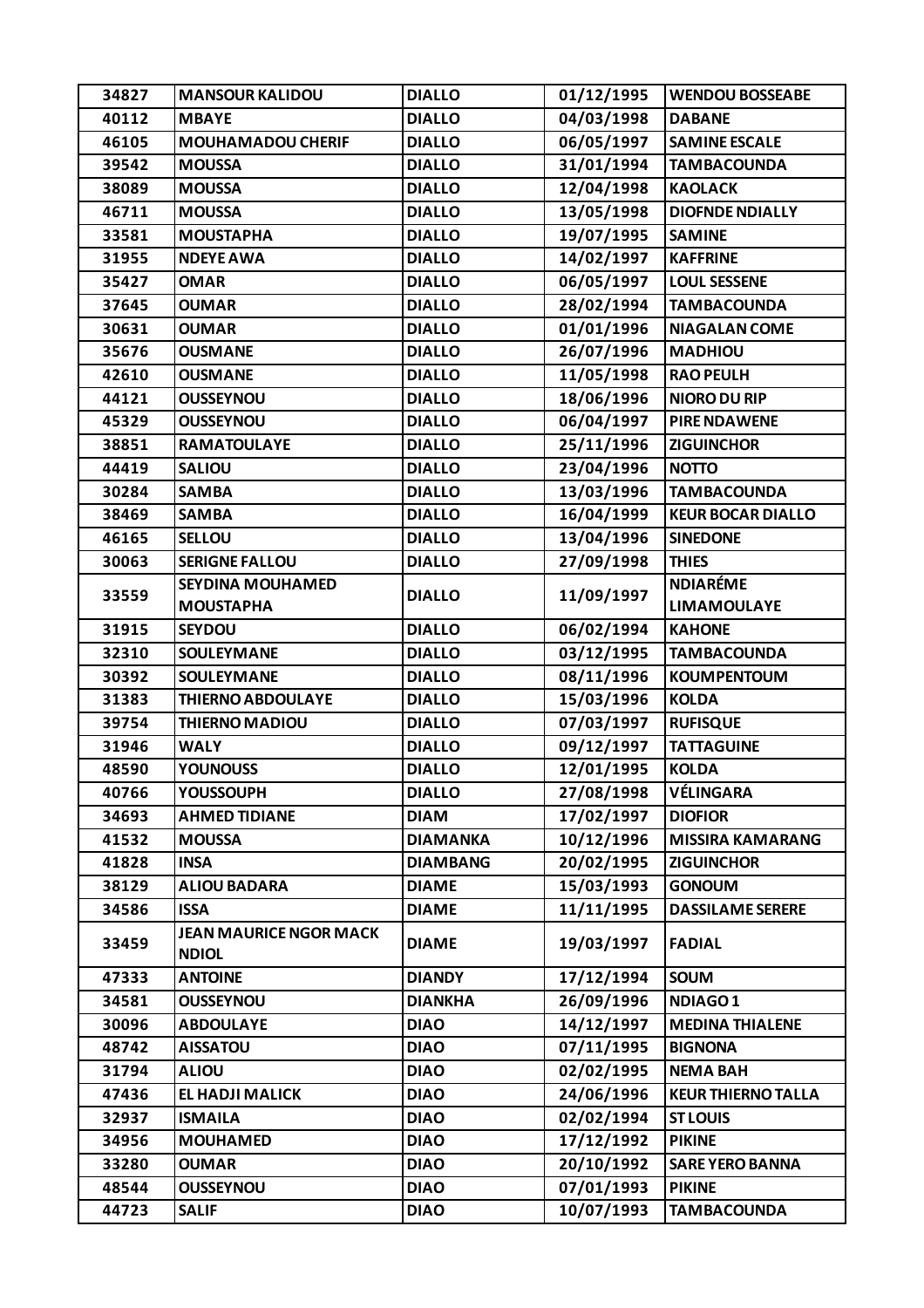| 34827 | MANSOUR KALIDOU | DIALLO | 01/12/1995 | WENDOU BOSSEABE |
|---|---|---|---|---|
| 40112 | MBAYE | DIALLO | 04/03/1998 | DABANE |
| 46105 | MOUHAMADOU CHERIF | DIALLO | 06/05/1997 | SAMINE ESCALE |
| 39542 | MOUSSA | DIALLO | 31/01/1994 | TAMBACOUNDA |
| 38089 | MOUSSA | DIALLO | 12/04/1998 | KAOLACK |
| 46711 | MOUSSA | DIALLO | 13/05/1998 | DIOFNDE NDIALLY |
| 33581 | MOUSTAPHA | DIALLO | 19/07/1995 | SAMINE |
| 31955 | NDEYE AWA | DIALLO | 14/02/1997 | KAFFRINE |
| 35427 | OMAR | DIALLO | 06/05/1997 | LOUL SESSENE |
| 37645 | OUMAR | DIALLO | 28/02/1994 | TAMBACOUNDA |
| 30631 | OUMAR | DIALLO | 01/01/1996 | NIAGALAN COME |
| 35676 | OUSMANE | DIALLO | 26/07/1996 | MADHIOU |
| 42610 | OUSMANE | DIALLO | 11/05/1998 | RAO PEULH |
| 44121 | OUSSEYNOU | DIALLO | 18/06/1996 | NIORO DU RIP |
| 45329 | OUSSEYNOU | DIALLO | 06/04/1997 | PIRE NDAWENE |
| 38851 | RAMATOULAYE | DIALLO | 25/11/1996 | ZIGUINCHOR |
| 44419 | SALIOU | DIALLO | 23/04/1996 | NOTTO |
| 30284 | SAMBA | DIALLO | 13/03/1996 | TAMBACOUNDA |
| 38469 | SAMBA | DIALLO | 16/04/1999 | KEUR BOCAR DIALLO |
| 46165 | SELLOU | DIALLO | 13/04/1996 | SINEDONE |
| 30063 | SERIGNE FALLOU | DIALLO | 27/09/1998 | THIES |
| 33559 | SEYDINA MOUHAMED MOUSTAPHA | DIALLO | 11/09/1997 | NDIARÉME LIMAMOULAYE |
| 31915 | SEYDOU | DIALLO | 06/02/1994 | KAHONE |
| 32310 | SOULEYMANE | DIALLO | 03/12/1995 | TAMBACOUNDA |
| 30392 | SOULEYMANE | DIALLO | 08/11/1996 | KOUMPENTOUM |
| 31383 | THIERNO ABDOULAYE | DIALLO | 15/03/1996 | KOLDA |
| 39754 | THIERNO MADIOU | DIALLO | 07/03/1997 | RUFISQUE |
| 31946 | WALY | DIALLO | 09/12/1997 | TATTAGUINE |
| 48590 | YOUNOUSS | DIALLO | 12/01/1995 | KOLDA |
| 40766 | YOUSSOUPH | DIALLO | 27/08/1998 | VÉLINGARA |
| 34693 | AHMED TIDIANE | DIAM | 17/02/1997 | DIOFIOR |
| 41532 | MOUSSA | DIAMANKA | 10/12/1996 | MISSIRA KAMARANG |
| 41828 | INSA | DIAMBANG | 20/02/1995 | ZIGUINCHOR |
| 38129 | ALIOU BADARA | DIAME | 15/03/1993 | GONOUM |
| 34586 | ISSA | DIAME | 11/11/1995 | DASSILAME SERERE |
| 33459 | JEAN MAURICE NGOR MACK NDIOL | DIAME | 19/03/1997 | FADIAL |
| 47333 | ANTOINE | DIANDY | 17/12/1994 | SOUM |
| 34581 | OUSSEYNOU | DIANKHA | 26/09/1996 | NDIAGO 1 |
| 30096 | ABDOULAYE | DIAO | 14/12/1997 | MEDINA THIALENE |
| 48742 | AISSATOU | DIAO | 07/11/1995 | BIGNONA |
| 31794 | ALIOU | DIAO | 02/02/1995 | NEMA BAH |
| 47436 | EL HADJI MALICK | DIAO | 24/06/1996 | KEUR THIERNO TALLA |
| 32937 | ISMAILA | DIAO | 02/02/1994 | ST LOUIS |
| 34956 | MOUHAMED | DIAO | 17/12/1992 | PIKINE |
| 33280 | OUMAR | DIAO | 20/10/1992 | SARE YERO BANNA |
| 48544 | OUSSEYNOU | DIAO | 07/01/1993 | PIKINE |
| 44723 | SALIF | DIAO | 10/07/1993 | TAMBACOUNDA |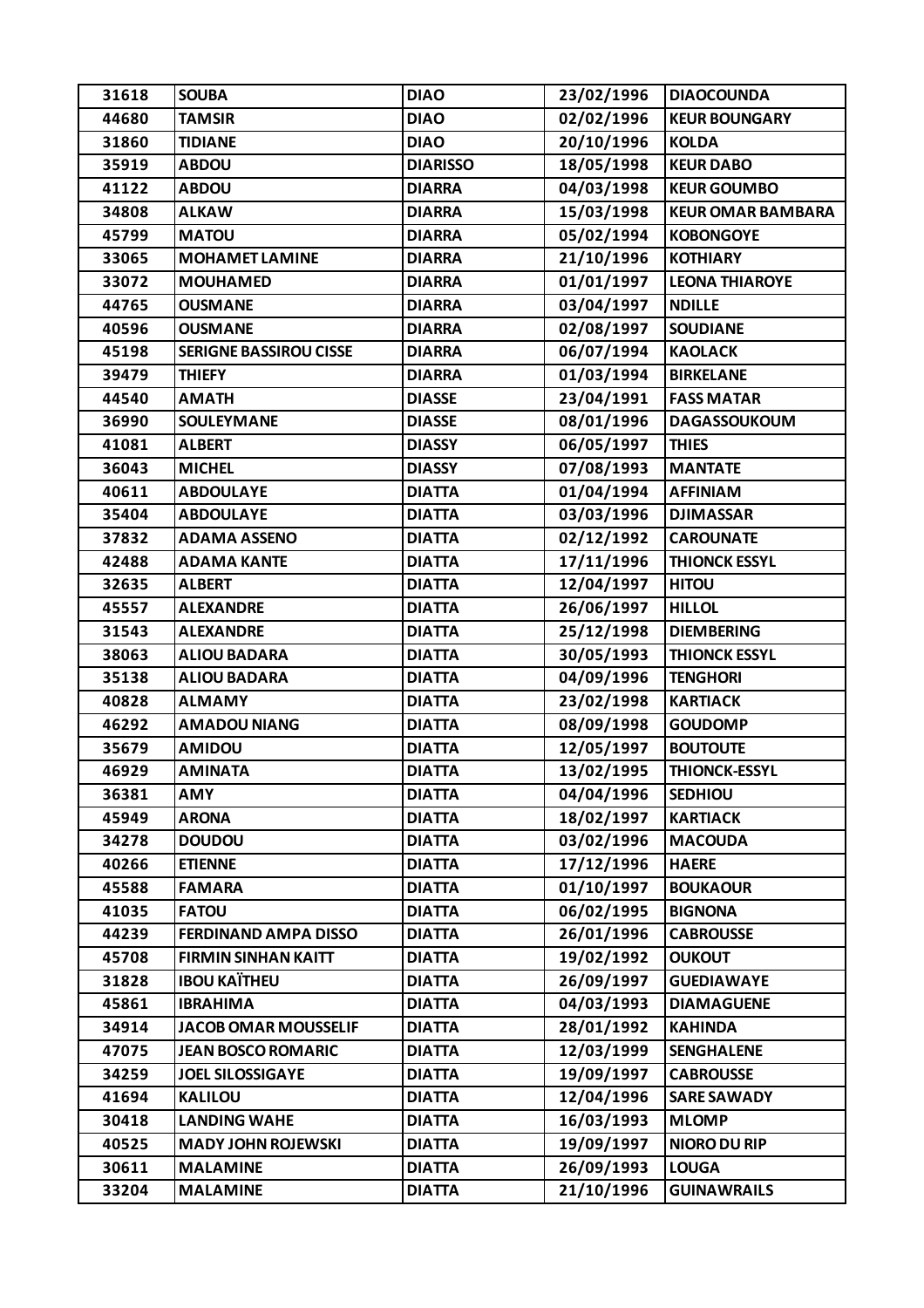| 31618 | SOUBA | DIAO | 23/02/1996 | DIAOCOUNDA |
|---|---|---|---|---|
| 44680 | TAMSIR | DIAO | 02/02/1996 | KEUR BOUNGARY |
| 31860 | TIDIANE | DIAO | 20/10/1996 | KOLDA |
| 35919 | ABDOU | DIARISSO | 18/05/1998 | KEUR DABO |
| 41122 | ABDOU | DIARRA | 04/03/1998 | KEUR GOUMBO |
| 34808 | ALKAW | DIARRA | 15/03/1998 | KEUR OMAR BAMBARA |
| 45799 | MATOU | DIARRA | 05/02/1994 | KOBONGOYE |
| 33065 | MOHAMET LAMINE | DIARRA | 21/10/1996 | KOTHIARY |
| 33072 | MOUHAMED | DIARRA | 01/01/1997 | LEONA THIAROYE |
| 44765 | OUSMANE | DIARRA | 03/04/1997 | NDILLE |
| 40596 | OUSMANE | DIARRA | 02/08/1997 | SOUDIANE |
| 45198 | SERIGNE BASSIROU CISSE | DIARRA | 06/07/1994 | KAOLACK |
| 39479 | THIEFY | DIARRA | 01/03/1994 | BIRKELANE |
| 44540 | AMATH | DIASSE | 23/04/1991 | FASS MATAR |
| 36990 | SOULEYMANE | DIASSE | 08/01/1996 | DAGASSOUKOUM |
| 41081 | ALBERT | DIASSY | 06/05/1997 | THIES |
| 36043 | MICHEL | DIASSY | 07/08/1993 | MANTATE |
| 40611 | ABDOULAYE | DIATTA | 01/04/1994 | AFFINIAM |
| 35404 | ABDOULAYE | DIATTA | 03/03/1996 | DJIMASSAR |
| 37832 | ADAMA ASSENO | DIATTA | 02/12/1992 | CAROUNATE |
| 42488 | ADAMA KANTE | DIATTA | 17/11/1996 | THIONCK ESSYL |
| 32635 | ALBERT | DIATTA | 12/04/1997 | HITOU |
| 45557 | ALEXANDRE | DIATTA | 26/06/1997 | HILLOL |
| 31543 | ALEXANDRE | DIATTA | 25/12/1998 | DIEMBERING |
| 38063 | ALIOU BADARA | DIATTA | 30/05/1993 | THIONCK ESSYL |
| 35138 | ALIOU BADARA | DIATTA | 04/09/1996 | TENGHORI |
| 40828 | ALMAMY | DIATTA | 23/02/1998 | KARTIACK |
| 46292 | AMADOU NIANG | DIATTA | 08/09/1998 | GOUDOMP |
| 35679 | AMIDOU | DIATTA | 12/05/1997 | BOUTOUTE |
| 46929 | AMINATA | DIATTA | 13/02/1995 | THIONCK-ESSYL |
| 36381 | AMY | DIATTA | 04/04/1996 | SEDHIOU |
| 45949 | ARONA | DIATTA | 18/02/1997 | KARTIACK |
| 34278 | DOUDOU | DIATTA | 03/02/1996 | MACOUDA |
| 40266 | ETIENNE | DIATTA | 17/12/1996 | HAERE |
| 45588 | FAMARA | DIATTA | 01/10/1997 | BOUKAOUR |
| 41035 | FATOU | DIATTA | 06/02/1995 | BIGNONA |
| 44239 | FERDINAND AMPA DISSO | DIATTA | 26/01/1996 | CABROUSSE |
| 45708 | FIRMIN SINHAN KAITT | DIATTA | 19/02/1992 | OUKOUT |
| 31828 | IBOU KAÏTHEU | DIATTA | 26/09/1997 | GUEDIAWAYE |
| 45861 | IBRAHIMA | DIATTA | 04/03/1993 | DIAMAGUENE |
| 34914 | JACOB OMAR MOUSSELIF | DIATTA | 28/01/1992 | KAHINDA |
| 47075 | JEAN BOSCO ROMARIC | DIATTA | 12/03/1999 | SENGHALENE |
| 34259 | JOEL SILOSSIGAYE | DIATTA | 19/09/1997 | CABROUSSE |
| 41694 | KALILOU | DIATTA | 12/04/1996 | SARE SAWADY |
| 30418 | LANDING WAHE | DIATTA | 16/03/1993 | MLOMP |
| 40525 | MADY JOHN ROJEWSKI | DIATTA | 19/09/1997 | NIORO DU RIP |
| 30611 | MALAMINE | DIATTA | 26/09/1993 | LOUGA |
| 33204 | MALAMINE | DIATTA | 21/10/1996 | GUINAWRAILS |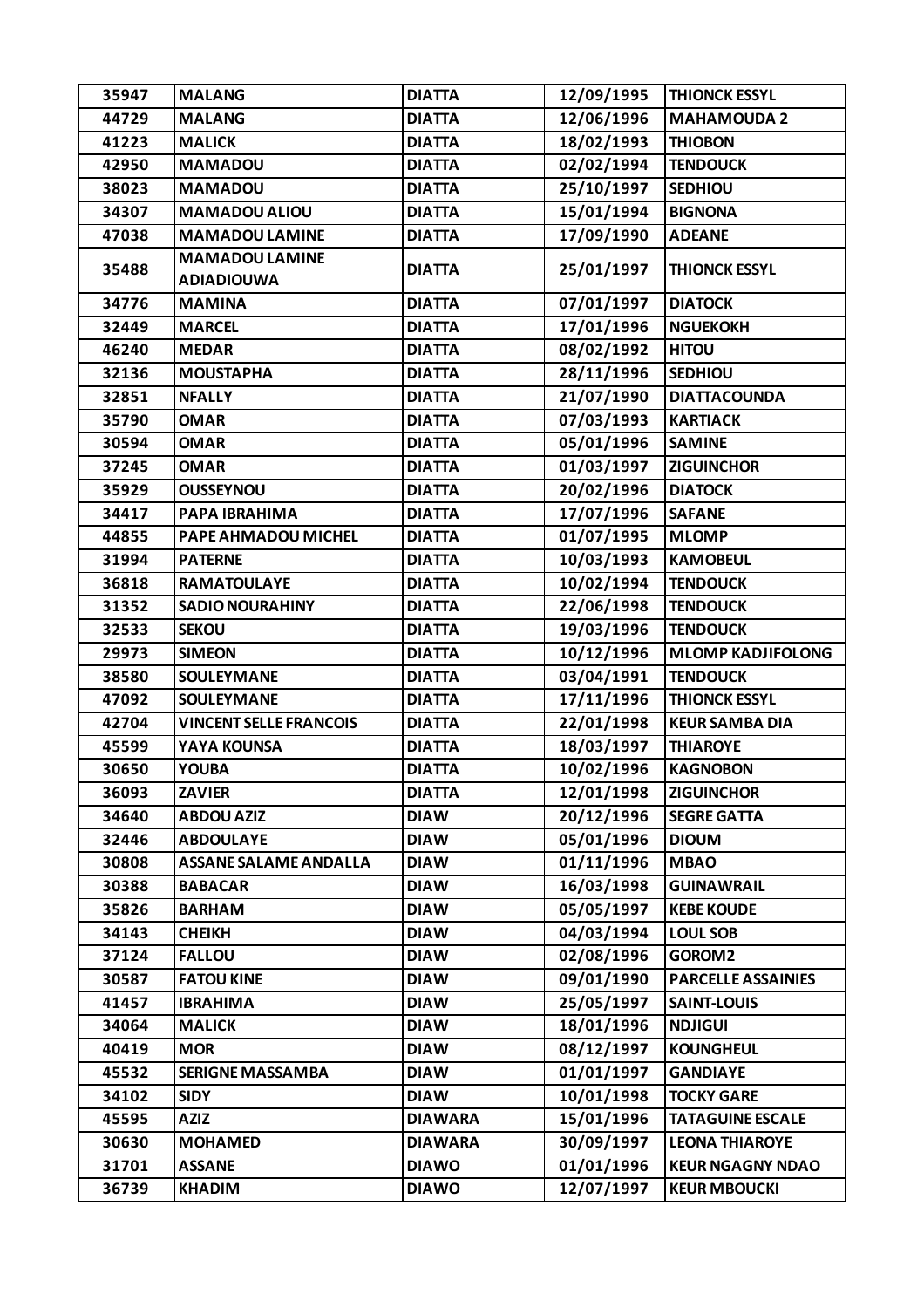| | | | | |
|---|---|---|---|---|
| 35947 | MALANG | DIATTA | 12/09/1995 | THIONCK ESSYL |
| 44729 | MALANG | DIATTA | 12/06/1996 | MAHAMOUDA 2 |
| 41223 | MALICK | DIATTA | 18/02/1993 | THIOBON |
| 42950 | MAMADOU | DIATTA | 02/02/1994 | TENDOUCK |
| 38023 | MAMADOU | DIATTA | 25/10/1997 | SEDHIOU |
| 34307 | MAMADOU ALIOU | DIATTA | 15/01/1994 | BIGNONA |
| 47038 | MAMADOU LAMINE | DIATTA | 17/09/1990 | ADEANE |
| 35488 | MAMADOU LAMINE ADIADIOUWA | DIATTA | 25/01/1997 | THIONCK ESSYL |
| 34776 | MAMINA | DIATTA | 07/01/1997 | DIATOCK |
| 32449 | MARCEL | DIATTA | 17/01/1996 | NGUEKOKH |
| 46240 | MEDAR | DIATTA | 08/02/1992 | HITOU |
| 32136 | MOUSTAPHA | DIATTA | 28/11/1996 | SEDHIOU |
| 32851 | NFALLY | DIATTA | 21/07/1990 | DIATTACOUNDA |
| 35790 | OMAR | DIATTA | 07/03/1993 | KARTIACK |
| 30594 | OMAR | DIATTA | 05/01/1996 | SAMINE |
| 37245 | OMAR | DIATTA | 01/03/1997 | ZIGUINCHOR |
| 35929 | OUSSEYNOU | DIATTA | 20/02/1996 | DIATOCK |
| 34417 | PAPA IBRAHIMA | DIATTA | 17/07/1996 | SAFANE |
| 44855 | PAPE AHMADOU MICHEL | DIATTA | 01/07/1995 | MLOMP |
| 31994 | PATERNE | DIATTA | 10/03/1993 | KAMOBEUL |
| 36818 | RAMATOULAYE | DIATTA | 10/02/1994 | TENDOUCK |
| 31352 | SADIO NOURAHINY | DIATTA | 22/06/1998 | TENDOUCK |
| 32533 | SEKOU | DIATTA | 19/03/1996 | TENDOUCK |
| 29973 | SIMEON | DIATTA | 10/12/1996 | MLOMP KADJIFOLONG |
| 38580 | SOULEYMANE | DIATTA | 03/04/1991 | TENDOUCK |
| 47092 | SOULEYMANE | DIATTA | 17/11/1996 | THIONCK ESSYL |
| 42704 | VINCENT SELLE FRANCOIS | DIATTA | 22/01/1998 | KEUR SAMBA DIA |
| 45599 | YAYA KOUNSA | DIATTA | 18/03/1997 | THIAROYE |
| 30650 | YOUBA | DIATTA | 10/02/1996 | KAGNOBON |
| 36093 | ZAVIER | DIATTA | 12/01/1998 | ZIGUINCHOR |
| 34640 | ABDOU AZIZ | DIAW | 20/12/1996 | SEGRE GATTA |
| 32446 | ABDOULAYE | DIAW | 05/01/1996 | DIOUM |
| 30808 | ASSANE SALAME ANDALLA | DIAW | 01/11/1996 | MBAO |
| 30388 | BABACAR | DIAW | 16/03/1998 | GUINAWRAIL |
| 35826 | BARHAM | DIAW | 05/05/1997 | KEBE KOUDE |
| 34143 | CHEIKH | DIAW | 04/03/1994 | LOUL SOB |
| 37124 | FALLOU | DIAW | 02/08/1996 | GOROM2 |
| 30587 | FATOU KINE | DIAW | 09/01/1990 | PARCELLE ASSAINIES |
| 41457 | IBRAHIMA | DIAW | 25/05/1997 | SAINT-LOUIS |
| 34064 | MALICK | DIAW | 18/01/1996 | NDJIGUI |
| 40419 | MOR | DIAW | 08/12/1997 | KOUNGHEUL |
| 45532 | SERIGNE MASSAMBA | DIAW | 01/01/1997 | GANDIAYE |
| 34102 | SIDY | DIAW | 10/01/1998 | TOCKY GARE |
| 45595 | AZIZ | DIAWARA | 15/01/1996 | TATAGUINE ESCALE |
| 30630 | MOHAMED | DIAWARA | 30/09/1997 | LEONA THIAROYE |
| 31701 | ASSANE | DIAWO | 01/01/1996 | KEUR NGAGNY NDAO |
| 36739 | KHADIM | DIAWO | 12/07/1997 | KEUR MBOUCKI |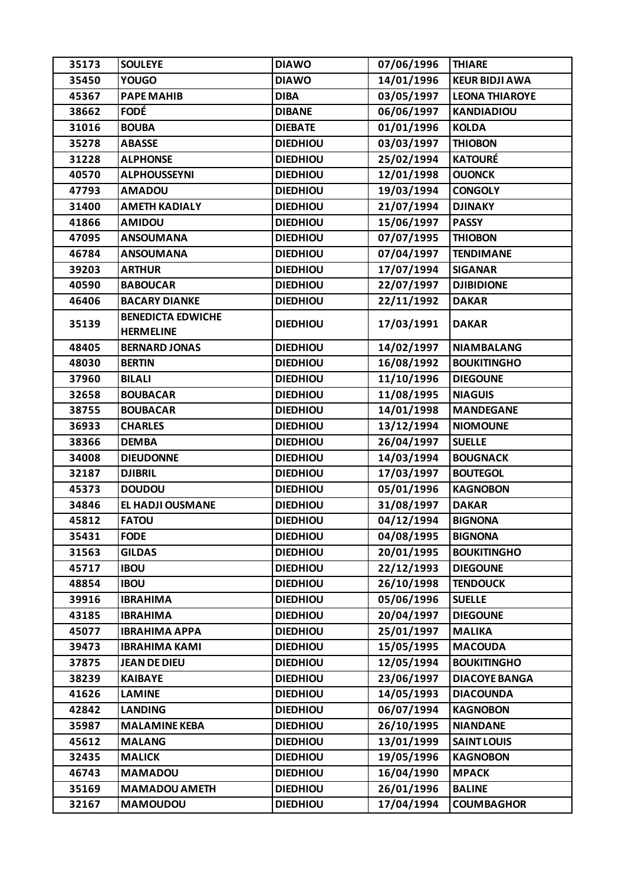| 35173 | SOULEYE | DIAWO | 07/06/1996 | THIARE |
|---|---|---|---|---|
| 35450 | YOUGO | DIAWO | 14/01/1996 | KEUR BIDJI AWA |
| 45367 | PAPE MAHIB | DIBA | 03/05/1997 | LEONA THIAROYE |
| 38662 | FODÉ | DIBANE | 06/06/1997 | KANDIADIOU |
| 31016 | BOUBA | DIEBATE | 01/01/1996 | KOLDA |
| 35278 | ABASSE | DIEDHIOU | 03/03/1997 | THIOBON |
| 31228 | ALPHONSE | DIEDHIOU | 25/02/1994 | KATOURÉ |
| 40570 | ALPHOUSSEYNI | DIEDHIOU | 12/01/1998 | OUONCK |
| 47793 | AMADOU | DIEDHIOU | 19/03/1994 | CONGOLY |
| 31400 | AMETH KADIALY | DIEDHIOU | 21/07/1994 | DJINAKY |
| 41866 | AMIDOU | DIEDHIOU | 15/06/1997 | PASSY |
| 47095 | ANSOUMANA | DIEDHIOU | 07/07/1995 | THIOBON |
| 46784 | ANSOUMANA | DIEDHIOU | 07/04/1997 | TENDIMANE |
| 39203 | ARTHUR | DIEDHIOU | 17/07/1994 | SIGANAR |
| 40590 | BABOUCAR | DIEDHIOU | 22/07/1997 | DJIBIDIONE |
| 46406 | BACARY DIANKE | DIEDHIOU | 22/11/1992 | DAKAR |
| 35139 | BENEDICTA EDWICHE HERMELINE | DIEDHIOU | 17/03/1991 | DAKAR |
| 48405 | BERNARD JONAS | DIEDHIOU | 14/02/1997 | NIAMBALANG |
| 48030 | BERTIN | DIEDHIOU | 16/08/1992 | BOUKITINGHO |
| 37960 | BILALI | DIEDHIOU | 11/10/1996 | DIEGOUNE |
| 32658 | BOUBACAR | DIEDHIOU | 11/08/1995 | NIAGUIS |
| 38755 | BOUBACAR | DIEDHIOU | 14/01/1998 | MANDEGANE |
| 36933 | CHARLES | DIEDHIOU | 13/12/1994 | NIOMOUNE |
| 38366 | DEMBA | DIEDHIOU | 26/04/1997 | SUELLE |
| 34008 | DIEUDONNE | DIEDHIOU | 14/03/1994 | BOUGNACK |
| 32187 | DJIBRIL | DIEDHIOU | 17/03/1997 | BOUTEGOL |
| 45373 | DOUDOU | DIEDHIOU | 05/01/1996 | KAGNOBON |
| 34846 | EL HADJI OUSMANE | DIEDHIOU | 31/08/1997 | DAKAR |
| 45812 | FATOU | DIEDHIOU | 04/12/1994 | BIGNONA |
| 35431 | FODE | DIEDHIOU | 04/08/1995 | BIGNONA |
| 31563 | GILDAS | DIEDHIOU | 20/01/1995 | BOUKITINGHO |
| 45717 | IBOU | DIEDHIOU | 22/12/1993 | DIEGOUNE |
| 48854 | IBOU | DIEDHIOU | 26/10/1998 | TENDOUCK |
| 39916 | IBRAHIMA | DIEDHIOU | 05/06/1996 | SUELLE |
| 43185 | IBRAHIMA | DIEDHIOU | 20/04/1997 | DIEGOUNE |
| 45077 | IBRAHIMA APPA | DIEDHIOU | 25/01/1997 | MALIKA |
| 39473 | IBRAHIMA KAMI | DIEDHIOU | 15/05/1995 | MACOUDA |
| 37875 | JEAN DE DIEU | DIEDHIOU | 12/05/1994 | BOUKITINGHO |
| 38239 | KAIBAYE | DIEDHIOU | 23/06/1997 | DIACOYE BANGA |
| 41626 | LAMINE | DIEDHIOU | 14/05/1993 | DIACOUNDA |
| 42842 | LANDING | DIEDHIOU | 06/07/1994 | KAGNOBON |
| 35987 | MALAMINE KEBA | DIEDHIOU | 26/10/1995 | NIANDANE |
| 45612 | MALANG | DIEDHIOU | 13/01/1999 | SAINT LOUIS |
| 32435 | MALICK | DIEDHIOU | 19/05/1996 | KAGNOBON |
| 46743 | MAMADOU | DIEDHIOU | 16/04/1990 | MPACK |
| 35169 | MAMADOU AMETH | DIEDHIOU | 26/01/1996 | BALINE |
| 32167 | MAMOUDOU | DIEDHIOU | 17/04/1994 | COUMBAGHOR |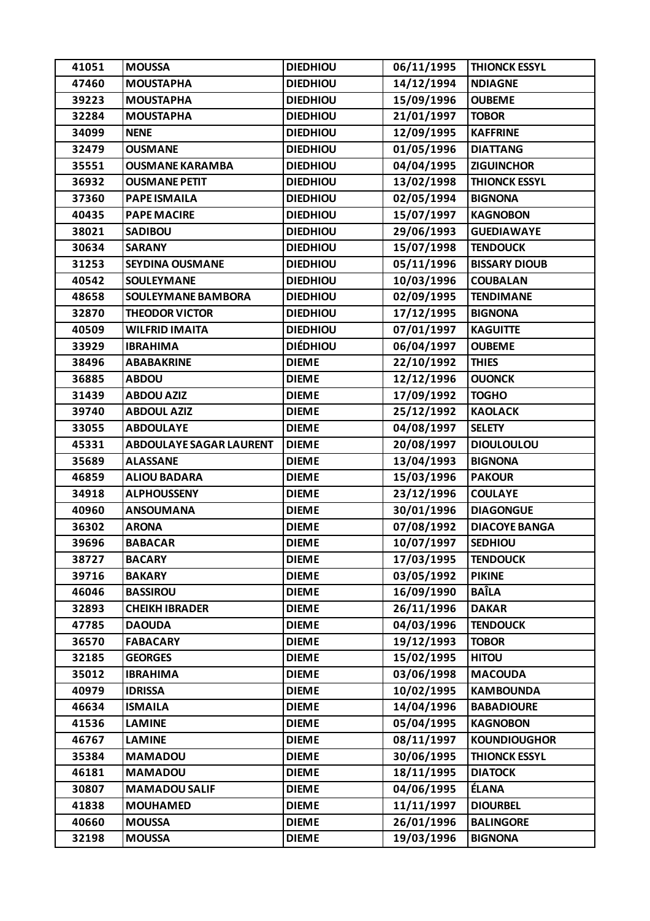| 41051 | MOUSSA | DIEDHIOU | 06/11/1995 | THIONCK ESSYL |
|---|---|---|---|---|
| 47460 | MOUSTAPHA | DIEDHIOU | 14/12/1994 | NDIAGNE |
| 39223 | MOUSTAPHA | DIEDHIOU | 15/09/1996 | OUBEME |
| 32284 | MOUSTAPHA | DIEDHIOU | 21/01/1997 | TOBOR |
| 34099 | NENE | DIEDHIOU | 12/09/1995 | KAFFRINE |
| 32479 | OUSMANE | DIEDHIOU | 01/05/1996 | DIATTANG |
| 35551 | OUSMANE KARAMBA | DIEDHIOU | 04/04/1995 | ZIGUINCHOR |
| 36932 | OUSMANE PETIT | DIEDHIOU | 13/02/1998 | THIONCK ESSYL |
| 37360 | PAPE ISMAILA | DIEDHIOU | 02/05/1994 | BIGNONA |
| 40435 | PAPE MACIRE | DIEDHIOU | 15/07/1997 | KAGNOBON |
| 38021 | SADIBOU | DIEDHIOU | 29/06/1993 | GUEDIAWAYE |
| 30634 | SARANY | DIEDHIOU | 15/07/1998 | TENDOUCK |
| 31253 | SEYDINA OUSMANE | DIEDHIOU | 05/11/1996 | BISSARY DIOUB |
| 40542 | SOULEYMANE | DIEDHIOU | 10/03/1996 | COUBALAN |
| 48658 | SOULEYMANE BAMBORA | DIEDHIOU | 02/09/1995 | TENDIMANE |
| 32870 | THEODOR VICTOR | DIEDHIOU | 17/12/1995 | BIGNONA |
| 40509 | WILFRID IMAITA | DIEDHIOU | 07/01/1997 | KAGUITTE |
| 33929 | IBRAHIMA | DIÉDHIOU | 06/04/1997 | OUBEME |
| 38496 | ABABAKRINE | DIEME | 22/10/1992 | THIES |
| 36885 | ABDOU | DIEME | 12/12/1996 | OUONCK |
| 31439 | ABDOU AZIZ | DIEME | 17/09/1992 | TOGHO |
| 39740 | ABDOUL AZIZ | DIEME | 25/12/1992 | KAOLACK |
| 33055 | ABDOULAYE | DIEME | 04/08/1997 | SELETY |
| 45331 | ABDOULAYE SAGAR LAURENT | DIEME | 20/08/1997 | DIOULOULOU |
| 35689 | ALASSANE | DIEME | 13/04/1993 | BIGNONA |
| 46859 | ALIOU BADARA | DIEME | 15/03/1996 | PAKOUR |
| 34918 | ALPHOUSSENY | DIEME | 23/12/1996 | COULAYE |
| 40960 | ANSOUMANA | DIEME | 30/01/1996 | DIAGONGUE |
| 36302 | ARONA | DIEME | 07/08/1992 | DIACOYE BANGA |
| 39696 | BABACAR | DIEME | 10/07/1997 | SEDHIOU |
| 38727 | BACARY | DIEME | 17/03/1995 | TENDOUCK |
| 39716 | BAKARY | DIEME | 03/05/1992 | PIKINE |
| 46046 | BASSIROU | DIEME | 16/09/1990 | BAÎLA |
| 32893 | CHEIKH IBRADER | DIEME | 26/11/1996 | DAKAR |
| 47785 | DAOUDA | DIEME | 04/03/1996 | TENDOUCK |
| 36570 | FABACARY | DIEME | 19/12/1993 | TOBOR |
| 32185 | GEORGES | DIEME | 15/02/1995 | HITOU |
| 35012 | IBRAHIMA | DIEME | 03/06/1998 | MACOUDA |
| 40979 | IDRISSA | DIEME | 10/02/1995 | KAMBOUNDA |
| 46634 | ISMAILA | DIEME | 14/04/1996 | BABADIOURE |
| 41536 | LAMINE | DIEME | 05/04/1995 | KAGNOBON |
| 46767 | LAMINE | DIEME | 08/11/1997 | KOUNDIOUGHOR |
| 35384 | MAMADOU | DIEME | 30/06/1995 | THIONCK ESSYL |
| 46181 | MAMADOU | DIEME | 18/11/1995 | DIATOCK |
| 30807 | MAMADOU SALIF | DIEME | 04/06/1995 | ÉLANA |
| 41838 | MOUHAMED | DIEME | 11/11/1997 | DIOURBEL |
| 40660 | MOUSSA | DIEME | 26/01/1996 | BALINGORE |
| 32198 | MOUSSA | DIEME | 19/03/1996 | BIGNONA |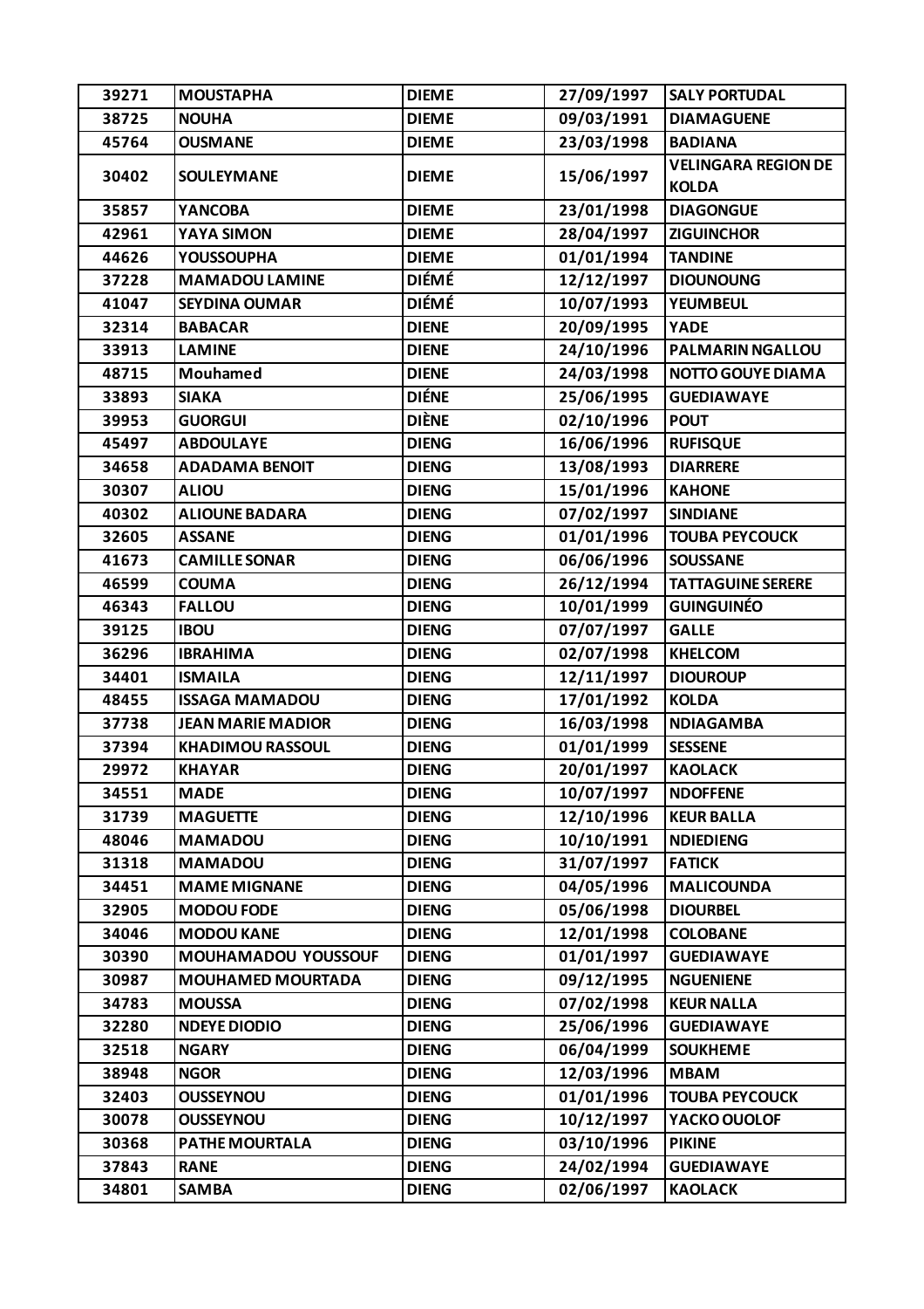| 39271 | MOUSTAPHA | DIEME | 27/09/1997 | SALY PORTUDAL |
|---|---|---|---|---|
| 38725 | NOUHA | DIEME | 09/03/1991 | DIAMAGUENE |
| 45764 | OUSMANE | DIEME | 23/03/1998 | BADIANA |
| 30402 | SOULEYMANE | DIEME | 15/06/1997 | VELINGARA REGION DE KOLDA |
| 35857 | YANCOBA | DIEME | 23/01/1998 | DIAGONGUE |
| 42961 | YAYA SIMON | DIEME | 28/04/1997 | ZIGUINCHOR |
| 44626 | YOUSSOUPHA | DIEME | 01/01/1994 | TANDINE |
| 37228 | MAMADOU LAMINE | DIÉMÉ | 12/12/1997 | DIOUNOUNG |
| 41047 | SEYDINA OUMAR | DIÉMÉ | 10/07/1993 | YEUMBEUL |
| 32314 | BABACAR | DIENE | 20/09/1995 | YADE |
| 33913 | LAMINE | DIENE | 24/10/1996 | PALMARIN NGALLOU |
| 48715 | Mouhamed | DIENE | 24/03/1998 | NOTTO GOUYE DIAMA |
| 33893 | SIAKA | DIÉNE | 25/06/1995 | GUEDIAWAYE |
| 39953 | GUORGUI | DIÈNE | 02/10/1996 | POUT |
| 45497 | ABDOULAYE | DIENG | 16/06/1996 | RUFISQUE |
| 34658 | ADADAMA BENOIT | DIENG | 13/08/1993 | DIARRERE |
| 30307 | ALIOU | DIENG | 15/01/1996 | KAHONE |
| 40302 | ALIOUNE BADARA | DIENG | 07/02/1997 | SINDIANE |
| 32605 | ASSANE | DIENG | 01/01/1996 | TOUBA PEYCOUCK |
| 41673 | CAMILLE SONAR | DIENG | 06/06/1996 | SOUSSANE |
| 46599 | COUMA | DIENG | 26/12/1994 | TATTAGUINE SERERE |
| 46343 | FALLOU | DIENG | 10/01/1999 | GUINGUINÉO |
| 39125 | IBOU | DIENG | 07/07/1997 | GALLE |
| 36296 | IBRAHIMA | DIENG | 02/07/1998 | KHELCOM |
| 34401 | ISMAILA | DIENG | 12/11/1997 | DIOUROUP |
| 48455 | ISSAGA MAMADOU | DIENG | 17/01/1992 | KOLDA |
| 37738 | JEAN MARIE MADIOR | DIENG | 16/03/1998 | NDIAGAMBA |
| 37394 | KHADIMOU RASSOUL | DIENG | 01/01/1999 | SESSENE |
| 29972 | KHAYAR | DIENG | 20/01/1997 | KAOLACK |
| 34551 | MADE | DIENG | 10/07/1997 | NDOFFENE |
| 31739 | MAGUETTE | DIENG | 12/10/1996 | KEUR BALLA |
| 48046 | MAMADOU | DIENG | 10/10/1991 | NDIEDIENG |
| 31318 | MAMADOU | DIENG | 31/07/1997 | FATICK |
| 34451 | MAME MIGNANE | DIENG | 04/05/1996 | MALICOUNDA |
| 32905 | MODOU FODE | DIENG | 05/06/1998 | DIOURBEL |
| 34046 | MODOU KANE | DIENG | 12/01/1998 | COLOBANE |
| 30390 | MOUHAMADOU YOUSSOUF | DIENG | 01/01/1997 | GUEDIAWAYE |
| 30987 | MOUHAMED MOURTADA | DIENG | 09/12/1995 | NGUENIENE |
| 34783 | MOUSSA | DIENG | 07/02/1998 | KEUR NALLA |
| 32280 | NDEYE DIODIO | DIENG | 25/06/1996 | GUEDIAWAYE |
| 32518 | NGARY | DIENG | 06/04/1999 | SOUKHEME |
| 38948 | NGOR | DIENG | 12/03/1996 | MBAM |
| 32403 | OUSSEYNOU | DIENG | 01/01/1996 | TOUBA PEYCOUCK |
| 30078 | OUSSEYNOU | DIENG | 10/12/1997 | YACKO OUOLOF |
| 30368 | PATHE MOURTALA | DIENG | 03/10/1996 | PIKINE |
| 37843 | RANE | DIENG | 24/02/1994 | GUEDIAWAYE |
| 34801 | SAMBA | DIENG | 02/06/1997 | KAOLACK |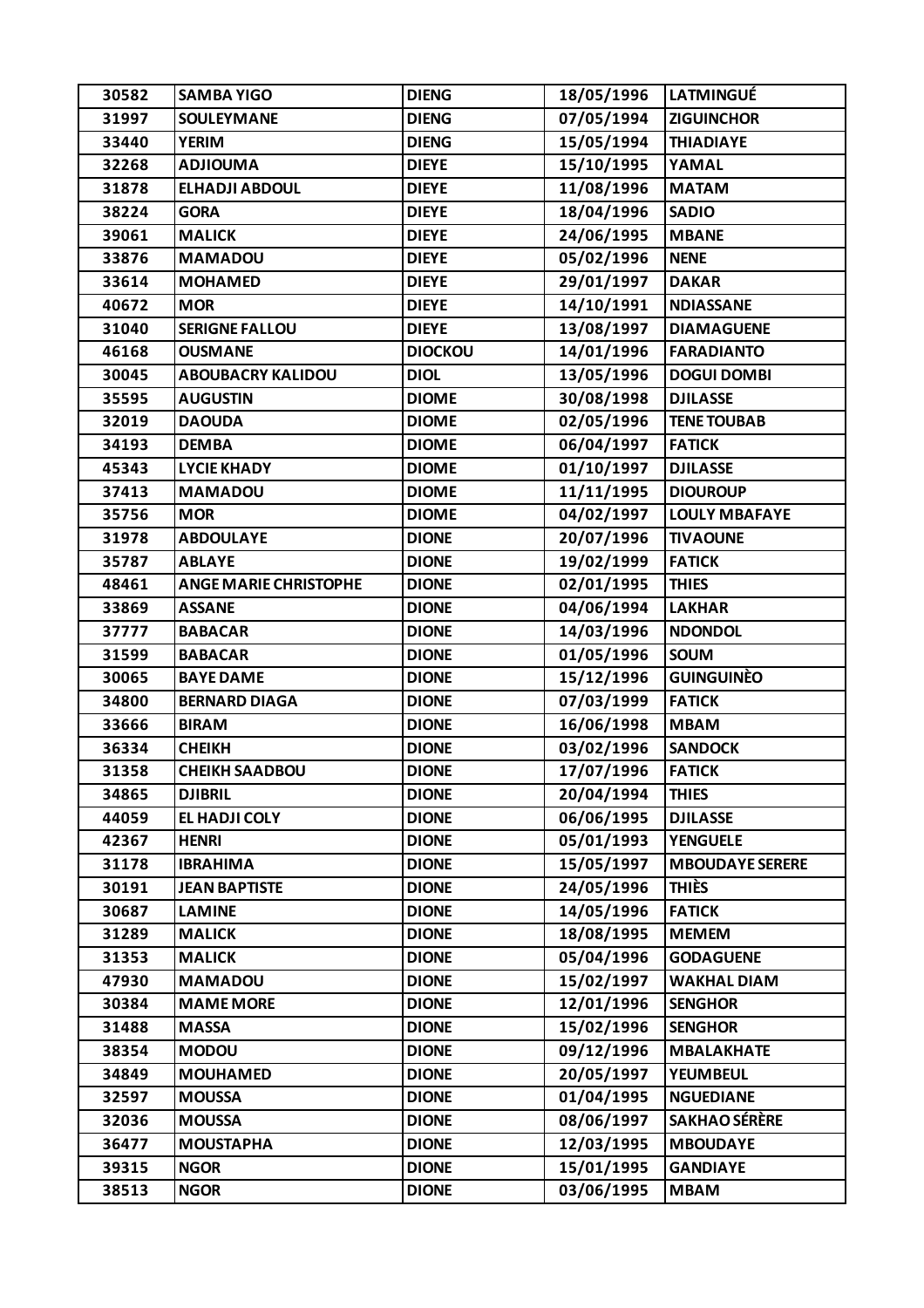| 30582 | SAMBA YIGO | DIENG | 18/05/1996 | LATMINGUÉ |
|---|---|---|---|---|
| 31997 | SOULEYMANE | DIENG | 07/05/1994 | ZIGUINCHOR |
| 33440 | YERIM | DIENG | 15/05/1994 | THIADIAYE |
| 32268 | ADJIOUMA | DIEYE | 15/10/1995 | YAMAL |
| 31878 | ELHADJI ABDOUL | DIEYE | 11/08/1996 | MATAM |
| 38224 | GORA | DIEYE | 18/04/1996 | SADIO |
| 39061 | MALICK | DIEYE | 24/06/1995 | MBANE |
| 33876 | MAMADOU | DIEYE | 05/02/1996 | NENE |
| 33614 | MOHAMED | DIEYE | 29/01/1997 | DAKAR |
| 40672 | MOR | DIEYE | 14/10/1991 | NDIASSANE |
| 31040 | SERIGNE FALLOU | DIEYE | 13/08/1997 | DIAMAGUENE |
| 46168 | OUSMANE | DIOCKOU | 14/01/1996 | FARADIANTO |
| 30045 | ABOUBACRY KALIDOU | DIOL | 13/05/1996 | DOGUI DOMBI |
| 35595 | AUGUSTIN | DIOME | 30/08/1998 | DJILASSE |
| 32019 | DAOUDA | DIOME | 02/05/1996 | TENE TOUBAB |
| 34193 | DEMBA | DIOME | 06/04/1997 | FATICK |
| 45343 | LYCIE KHADY | DIOME | 01/10/1997 | DJILASSE |
| 37413 | MAMADOU | DIOME | 11/11/1995 | DIOUROUP |
| 35756 | MOR | DIOME | 04/02/1997 | LOULY MBAFAYE |
| 31978 | ABDOULAYE | DIONE | 20/07/1996 | TIVAOUNE |
| 35787 | ABLAYE | DIONE | 19/02/1999 | FATICK |
| 48461 | ANGE MARIE CHRISTOPHE | DIONE | 02/01/1995 | THIES |
| 33869 | ASSANE | DIONE | 04/06/1994 | LAKHAR |
| 37777 | BABACAR | DIONE | 14/03/1996 | NDONDOL |
| 31599 | BABACAR | DIONE | 01/05/1996 | SOUM |
| 30065 | BAYE DAME | DIONE | 15/12/1996 | GUINGUINÈO |
| 34800 | BERNARD DIAGA | DIONE | 07/03/1999 | FATICK |
| 33666 | BIRAM | DIONE | 16/06/1998 | MBAM |
| 36334 | CHEIKH | DIONE | 03/02/1996 | SANDOCK |
| 31358 | CHEIKH SAADBOU | DIONE | 17/07/1996 | FATICK |
| 34865 | DJIBRIL | DIONE | 20/04/1994 | THIES |
| 44059 | EL HADJI COLY | DIONE | 06/06/1995 | DJILASSE |
| 42367 | HENRI | DIONE | 05/01/1993 | YENGUELE |
| 31178 | IBRAHIMA | DIONE | 15/05/1997 | MBOUDAYE SERERE |
| 30191 | JEAN BAPTISTE | DIONE | 24/05/1996 | THIÈS |
| 30687 | LAMINE | DIONE | 14/05/1996 | FATICK |
| 31289 | MALICK | DIONE | 18/08/1995 | MEMEM |
| 31353 | MALICK | DIONE | 05/04/1996 | GODAGUENE |
| 47930 | MAMADOU | DIONE | 15/02/1997 | WAKHAL DIAM |
| 30384 | MAME MORE | DIONE | 12/01/1996 | SENGHOR |
| 31488 | MASSA | DIONE | 15/02/1996 | SENGHOR |
| 38354 | MODOU | DIONE | 09/12/1996 | MBALAKHATE |
| 34849 | MOUHAMED | DIONE | 20/05/1997 | YEUMBEUL |
| 32597 | MOUSSA | DIONE | 01/04/1995 | NGUEDIANE |
| 32036 | MOUSSA | DIONE | 08/06/1997 | SAKHAO SÉRÈRE |
| 36477 | MOUSTAPHA | DIONE | 12/03/1995 | MBOUDAYE |
| 39315 | NGOR | DIONE | 15/01/1995 | GANDIAYE |
| 38513 | NGOR | DIONE | 03/06/1995 | MBAM |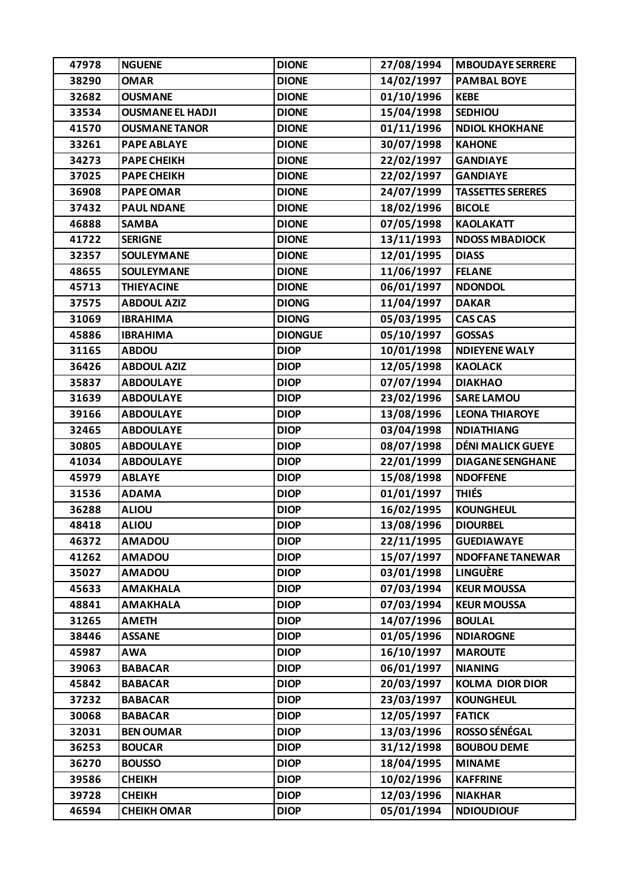| 47978 | NGUENE | DIONE | 27/08/1994 | MBOUDAYE SERRERE |
|---|---|---|---|---|
| 38290 | OMAR | DIONE | 14/02/1997 | PAMBAL BOYE |
| 32682 | OUSMANE | DIONE | 01/10/1996 | KEBE |
| 33534 | OUSMANE EL HADJI | DIONE | 15/04/1998 | SEDHIOU |
| 41570 | OUSMANE TANOR | DIONE | 01/11/1996 | NDIOL KHOKHANE |
| 33261 | PAPE ABLAYE | DIONE | 30/07/1998 | KAHONE |
| 34273 | PAPE CHEIKH | DIONE | 22/02/1997 | GANDIAYE |
| 37025 | PAPE CHEIKH | DIONE | 22/02/1997 | GANDIAYE |
| 36908 | PAPE OMAR | DIONE | 24/07/1999 | TASSETTES SERERES |
| 37432 | PAUL NDANE | DIONE | 18/02/1996 | BICOLE |
| 46888 | SAMBA | DIONE | 07/05/1998 | KAOLAKATT |
| 41722 | SERIGNE | DIONE | 13/11/1993 | NDOSS MBADIOCK |
| 32357 | SOULEYMANE | DIONE | 12/01/1995 | DIASS |
| 48655 | SOULEYMANE | DIONE | 11/06/1997 | FELANE |
| 45713 | THIEYACINE | DIONE | 06/01/1997 | NDONDOL |
| 37575 | ABDOUL AZIZ | DIONG | 11/04/1997 | DAKAR |
| 31069 | IBRAHIMA | DIONG | 05/03/1995 | CAS CAS |
| 45886 | IBRAHIMA | DIONGUE | 05/10/1997 | GOSSAS |
| 31165 | ABDOU | DIOP | 10/01/1998 | NDIEYENE WALY |
| 36426 | ABDOUL AZIZ | DIOP | 12/05/1998 | KAOLACK |
| 35837 | ABDOULAYE | DIOP | 07/07/1994 | DIAKHAO |
| 31639 | ABDOULAYE | DIOP | 23/02/1996 | SARE LAMOU |
| 39166 | ABDOULAYE | DIOP | 13/08/1996 | LEONA THIAROYE |
| 32465 | ABDOULAYE | DIOP | 03/04/1998 | NDIATHIANG |
| 30805 | ABDOULAYE | DIOP | 08/07/1998 | DÉNI MALICK GUEYE |
| 41034 | ABDOULAYE | DIOP | 22/01/1999 | DIAGANE SENGHANE |
| 45979 | ABLAYE | DIOP | 15/08/1998 | NDOFFENE |
| 31536 | ADAMA | DIOP | 01/01/1997 | THIÉS |
| 36288 | ALIOU | DIOP | 16/02/1995 | KOUNGHEUL |
| 48418 | ALIOU | DIOP | 13/08/1996 | DIOURBEL |
| 46372 | AMADOU | DIOP | 22/11/1995 | GUEDIAWAYE |
| 41262 | AMADOU | DIOP | 15/07/1997 | NDOFFANE TANEWAR |
| 35027 | AMADOU | DIOP | 03/01/1998 | LINGUÈRE |
| 45633 | AMAKHALA | DIOP | 07/03/1994 | KEUR MOUSSA |
| 48841 | AMAKHALA | DIOP | 07/03/1994 | KEUR MOUSSA |
| 31265 | AMETH | DIOP | 14/07/1996 | BOULAL |
| 38446 | ASSANE | DIOP | 01/05/1996 | NDIAROGNE |
| 45987 | AWA | DIOP | 16/10/1997 | MAROUTE |
| 39063 | BABACAR | DIOP | 06/01/1997 | NIANING |
| 45842 | BABACAR | DIOP | 20/03/1997 | KOLMA DIOR DIOR |
| 37232 | BABACAR | DIOP | 23/03/1997 | KOUNGHEUL |
| 30068 | BABACAR | DIOP | 12/05/1997 | FATICK |
| 32031 | BEN OUMAR | DIOP | 13/03/1996 | ROSSO SÉNÉGAL |
| 36253 | BOUCAR | DIOP | 31/12/1998 | BOUBOU DEME |
| 36270 | BOUSSO | DIOP | 18/04/1995 | MINAME |
| 39586 | CHEIKH | DIOP | 10/02/1996 | KAFFRINE |
| 39728 | CHEIKH | DIOP | 12/03/1996 | NIAKHAR |
| 46594 | CHEIKH OMAR | DIOP | 05/01/1994 | NDIOUDIOUF |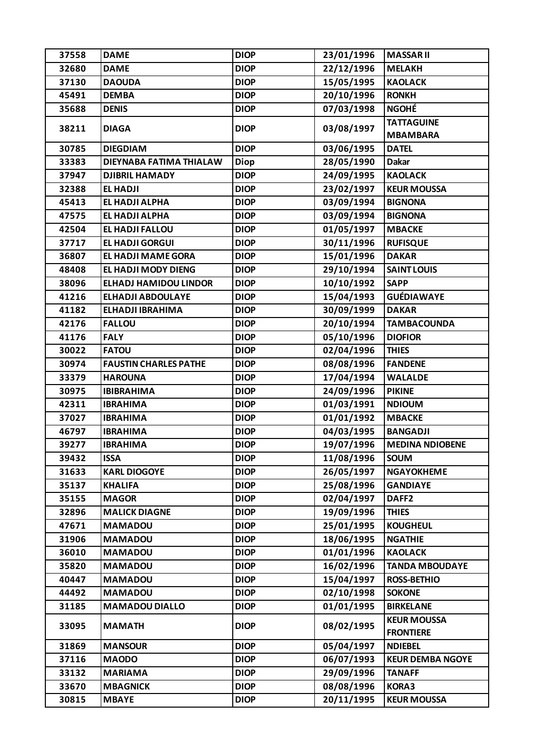| 37558 | DAME | DIOP | 23/01/1996 | MASSAR II |
|---|---|---|---|---|
| 32680 | DAME | DIOP | 22/12/1996 | MELAKH |
| 37130 | DAOUDA | DIOP | 15/05/1995 | KAOLACK |
| 45491 | DEMBA | DIOP | 20/10/1996 | RONKH |
| 35688 | DENIS | DIOP | 07/03/1998 | NGOHÉ |
| 38211 | DIAGA | DIOP | 03/08/1997 | TATTAGUINE MBAMBARA |
| 30785 | DIEGDIAM | DIOP | 03/06/1995 | DATEL |
| 33383 | DIEYNABA FATIMA THIALAW | Diop | 28/05/1990 | Dakar |
| 37947 | DJIBRIL HAMADY | DIOP | 24/09/1995 | KAOLACK |
| 32388 | EL HADJI | DIOP | 23/02/1997 | KEUR MOUSSA |
| 45413 | EL HADJI ALPHA | DIOP | 03/09/1994 | BIGNONA |
| 47575 | EL HADJI ALPHA | DIOP | 03/09/1994 | BIGNONA |
| 42504 | EL HADJI FALLOU | DIOP | 01/05/1997 | MBACKE |
| 37717 | EL HADJI GORGUI | DIOP | 30/11/1996 | RUFISQUE |
| 36807 | EL HADJI MAME GORA | DIOP | 15/01/1996 | DAKAR |
| 48408 | EL HADJI MODY DIENG | DIOP | 29/10/1994 | SAINT LOUIS |
| 38096 | ELHADJ HAMIDOU LINDOR | DIOP | 10/10/1992 | SAPP |
| 41216 | ELHADJI ABDOULAYE | DIOP | 15/04/1993 | GUÉDIAWAYE |
| 41182 | ELHADJI IBRAHIMA | DIOP | 30/09/1999 | DAKAR |
| 42176 | FALLOU | DIOP | 20/10/1994 | TAMBACOUNDA |
| 41176 | FALY | DIOP | 05/10/1996 | DIOFIOR |
| 30022 | FATOU | DIOP | 02/04/1996 | THIES |
| 30974 | FAUSTIN CHARLES PATHE | DIOP | 08/08/1996 | FANDENE |
| 33379 | HAROUNA | DIOP | 17/04/1994 | WALALDE |
| 30975 | IBIBRAHIMA | DIOP | 24/09/1996 | PIKINE |
| 42311 | IBRAHIMA | DIOP | 01/03/1991 | NDIOUM |
| 37027 | IBRAHIMA | DIOP | 01/01/1992 | MBACKE |
| 46797 | IBRAHIMA | DIOP | 04/03/1995 | BANGADJI |
| 39277 | IBRAHIMA | DIOP | 19/07/1996 | MEDINA NDIOBENE |
| 39432 | ISSA | DIOP | 11/08/1996 | SOUM |
| 31633 | KARL DIOGOYE | DIOP | 26/05/1997 | NGAYOKHEME |
| 35137 | KHALIFA | DIOP | 25/08/1996 | GANDIAYE |
| 35155 | MAGOR | DIOP | 02/04/1997 | DAFF2 |
| 32896 | MALICK DIAGNE | DIOP | 19/09/1996 | THIES |
| 47671 | MAMADOU | DIOP | 25/01/1995 | KOUGHEUL |
| 31906 | MAMADOU | DIOP | 18/06/1995 | NGATHIE |
| 36010 | MAMADOU | DIOP | 01/01/1996 | KAOLACK |
| 35820 | MAMADOU | DIOP | 16/02/1996 | TANDA MBOUDAYE |
| 40447 | MAMADOU | DIOP | 15/04/1997 | ROSS-BETHIO |
| 44492 | MAMADOU | DIOP | 02/10/1998 | SOKONE |
| 31185 | MAMADOU DIALLO | DIOP | 01/01/1995 | BIRKELANE |
| 33095 | MAMATH | DIOP | 08/02/1995 | KEUR MOUSSA FRONTIERE |
| 31869 | MANSOUR | DIOP | 05/04/1997 | NDIEBEL |
| 37116 | MAODO | DIOP | 06/07/1993 | KEUR DEMBA NGOYE |
| 33132 | MARIAMA | DIOP | 29/09/1996 | TANAFF |
| 33670 | MBAGNICK | DIOP | 08/08/1996 | KORA3 |
| 30815 | MBAYE | DIOP | 20/11/1995 | KEUR MOUSSA |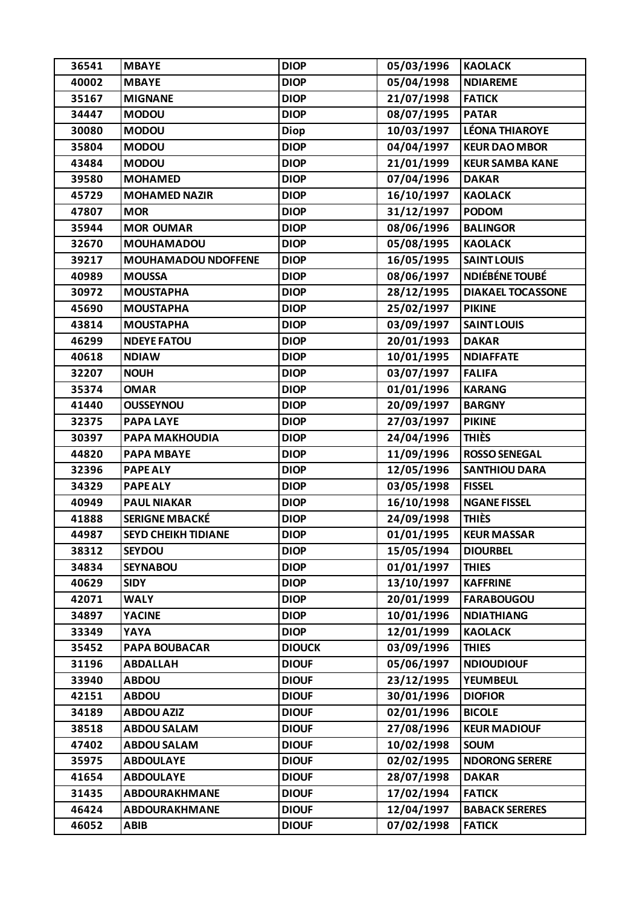| 36541 | MBAYE | DIOP | 05/03/1996 | KAOLACK |
|---|---|---|---|---|
| 40002 | MBAYE | DIOP | 05/04/1998 | NDIAREME |
| 35167 | MIGNANE | DIOP | 21/07/1998 | FATICK |
| 34447 | MODOU | DIOP | 08/07/1995 | PATAR |
| 30080 | MODOU | Diop | 10/03/1997 | LÉONA THIAROYE |
| 35804 | MODOU | DIOP | 04/04/1997 | KEUR DAO MBOR |
| 43484 | MODOU | DIOP | 21/01/1999 | KEUR SAMBA KANE |
| 39580 | MOHAMED | DIOP | 07/04/1996 | DAKAR |
| 45729 | MOHAMED NAZIR | DIOP | 16/10/1997 | KAOLACK |
| 47807 | MOR | DIOP | 31/12/1997 | PODOM |
| 35944 | MOR OUMAR | DIOP | 08/06/1996 | BALINGOR |
| 32670 | MOUHAMADOU | DIOP | 05/08/1995 | KAOLACK |
| 39217 | MOUHAMADOU NDOFFENE | DIOP | 16/05/1995 | SAINT LOUIS |
| 40989 | MOUSSA | DIOP | 08/06/1997 | NDIÉBÉNE TOUBÉ |
| 30972 | MOUSTAPHA | DIOP | 28/12/1995 | DIAKAEL TOCASSONE |
| 45690 | MOUSTAPHA | DIOP | 25/02/1997 | PIKINE |
| 43814 | MOUSTAPHA | DIOP | 03/09/1997 | SAINT LOUIS |
| 46299 | NDEYE FATOU | DIOP | 20/01/1993 | DAKAR |
| 40618 | NDIAW | DIOP | 10/01/1995 | NDIAFFATE |
| 32207 | NOUH | DIOP | 03/07/1997 | FALIFA |
| 35374 | OMAR | DIOP | 01/01/1996 | KARANG |
| 41440 | OUSSEYNOU | DIOP | 20/09/1997 | BARGNY |
| 32375 | PAPA LAYE | DIOP | 27/03/1997 | PIKINE |
| 30397 | PAPA MAKHOUDIA | DIOP | 24/04/1996 | THIÈS |
| 44820 | PAPA MBAYE | DIOP | 11/09/1996 | ROSSO SENEGAL |
| 32396 | PAPE ALY | DIOP | 12/05/1996 | SANTHIOU DARA |
| 34329 | PAPE ALY | DIOP | 03/05/1998 | FISSEL |
| 40949 | PAUL NIAKAR | DIOP | 16/10/1998 | NGANE FISSEL |
| 41888 | SERIGNE MBACKÉ | DIOP | 24/09/1998 | THIÈS |
| 44987 | SEYD CHEIKH TIDIANE | DIOP | 01/01/1995 | KEUR MASSAR |
| 38312 | SEYDOU | DIOP | 15/05/1994 | DIOURBEL |
| 34834 | SEYNABOU | DIOP | 01/01/1997 | THIES |
| 40629 | SIDY | DIOP | 13/10/1997 | KAFFRINE |
| 42071 | WALY | DIOP | 20/01/1999 | FARABOUGOU |
| 34897 | YACINE | DIOP | 10/01/1996 | NDIATHIANG |
| 33349 | YAYA | DIOP | 12/01/1999 | KAOLACK |
| 35452 | PAPA BOUBACAR | DIOUCK | 03/09/1996 | THIES |
| 31196 | ABDALLAH | DIOUF | 05/06/1997 | NDIOUDIOUF |
| 33940 | ABDOU | DIOUF | 23/12/1995 | YEUMBEUL |
| 42151 | ABDOU | DIOUF | 30/01/1996 | DIOFIOR |
| 34189 | ABDOU AZIZ | DIOUF | 02/01/1996 | BICOLE |
| 38518 | ABDOU SALAM | DIOUF | 27/08/1996 | KEUR MADIOUF |
| 47402 | ABDOU SALAM | DIOUF | 10/02/1998 | SOUM |
| 35975 | ABDOULAYE | DIOUF | 02/02/1995 | NDORONG SERERE |
| 41654 | ABDOULAYE | DIOUF | 28/07/1998 | DAKAR |
| 31435 | ABDOURAKHMANE | DIOUF | 17/02/1994 | FATICK |
| 46424 | ABDOURAKHMANE | DIOUF | 12/04/1997 | BABACK SERERES |
| 46052 | ABIB | DIOUF | 07/02/1998 | FATICK |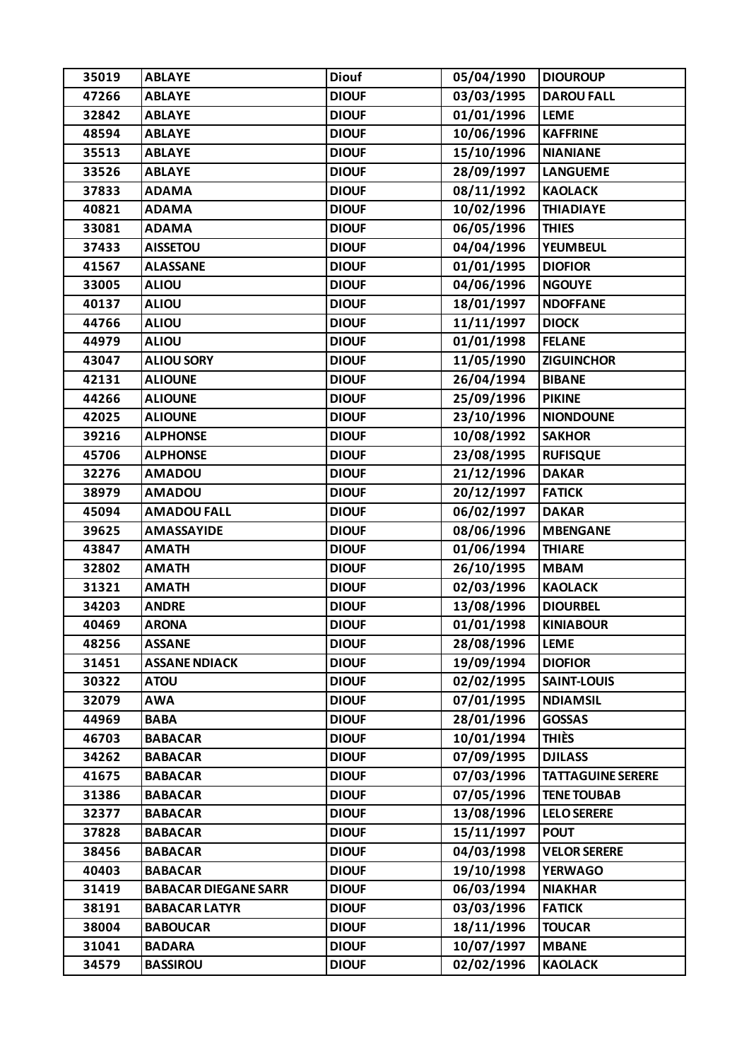| 35019 | ABLAYE | Diouf | 05/04/1990 | DIOUROUP |
|---|---|---|---|---|
| 47266 | ABLAYE | DIOUF | 03/03/1995 | DAROU FALL |
| 32842 | ABLAYE | DIOUF | 01/01/1996 | LEME |
| 48594 | ABLAYE | DIOUF | 10/06/1996 | KAFFRINE |
| 35513 | ABLAYE | DIOUF | 15/10/1996 | NIANIANE |
| 33526 | ABLAYE | DIOUF | 28/09/1997 | LANGUEME |
| 37833 | ADAMA | DIOUF | 08/11/1992 | KAOLACK |
| 40821 | ADAMA | DIOUF | 10/02/1996 | THIADIAYE |
| 33081 | ADAMA | DIOUF | 06/05/1996 | THIES |
| 37433 | AISSETOU | DIOUF | 04/04/1996 | YEUMBEUL |
| 41567 | ALASSANE | DIOUF | 01/01/1995 | DIOFIOR |
| 33005 | ALIOU | DIOUF | 04/06/1996 | NGOUYE |
| 40137 | ALIOU | DIOUF | 18/01/1997 | NDOFFANE |
| 44766 | ALIOU | DIOUF | 11/11/1997 | DIOCK |
| 44979 | ALIOU | DIOUF | 01/01/1998 | FELANE |
| 43047 | ALIOU SORY | DIOUF | 11/05/1990 | ZIGUINCHOR |
| 42131 | ALIOUNE | DIOUF | 26/04/1994 | BIBANE |
| 44266 | ALIOUNE | DIOUF | 25/09/1996 | PIKINE |
| 42025 | ALIOUNE | DIOUF | 23/10/1996 | NIONDOUNE |
| 39216 | ALPHONSE | DIOUF | 10/08/1992 | SAKHOR |
| 45706 | ALPHONSE | DIOUF | 23/08/1995 | RUFISQUE |
| 32276 | AMADOU | DIOUF | 21/12/1996 | DAKAR |
| 38979 | AMADOU | DIOUF | 20/12/1997 | FATICK |
| 45094 | AMADOU FALL | DIOUF | 06/02/1997 | DAKAR |
| 39625 | AMASSAYIDE | DIOUF | 08/06/1996 | MBENGANE |
| 43847 | AMATH | DIOUF | 01/06/1994 | THIARE |
| 32802 | AMATH | DIOUF | 26/10/1995 | MBAM |
| 31321 | AMATH | DIOUF | 02/03/1996 | KAOLACK |
| 34203 | ANDRE | DIOUF | 13/08/1996 | DIOURBEL |
| 40469 | ARONA | DIOUF | 01/01/1998 | KINIABOUR |
| 48256 | ASSANE | DIOUF | 28/08/1996 | LEME |
| 31451 | ASSANE NDIACK | DIOUF | 19/09/1994 | DIOFIOR |
| 30322 | ATOU | DIOUF | 02/02/1995 | SAINT-LOUIS |
| 32079 | AWA | DIOUF | 07/01/1995 | NDIAMSIL |
| 44969 | BABA | DIOUF | 28/01/1996 | GOSSAS |
| 46703 | BABACAR | DIOUF | 10/01/1994 | THIÈS |
| 34262 | BABACAR | DIOUF | 07/09/1995 | DJILASS |
| 41675 | BABACAR | DIOUF | 07/03/1996 | TATTAGUINE SERERE |
| 31386 | BABACAR | DIOUF | 07/05/1996 | TENE TOUBAB |
| 32377 | BABACAR | DIOUF | 13/08/1996 | LELO SERERE |
| 37828 | BABACAR | DIOUF | 15/11/1997 | POUT |
| 38456 | BABACAR | DIOUF | 04/03/1998 | VELOR SERERE |
| 40403 | BABACAR | DIOUF | 19/10/1998 | YERWAGO |
| 31419 | BABACAR DIEGANE SARR | DIOUF | 06/03/1994 | NIAKHAR |
| 38191 | BABACAR LATYR | DIOUF | 03/03/1996 | FATICK |
| 38004 | BABOUCAR | DIOUF | 18/11/1996 | TOUCAR |
| 31041 | BADARA | DIOUF | 10/07/1997 | MBANE |
| 34579 | BASSIROU | DIOUF | 02/02/1996 | KAOLACK |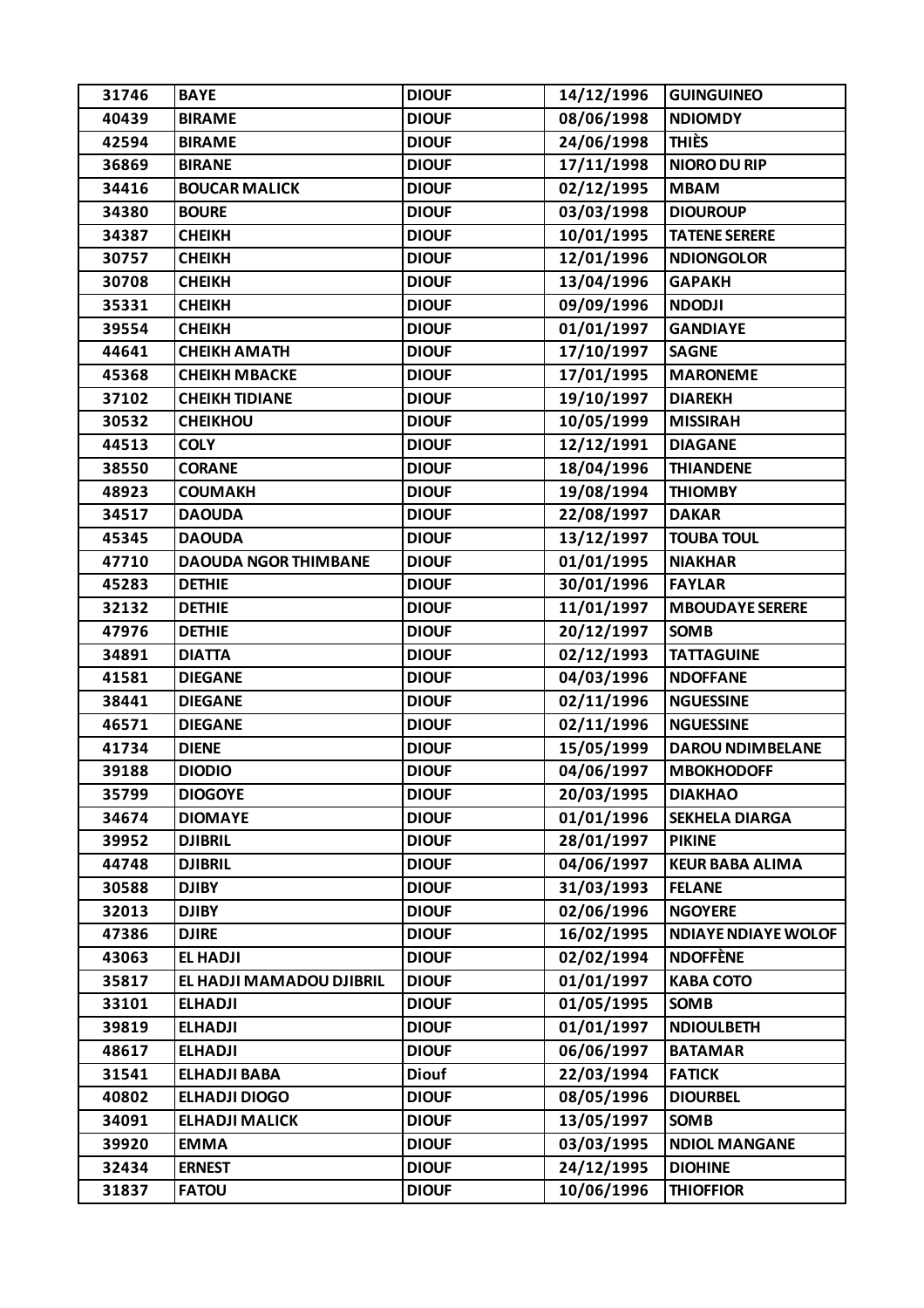| 31746 | BAYE | DIOUF | 14/12/1996 | GUINGUINEO |
|---|---|---|---|---|
| 40439 | BIRAME | DIOUF | 08/06/1998 | NDIOMDY |
| 42594 | BIRAME | DIOUF | 24/06/1998 | THIÈS |
| 36869 | BIRANE | DIOUF | 17/11/1998 | NIORO DU RIP |
| 34416 | BOUCAR MALICK | DIOUF | 02/12/1995 | MBAM |
| 34380 | BOURE | DIOUF | 03/03/1998 | DIOUROUP |
| 34387 | CHEIKH | DIOUF | 10/01/1995 | TATENE SERERE |
| 30757 | CHEIKH | DIOUF | 12/01/1996 | NDIONGOLOR |
| 30708 | CHEIKH | DIOUF | 13/04/1996 | GAPAKH |
| 35331 | CHEIKH | DIOUF | 09/09/1996 | NDODJI |
| 39554 | CHEIKH | DIOUF | 01/01/1997 | GANDIAYE |
| 44641 | CHEIKH AMATH | DIOUF | 17/10/1997 | SAGNE |
| 45368 | CHEIKH MBACKE | DIOUF | 17/01/1995 | MARONEME |
| 37102 | CHEIKH TIDIANE | DIOUF | 19/10/1997 | DIAREKH |
| 30532 | CHEIKHOU | DIOUF | 10/05/1999 | MISSIRAH |
| 44513 | COLY | DIOUF | 12/12/1991 | DIAGANE |
| 38550 | CORANE | DIOUF | 18/04/1996 | THIANDENE |
| 48923 | COUMAKH | DIOUF | 19/08/1994 | THIOMBY |
| 34517 | DAOUDA | DIOUF | 22/08/1997 | DAKAR |
| 45345 | DAOUDA | DIOUF | 13/12/1997 | TOUBA TOUL |
| 47710 | DAOUDA NGOR THIMBANE | DIOUF | 01/01/1995 | NIAKHAR |
| 45283 | DETHIE | DIOUF | 30/01/1996 | FAYLAR |
| 32132 | DETHIE | DIOUF | 11/01/1997 | MBOUDAYE SERERE |
| 47976 | DETHIE | DIOUF | 20/12/1997 | SOMB |
| 34891 | DIATTA | DIOUF | 02/12/1993 | TATTAGUINE |
| 41581 | DIEGANE | DIOUF | 04/03/1996 | NDOFFANE |
| 38441 | DIEGANE | DIOUF | 02/11/1996 | NGUESSINE |
| 46571 | DIEGANE | DIOUF | 02/11/1996 | NGUESSINE |
| 41734 | DIENE | DIOUF | 15/05/1999 | DAROU NDIMBELANE |
| 39188 | DIODIO | DIOUF | 04/06/1997 | MBOKHODOFF |
| 35799 | DIOGOYE | DIOUF | 20/03/1995 | DIAKHAO |
| 34674 | DIOMAYE | DIOUF | 01/01/1996 | SEKHELA DIARGA |
| 39952 | DJIBRIL | DIOUF | 28/01/1997 | PIKINE |
| 44748 | DJIBRIL | DIOUF | 04/06/1997 | KEUR BABA ALIMA |
| 30588 | DJIBY | DIOUF | 31/03/1993 | FELANE |
| 32013 | DJIBY | DIOUF | 02/06/1996 | NGOYERE |
| 47386 | DJIRE | DIOUF | 16/02/1995 | NDIAYE NDIAYE WOLOF |
| 43063 | EL HADJI | DIOUF | 02/02/1994 | NDOFFÈNE |
| 35817 | EL HADJI MAMADOU DJIBRIL | DIOUF | 01/01/1997 | KABA COTO |
| 33101 | ELHADJI | DIOUF | 01/05/1995 | SOMB |
| 39819 | ELHADJI | DIOUF | 01/01/1997 | NDIOULBETH |
| 48617 | ELHADJI | DIOUF | 06/06/1997 | BATAMAR |
| 31541 | ELHADJI BABA | Diouf | 22/03/1994 | FATICK |
| 40802 | ELHADJI DIOGO | DIOUF | 08/05/1996 | DIOURBEL |
| 34091 | ELHADJI MALICK | DIOUF | 13/05/1997 | SOMB |
| 39920 | EMMA | DIOUF | 03/03/1995 | NDIOL MANGANE |
| 32434 | ERNEST | DIOUF | 24/12/1995 | DIOHINE |
| 31837 | FATOU | DIOUF | 10/06/1996 | THIOFFIOR |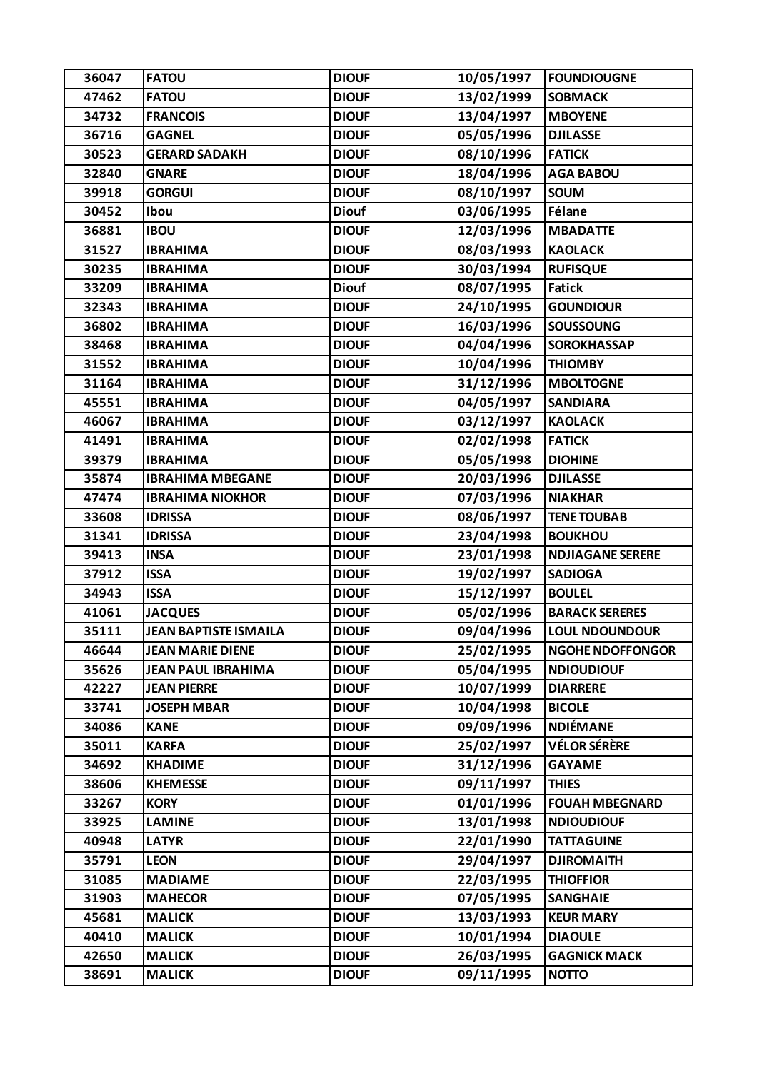| 36047 | FATOU | DIOUF | 10/05/1997 | FOUNDIOUGNE |
|---|---|---|---|---|
| 47462 | FATOU | DIOUF | 13/02/1999 | SOBMACK |
| 34732 | FRANCOIS | DIOUF | 13/04/1997 | MBOYENE |
| 36716 | GAGNEL | DIOUF | 05/05/1996 | DJILASSE |
| 30523 | GERARD SADAKH | DIOUF | 08/10/1996 | FATICK |
| 32840 | GNARE | DIOUF | 18/04/1996 | AGA BABOU |
| 39918 | GORGUI | DIOUF | 08/10/1997 | SOUM |
| 30452 | Ibou | Diouf | 03/06/1995 | Félane |
| 36881 | IBOU | DIOUF | 12/03/1996 | MBADATTE |
| 31527 | IBRAHIMA | DIOUF | 08/03/1993 | KAOLACK |
| 30235 | IBRAHIMA | DIOUF | 30/03/1994 | RUFISQUE |
| 33209 | IBRAHIMA | Diouf | 08/07/1995 | Fatick |
| 32343 | IBRAHIMA | DIOUF | 24/10/1995 | GOUNDIOUR |
| 36802 | IBRAHIMA | DIOUF | 16/03/1996 | SOUSSOUNG |
| 38468 | IBRAHIMA | DIOUF | 04/04/1996 | SOROKHASSAP |
| 31552 | IBRAHIMA | DIOUF | 10/04/1996 | THIOMBY |
| 31164 | IBRAHIMA | DIOUF | 31/12/1996 | MBOLTOGNE |
| 45551 | IBRAHIMA | DIOUF | 04/05/1997 | SANDIARA |
| 46067 | IBRAHIMA | DIOUF | 03/12/1997 | KAOLACK |
| 41491 | IBRAHIMA | DIOUF | 02/02/1998 | FATICK |
| 39379 | IBRAHIMA | DIOUF | 05/05/1998 | DIOHINE |
| 35874 | IBRAHIMA MBEGANE | DIOUF | 20/03/1996 | DJILASSE |
| 47474 | IBRAHIMA NIOKHOR | DIOUF | 07/03/1996 | NIAKHAR |
| 33608 | IDRISSA | DIOUF | 08/06/1997 | TENE TOUBAB |
| 31341 | IDRISSA | DIOUF | 23/04/1998 | BOUKHOU |
| 39413 | INSA | DIOUF | 23/01/1998 | NDJIAGANE SERERE |
| 37912 | ISSA | DIOUF | 19/02/1997 | SADIOGA |
| 34943 | ISSA | DIOUF | 15/12/1997 | BOULEL |
| 41061 | JACQUES | DIOUF | 05/02/1996 | BARACK SERERES |
| 35111 | JEAN BAPTISTE ISMAILA | DIOUF | 09/04/1996 | LOUL NDOUNDOUR |
| 46644 | JEAN MARIE DIENE | DIOUF | 25/02/1995 | NGOHE NDOFFONGOR |
| 35626 | JEAN PAUL IBRAHIMA | DIOUF | 05/04/1995 | NDIOUDIOUF |
| 42227 | JEAN PIERRE | DIOUF | 10/07/1999 | DIARRERE |
| 33741 | JOSEPH MBAR | DIOUF | 10/04/1998 | BICOLE |
| 34086 | KANE | DIOUF | 09/09/1996 | NDIÉMANE |
| 35011 | KARFA | DIOUF | 25/02/1997 | VÉLOR SÉRÈRE |
| 34692 | KHADIME | DIOUF | 31/12/1996 | GAYAME |
| 38606 | KHEMESSE | DIOUF | 09/11/1997 | THIES |
| 33267 | KORY | DIOUF | 01/01/1996 | FOUAH MBEGNARD |
| 33925 | LAMINE | DIOUF | 13/01/1998 | NDIOUDIOUF |
| 40948 | LATYR | DIOUF | 22/01/1990 | TATTAGUINE |
| 35791 | LEON | DIOUF | 29/04/1997 | DJIROMAITH |
| 31085 | MADIAME | DIOUF | 22/03/1995 | THIOFFIOR |
| 31903 | MAHECOR | DIOUF | 07/05/1995 | SANGHAIE |
| 45681 | MALICK | DIOUF | 13/03/1993 | KEUR MARY |
| 40410 | MALICK | DIOUF | 10/01/1994 | DIAOULE |
| 42650 | MALICK | DIOUF | 26/03/1995 | GAGNICK MACK |
| 38691 | MALICK | DIOUF | 09/11/1995 | NOTTO |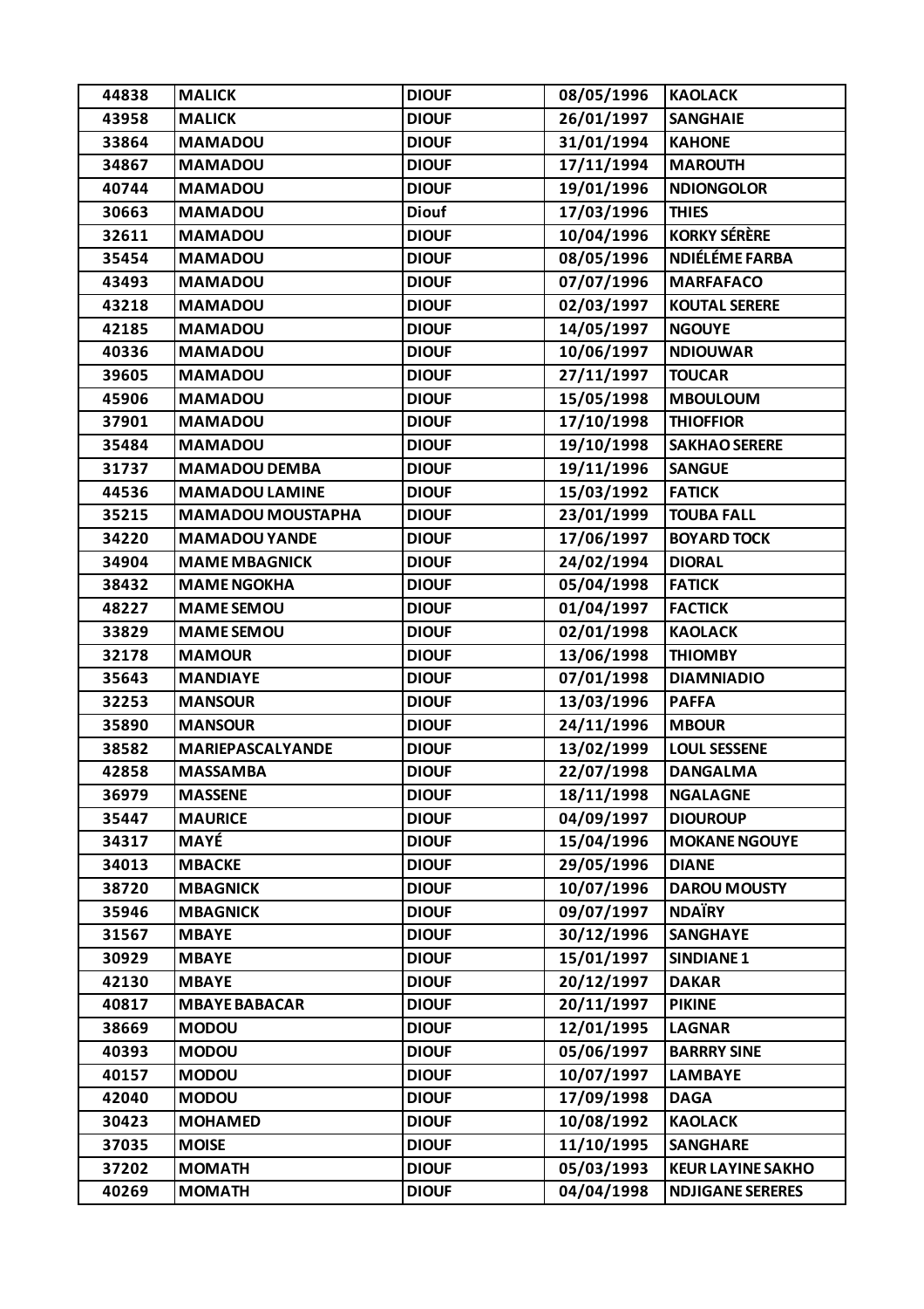| 44838 | MALICK | DIOUF | 08/05/1996 | KAOLACK |
|---|---|---|---|---|
| 43958 | MALICK | DIOUF | 26/01/1997 | SANGHAIE |
| 33864 | MAMADOU | DIOUF | 31/01/1994 | KAHONE |
| 34867 | MAMADOU | DIOUF | 17/11/1994 | MAROUTH |
| 40744 | MAMADOU | DIOUF | 19/01/1996 | NDIONGOLOR |
| 30663 | MAMADOU | Diouf | 17/03/1996 | THIES |
| 32611 | MAMADOU | DIOUF | 10/04/1996 | KORKY SÉRÈRE |
| 35454 | MAMADOU | DIOUF | 08/05/1996 | NDIÉLÉME FARBA |
| 43493 | MAMADOU | DIOUF | 07/07/1996 | MARFAFACO |
| 43218 | MAMADOU | DIOUF | 02/03/1997 | KOUTAL SERERE |
| 42185 | MAMADOU | DIOUF | 14/05/1997 | NGOUYE |
| 40336 | MAMADOU | DIOUF | 10/06/1997 | NDIOUWAR |
| 39605 | MAMADOU | DIOUF | 27/11/1997 | TOUCAR |
| 45906 | MAMADOU | DIOUF | 15/05/1998 | MBOULOUM |
| 37901 | MAMADOU | DIOUF | 17/10/1998 | THIOFFIOR |
| 35484 | MAMADOU | DIOUF | 19/10/1998 | SAKHAO SERERE |
| 31737 | MAMADOU DEMBA | DIOUF | 19/11/1996 | SANGUE |
| 44536 | MAMADOU LAMINE | DIOUF | 15/03/1992 | FATICK |
| 35215 | MAMADOU MOUSTAPHA | DIOUF | 23/01/1999 | TOUBA FALL |
| 34220 | MAMADOU YANDE | DIOUF | 17/06/1997 | BOYARD TOCK |
| 34904 | MAME MBAGNICK | DIOUF | 24/02/1994 | DIORAL |
| 38432 | MAME NGOKHA | DIOUF | 05/04/1998 | FATICK |
| 48227 | MAME SEMOU | DIOUF | 01/04/1997 | FACTICK |
| 33829 | MAME SEMOU | DIOUF | 02/01/1998 | KAOLACK |
| 32178 | MAMOUR | DIOUF | 13/06/1998 | THIOMBY |
| 35643 | MANDIAYE | DIOUF | 07/01/1998 | DIAMNIADIO |
| 32253 | MANSOUR | DIOUF | 13/03/1996 | PAFFA |
| 35890 | MANSOUR | DIOUF | 24/11/1996 | MBOUR |
| 38582 | MARIEPASCALYANDE | DIOUF | 13/02/1999 | LOUL SESSENE |
| 42858 | MASSAMBA | DIOUF | 22/07/1998 | DANGALMA |
| 36979 | MASSENE | DIOUF | 18/11/1998 | NGALAGNE |
| 35447 | MAURICE | DIOUF | 04/09/1997 | DIOUROUP |
| 34317 | MAYÉ | DIOUF | 15/04/1996 | MOKANE NGOUYE |
| 34013 | MBACKE | DIOUF | 29/05/1996 | DIANE |
| 38720 | MBAGNICK | DIOUF | 10/07/1996 | DAROU MOUSTY |
| 35946 | MBAGNICK | DIOUF | 09/07/1997 | NDAÏRY |
| 31567 | MBAYE | DIOUF | 30/12/1996 | SANGHAYE |
| 30929 | MBAYE | DIOUF | 15/01/1997 | SINDIANE 1 |
| 42130 | MBAYE | DIOUF | 20/12/1997 | DAKAR |
| 40817 | MBAYE BABACAR | DIOUF | 20/11/1997 | PIKINE |
| 38669 | MODOU | DIOUF | 12/01/1995 | LAGNAR |
| 40393 | MODOU | DIOUF | 05/06/1997 | BARRRY SINE |
| 40157 | MODOU | DIOUF | 10/07/1997 | LAMBAYE |
| 42040 | MODOU | DIOUF | 17/09/1998 | DAGA |
| 30423 | MOHAMED | DIOUF | 10/08/1992 | KAOLACK |
| 37035 | MOISE | DIOUF | 11/10/1995 | SANGHARE |
| 37202 | MOMATH | DIOUF | 05/03/1993 | KEUR LAYINE SAKHO |
| 40269 | MOMATH | DIOUF | 04/04/1998 | NDJIGANE SERERES |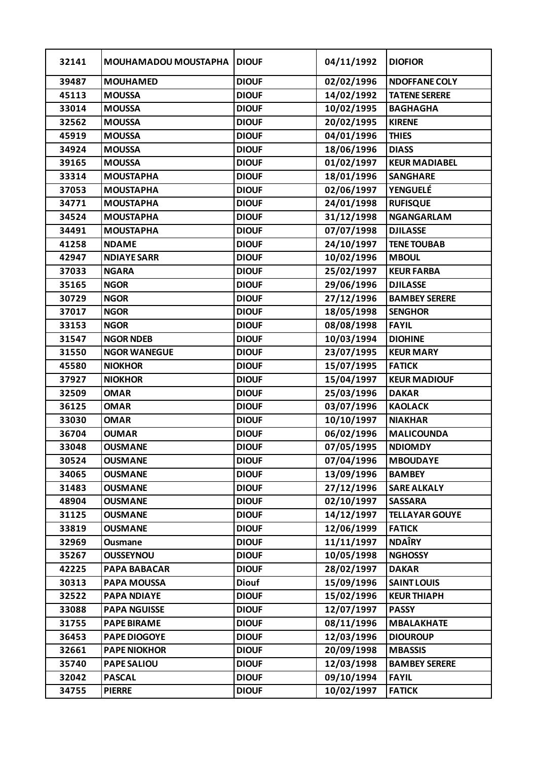| 32141 | MOUHAMADOU MOUSTAPHA | DIOUF | 04/11/1992 | DIOFIOR |
|---|---|---|---|---|
| 39487 | MOUHAMED | DIOUF | 02/02/1996 | NDOFFANE COLY |
| 45113 | MOUSSA | DIOUF | 14/02/1992 | TATENE SERERE |
| 33014 | MOUSSA | DIOUF | 10/02/1995 | BAGHAGHA |
| 32562 | MOUSSA | DIOUF | 20/02/1995 | KIRENE |
| 45919 | MOUSSA | DIOUF | 04/01/1996 | THIES |
| 34924 | MOUSSA | DIOUF | 18/06/1996 | DIASS |
| 39165 | MOUSSA | DIOUF | 01/02/1997 | KEUR MADIABEL |
| 33314 | MOUSTAPHA | DIOUF | 18/01/1996 | SANGHARE |
| 37053 | MOUSTAPHA | DIOUF | 02/06/1997 | YENGUELÉ |
| 34771 | MOUSTAPHA | DIOUF | 24/01/1998 | RUFISQUE |
| 34524 | MOUSTAPHA | DIOUF | 31/12/1998 | NGANGARLAM |
| 34491 | MOUSTAPHA | DIOUF | 07/07/1998 | DJILASSE |
| 41258 | NDAME | DIOUF | 24/10/1997 | TENE TOUBAB |
| 42947 | NDIAYE SARR | DIOUF | 10/02/1996 | MBOUL |
| 37033 | NGARA | DIOUF | 25/02/1997 | KEUR FARBA |
| 35165 | NGOR | DIOUF | 29/06/1996 | DJILASSE |
| 30729 | NGOR | DIOUF | 27/12/1996 | BAMBEY SERERE |
| 37017 | NGOR | DIOUF | 18/05/1998 | SENGHOR |
| 33153 | NGOR | DIOUF | 08/08/1998 | FAYIL |
| 31547 | NGOR NDEB | DIOUF | 10/03/1994 | DIOHINE |
| 31550 | NGOR WANEGUE | DIOUF | 23/07/1995 | KEUR MARY |
| 45580 | NIOKHOR | DIOUF | 15/07/1995 | FATICK |
| 37927 | NIOKHOR | DIOUF | 15/04/1997 | KEUR MADIOUF |
| 32509 | OMAR | DIOUF | 25/03/1996 | DAKAR |
| 36125 | OMAR | DIOUF | 03/07/1996 | KAOLACK |
| 33030 | OMAR | DIOUF | 10/10/1997 | NIAKHAR |
| 36704 | OUMAR | DIOUF | 06/02/1996 | MALICOUNDA |
| 33048 | OUSMANE | DIOUF | 07/05/1995 | NDIOMDY |
| 30524 | OUSMANE | DIOUF | 07/04/1996 | MBOUDAYE |
| 34065 | OUSMANE | DIOUF | 13/09/1996 | BAMBEY |
| 31483 | OUSMANE | DIOUF | 27/12/1996 | SARE ALKALY |
| 48904 | OUSMANE | DIOUF | 02/10/1997 | SASSARA |
| 31125 | OUSMANE | DIOUF | 14/12/1997 | TELLAYAR GOUYE |
| 33819 | OUSMANE | DIOUF | 12/06/1999 | FATICK |
| 32969 | Ousmane | DIOUF | 11/11/1997 | NDAÎRY |
| 35267 | OUSSEYNOU | DIOUF | 10/05/1998 | NGHOSSY |
| 42225 | PAPA BABACAR | DIOUF | 28/02/1997 | DAKAR |
| 30313 | PAPA MOUSSA | Diouf | 15/09/1996 | SAINT LOUIS |
| 32522 | PAPA NDIAYE | DIOUF | 15/02/1996 | KEUR THIAPH |
| 33088 | PAPA NGUISSE | DIOUF | 12/07/1997 | PASSY |
| 31755 | PAPE BIRAME | DIOUF | 08/11/1996 | MBALAKHATE |
| 36453 | PAPE DIOGOYE | DIOUF | 12/03/1996 | DIOUROUP |
| 32661 | PAPE NIOKHOR | DIOUF | 20/09/1998 | MBASSIS |
| 35740 | PAPE SALIOU | DIOUF | 12/03/1998 | BAMBEY SERERE |
| 32042 | PASCAL | DIOUF | 09/10/1994 | FAYIL |
| 34755 | PIERRE | DIOUF | 10/02/1997 | FATICK |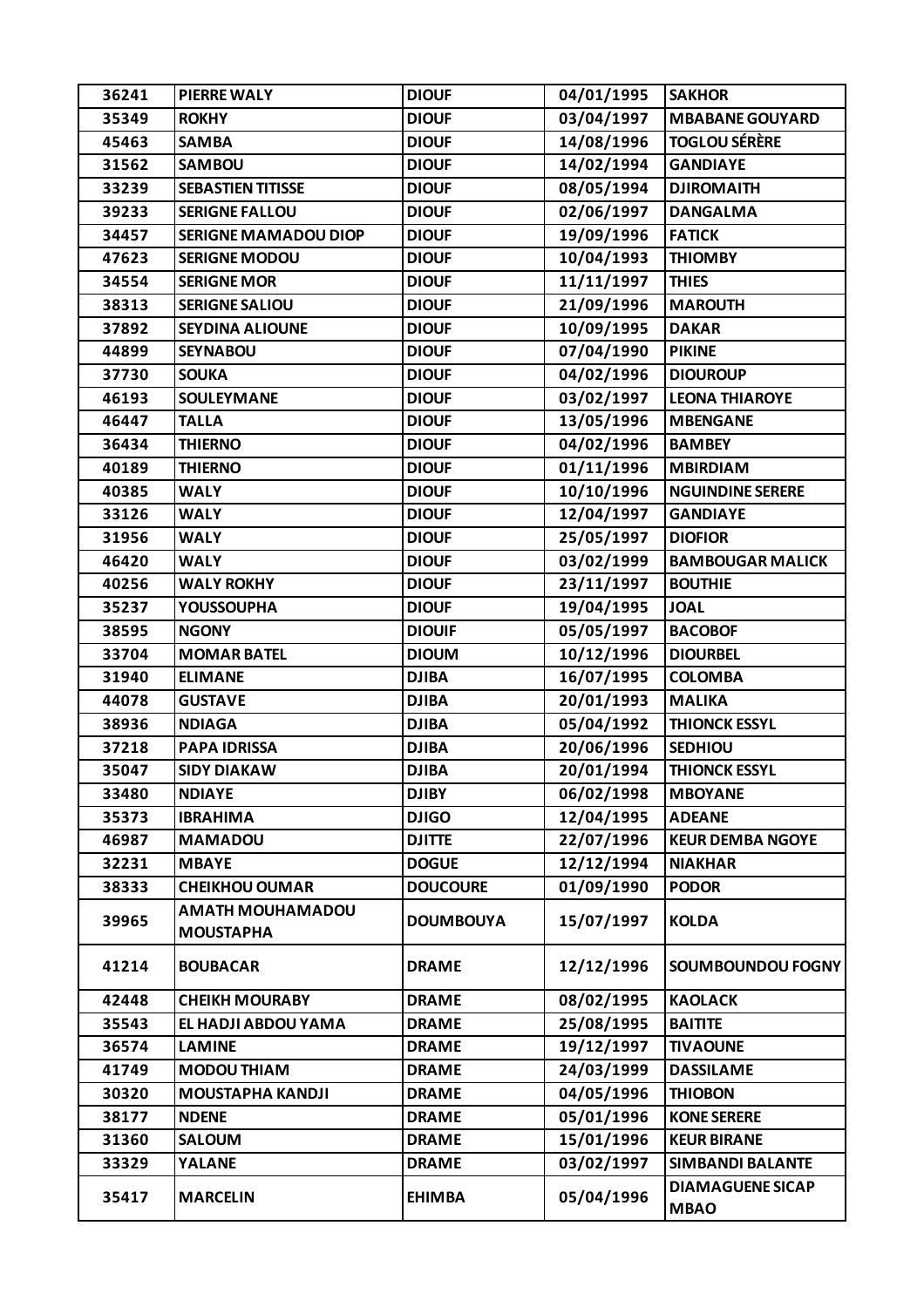| 36241 | PIERRE WALY | DIOUF | 04/01/1995 | SAKHOR |
|---|---|---|---|---|
| 35349 | ROKHY | DIOUF | 03/04/1997 | MBABANE GOUYARD |
| 45463 | SAMBA | DIOUF | 14/08/1996 | TOGLOU SÉRÈRE |
| 31562 | SAMBOU | DIOUF | 14/02/1994 | GANDIAYE |
| 33239 | SEBASTIEN TITISSE | DIOUF | 08/05/1994 | DJIROMAITH |
| 39233 | SERIGNE FALLOU | DIOUF | 02/06/1997 | DANGALMA |
| 34457 | SERIGNE MAMADOU DIOP | DIOUF | 19/09/1996 | FATICK |
| 47623 | SERIGNE MODOU | DIOUF | 10/04/1993 | THIOMBY |
| 34554 | SERIGNE MOR | DIOUF | 11/11/1997 | THIES |
| 38313 | SERIGNE SALIOU | DIOUF | 21/09/1996 | MAROUTH |
| 37892 | SEYDINA ALIOUNE | DIOUF | 10/09/1995 | DAKAR |
| 44899 | SEYNABOU | DIOUF | 07/04/1990 | PIKINE |
| 37730 | SOUKA | DIOUF | 04/02/1996 | DIOUROUP |
| 46193 | SOULEYMANE | DIOUF | 03/02/1997 | LEONA THIAROYE |
| 46447 | TALLA | DIOUF | 13/05/1996 | MBENGANE |
| 36434 | THIERNO | DIOUF | 04/02/1996 | BAMBEY |
| 40189 | THIERNO | DIOUF | 01/11/1996 | MBIRDIAM |
| 40385 | WALY | DIOUF | 10/10/1996 | NGUINDINE SERERE |
| 33126 | WALY | DIOUF | 12/04/1997 | GANDIAYE |
| 31956 | WALY | DIOUF | 25/05/1997 | DIOFIOR |
| 46420 | WALY | DIOUF | 03/02/1999 | BAMBOUGAR MALICK |
| 40256 | WALY ROKHY | DIOUF | 23/11/1997 | BOUTHIE |
| 35237 | YOUSSOUPHA | DIOUF | 19/04/1995 | JOAL |
| 38595 | NGONY | DIOUIF | 05/05/1997 | BACOBOF |
| 33704 | MOMAR BATEL | DIOUM | 10/12/1996 | DIOURBEL |
| 31940 | ELIMANE | DJIBA | 16/07/1995 | COLOMBA |
| 44078 | GUSTAVE | DJIBA | 20/01/1993 | MALIKA |
| 38936 | NDIAGA | DJIBA | 05/04/1992 | THIONCK ESSYL |
| 37218 | PAPA IDRISSA | DJIBA | 20/06/1996 | SEDHIOU |
| 35047 | SIDY DIAKAW | DJIBA | 20/01/1994 | THIONCK ESSYL |
| 33480 | NDIAYE | DJIBY | 06/02/1998 | MBOYANE |
| 35373 | IBRAHIMA | DJIGO | 12/04/1995 | ADEANE |
| 46987 | MAMADOU | DJITTE | 22/07/1996 | KEUR DEMBA NGOYE |
| 32231 | MBAYE | DOGUE | 12/12/1994 | NIAKHAR |
| 38333 | CHEIKHOU OUMAR | DOUCOURE | 01/09/1990 | PODOR |
| 39965 | AMATH MOUHAMADOU MOUSTAPHA | DOUMBOUYA | 15/07/1997 | KOLDA |
| 41214 | BOUBACAR | DRAME | 12/12/1996 | SOUMBOUNDOU FOGNY |
| 42448 | CHEIKH MOURABY | DRAME | 08/02/1995 | KAOLACK |
| 35543 | EL HADJI ABDOU YAMA | DRAME | 25/08/1995 | BAITITE |
| 36574 | LAMINE | DRAME | 19/12/1997 | TIVAOUNE |
| 41749 | MODOU THIAM | DRAME | 24/03/1999 | DASSILAME |
| 30320 | MOUSTAPHA KANDJI | DRAME | 04/05/1996 | THIOBON |
| 38177 | NDENE | DRAME | 05/01/1996 | KONE SERERE |
| 31360 | SALOUM | DRAME | 15/01/1996 | KEUR BIRANE |
| 33329 | YALANE | DRAME | 03/02/1997 | SIMBANDI BALANTE |
| 35417 | MARCELIN | EHIMBA | 05/04/1996 | DIAMAGUENE SICAP MBAO |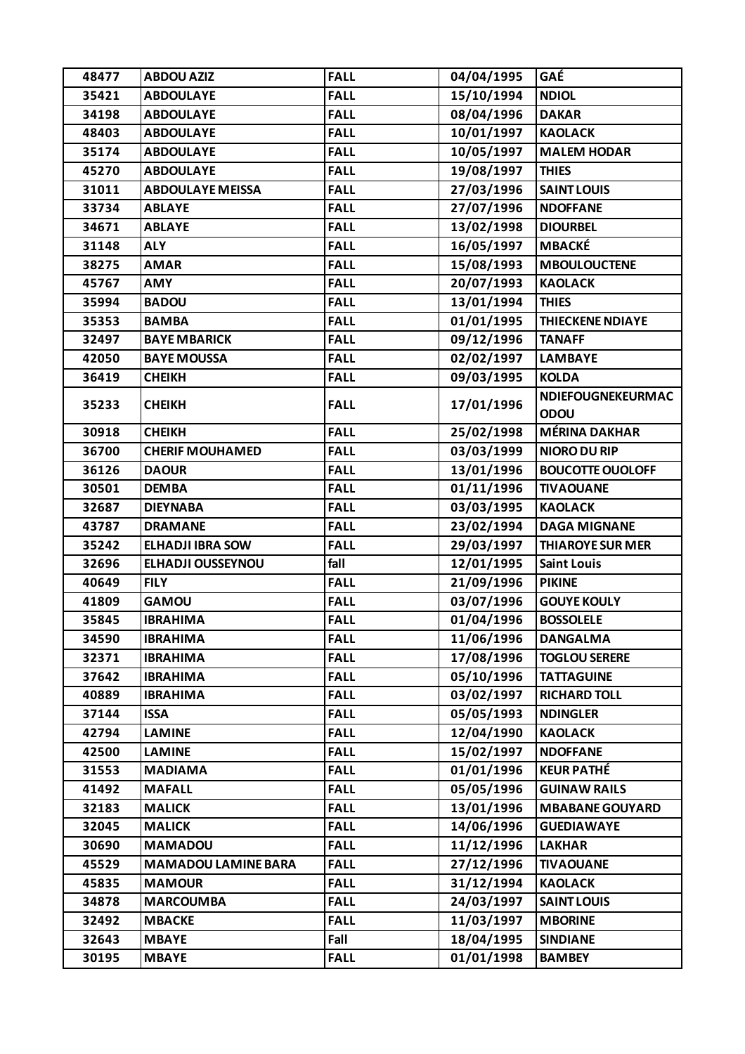| 48477 | ABDOU AZIZ | FALL | 04/04/1995 | GAÉ |
|---|---|---|---|---|
| 35421 | ABDOULAYE | FALL | 15/10/1994 | NDIOL |
| 34198 | ABDOULAYE | FALL | 08/04/1996 | DAKAR |
| 48403 | ABDOULAYE | FALL | 10/01/1997 | KAOLACK |
| 35174 | ABDOULAYE | FALL | 10/05/1997 | MALEM HODAR |
| 45270 | ABDOULAYE | FALL | 19/08/1997 | THIES |
| 31011 | ABDOULAYE MEISSA | FALL | 27/03/1996 | SAINT LOUIS |
| 33734 | ABLAYE | FALL | 27/07/1996 | NDOFFANE |
| 34671 | ABLAYE | FALL | 13/02/1998 | DIOURBEL |
| 31148 | ALY | FALL | 16/05/1997 | MBACKÉ |
| 38275 | AMAR | FALL | 15/08/1993 | MBOULOUCTENE |
| 45767 | AMY | FALL | 20/07/1993 | KAOLACK |
| 35994 | BADOU | FALL | 13/01/1994 | THIES |
| 35353 | BAMBA | FALL | 01/01/1995 | THIECKENE NDIAYE |
| 32497 | BAYE MBARICK | FALL | 09/12/1996 | TANAFF |
| 42050 | BAYE MOUSSA | FALL | 02/02/1997 | LAMBAYE |
| 36419 | CHEIKH | FALL | 09/03/1995 | KOLDA |
| 35233 | CHEIKH | FALL | 17/01/1996 | NDIEFOUGNEKEURMACODOU |
| 30918 | CHEIKH | FALL | 25/02/1998 | MÉRINA DAKHAR |
| 36700 | CHERIF MOUHAMED | FALL | 03/03/1999 | NIORO DU RIP |
| 36126 | DAOUR | FALL | 13/01/1996 | BOUCOTTE OUOLOFF |
| 30501 | DEMBA | FALL | 01/11/1996 | TIVAOUANE |
| 32687 | DIEYNABA | FALL | 03/03/1995 | KAOLACK |
| 43787 | DRAMANE | FALL | 23/02/1994 | DAGA MIGNANE |
| 35242 | ELHADJI IBRA SOW | FALL | 29/03/1997 | THIAROYE SUR MER |
| 32696 | ELHADJI OUSSEYNOU | fall | 12/01/1995 | Saint Louis |
| 40649 | FILY | FALL | 21/09/1996 | PIKINE |
| 41809 | GAMOU | FALL | 03/07/1996 | GOUYE KOULY |
| 35845 | IBRAHIMA | FALL | 01/04/1996 | BOSSOLELE |
| 34590 | IBRAHIMA | FALL | 11/06/1996 | DANGALMA |
| 32371 | IBRAHIMA | FALL | 17/08/1996 | TOGLOU SERERE |
| 37642 | IBRAHIMA | FALL | 05/10/1996 | TATTAGUINE |
| 40889 | IBRAHIMA | FALL | 03/02/1997 | RICHARD TOLL |
| 37144 | ISSA | FALL | 05/05/1993 | NDINGLER |
| 42794 | LAMINE | FALL | 12/04/1990 | KAOLACK |
| 42500 | LAMINE | FALL | 15/02/1997 | NDOFFANE |
| 31553 | MADIAMA | FALL | 01/01/1996 | KEUR PATHÉ |
| 41492 | MAFALL | FALL | 05/05/1996 | GUINAW RAILS |
| 32183 | MALICK | FALL | 13/01/1996 | MBABANE GOUYARD |
| 32045 | MALICK | FALL | 14/06/1996 | GUEDIAWAYE |
| 30690 | MAMADOU | FALL | 11/12/1996 | LAKHAR |
| 45529 | MAMADOU LAMINE BARA | FALL | 27/12/1996 | TIVAOUANE |
| 45835 | MAMOUR | FALL | 31/12/1994 | KAOLACK |
| 34878 | MARCOUMBA | FALL | 24/03/1997 | SAINT LOUIS |
| 32492 | MBACKE | FALL | 11/03/1997 | MBORINE |
| 32643 | MBAYE | Fall | 18/04/1995 | SINDIANE |
| 30195 | MBAYE | FALL | 01/01/1998 | BAMBEY |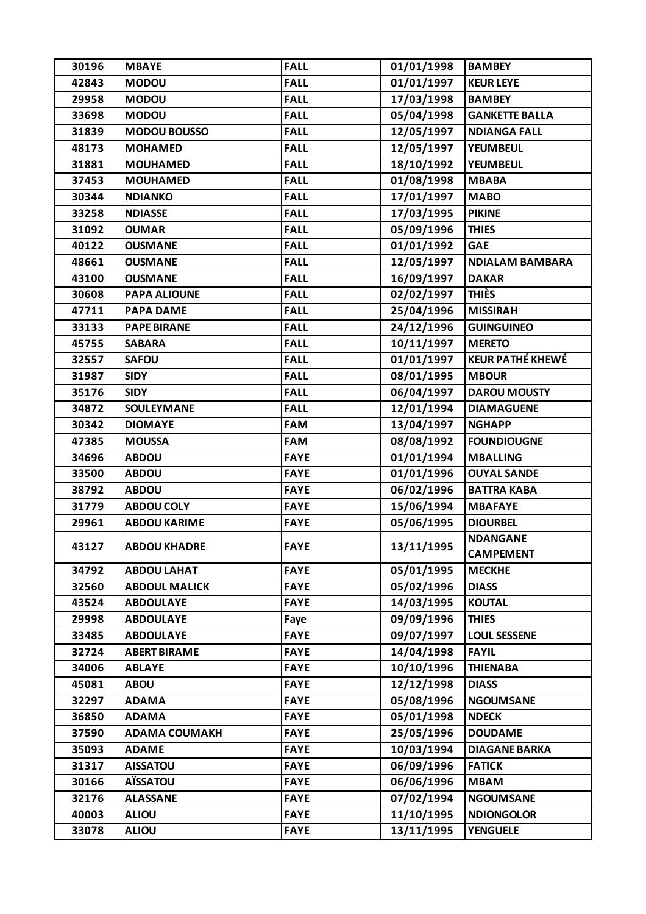| 30196 | MBAYE | FALL | 01/01/1998 | BAMBEY |
|---|---|---|---|---|
| 42843 | MODOU | FALL | 01/01/1997 | KEUR LEYE |
| 29958 | MODOU | FALL | 17/03/1998 | BAMBEY |
| 33698 | MODOU | FALL | 05/04/1998 | GANKETTE BALLA |
| 31839 | MODOU BOUSSO | FALL | 12/05/1997 | NDIANGA FALL |
| 48173 | MOHAMED | FALL | 12/05/1997 | YEUMBEUL |
| 31881 | MOUHAMED | FALL | 18/10/1992 | YEUMBEUL |
| 37453 | MOUHAMED | FALL | 01/08/1998 | MBABA |
| 30344 | NDIANKO | FALL | 17/01/1997 | MABO |
| 33258 | NDIASSE | FALL | 17/03/1995 | PIKINE |
| 31092 | OUMAR | FALL | 05/09/1996 | THIES |
| 40122 | OUSMANE | FALL | 01/01/1992 | GAE |
| 48661 | OUSMANE | FALL | 12/05/1997 | NDIALAM BAMBARA |
| 43100 | OUSMANE | FALL | 16/09/1997 | DAKAR |
| 30608 | PAPA ALIOUNE | FALL | 02/02/1997 | THIÈS |
| 47711 | PAPA DAME | FALL | 25/04/1996 | MISSIRAH |
| 33133 | PAPE BIRANE | FALL | 24/12/1996 | GUINGUINEO |
| 45755 | SABARA | FALL | 10/11/1997 | MERETO |
| 32557 | SAFOU | FALL | 01/01/1997 | KEUR PATHÉ KHEWÉ |
| 31987 | SIDY | FALL | 08/01/1995 | MBOUR |
| 35176 | SIDY | FALL | 06/04/1997 | DAROU MOUSTY |
| 34872 | SOULEYMANE | FALL | 12/01/1994 | DIAMAGUENE |
| 30342 | DIOMAYE | FAM | 13/04/1997 | NGHAPP |
| 47385 | MOUSSA | FAM | 08/08/1992 | FOUNDIOUGNE |
| 34696 | ABDOU | FAYE | 01/01/1994 | MBALLING |
| 33500 | ABDOU | FAYE | 01/01/1996 | OUYAL SANDE |
| 38792 | ABDOU | FAYE | 06/02/1996 | BATTRA KABA |
| 31779 | ABDOU COLY | FAYE | 15/06/1994 | MBAFAYE |
| 29961 | ABDOU KARIME | FAYE | 05/06/1995 | DIOURBEL |
| 43127 | ABDOU KHADRE | FAYE | 13/11/1995 | NDANGANE CAMPEMENT |
| 34792 | ABDOU LAHAT | FAYE | 05/01/1995 | MECKHE |
| 32560 | ABDOUL MALICK | FAYE | 05/02/1996 | DIASS |
| 43524 | ABDOULAYE | FAYE | 14/03/1995 | KOUTAL |
| 29998 | ABDOULAYE | Faye | 09/09/1996 | THIES |
| 33485 | ABDOULAYE | FAYE | 09/07/1997 | LOUL SESSENE |
| 32724 | ABERT BIRAME | FAYE | 14/04/1998 | FAYIL |
| 34006 | ABLAYE | FAYE | 10/10/1996 | THIENABA |
| 45081 | ABOU | FAYE | 12/12/1998 | DIASS |
| 32297 | ADAMA | FAYE | 05/08/1996 | NGOUMSANE |
| 36850 | ADAMA | FAYE | 05/01/1998 | NDECK |
| 37590 | ADAMA COUMAKH | FAYE | 25/05/1996 | DOUDAME |
| 35093 | ADAME | FAYE | 10/03/1994 | DIAGANE BARKA |
| 31317 | AISSATOU | FAYE | 06/09/1996 | FATICK |
| 30166 | AÏSSATOU | FAYE | 06/06/1996 | MBAM |
| 32176 | ALASSANE | FAYE | 07/02/1994 | NGOUMSANE |
| 40003 | ALIOU | FAYE | 11/10/1995 | NDIONGOLOR |
| 33078 | ALIOU | FAYE | 13/11/1995 | YENGUELE |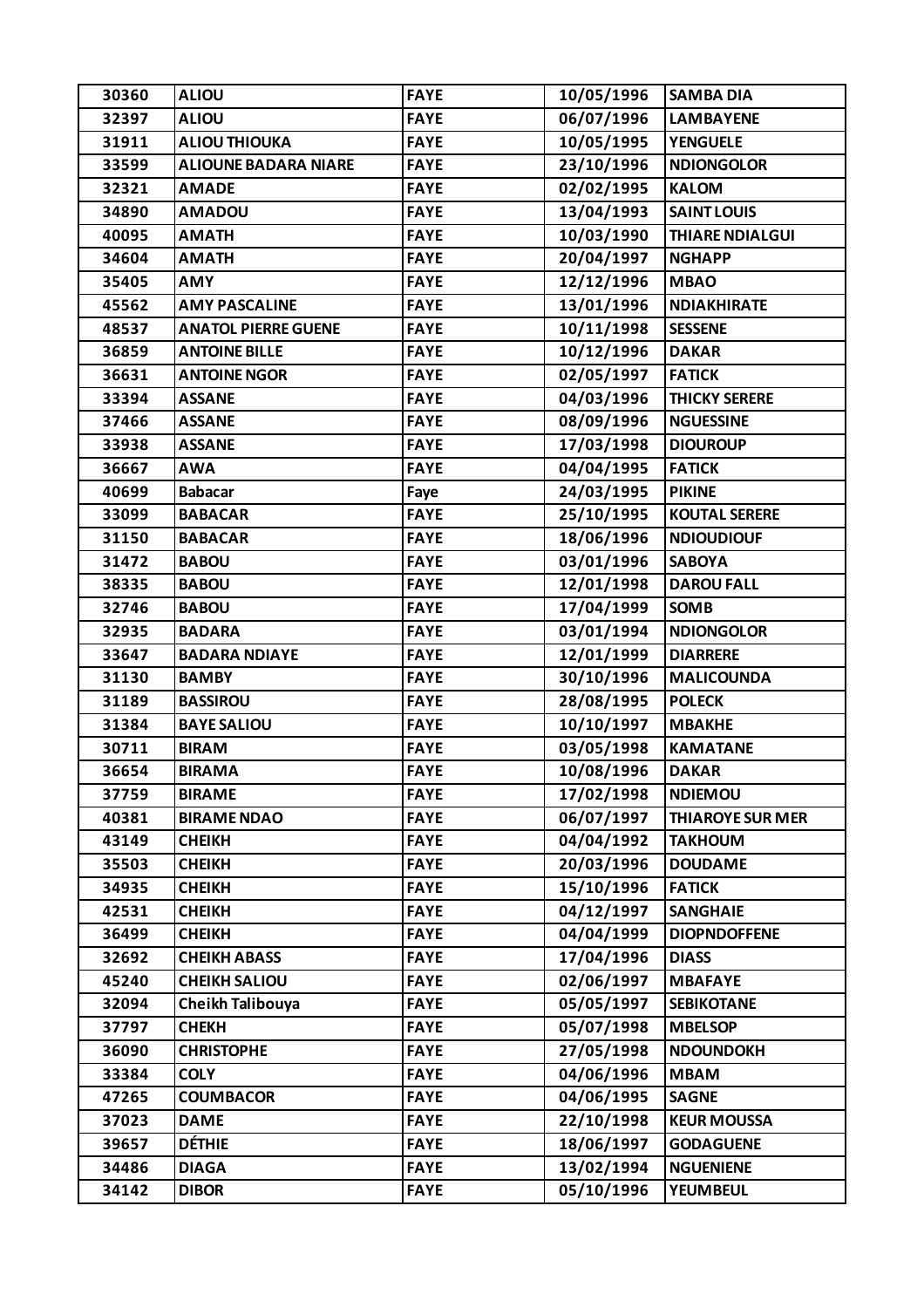| 30360 | ALIOU | FAYE | 10/05/1996 | SAMBA DIA |
|---|---|---|---|---|
| 32397 | ALIOU | FAYE | 06/07/1996 | LAMBAYENE |
| 31911 | ALIOU THIOUKA | FAYE | 10/05/1995 | YENGUELE |
| 33599 | ALIOUNE BADARA NIARE | FAYE | 23/10/1996 | NDIONGOLOR |
| 32321 | AMADE | FAYE | 02/02/1995 | KALOM |
| 34890 | AMADOU | FAYE | 13/04/1993 | SAINT LOUIS |
| 40095 | AMATH | FAYE | 10/03/1990 | THIARE NDIALGUI |
| 34604 | AMATH | FAYE | 20/04/1997 | NGHAPP |
| 35405 | AMY | FAYE | 12/12/1996 | MBAO |
| 45562 | AMY PASCALINE | FAYE | 13/01/1996 | NDIAKHIRATE |
| 48537 | ANATOL PIERRE GUENE | FAYE | 10/11/1998 | SESSENE |
| 36859 | ANTOINE BILLE | FAYE | 10/12/1996 | DAKAR |
| 36631 | ANTOINE NGOR | FAYE | 02/05/1997 | FATICK |
| 33394 | ASSANE | FAYE | 04/03/1996 | THICKY SERERE |
| 37466 | ASSANE | FAYE | 08/09/1996 | NGUESSINE |
| 33938 | ASSANE | FAYE | 17/03/1998 | DIOUROUP |
| 36667 | AWA | FAYE | 04/04/1995 | FATICK |
| 40699 | Babacar | Faye | 24/03/1995 | PIKINE |
| 33099 | BABACAR | FAYE | 25/10/1995 | KOUTAL SERERE |
| 31150 | BABACAR | FAYE | 18/06/1996 | NDIOUDIOUF |
| 31472 | BABOU | FAYE | 03/01/1996 | SABOYA |
| 38335 | BABOU | FAYE | 12/01/1998 | DAROU FALL |
| 32746 | BABOU | FAYE | 17/04/1999 | SOMB |
| 32935 | BADARA | FAYE | 03/01/1994 | NDIONGOLOR |
| 33647 | BADARA NDIAYE | FAYE | 12/01/1999 | DIARRERE |
| 31130 | BAMBY | FAYE | 30/10/1996 | MALICOUNDA |
| 31189 | BASSIROU | FAYE | 28/08/1995 | POLECK |
| 31384 | BAYE SALIOU | FAYE | 10/10/1997 | MBAKHE |
| 30711 | BIRAM | FAYE | 03/05/1998 | KAMATANE |
| 36654 | BIRAMA | FAYE | 10/08/1996 | DAKAR |
| 37759 | BIRAME | FAYE | 17/02/1998 | NDIEMOU |
| 40381 | BIRAME NDAO | FAYE | 06/07/1997 | THIAROYE SUR MER |
| 43149 | CHEIKH | FAYE | 04/04/1992 | TAKHOUM |
| 35503 | CHEIKH | FAYE | 20/03/1996 | DOUDAME |
| 34935 | CHEIKH | FAYE | 15/10/1996 | FATICK |
| 42531 | CHEIKH | FAYE | 04/12/1997 | SANGHAIE |
| 36499 | CHEIKH | FAYE | 04/04/1999 | DIOPNDOFFENE |
| 32692 | CHEIKH ABASS | FAYE | 17/04/1996 | DIASS |
| 45240 | CHEIKH SALIOU | FAYE | 02/06/1997 | MBAFAYE |
| 32094 | Cheikh Talibouya | FAYE | 05/05/1997 | SEBIKOTANE |
| 37797 | CHEKH | FAYE | 05/07/1998 | MBELSOP |
| 36090 | CHRISTOPHE | FAYE | 27/05/1998 | NDOUNDOKH |
| 33384 | COLY | FAYE | 04/06/1996 | MBAM |
| 47265 | COUMBACOR | FAYE | 04/06/1995 | SAGNE |
| 37023 | DAME | FAYE | 22/10/1998 | KEUR MOUSSA |
| 39657 | DÉTHIE | FAYE | 18/06/1997 | GODAGUENE |
| 34486 | DIAGA | FAYE | 13/02/1994 | NGUENIENE |
| 34142 | DIBOR | FAYE | 05/10/1996 | YEUMBEUL |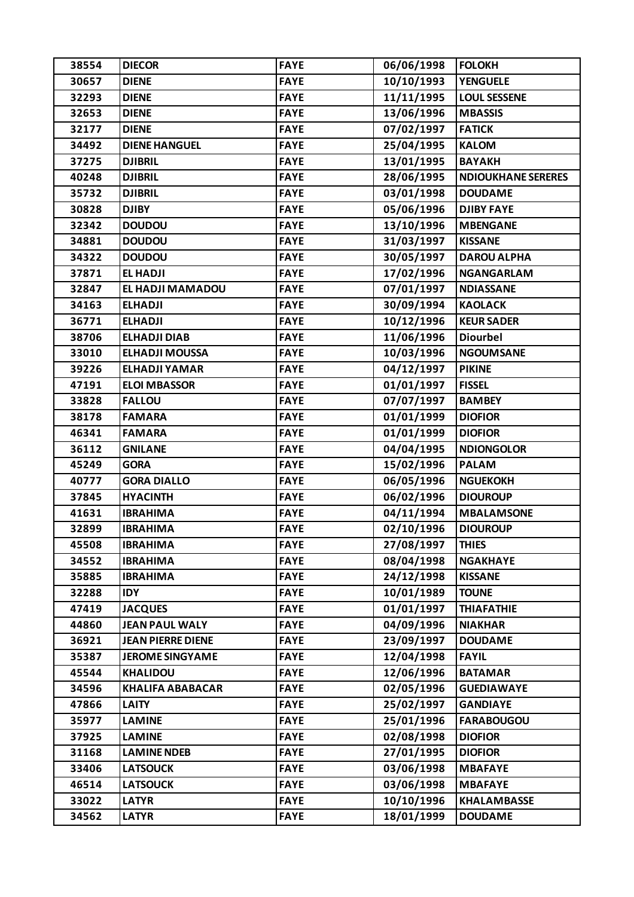| 38554 | DIECOR | FAYE | 06/06/1998 | FOLOKH |
|---|---|---|---|---|
| 30657 | DIENE | FAYE | 10/10/1993 | YENGUELE |
| 32293 | DIENE | FAYE | 11/11/1995 | LOUL SESSENE |
| 32653 | DIENE | FAYE | 13/06/1996 | MBASSIS |
| 32177 | DIENE | FAYE | 07/02/1997 | FATICK |
| 34492 | DIENE HANGUEL | FAYE | 25/04/1995 | KALOM |
| 37275 | DJIBRIL | FAYE | 13/01/1995 | BAYAKH |
| 40248 | DJIBRIL | FAYE | 28/06/1995 | NDIOUKHANE SERERES |
| 35732 | DJIBRIL | FAYE | 03/01/1998 | DOUDAME |
| 30828 | DJIBY | FAYE | 05/06/1996 | DJIBY FAYE |
| 32342 | DOUDOU | FAYE | 13/10/1996 | MBENGANE |
| 34881 | DOUDOU | FAYE | 31/03/1997 | KISSANE |
| 34322 | DOUDOU | FAYE | 30/05/1997 | DAROU ALPHA |
| 37871 | EL HADJI | FAYE | 17/02/1996 | NGANGARLAM |
| 32847 | EL HADJI MAMADOU | FAYE | 07/01/1997 | NDIASSANE |
| 34163 | ELHADJI | FAYE | 30/09/1994 | KAOLACK |
| 36771 | ELHADJI | FAYE | 10/12/1996 | KEUR SADER |
| 38706 | ELHADJI DIAB | FAYE | 11/06/1996 | Diourbel |
| 33010 | ELHADJI MOUSSA | FAYE | 10/03/1996 | NGOUMSANE |
| 39226 | ELHADJI YAMAR | FAYE | 04/12/1997 | PIKINE |
| 47191 | ELOI MBASSOR | FAYE | 01/01/1997 | FISSEL |
| 33828 | FALLOU | FAYE | 07/07/1997 | BAMBEY |
| 38178 | FAMARA | FAYE | 01/01/1999 | DIOFIOR |
| 46341 | FAMARA | FAYE | 01/01/1999 | DIOFIOR |
| 36112 | GNILANE | FAYE | 04/04/1995 | NDIONGOLOR |
| 45249 | GORA | FAYE | 15/02/1996 | PALAM |
| 40777 | GORA DIALLO | FAYE | 06/05/1996 | NGUEKOKH |
| 37845 | HYACINTH | FAYE | 06/02/1996 | DIOUROUP |
| 41631 | IBRAHIMA | FAYE | 04/11/1994 | MBALAMSONE |
| 32899 | IBRAHIMA | FAYE | 02/10/1996 | DIOUROUP |
| 45508 | IBRAHIMA | FAYE | 27/08/1997 | THIES |
| 34552 | IBRAHIMA | FAYE | 08/04/1998 | NGAKHAYE |
| 35885 | IBRAHIMA | FAYE | 24/12/1998 | KISSANE |
| 32288 | IDY | FAYE | 10/01/1989 | TOUNE |
| 47419 | JACQUES | FAYE | 01/01/1997 | THIAFATHIE |
| 44860 | JEAN PAUL WALY | FAYE | 04/09/1996 | NIAKHAR |
| 36921 | JEAN PIERRE DIENE | FAYE | 23/09/1997 | DOUDAME |
| 35387 | JEROME SINGYAME | FAYE | 12/04/1998 | FAYIL |
| 45544 | KHALIDOU | FAYE | 12/06/1996 | BATAMAR |
| 34596 | KHALIFA ABABACAR | FAYE | 02/05/1996 | GUEDIAWAYE |
| 47866 | LAITY | FAYE | 25/02/1997 | GANDIAYE |
| 35977 | LAMINE | FAYE | 25/01/1996 | FARABOUGOU |
| 37925 | LAMINE | FAYE | 02/08/1998 | DIOFIOR |
| 31168 | LAMINE NDEB | FAYE | 27/01/1995 | DIOFIOR |
| 33406 | LATSOUCK | FAYE | 03/06/1998 | MBAFAYE |
| 46514 | LATSOUCK | FAYE | 03/06/1998 | MBAFAYE |
| 33022 | LATYR | FAYE | 10/10/1996 | KHALAMBASSE |
| 34562 | LATYR | FAYE | 18/01/1999 | DOUDAME |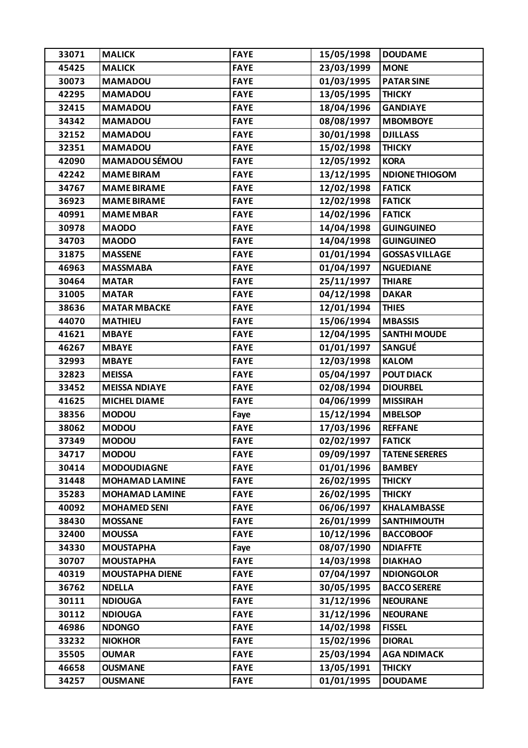| 33071 | MALICK | FAYE | 15/05/1998 | DOUDAME |
|---|---|---|---|---|
| 45425 | MALICK | FAYE | 23/03/1999 | MONE |
| 30073 | MAMADOU | FAYE | 01/03/1995 | PATAR SINE |
| 42295 | MAMADOU | FAYE | 13/05/1995 | THICKY |
| 32415 | MAMADOU | FAYE | 18/04/1996 | GANDIAYE |
| 34342 | MAMADOU | FAYE | 08/08/1997 | MBOMBOYE |
| 32152 | MAMADOU | FAYE | 30/01/1998 | DJILLASS |
| 32351 | MAMADOU | FAYE | 15/02/1998 | THICKY |
| 42090 | MAMADOU SÉMOU | FAYE | 12/05/1992 | KORA |
| 42242 | MAME BIRAM | FAYE | 13/12/1995 | NDIONE THIOGOM |
| 34767 | MAME BIRAME | FAYE | 12/02/1998 | FATICK |
| 36923 | MAME BIRAME | FAYE | 12/02/1998 | FATICK |
| 40991 | MAME MBAR | FAYE | 14/02/1996 | FATICK |
| 30978 | MAODO | FAYE | 14/04/1998 | GUINGUINEO |
| 34703 | MAODO | FAYE | 14/04/1998 | GUINGUINEO |
| 31875 | MASSENE | FAYE | 01/01/1994 | GOSSAS VILLAGE |
| 46963 | MASSMABA | FAYE | 01/04/1997 | NGUEDIANE |
| 30464 | MATAR | FAYE | 25/11/1997 | THIARE |
| 31005 | MATAR | FAYE | 04/12/1998 | DAKAR |
| 38636 | MATAR MBACKE | FAYE | 12/01/1994 | THIES |
| 44070 | MATHIEU | FAYE | 15/06/1994 | MBASSIS |
| 41621 | MBAYE | FAYE | 12/04/1995 | SANTHI MOUDE |
| 46267 | MBAYE | FAYE | 01/01/1997 | SANGUÉ |
| 32993 | MBAYE | FAYE | 12/03/1998 | KALOM |
| 32823 | MEISSA | FAYE | 05/04/1997 | POUT DIACK |
| 33452 | MEISSA NDIAYE | FAYE | 02/08/1994 | DIOURBEL |
| 41625 | MICHEL DIAME | FAYE | 04/06/1999 | MISSIRAH |
| 38356 | MODOU | Faye | 15/12/1994 | MBELSOP |
| 38062 | MODOU | FAYE | 17/03/1996 | REFFANE |
| 37349 | MODOU | FAYE | 02/02/1997 | FATICK |
| 34717 | MODOU | FAYE | 09/09/1997 | TATENE SERERES |
| 30414 | MODOUDIAGNE | FAYE | 01/01/1996 | BAMBEY |
| 31448 | MOHAMAD LAMINE | FAYE | 26/02/1995 | THICKY |
| 35283 | MOHAMAD LAMINE | FAYE | 26/02/1995 | THICKY |
| 40092 | MOHAMED SENI | FAYE | 06/06/1997 | KHALAMBASSE |
| 38430 | MOSSANE | FAYE | 26/01/1999 | SANTHIMOUTH |
| 32400 | MOUSSA | FAYE | 10/12/1996 | BACCOBOOF |
| 34330 | MOUSTAPHA | Faye | 08/07/1990 | NDIAFFTE |
| 30707 | MOUSTAPHA | FAYE | 14/03/1998 | DIAKHAO |
| 40319 | MOUSTAPHA DIENE | FAYE | 07/04/1997 | NDIONGOLOR |
| 36762 | NDELLA | FAYE | 30/05/1995 | BACCO SERERE |
| 30111 | NDIOUGA | FAYE | 31/12/1996 | NEOURANE |
| 30112 | NDIOUGA | FAYE | 31/12/1996 | NEOURANE |
| 46986 | NDONGO | FAYE | 14/02/1998 | FISSEL |
| 33232 | NIOKHOR | FAYE | 15/02/1996 | DIORAL |
| 35505 | OUMAR | FAYE | 25/03/1994 | AGA NDIMACK |
| 46658 | OUSMANE | FAYE | 13/05/1991 | THICKY |
| 34257 | OUSMANE | FAYE | 01/01/1995 | DOUDAME |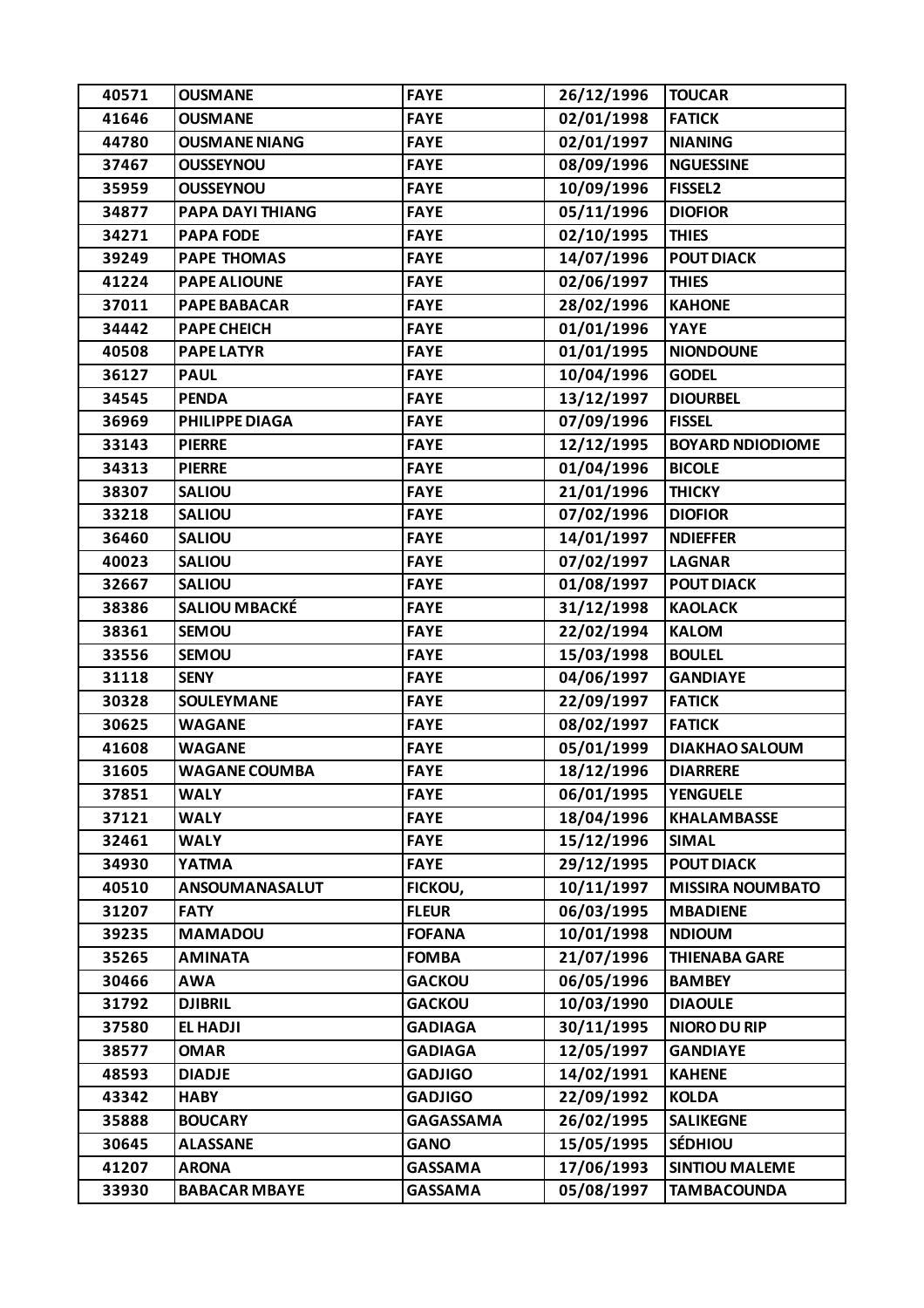| 40571 | OUSMANE | FAYE | 26/12/1996 | TOUCAR |
|---|---|---|---|---|
| 41646 | OUSMANE | FAYE | 02/01/1998 | FATICK |
| 44780 | OUSMANE NIANG | FAYE | 02/01/1997 | NIANING |
| 37467 | OUSSEYNOU | FAYE | 08/09/1996 | NGUESSINE |
| 35959 | OUSSEYNOU | FAYE | 10/09/1996 | FISSEL2 |
| 34877 | PAPA DAYI THIANG | FAYE | 05/11/1996 | DIOFIOR |
| 34271 | PAPA FODE | FAYE | 02/10/1995 | THIES |
| 39249 | PAPE THOMAS | FAYE | 14/07/1996 | POUT DIACK |
| 41224 | PAPE ALIOUNE | FAYE | 02/06/1997 | THIES |
| 37011 | PAPE BABACAR | FAYE | 28/02/1996 | KAHONE |
| 34442 | PAPE CHEICH | FAYE | 01/01/1996 | YAYE |
| 40508 | PAPE LATYR | FAYE | 01/01/1995 | NIONDOUNE |
| 36127 | PAUL | FAYE | 10/04/1996 | GODEL |
| 34545 | PENDA | FAYE | 13/12/1997 | DIOURBEL |
| 36969 | PHILIPPE DIAGA | FAYE | 07/09/1996 | FISSEL |
| 33143 | PIERRE | FAYE | 12/12/1995 | BOYARD NDIODIOME |
| 34313 | PIERRE | FAYE | 01/04/1996 | BICOLE |
| 38307 | SALIOU | FAYE | 21/01/1996 | THICKY |
| 33218 | SALIOU | FAYE | 07/02/1996 | DIOFIOR |
| 36460 | SALIOU | FAYE | 14/01/1997 | NDIEFFER |
| 40023 | SALIOU | FAYE | 07/02/1997 | LAGNAR |
| 32667 | SALIOU | FAYE | 01/08/1997 | POUT DIACK |
| 38386 | SALIOU MBACKÉ | FAYE | 31/12/1998 | KAOLACK |
| 38361 | SEMOU | FAYE | 22/02/1994 | KALOM |
| 33556 | SEMOU | FAYE | 15/03/1998 | BOULEL |
| 31118 | SENY | FAYE | 04/06/1997 | GANDIAYE |
| 30328 | SOULEYMANE | FAYE | 22/09/1997 | FATICK |
| 30625 | WAGANE | FAYE | 08/02/1997 | FATICK |
| 41608 | WAGANE | FAYE | 05/01/1999 | DIAKHAO SALOUM |
| 31605 | WAGANE COUMBA | FAYE | 18/12/1996 | DIARRERE |
| 37851 | WALY | FAYE | 06/01/1995 | YENGUELE |
| 37121 | WALY | FAYE | 18/04/1996 | KHALAMBASSE |
| 32461 | WALY | FAYE | 15/12/1996 | SIMAL |
| 34930 | YATMA | FAYE | 29/12/1995 | POUT DIACK |
| 40510 | ANSOUMANASALUT | FICKOU, | 10/11/1997 | MISSIRA NOUMBATO |
| 31207 | FATY | FLEUR | 06/03/1995 | MBADIENE |
| 39235 | MAMADOU | FOFANA | 10/01/1998 | NDIOUM |
| 35265 | AMINATA | FOMBA | 21/07/1996 | THIENABA GARE |
| 30466 | AWA | GACKOU | 06/05/1996 | BAMBEY |
| 31792 | DJIBRIL | GACKOU | 10/03/1990 | DIAOULE |
| 37580 | EL HADJI | GADIAGA | 30/11/1995 | NIORO DU RIP |
| 38577 | OMAR | GADIAGA | 12/05/1997 | GANDIAYE |
| 48593 | DIADJE | GADJIGO | 14/02/1991 | KAHENE |
| 43342 | HABY | GADJIGO | 22/09/1992 | KOLDA |
| 35888 | BOUCARY | GAGASSAMA | 26/02/1995 | SALIKEGNE |
| 30645 | ALASSANE | GANO | 15/05/1995 | SÉDHIOU |
| 41207 | ARONA | GASSAMA | 17/06/1993 | SINTIOU MALEME |
| 33930 | BABACAR MBAYE | GASSAMA | 05/08/1997 | TAMBACOUNDA |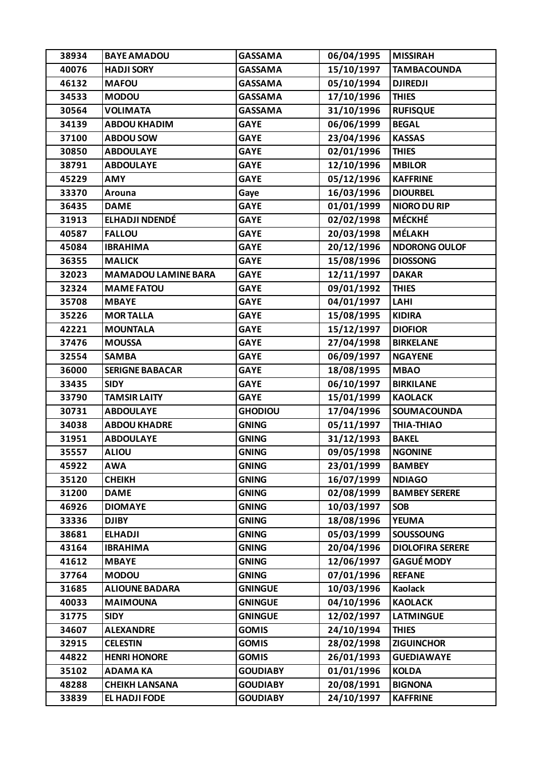| 38934 | BAYE AMADOU | GASSAMA | 06/04/1995 | MISSIRAH |
|---|---|---|---|---|
| 40076 | HADJI SORY | GASSAMA | 15/10/1997 | TAMBACOUNDA |
| 46132 | MAFOU | GASSAMA | 05/10/1994 | DJIREDJI |
| 34533 | MODOU | GASSAMA | 17/10/1996 | THIES |
| 30564 | VOLIMATA | GASSAMA | 31/10/1996 | RUFISQUE |
| 34139 | ABDOU KHADIM | GAYE | 06/06/1999 | BEGAL |
| 37100 | ABDOU SOW | GAYE | 23/04/1996 | KASSAS |
| 30850 | ABDOULAYE | GAYE | 02/01/1996 | THIES |
| 38791 | ABDOULAYE | GAYE | 12/10/1996 | MBILOR |
| 45229 | AMY | GAYE | 05/12/1996 | KAFFRINE |
| 33370 | Arouna | Gaye | 16/03/1996 | DIOURBEL |
| 36435 | DAME | GAYE | 01/01/1999 | NIORO DU RIP |
| 31913 | ELHADJI NDENDÉ | GAYE | 02/02/1998 | MÉCKHÉ |
| 40587 | FALLOU | GAYE | 20/03/1998 | MÉLAKH |
| 45084 | IBRAHIMA | GAYE | 20/12/1996 | NDORONG OULOF |
| 36355 | MALICK | GAYE | 15/08/1996 | DIOSSONG |
| 32023 | MAMADOU LAMINE BARA | GAYE | 12/11/1997 | DAKAR |
| 32324 | MAME FATOU | GAYE | 09/01/1992 | THIES |
| 35708 | MBAYE | GAYE | 04/01/1997 | LAHI |
| 35226 | MOR TALLA | GAYE | 15/08/1995 | KIDIRA |
| 42221 | MOUNTALA | GAYE | 15/12/1997 | DIOFIOR |
| 37476 | MOUSSA | GAYE | 27/04/1998 | BIRKELANE |
| 32554 | SAMBA | GAYE | 06/09/1997 | NGAYENE |
| 36000 | SERIGNE BABACAR | GAYE | 18/08/1995 | MBAO |
| 33435 | SIDY | GAYE | 06/10/1997 | BIRKILANE |
| 33790 | TAMSIR LAITY | GAYE | 15/01/1999 | KAOLACK |
| 30731 | ABDOULAYE | GHODIOU | 17/04/1996 | SOUMACOUNDA |
| 34038 | ABDOU KHADRE | GNING | 05/11/1997 | THIA-THIAO |
| 31951 | ABDOULAYE | GNING | 31/12/1993 | BAKEL |
| 35557 | ALIOU | GNING | 09/05/1998 | NGONINE |
| 45922 | AWA | GNING | 23/01/1999 | BAMBEY |
| 35120 | CHEIKH | GNING | 16/07/1999 | NDIAGO |
| 31200 | DAME | GNING | 02/08/1999 | BAMBEY SERERE |
| 46926 | DIOMAYE | GNING | 10/03/1997 | SOB |
| 33336 | DJIBY | GNING | 18/08/1996 | YEUMA |
| 38681 | ELHADJI | GNING | 05/03/1999 | SOUSSOUNG |
| 43164 | IBRAHIMA | GNING | 20/04/1996 | DIOLOFIRA SERERE |
| 41612 | MBAYE | GNING | 12/06/1997 | GAGUÉ MODY |
| 37764 | MODOU | GNING | 07/01/1996 | REFANE |
| 31685 | ALIOUNE BADARA | GNINGUE | 10/03/1996 | Kaolack |
| 40033 | MAIMOUNA | GNINGUE | 04/10/1996 | KAOLACK |
| 31775 | SIDY | GNINGUE | 12/02/1997 | LATMINGUE |
| 34607 | ALEXANDRE | GOMIS | 24/10/1994 | THIES |
| 32915 | CELESTIN | GOMIS | 28/02/1998 | ZIGUINCHOR |
| 44822 | HENRI HONORE | GOMIS | 26/01/1993 | GUEDIAWAYE |
| 35102 | ADAMA KA | GOUDIABY | 01/01/1996 | KOLDA |
| 48288 | CHEIKH LANSANA | GOUDIABY | 20/08/1991 | BIGNONA |
| 33839 | EL HADJI FODE | GOUDIABY | 24/10/1997 | KAFFRINE |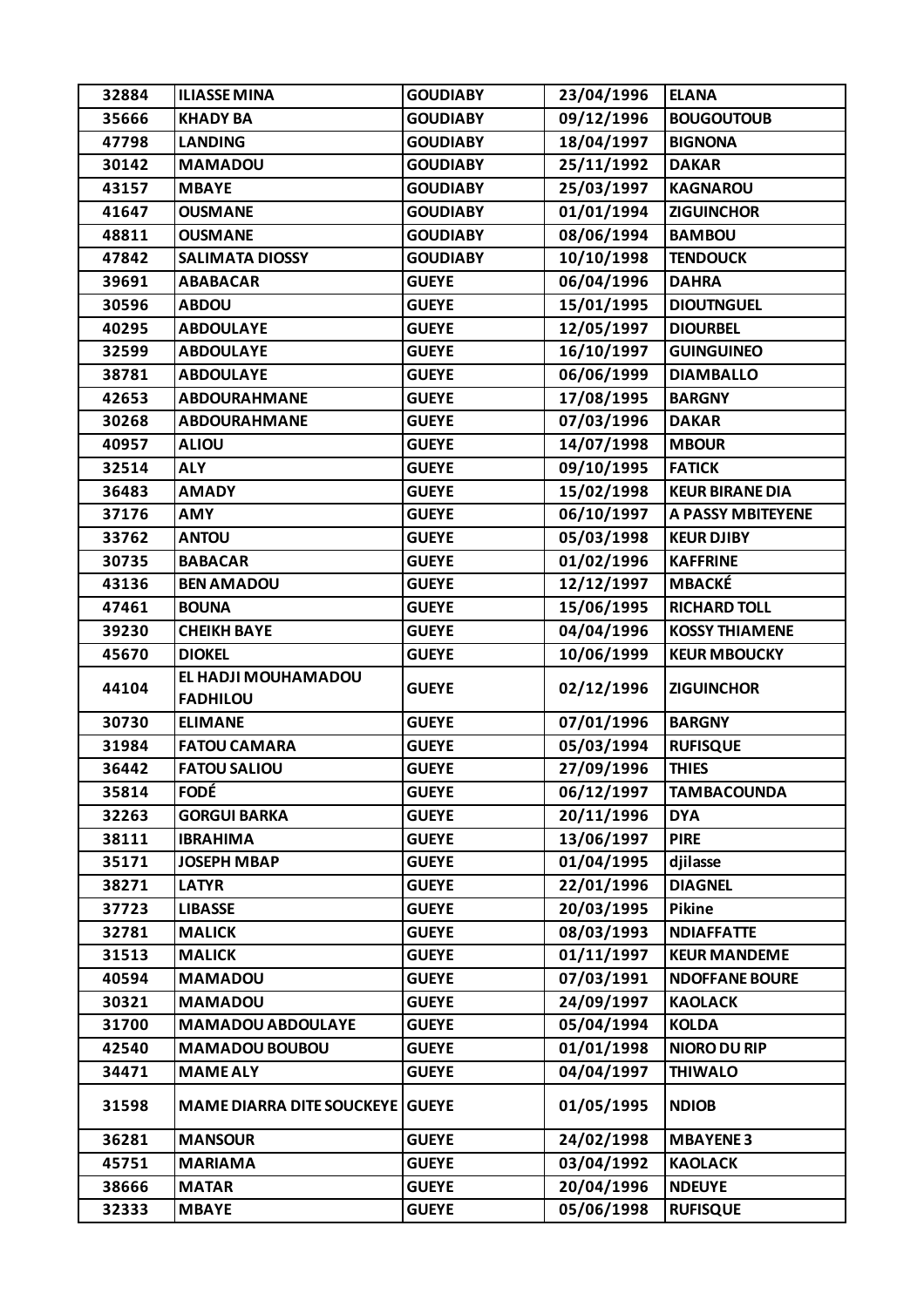| 32884 | ILIASSE MINA | GOUDIABY | 23/04/1996 | ELANA |
|---|---|---|---|---|
| 35666 | KHADY BA | GOUDIABY | 09/12/1996 | BOUGOUTOUB |
| 47798 | LANDING | GOUDIABY | 18/04/1997 | BIGNONA |
| 30142 | MAMADOU | GOUDIABY | 25/11/1992 | DAKAR |
| 43157 | MBAYE | GOUDIABY | 25/03/1997 | KAGNAROU |
| 41647 | OUSMANE | GOUDIABY | 01/01/1994 | ZIGUINCHOR |
| 48811 | OUSMANE | GOUDIABY | 08/06/1994 | BAMBOU |
| 47842 | SALIMATA DIOSSY | GOUDIABY | 10/10/1998 | TENDOUCK |
| 39691 | ABABACAR | GUEYE | 06/04/1996 | DAHRA |
| 30596 | ABDOU | GUEYE | 15/01/1995 | DIOUTNGUEL |
| 40295 | ABDOULAYE | GUEYE | 12/05/1997 | DIOURBEL |
| 32599 | ABDOULAYE | GUEYE | 16/10/1997 | GUINGUINEO |
| 38781 | ABDOULAYE | GUEYE | 06/06/1999 | DIAMBALLO |
| 42653 | ABDOURAHMANE | GUEYE | 17/08/1995 | BARGNY |
| 30268 | ABDOURAHMANE | GUEYE | 07/03/1996 | DAKAR |
| 40957 | ALIOU | GUEYE | 14/07/1998 | MBOUR |
| 32514 | ALY | GUEYE | 09/10/1995 | FATICK |
| 36483 | AMADY | GUEYE | 15/02/1998 | KEUR BIRANE DIA |
| 37176 | AMY | GUEYE | 06/10/1997 | A PASSY MBITEYENE |
| 33762 | ANTOU | GUEYE | 05/03/1998 | KEUR DJIBY |
| 30735 | BABACAR | GUEYE | 01/02/1996 | KAFFRINE |
| 43136 | BEN AMADOU | GUEYE | 12/12/1997 | MBACKÉ |
| 47461 | BOUNA | GUEYE | 15/06/1995 | RICHARD TOLL |
| 39230 | CHEIKH BAYE | GUEYE | 04/04/1996 | KOSSY THIAMENE |
| 45670 | DIOKEL | GUEYE | 10/06/1999 | KEUR MBOUCKY |
| 44104 | EL HADJI MOUHAMADOU FADHILOU | GUEYE | 02/12/1996 | ZIGUINCHOR |
| 30730 | ELIMANE | GUEYE | 07/01/1996 | BARGNY |
| 31984 | FATOU CAMARA | GUEYE | 05/03/1994 | RUFISQUE |
| 36442 | FATOU SALIOU | GUEYE | 27/09/1996 | THIES |
| 35814 | FODÉ | GUEYE | 06/12/1997 | TAMBACOUNDA |
| 32263 | GORGUI BARKA | GUEYE | 20/11/1996 | DYA |
| 38111 | IBRAHIMA | GUEYE | 13/06/1997 | PIRE |
| 35171 | JOSEPH MBAP | GUEYE | 01/04/1995 | djilasse |
| 38271 | LATYR | GUEYE | 22/01/1996 | DIAGNEL |
| 37723 | LIBASSE | GUEYE | 20/03/1995 | Pikine |
| 32781 | MALICK | GUEYE | 08/03/1993 | NDIAFFATTE |
| 31513 | MALICK | GUEYE | 01/11/1997 | KEUR MANDEME |
| 40594 | MAMADOU | GUEYE | 07/03/1991 | NDOFFANE BOURE |
| 30321 | MAMADOU | GUEYE | 24/09/1997 | KAOLACK |
| 31700 | MAMADOU ABDOULAYE | GUEYE | 05/04/1994 | KOLDA |
| 42540 | MAMADOU BOUBOU | GUEYE | 01/01/1998 | NIORO DU RIP |
| 34471 | MAME ALY | GUEYE | 04/04/1997 | THIWALO |
| 31598 | MAME DIARRA DITE SOUCKEYE | GUEYE | 01/05/1995 | NDIOB |
| 36281 | MANSOUR | GUEYE | 24/02/1998 | MBAYENE 3 |
| 45751 | MARIAMA | GUEYE | 03/04/1992 | KAOLACK |
| 38666 | MATAR | GUEYE | 20/04/1996 | NDEUYE |
| 32333 | MBAYE | GUEYE | 05/06/1998 | RUFISQUE |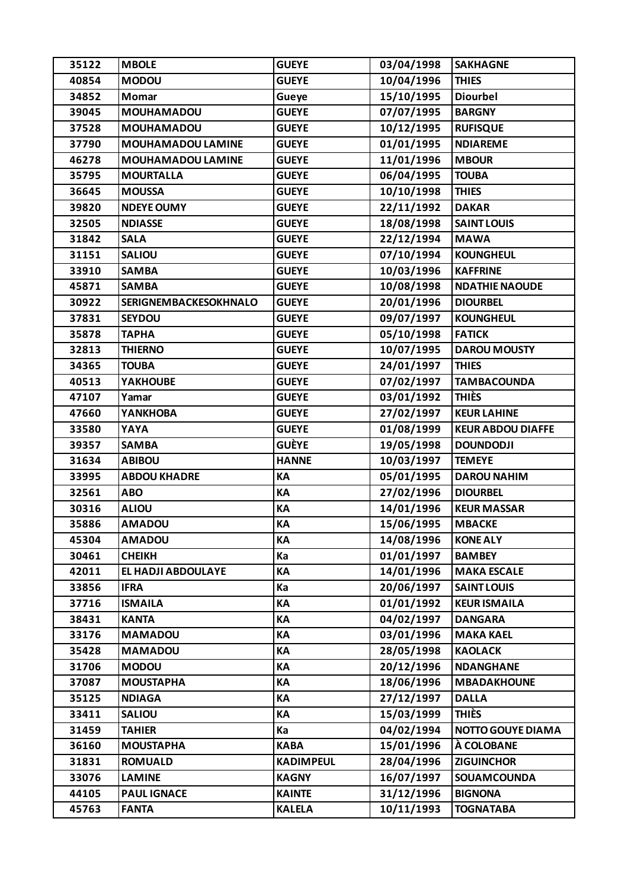| 35122 | MBOLE | GUEYE | 03/04/1998 | SAKHAGNE |
|---|---|---|---|---|
| 40854 | MODOU | GUEYE | 10/04/1996 | THIES |
| 34852 | Momar | Gueye | 15/10/1995 | Diourbel |
| 39045 | MOUHAMADOU | GUEYE | 07/07/1995 | BARGNY |
| 37528 | MOUHAMADOU | GUEYE | 10/12/1995 | RUFISQUE |
| 37790 | MOUHAMADOU LAMINE | GUEYE | 01/01/1995 | NDIAREME |
| 46278 | MOUHAMADOU LAMINE | GUEYE | 11/01/1996 | MBOUR |
| 35795 | MOURTALLA | GUEYE | 06/04/1995 | TOUBA |
| 36645 | MOUSSA | GUEYE | 10/10/1998 | THIES |
| 39820 | NDEYE OUMY | GUEYE | 22/11/1992 | DAKAR |
| 32505 | NDIASSE | GUEYE | 18/08/1998 | SAINT LOUIS |
| 31842 | SALA | GUEYE | 22/12/1994 | MAWA |
| 31151 | SALIOU | GUEYE | 07/10/1994 | KOUNGHEUL |
| 33910 | SAMBA | GUEYE | 10/03/1996 | KAFFRINE |
| 45871 | SAMBA | GUEYE | 10/08/1998 | NDATHIE NAOUDE |
| 30922 | SERIGNEMBACKESOKHNALO | GUEYE | 20/01/1996 | DIOURBEL |
| 37831 | SEYDOU | GUEYE | 09/07/1997 | KOUNGHEUL |
| 35878 | TAPHA | GUEYE | 05/10/1998 | FATICK |
| 32813 | THIERNO | GUEYE | 10/07/1995 | DAROU MOUSTY |
| 34365 | TOUBA | GUEYE | 24/01/1997 | THIES |
| 40513 | YAKHOUBE | GUEYE | 07/02/1997 | TAMBACOUNDA |
| 47107 | Yamar | GUEYE | 03/01/1992 | THIÈS |
| 47660 | YANKHOBA | GUEYE | 27/02/1997 | KEUR LAHINE |
| 33580 | YAYA | GUEYE | 01/08/1999 | KEUR ABDOU DIAFFE |
| 39357 | SAMBA | GUÈYE | 19/05/1998 | DOUNDODJI |
| 31634 | ABIBOU | HANNE | 10/03/1997 | TEMEYE |
| 33995 | ABDOU KHADRE | KA | 05/01/1995 | DAROU NAHIM |
| 32561 | ABO | KA | 27/02/1996 | DIOURBEL |
| 30316 | ALIOU | KA | 14/01/1996 | KEUR MASSAR |
| 35886 | AMADOU | KA | 15/06/1995 | MBACKE |
| 45304 | AMADOU | KA | 14/08/1996 | KONE ALY |
| 30461 | CHEIKH | Ka | 01/01/1997 | BAMBEY |
| 42011 | EL HADJI ABDOULAYE | KA | 14/01/1996 | MAKA ESCALE |
| 33856 | IFRA | Ka | 20/06/1997 | SAINT LOUIS |
| 37716 | ISMAILA | KA | 01/01/1992 | KEUR ISMAILA |
| 38431 | KANTA | KA | 04/02/1997 | DANGARA |
| 33176 | MAMADOU | KA | 03/01/1996 | MAKA KAEL |
| 35428 | MAMADOU | KA | 28/05/1998 | KAOLACK |
| 31706 | MODOU | KA | 20/12/1996 | NDANGHANE |
| 37087 | MOUSTAPHA | KA | 18/06/1996 | MBADAKHOUNE |
| 35125 | NDIAGA | KA | 27/12/1997 | DALLA |
| 33411 | SALIOU | KA | 15/03/1999 | THIÈS |
| 31459 | TAHIER | Ka | 04/02/1994 | NOTTO GOUYE DIAMA |
| 36160 | MOUSTAPHA | KABA | 15/01/1996 | À COLOBANE |
| 31831 | ROMUALD | KADIMPEUL | 28/04/1996 | ZIGUINCHOR |
| 33076 | LAMINE | KAGNY | 16/07/1997 | SOUAMCOUNDA |
| 44105 | PAUL IGNACE | KAINTE | 31/12/1996 | BIGNONA |
| 45763 | FANTA | KALELA | 10/11/1993 | TOGNATABA |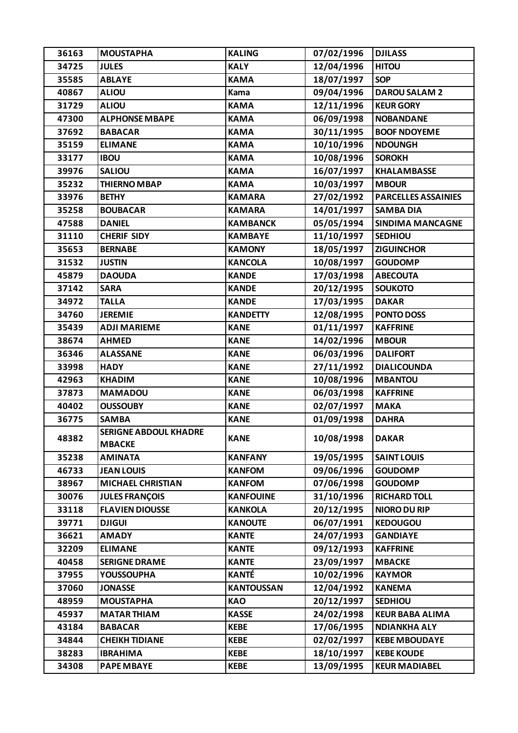| 36163 | MOUSTAPHA | KALING | 07/02/1996 | DJILASS |
|---|---|---|---|---|
| 34725 | JULES | KALY | 12/04/1996 | HITOU |
| 35585 | ABLAYE | KAMA | 18/07/1997 | SOP |
| 40867 | ALIOU | Kama | 09/04/1996 | DAROU SALAM 2 |
| 31729 | ALIOU | KAMA | 12/11/1996 | KEUR GORY |
| 47300 | ALPHONSE MBAPE | KAMA | 06/09/1998 | NOBANDANE |
| 37692 | BABACAR | KAMA | 30/11/1995 | BOOF NDOYEME |
| 35159 | ELIMANE | KAMA | 10/10/1996 | NDOUNGH |
| 33177 | IBOU | KAMA | 10/08/1996 | SOROKH |
| 39976 | SALIOU | KAMA | 16/07/1997 | KHALAMBASSE |
| 35232 | THIERNO MBAP | KAMA | 10/03/1997 | MBOUR |
| 33976 | BETHY | KAMARA | 27/02/1992 | PARCELLES ASSAINIES |
| 35258 | BOUBACAR | KAMARA | 14/01/1997 | SAMBA DIA |
| 47588 | DANIEL | KAMBANCK | 05/05/1994 | SINDIMA MANCAGNE |
| 31110 | CHERIF SIDY | KAMBAYE | 11/10/1997 | SEDHIOU |
| 35653 | BERNABE | KAMONY | 18/05/1997 | ZIGUINCHOR |
| 31532 | JUSTIN | KANCOLA | 10/08/1997 | GOUDOMP |
| 45879 | DAOUDA | KANDE | 17/03/1998 | ABECOUTA |
| 37142 | SARA | KANDE | 20/12/1995 | SOUKOTO |
| 34972 | TALLA | KANDE | 17/03/1995 | DAKAR |
| 34760 | JEREMIE | KANDETTY | 12/08/1995 | PONTO DOSS |
| 35439 | ADJI MARIEME | KANE | 01/11/1997 | KAFFRINE |
| 38674 | AHMED | KANE | 14/02/1996 | MBOUR |
| 36346 | ALASSANE | KANE | 06/03/1996 | DALIFORT |
| 33998 | HADY | KANE | 27/11/1992 | DIALICOUNDA |
| 42963 | KHADIM | KANE | 10/08/1996 | MBANTOU |
| 37873 | MAMADOU | KANE | 06/03/1998 | KAFFRINE |
| 40402 | OUSSOUBY | KANE | 02/07/1997 | MAKA |
| 36775 | SAMBA | KANE | 01/09/1998 | DAHRA |
| 48382 | SERIGNE ABDOUL KHADRE MBACKE | KANE | 10/08/1998 | DAKAR |
| 35238 | AMINATA | KANFANY | 19/05/1995 | SAINT LOUIS |
| 46733 | JEAN LOUIS | KANFOM | 09/06/1996 | GOUDOMP |
| 38967 | MICHAEL CHRISTIAN | KANFOM | 07/06/1998 | GOUDOMP |
| 30076 | JULES FRANÇOIS | KANFOUINE | 31/10/1996 | RICHARD TOLL |
| 33118 | FLAVIEN DIOUSSE | KANKOLA | 20/12/1995 | NIORO DU RIP |
| 39771 | DJIGUI | KANOUTE | 06/07/1991 | KEDOUGOU |
| 36621 | AMADY | KANTE | 24/07/1993 | GANDIAYE |
| 32209 | ELIMANE | KANTE | 09/12/1993 | KAFFRINE |
| 40458 | SERIGNE DRAME | KANTE | 23/09/1997 | MBACKE |
| 37955 | YOUSSOUPHA | KANTÉ | 10/02/1996 | KAYMOR |
| 37060 | JONASSE | KANTOUSSAN | 12/04/1992 | KANEMA |
| 48959 | MOUSTAPHA | KAO | 20/12/1997 | SEDHIOU |
| 45937 | MATAR THIAM | KASSE | 24/02/1998 | KEUR BABA ALIMA |
| 43184 | BABACAR | KEBE | 17/06/1995 | NDIANKHA ALY |
| 34844 | CHEIKH TIDIANE | KEBE | 02/02/1997 | KEBE MBOUDAYE |
| 38283 | IBRAHIMA | KEBE | 18/10/1997 | KEBE KOUDE |
| 34308 | PAPE MBAYE | KEBE | 13/09/1995 | KEUR MADIABEL |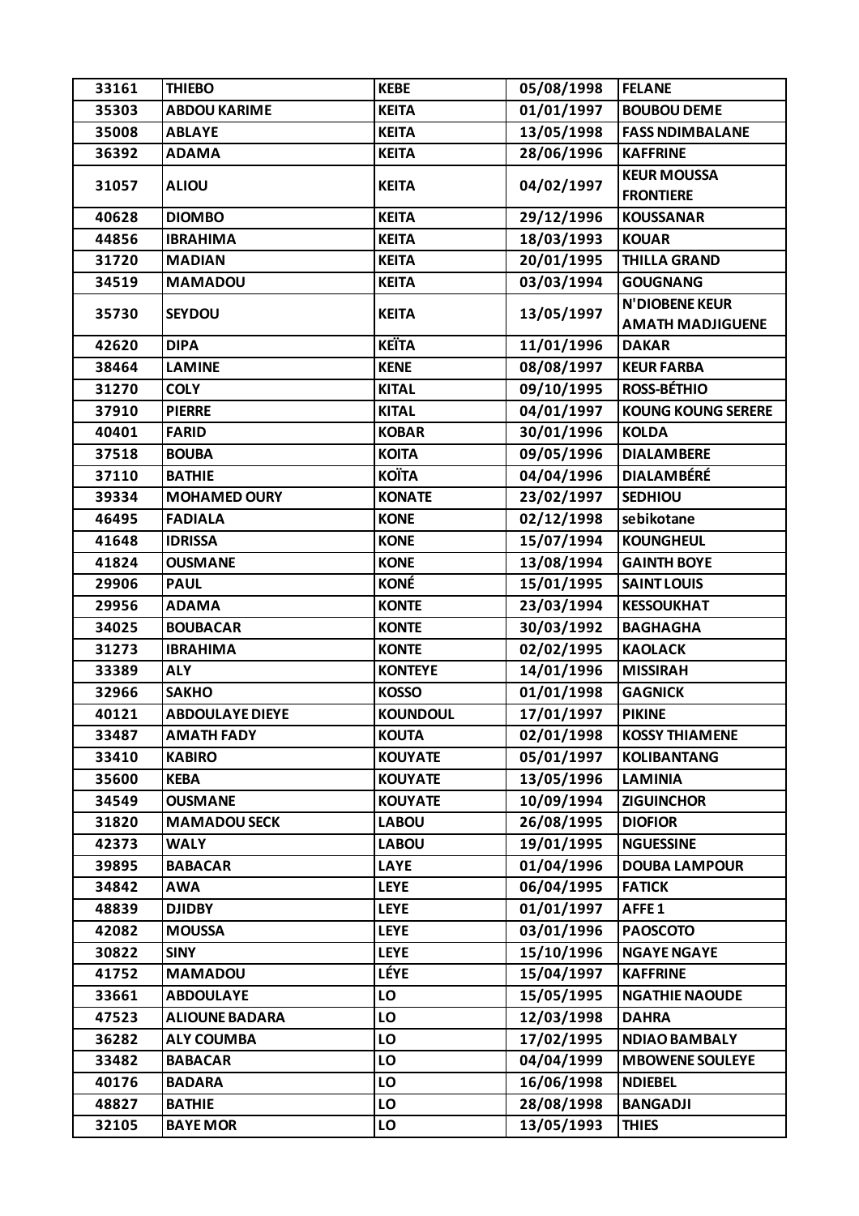| 33161 | THIEBO | KEBE | 05/08/1998 | FELANE |
|---|---|---|---|---|
| 35303 | ABDOU KARIME | KEITA | 01/01/1997 | BOUBOU DEME |
| 35008 | ABLAYE | KEITA | 13/05/1998 | FASS NDIMBALANE |
| 36392 | ADAMA | KEITA | 28/06/1996 | KAFFRINE |
| 31057 | ALIOU | KEITA | 04/02/1997 | KEUR MOUSSA FRONTIERE |
| 40628 | DIOMBO | KEITA | 29/12/1996 | KOUSSANAR |
| 44856 | IBRAHIMA | KEITA | 18/03/1993 | KOUAR |
| 31720 | MADIAN | KEITA | 20/01/1995 | THILLA GRAND |
| 34519 | MAMADOU | KEITA | 03/03/1994 | GOUGNANG |
| 35730 | SEYDOU | KEITA | 13/05/1997 | N'DIOBENE KEUR AMATH MADJIGUENE |
| 42620 | DIPA | KEÏTA | 11/01/1996 | DAKAR |
| 38464 | LAMINE | KENE | 08/08/1997 | KEUR FARBA |
| 31270 | COLY | KITAL | 09/10/1995 | ROSS-BÉTHIO |
| 37910 | PIERRE | KITAL | 04/01/1997 | KOUNG KOUNG SERERE |
| 40401 | FARID | KOBAR | 30/01/1996 | KOLDA |
| 37518 | BOUBA | KOITA | 09/05/1996 | DIALAMBERE |
| 37110 | BATHIE | KOÏTA | 04/04/1996 | DIALAMBÉRÉ |
| 39334 | MOHAMED OURY | KONATE | 23/02/1997 | SEDHIOU |
| 46495 | FADIALA | KONE | 02/12/1998 | sebikotane |
| 41648 | IDRISSA | KONE | 15/07/1994 | KOUNGHEUL |
| 41824 | OUSMANE | KONE | 13/08/1994 | GAINTH BOYE |
| 29906 | PAUL | KONÉ | 15/01/1995 | SAINT LOUIS |
| 29956 | ADAMA | KONTE | 23/03/1994 | KESSOUKHAT |
| 34025 | BOUBACAR | KONTE | 30/03/1992 | BAGHAGHA |
| 31273 | IBRAHIMA | KONTE | 02/02/1995 | KAOLACK |
| 33389 | ALY | KONTEYE | 14/01/1996 | MISSIRAH |
| 32966 | SAKHO | KOSSO | 01/01/1998 | GAGNICK |
| 40121 | ABDOULAYE DIEYE | KOUNDOUL | 17/01/1997 | PIKINE |
| 33487 | AMATH FADY | KOUTA | 02/01/1998 | KOSSY THIAMENE |
| 33410 | KABIRO | KOUYATE | 05/01/1997 | KOLIBANTANG |
| 35600 | KEBA | KOUYATE | 13/05/1996 | LAMINIA |
| 34549 | OUSMANE | KOUYATE | 10/09/1994 | ZIGUINCHOR |
| 31820 | MAMADOU SECK | LABOU | 26/08/1995 | DIOFIOR |
| 42373 | WALY | LABOU | 19/01/1995 | NGUESSINE |
| 39895 | BABACAR | LAYE | 01/04/1996 | DOUBA LAMPOUR |
| 34842 | AWA | LEYE | 06/04/1995 | FATICK |
| 48839 | DJIDBY | LEYE | 01/01/1997 | AFFE 1 |
| 42082 | MOUSSA | LEYE | 03/01/1996 | PAOSCOTO |
| 30822 | SINY | LEYE | 15/10/1996 | NGAYE NGAYE |
| 41752 | MAMADOU | LÉYE | 15/04/1997 | KAFFRINE |
| 33661 | ABDOULAYE | LO | 15/05/1995 | NGATHIE NAOUDE |
| 47523 | ALIOUNE BADARA | LO | 12/03/1998 | DAHRA |
| 36282 | ALY COUMBA | LO | 17/02/1995 | NDIAO BAMBALY |
| 33482 | BABACAR | LO | 04/04/1999 | MBOWENE SOULEYE |
| 40176 | BADARA | LO | 16/06/1998 | NDIEBEL |
| 48827 | BATHIE | LO | 28/08/1998 | BANGADJI |
| 32105 | BAYE MOR | LO | 13/05/1993 | THIES |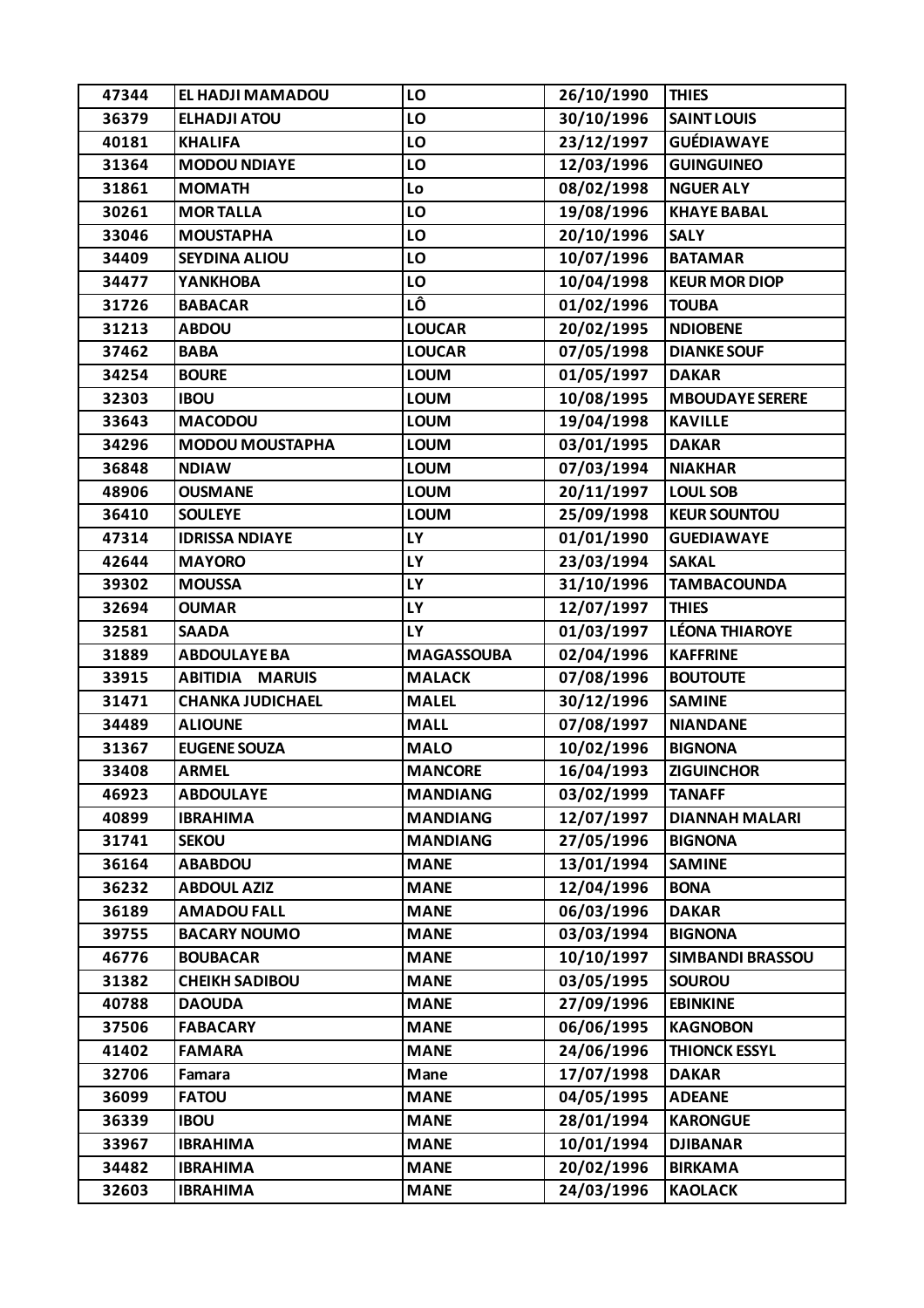| 47344 | EL HADJI MAMADOU | LO | 26/10/1990 | THIES |
|---|---|---|---|---|
| 36379 | ELHADJI ATOU | LO | 30/10/1996 | SAINT LOUIS |
| 40181 | KHALIFA | LO | 23/12/1997 | GUÉDIAWAYE |
| 31364 | MODOU NDIAYE | LO | 12/03/1996 | GUINGUINEO |
| 31861 | MOMATH | Lo | 08/02/1998 | NGUER ALY |
| 30261 | MOR TALLA | LO | 19/08/1996 | KHAYE BABAL |
| 33046 | MOUSTAPHA | LO | 20/10/1996 | SALY |
| 34409 | SEYDINA ALIOU | LO | 10/07/1996 | BATAMAR |
| 34477 | YANKHOBA | LO | 10/04/1998 | KEUR MOR DIOP |
| 31726 | BABACAR | LÔ | 01/02/1996 | TOUBA |
| 31213 | ABDOU | LOUCAR | 20/02/1995 | NDIOBENE |
| 37462 | BABA | LOUCAR | 07/05/1998 | DIANKE SOUF |
| 34254 | BOURE | LOUM | 01/05/1997 | DAKAR |
| 32303 | IBOU | LOUM | 10/08/1995 | MBOUDAYE SERERE |
| 33643 | MACODOU | LOUM | 19/04/1998 | KAVILLE |
| 34296 | MODOU MOUSTAPHA | LOUM | 03/01/1995 | DAKAR |
| 36848 | NDIAW | LOUM | 07/03/1994 | NIAKHAR |
| 48906 | OUSMANE | LOUM | 20/11/1997 | LOUL SOB |
| 36410 | SOULEYE | LOUM | 25/09/1998 | KEUR SOUNTOU |
| 47314 | IDRISSA NDIAYE | LY | 01/01/1990 | GUEDIAWAYE |
| 42644 | MAYORO | LY | 23/03/1994 | SAKAL |
| 39302 | MOUSSA | LY | 31/10/1996 | TAMBACOUNDA |
| 32694 | OUMAR | LY | 12/07/1997 | THIES |
| 32581 | SAADA | LY | 01/03/1997 | LÉONA THIAROYE |
| 31889 | ABDOULAYE BA | MAGASSOUBA | 02/04/1996 | KAFFRINE |
| 33915 | ABITIDIA MARUIS | MALACK | 07/08/1996 | BOUTOUTE |
| 31471 | CHANKA JUDICHAEL | MALEL | 30/12/1996 | SAMINE |
| 34489 | ALIOUNE | MALL | 07/08/1997 | NIANDANE |
| 31367 | EUGENE SOUZA | MALO | 10/02/1996 | BIGNONA |
| 33408 | ARMEL | MANCORE | 16/04/1993 | ZIGUINCHOR |
| 46923 | ABDOULAYE | MANDIANG | 03/02/1999 | TANAFF |
| 40899 | IBRAHIMA | MANDIANG | 12/07/1997 | DIANNAH MALARI |
| 31741 | SEKOU | MANDIANG | 27/05/1996 | BIGNONA |
| 36164 | ABABDOU | MANE | 13/01/1994 | SAMINE |
| 36232 | ABDOUL AZIZ | MANE | 12/04/1996 | BONA |
| 36189 | AMADOU FALL | MANE | 06/03/1996 | DAKAR |
| 39755 | BACARY NOUMO | MANE | 03/03/1994 | BIGNONA |
| 46776 | BOUBACAR | MANE | 10/10/1997 | SIMBANDI BRASSOU |
| 31382 | CHEIKH SADIBOU | MANE | 03/05/1995 | SOUROU |
| 40788 | DAOUDA | MANE | 27/09/1996 | EBINKINE |
| 37506 | FABACARY | MANE | 06/06/1995 | KAGNOBON |
| 41402 | FAMARA | MANE | 24/06/1996 | THIONCK ESSYL |
| 32706 | Famara | Mane | 17/07/1998 | DAKAR |
| 36099 | FATOU | MANE | 04/05/1995 | ADEANE |
| 36339 | IBOU | MANE | 28/01/1994 | KARONGUE |
| 33967 | IBRAHIMA | MANE | 10/01/1994 | DJIBANAR |
| 34482 | IBRAHIMA | MANE | 20/02/1996 | BIRKAMA |
| 32603 | IBRAHIMA | MANE | 24/03/1996 | KAOLACK |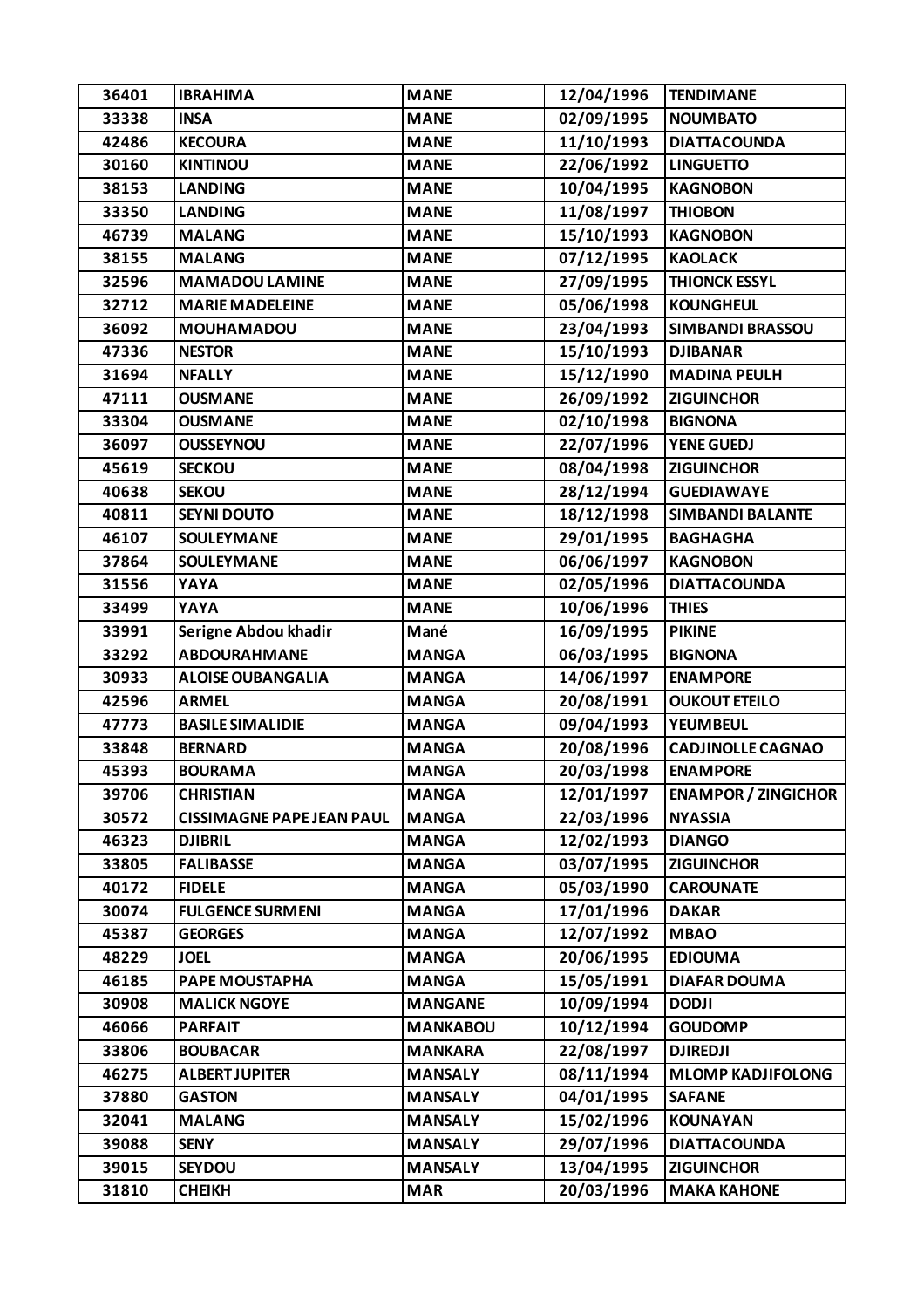| 36401 | IBRAHIMA | MANE | 12/04/1996 | TENDIMANE |
|---|---|---|---|---|
| 33338 | INSA | MANE | 02/09/1995 | NOUMBATO |
| 42486 | KECOURA | MANE | 11/10/1993 | DIATTACOUNDA |
| 30160 | KINTINOU | MANE | 22/06/1992 | LINGUETTO |
| 38153 | LANDING | MANE | 10/04/1995 | KAGNOBON |
| 33350 | LANDING | MANE | 11/08/1997 | THIOBON |
| 46739 | MALANG | MANE | 15/10/1993 | KAGNOBON |
| 38155 | MALANG | MANE | 07/12/1995 | KAOLACK |
| 32596 | MAMADOU LAMINE | MANE | 27/09/1995 | THIONCK ESSYL |
| 32712 | MARIE MADELEINE | MANE | 05/06/1998 | KOUNGHEUL |
| 36092 | MOUHAMADOU | MANE | 23/04/1993 | SIMBANDI BRASSOU |
| 47336 | NESTOR | MANE | 15/10/1993 | DJIBANAR |
| 31694 | NFALLY | MANE | 15/12/1990 | MADINA PEULH |
| 47111 | OUSMANE | MANE | 26/09/1992 | ZIGUINCHOR |
| 33304 | OUSMANE | MANE | 02/10/1998 | BIGNONA |
| 36097 | OUSSEYNOU | MANE | 22/07/1996 | YENE GUEDJ |
| 45619 | SECKOU | MANE | 08/04/1998 | ZIGUINCHOR |
| 40638 | SEKOU | MANE | 28/12/1994 | GUEDIAWAYE |
| 40811 | SEYNI DOUTO | MANE | 18/12/1998 | SIMBANDI BALANTE |
| 46107 | SOULEYMANE | MANE | 29/01/1995 | BAGHAGHA |
| 37864 | SOULEYMANE | MANE | 06/06/1997 | KAGNOBON |
| 31556 | YAYA | MANE | 02/05/1996 | DIATTACOUNDA |
| 33499 | YAYA | MANE | 10/06/1996 | THIES |
| 33991 | Serigne Abdou khadir | Mané | 16/09/1995 | PIKINE |
| 33292 | ABDOURAHMANE | MANGA | 06/03/1995 | BIGNONA |
| 30933 | ALOISE OUBANGALIA | MANGA | 14/06/1997 | ENAMPORE |
| 42596 | ARMEL | MANGA | 20/08/1991 | OUKOUT ETEILO |
| 47773 | BASILE SIMALIDIE | MANGA | 09/04/1993 | YEUMBEUL |
| 33848 | BERNARD | MANGA | 20/08/1996 | CADJINOLLE CAGNAO |
| 45393 | BOURAMA | MANGA | 20/03/1998 | ENAMPORE |
| 39706 | CHRISTIAN | MANGA | 12/01/1997 | ENAMPOR / ZINGICHOR |
| 30572 | CISSIMAGNE PAPE JEAN PAUL | MANGA | 22/03/1996 | NYASSIA |
| 46323 | DJIBRIL | MANGA | 12/02/1993 | DIANGO |
| 33805 | FALIBASSE | MANGA | 03/07/1995 | ZIGUINCHOR |
| 40172 | FIDELE | MANGA | 05/03/1990 | CAROUNATE |
| 30074 | FULGENCE SURMENI | MANGA | 17/01/1996 | DAKAR |
| 45387 | GEORGES | MANGA | 12/07/1992 | MBAO |
| 48229 | JOEL | MANGA | 20/06/1995 | EDIOUMA |
| 46185 | PAPE MOUSTAPHA | MANGA | 15/05/1991 | DIAFAR DOUMA |
| 30908 | MALICK NGOYE | MANGANE | 10/09/1994 | DODJI |
| 46066 | PARFAIT | MANKABOU | 10/12/1994 | GOUDOMP |
| 33806 | BOUBACAR | MANKARA | 22/08/1997 | DJIREDJI |
| 46275 | ALBERT JUPITER | MANSALY | 08/11/1994 | MLOMP KADJIFOLONG |
| 37880 | GASTON | MANSALY | 04/01/1995 | SAFANE |
| 32041 | MALANG | MANSALY | 15/02/1996 | KOUNAYAN |
| 39088 | SENY | MANSALY | 29/07/1996 | DIATTACOUNDA |
| 39015 | SEYDOU | MANSALY | 13/04/1995 | ZIGUINCHOR |
| 31810 | CHEIKH | MAR | 20/03/1996 | MAKA KAHONE |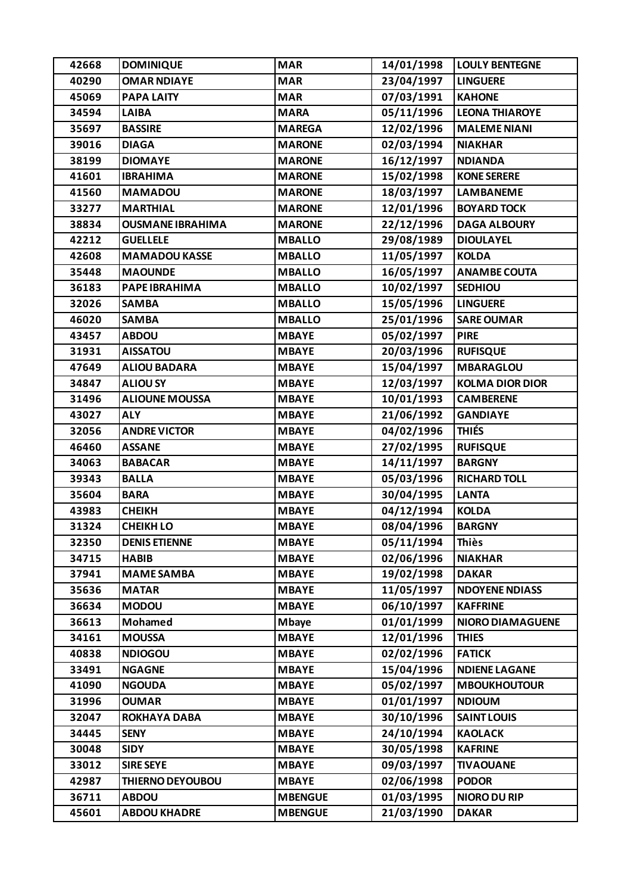| 42668 | DOMINIQUE | MAR | 14/01/1998 | LOULY BENTEGNE |
|---|---|---|---|---|
| 40290 | OMAR NDIAYE | MAR | 23/04/1997 | LINGUERE |
| 45069 | PAPA LAITY | MAR | 07/03/1991 | KAHONE |
| 34594 | LAIBA | MARA | 05/11/1996 | LEONA THIAROYE |
| 35697 | BASSIRE | MAREGA | 12/02/1996 | MALEME NIANI |
| 39016 | DIAGA | MARONE | 02/03/1994 | NIAKHAR |
| 38199 | DIOMAYE | MARONE | 16/12/1997 | NDIANDA |
| 41601 | IBRAHIMA | MARONE | 15/02/1998 | KONE SERERE |
| 41560 | MAMADOU | MARONE | 18/03/1997 | LAMBANEME |
| 33277 | MARTHIAL | MARONE | 12/01/1996 | BOYARD TOCK |
| 38834 | OUSMANE IBRAHIMA | MARONE | 22/12/1996 | DAGA ALBOURY |
| 42212 | GUELLELE | MBALLO | 29/08/1989 | DIOULAYEL |
| 42608 | MAMADOU KASSE | MBALLO | 11/05/1997 | KOLDA |
| 35448 | MAOUNDE | MBALLO | 16/05/1997 | ANAMBE COUTA |
| 36183 | PAPE IBRAHIMA | MBALLO | 10/02/1997 | SEDHIOU |
| 32026 | SAMBA | MBALLO | 15/05/1996 | LINGUERE |
| 46020 | SAMBA | MBALLO | 25/01/1996 | SARE OUMAR |
| 43457 | ABDOU | MBAYE | 05/02/1997 | PIRE |
| 31931 | AISSATOU | MBAYE | 20/03/1996 | RUFISQUE |
| 47649 | ALIOU BADARA | MBAYE | 15/04/1997 | MBARAGLOU |
| 34847 | ALIOU SY | MBAYE | 12/03/1997 | KOLMA DIOR DIOR |
| 31496 | ALIOUNE MOUSSA | MBAYE | 10/01/1993 | CAMBERENE |
| 43027 | ALY | MBAYE | 21/06/1992 | GANDIAYE |
| 32056 | ANDRE VICTOR | MBAYE | 04/02/1996 | THIÉS |
| 46460 | ASSANE | MBAYE | 27/02/1995 | RUFISQUE |
| 34063 | BABACAR | MBAYE | 14/11/1997 | BARGNY |
| 39343 | BALLA | MBAYE | 05/03/1996 | RICHARD TOLL |
| 35604 | BARA | MBAYE | 30/04/1995 | LANTA |
| 43983 | CHEIKH | MBAYE | 04/12/1994 | KOLDA |
| 31324 | CHEIKH LO | MBAYE | 08/04/1996 | BARGNY |
| 32350 | DENIS ETIENNE | MBAYE | 05/11/1994 | Thiès |
| 34715 | HABIB | MBAYE | 02/06/1996 | NIAKHAR |
| 37941 | MAME SAMBA | MBAYE | 19/02/1998 | DAKAR |
| 35636 | MATAR | MBAYE | 11/05/1997 | NDOYENE NDIASS |
| 36634 | MODOU | MBAYE | 06/10/1997 | KAFFRINE |
| 36613 | Mohamed | Mbaye | 01/01/1999 | NIORO DIAMAGUENE |
| 34161 | MOUSSA | MBAYE | 12/01/1996 | THIES |
| 40838 | NDIOGOU | MBAYE | 02/02/1996 | FATICK |
| 33491 | NGAGNE | MBAYE | 15/04/1996 | NDIENE LAGANE |
| 41090 | NGOUDA | MBAYE | 05/02/1997 | MBOUKHOUTOUR |
| 31996 | OUMAR | MBAYE | 01/01/1997 | NDIOUM |
| 32047 | ROKHAYA DABA | MBAYE | 30/10/1996 | SAINT LOUIS |
| 34445 | SENY | MBAYE | 24/10/1994 | KAOLACK |
| 30048 | SIDY | MBAYE | 30/05/1998 | KAFRINE |
| 33012 | SIRE SEYE | MBAYE | 09/03/1997 | TIVAOUANE |
| 42987 | THIERNO DEYOUBOU | MBAYE | 02/06/1998 | PODOR |
| 36711 | ABDOU | MBENGUE | 01/03/1995 | NIORO DU RIP |
| 45601 | ABDOU KHADRE | MBENGUE | 21/03/1990 | DAKAR |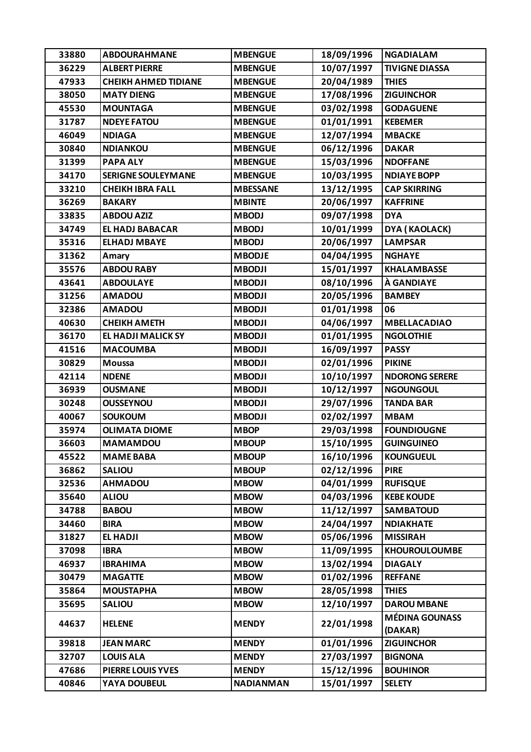| 33880 | ABDOURAHMANE | MBENGUE | 18/09/1996 | NGADIALAM |
|---|---|---|---|---|
| 36229 | ALBERT PIERRE | MBENGUE | 10/07/1997 | TIVIGNE DIASSA |
| 47933 | CHEIKH AHMED TIDIANE | MBENGUE | 20/04/1989 | THIES |
| 38050 | MATY DIENG | MBENGUE | 17/08/1996 | ZIGUINCHOR |
| 45530 | MOUNTAGA | MBENGUE | 03/02/1998 | GODAGUENE |
| 31787 | NDEYE FATOU | MBENGUE | 01/01/1991 | KEBEMER |
| 46049 | NDIAGA | MBENGUE | 12/07/1994 | MBACKE |
| 30840 | NDIANKOU | MBENGUE | 06/12/1996 | DAKAR |
| 31399 | PAPA ALY | MBENGUE | 15/03/1996 | NDOFFANE |
| 34170 | SERIGNE SOULEYMANE | MBENGUE | 10/03/1995 | NDIAYE BOPP |
| 33210 | CHEIKH IBRA FALL | MBESSANE | 13/12/1995 | CAP SKIRRING |
| 36269 | BAKARY | MBINTE | 20/06/1997 | KAFFRINE |
| 33835 | ABDOU AZIZ | MBODJ | 09/07/1998 | DYA |
| 34749 | EL HADJ BABACAR | MBODJ | 10/01/1999 | DYA ( KAOLACK) |
| 35316 | ELHADJ MBAYE | MBODJ | 20/06/1997 | LAMPSAR |
| 31362 | Amary | MBODJE | 04/04/1995 | NGHAYE |
| 35576 | ABDOU RABY | MBODJI | 15/01/1997 | KHALAMBASSE |
| 43641 | ABDOULAYE | MBODJI | 08/10/1996 | À GANDIAYE |
| 31256 | AMADOU | MBODJI | 20/05/1996 | BAMBEY |
| 32386 | AMADOU | MBODJI | 01/01/1998 | 06 |
| 40630 | CHEIKH AMETH | MBODJI | 04/06/1997 | MBELLACADIAO |
| 36170 | EL HADJI MALICK SY | MBODJI | 01/01/1995 | NGOLOTHIE |
| 41516 | MACOUMBA | MBODJI | 16/09/1997 | PASSY |
| 30829 | Moussa | MBODJI | 02/01/1996 | PIKINE |
| 42114 | NDENE | MBODJI | 10/10/1997 | NDORONG SERERE |
| 36939 | OUSMANE | MBODJI | 10/12/1997 | NGOUNGOUL |
| 30248 | OUSSEYNOU | MBODJI | 29/07/1996 | TANDA BAR |
| 40067 | SOUKOUM | MBODJI | 02/02/1997 | MBAM |
| 35974 | OLIMATA DIOME | MBOP | 29/03/1998 | FOUNDIOUGNE |
| 36603 | MAMAMDOU | MBOUP | 15/10/1995 | GUINGUINEO |
| 45522 | MAME BABA | MBOUP | 16/10/1996 | KOUNGUEUL |
| 36862 | SALIOU | MBOUP | 02/12/1996 | PIRE |
| 32536 | AHMADOU | MBOW | 04/01/1999 | RUFISQUE |
| 35640 | ALIOU | MBOW | 04/03/1996 | KEBE KOUDE |
| 34788 | BABOU | MBOW | 11/12/1997 | SAMBATOUD |
| 34460 | BIRA | MBOW | 24/04/1997 | NDIAKHATE |
| 31827 | EL HADJI | MBOW | 05/06/1996 | MISSIRAH |
| 37098 | IBRA | MBOW | 11/09/1995 | KHOUROULOUMBE |
| 46937 | IBRAHIMA | MBOW | 13/02/1994 | DIAGALY |
| 30479 | MAGATTE | MBOW | 01/02/1996 | REFFANE |
| 35864 | MOUSTAPHA | MBOW | 28/05/1998 | THIES |
| 35695 | SALIOU | MBOW | 12/10/1997 | DAROU MBANE |
| 44637 | HELENE | MENDY | 22/01/1998 | MÉDINA GOUNASS (DAKAR) |
| 39818 | JEAN MARC | MENDY | 01/01/1996 | ZIGUINCHOR |
| 32707 | LOUIS ALA | MENDY | 27/03/1997 | BIGNONA |
| 47686 | PIERRE LOUIS YVES | MENDY | 15/12/1996 | BOUHINOR |
| 40846 | YAYA DOUBEUL | NADIANMAN | 15/01/1997 | SELETY |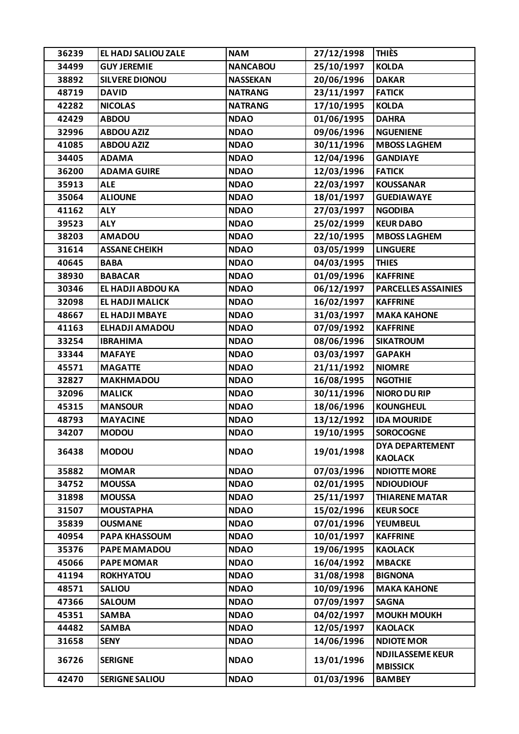| 36239 | EL HADJ SALIOU ZALE | NAM | 27/12/1998 | THIÈS |
|---|---|---|---|---|
| 34499 | GUY JEREMIE | NANCABOU | 25/10/1997 | KOLDA |
| 38892 | SILVERE DIONOU | NASSEKAN | 20/06/1996 | DAKAR |
| 48719 | DAVID | NATRANG | 23/11/1997 | FATICK |
| 42282 | NICOLAS | NATRANG | 17/10/1995 | KOLDA |
| 42429 | ABDOU | NDAO | 01/06/1995 | DAHRA |
| 32996 | ABDOU AZIZ | NDAO | 09/06/1996 | NGUENIENE |
| 41085 | ABDOU AZIZ | NDAO | 30/11/1996 | MBOSS LAGHEM |
| 34405 | ADAMA | NDAO | 12/04/1996 | GANDIAYE |
| 36200 | ADAMA GUIRE | NDAO | 12/03/1996 | FATICK |
| 35913 | ALE | NDAO | 22/03/1997 | KOUSSANAR |
| 35064 | ALIOUNE | NDAO | 18/01/1997 | GUEDIAWAYE |
| 41162 | ALY | NDAO | 27/03/1997 | NGODIBA |
| 39523 | ALY | NDAO | 25/02/1999 | KEUR DABO |
| 38203 | AMADOU | NDAO | 22/10/1995 | MBOSS LAGHEM |
| 31614 | ASSANE CHEIKH | NDAO | 03/05/1999 | LINGUERE |
| 40645 | BABA | NDAO | 04/03/1995 | THIES |
| 38930 | BABACAR | NDAO | 01/09/1996 | KAFFRINE |
| 30346 | EL HADJI ABDOU KA | NDAO | 06/12/1997 | PARCELLES ASSAINIES |
| 32098 | EL HADJI MALICK | NDAO | 16/02/1997 | KAFFRINE |
| 48667 | EL HADJI MBAYE | NDAO | 31/03/1997 | MAKA KAHONE |
| 41163 | ELHADJI AMADOU | NDAO | 07/09/1992 | KAFFRINE |
| 33254 | IBRAHIMA | NDAO | 08/06/1996 | SIKATROUM |
| 33344 | MAFAYE | NDAO | 03/03/1997 | GAPAKH |
| 45571 | MAGATTE | NDAO | 21/11/1992 | NIOMRE |
| 32827 | MAKHMADOU | NDAO | 16/08/1995 | NGOTHIE |
| 32096 | MALICK | NDAO | 30/11/1996 | NIORO DU RIP |
| 45315 | MANSOUR | NDAO | 18/06/1996 | KOUNGHEUL |
| 48793 | MAYACINE | NDAO | 13/12/1992 | IDA MOURIDE |
| 34207 | MODOU | NDAO | 19/10/1995 | SOROCOGNE |
| 36438 | MODOU | NDAO | 19/01/1998 | DYA DEPARTEMENT KAOLACK |
| 35882 | MOMAR | NDAO | 07/03/1996 | NDIOTTE MORE |
| 34752 | MOUSSA | NDAO | 02/01/1995 | NDIOUDIOUF |
| 31898 | MOUSSA | NDAO | 25/11/1997 | THIARENE MATAR |
| 31507 | MOUSTAPHA | NDAO | 15/02/1996 | KEUR SOCE |
| 35839 | OUSMANE | NDAO | 07/01/1996 | YEUMBEUL |
| 40954 | PAPA KHASSOUM | NDAO | 10/01/1997 | KAFFRINE |
| 35376 | PAPE MAMADOU | NDAO | 19/06/1995 | KAOLACK |
| 45066 | PAPE MOMAR | NDAO | 16/04/1992 | MBACKE |
| 41194 | ROKHYATOU | NDAO | 31/08/1998 | BIGNONA |
| 48571 | SALIOU | NDAO | 10/09/1996 | MAKA KAHONE |
| 47366 | SALOUM | NDAO | 07/09/1997 | SAGNA |
| 45351 | SAMBA | NDAO | 04/02/1997 | MOUKH MOUKH |
| 44482 | SAMBA | NDAO | 12/05/1997 | KAOLACK |
| 31658 | SENY | NDAO | 14/06/1996 | NDIOTE MOR |
| 36726 | SERIGNE | NDAO | 13/01/1996 | NDJILASSEME KEUR MBISSICK |
| 42470 | SERIGNE SALIOU | NDAO | 01/03/1996 | BAMBEY |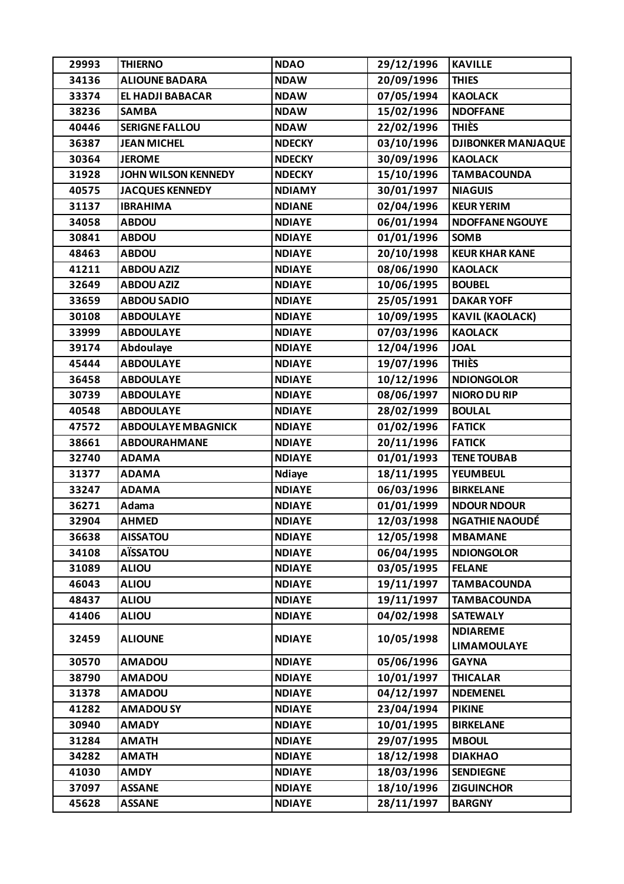| 29993 | THIERNO | NDAO | 29/12/1996 | KAVILLE |
|---|---|---|---|---|
| 34136 | ALIOUNE BADARA | NDAW | 20/09/1996 | THIES |
| 33374 | EL HADJI BABACAR | NDAW | 07/05/1994 | KAOLACK |
| 38236 | SAMBA | NDAW | 15/02/1996 | NDOFFANE |
| 40446 | SERIGNE FALLOU | NDAW | 22/02/1996 | THIÈS |
| 36387 | JEAN MICHEL | NDECKY | 03/10/1996 | DJIBONKER MANJAQUE |
| 30364 | JEROME | NDECKY | 30/09/1996 | KAOLACK |
| 31928 | JOHN WILSON KENNEDY | NDECKY | 15/10/1996 | TAMBACOUNDA |
| 40575 | JACQUES KENNEDY | NDIAMY | 30/01/1997 | NIAGUIS |
| 31137 | IBRAHIMA | NDIANE | 02/04/1996 | KEUR YERIM |
| 34058 | ABDOU | NDIAYE | 06/01/1994 | NDOFFANE NGOUYE |
| 30841 | ABDOU | NDIAYE | 01/01/1996 | SOMB |
| 48463 | ABDOU | NDIAYE | 20/10/1998 | KEUR KHAR KANE |
| 41211 | ABDOU AZIZ | NDIAYE | 08/06/1990 | KAOLACK |
| 32649 | ABDOU AZIZ | NDIAYE | 10/06/1995 | BOUBEL |
| 33659 | ABDOU SADIO | NDIAYE | 25/05/1991 | DAKAR YOFF |
| 30108 | ABDOULAYE | NDIAYE | 10/09/1995 | KAVIL (KAOLACK) |
| 33999 | ABDOULAYE | NDIAYE | 07/03/1996 | KAOLACK |
| 39174 | Abdoulaye | NDIAYE | 12/04/1996 | JOAL |
| 45444 | ABDOULAYE | NDIAYE | 19/07/1996 | THIÈS |
| 36458 | ABDOULAYE | NDIAYE | 10/12/1996 | NDIONGOLOR |
| 30739 | ABDOULAYE | NDIAYE | 08/06/1997 | NIORO DU RIP |
| 40548 | ABDOULAYE | NDIAYE | 28/02/1999 | BOULAL |
| 47572 | ABDOULAYE MBAGNICK | NDIAYE | 01/02/1996 | FATICK |
| 38661 | ABDOURAHMANE | NDIAYE | 20/11/1996 | FATICK |
| 32740 | ADAMA | NDIAYE | 01/01/1993 | TENE TOUBAB |
| 31377 | ADAMA | Ndiaye | 18/11/1995 | YEUMBEUL |
| 33247 | ADAMA | NDIAYE | 06/03/1996 | BIRKELANE |
| 36271 | Adama | NDIAYE | 01/01/1999 | NDOUR NDOUR |
| 32904 | AHMED | NDIAYE | 12/03/1998 | NGATHIE NAOUDÉ |
| 36638 | AISSATOU | NDIAYE | 12/05/1998 | MBAMANE |
| 34108 | AÏSSATOU | NDIAYE | 06/04/1995 | NDIONGOLOR |
| 31089 | ALIOU | NDIAYE | 03/05/1995 | FELANE |
| 46043 | ALIOU | NDIAYE | 19/11/1997 | TAMBACOUNDA |
| 48437 | ALIOU | NDIAYE | 19/11/1997 | TAMBACOUNDA |
| 41406 | ALIOU | NDIAYE | 04/02/1998 | SATEWALY |
| 32459 | ALIOUNE | NDIAYE | 10/05/1998 | NDIAREME LIMAMOULAYE |
| 30570 | AMADOU | NDIAYE | 05/06/1996 | GAYNA |
| 38790 | AMADOU | NDIAYE | 10/01/1997 | THICALAR |
| 31378 | AMADOU | NDIAYE | 04/12/1997 | NDEMENEL |
| 41282 | AMADOU SY | NDIAYE | 23/04/1994 | PIKINE |
| 30940 | AMADY | NDIAYE | 10/01/1995 | BIRKELANE |
| 31284 | AMATH | NDIAYE | 29/07/1995 | MBOUL |
| 34282 | AMATH | NDIAYE | 18/12/1998 | DIAKHAO |
| 41030 | AMDY | NDIAYE | 18/03/1996 | SENDIEGNE |
| 37097 | ASSANE | NDIAYE | 18/10/1996 | ZIGUINCHOR |
| 45628 | ASSANE | NDIAYE | 28/11/1997 | BARGNY |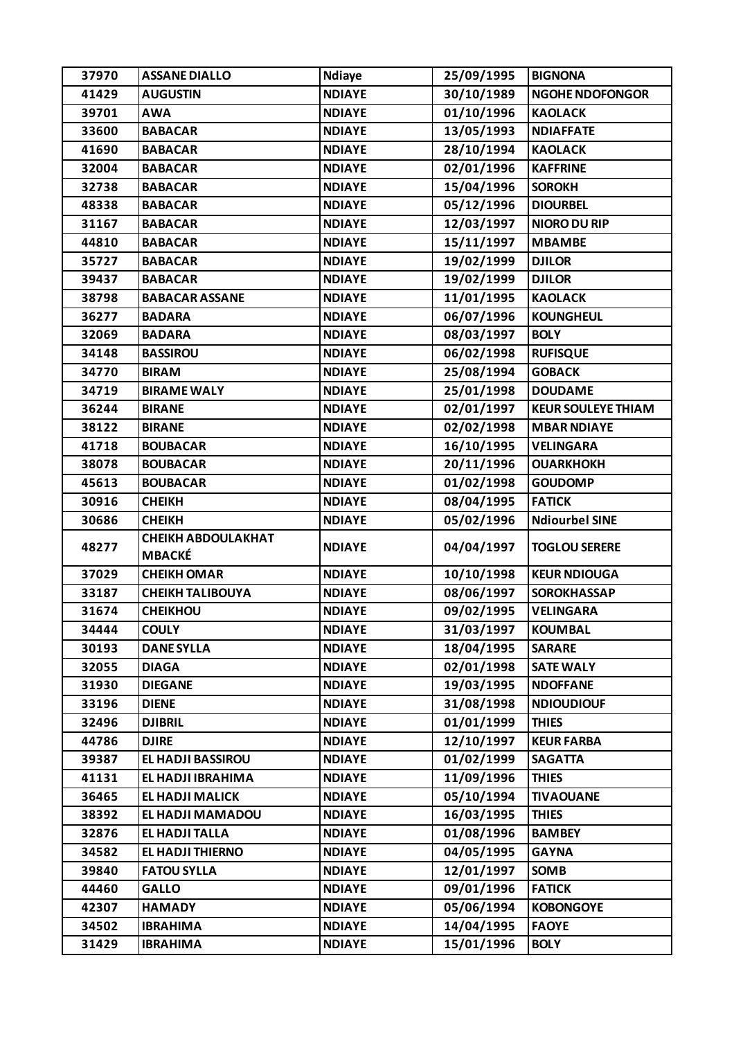| 37970 | ASSANE DIALLO | Ndiaye | 25/09/1995 | BIGNONA |
|---|---|---|---|---|
| 41429 | AUGUSTIN | NDIAYE | 30/10/1989 | NGOHE NDOFONGOR |
| 39701 | AWA | NDIAYE | 01/10/1996 | KAOLACK |
| 33600 | BABACAR | NDIAYE | 13/05/1993 | NDIAFFATE |
| 41690 | BABACAR | NDIAYE | 28/10/1994 | KAOLACK |
| 32004 | BABACAR | NDIAYE | 02/01/1996 | KAFFRINE |
| 32738 | BABACAR | NDIAYE | 15/04/1996 | SOROKH |
| 48338 | BABACAR | NDIAYE | 05/12/1996 | DIOURBEL |
| 31167 | BABACAR | NDIAYE | 12/03/1997 | NIORO DU RIP |
| 44810 | BABACAR | NDIAYE | 15/11/1997 | MBAMBE |
| 35727 | BABACAR | NDIAYE | 19/02/1999 | DJILOR |
| 39437 | BABACAR | NDIAYE | 19/02/1999 | DJILOR |
| 38798 | BABACAR ASSANE | NDIAYE | 11/01/1995 | KAOLACK |
| 36277 | BADARA | NDIAYE | 06/07/1996 | KOUNGHEUL |
| 32069 | BADARA | NDIAYE | 08/03/1997 | BOLY |
| 34148 | BASSIROU | NDIAYE | 06/02/1998 | RUFISQUE |
| 34770 | BIRAM | NDIAYE | 25/08/1994 | GOBACK |
| 34719 | BIRAME WALY | NDIAYE | 25/01/1998 | DOUDAME |
| 36244 | BIRANE | NDIAYE | 02/01/1997 | KEUR SOULEYE THIAM |
| 38122 | BIRANE | NDIAYE | 02/02/1998 | MBAR NDIAYE |
| 41718 | BOUBACAR | NDIAYE | 16/10/1995 | VELINGARA |
| 38078 | BOUBACAR | NDIAYE | 20/11/1996 | OUARKHOKH |
| 45613 | BOUBACAR | NDIAYE | 01/02/1998 | GOUDOMP |
| 30916 | CHEIKH | NDIAYE | 08/04/1995 | FATICK |
| 30686 | CHEIKH | NDIAYE | 05/02/1996 | Ndiourbel SINE |
| 48277 | CHEIKH ABDOULAKHAT MBACKÉ | NDIAYE | 04/04/1997 | TOGLOU SERERE |
| 37029 | CHEIKH OMAR | NDIAYE | 10/10/1998 | KEUR NDIOUGA |
| 33187 | CHEIKH TALIBOUYA | NDIAYE | 08/06/1997 | SOROKHASSAP |
| 31674 | CHEIKHOU | NDIAYE | 09/02/1995 | VELINGARA |
| 34444 | COULY | NDIAYE | 31/03/1997 | KOUMBAL |
| 30193 | DANE SYLLA | NDIAYE | 18/04/1995 | SARARE |
| 32055 | DIAGA | NDIAYE | 02/01/1998 | SATE WALY |
| 31930 | DIEGANE | NDIAYE | 19/03/1995 | NDOFFANE |
| 33196 | DIENE | NDIAYE | 31/08/1998 | NDIOUDIOUF |
| 32496 | DJIBRIL | NDIAYE | 01/01/1999 | THIES |
| 44786 | DJIRE | NDIAYE | 12/10/1997 | KEUR FARBA |
| 39387 | EL HADJI BASSIROU | NDIAYE | 01/02/1999 | SAGATTA |
| 41131 | EL HADJI IBRAHIMA | NDIAYE | 11/09/1996 | THIES |
| 36465 | EL HADJI MALICK | NDIAYE | 05/10/1994 | TIVAOUANE |
| 38392 | EL HADJI MAMADOU | NDIAYE | 16/03/1995 | THIES |
| 32876 | EL HADJI TALLA | NDIAYE | 01/08/1996 | BAMBEY |
| 34582 | EL HADJI THIERNO | NDIAYE | 04/05/1995 | GAYNA |
| 39840 | FATOU SYLLA | NDIAYE | 12/01/1997 | SOMB |
| 44460 | GALLO | NDIAYE | 09/01/1996 | FATICK |
| 42307 | HAMADY | NDIAYE | 05/06/1994 | KOBONGOYE |
| 34502 | IBRAHIMA | NDIAYE | 14/04/1995 | FAOYE |
| 31429 | IBRAHIMA | NDIAYE | 15/01/1996 | BOLY |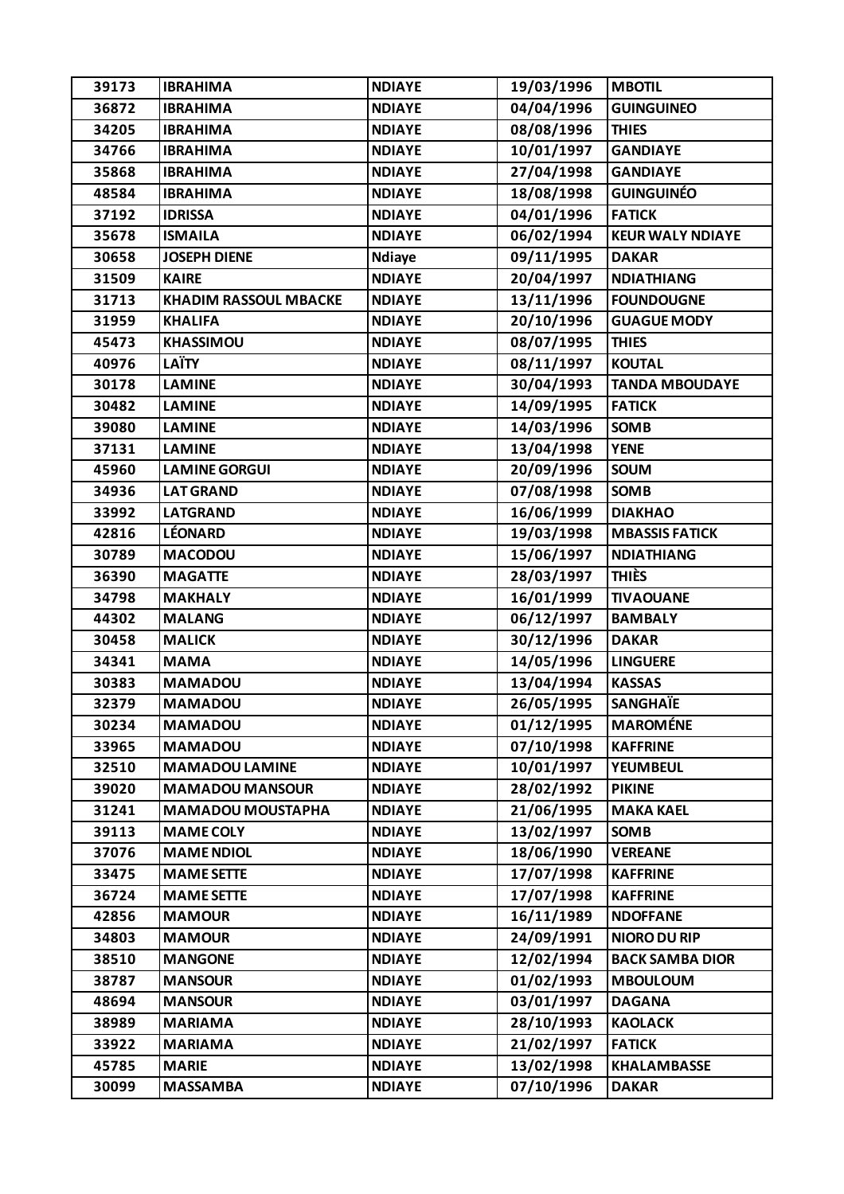| 39173 | IBRAHIMA | NDIAYE | 19/03/1996 | MBOTIL |
|---|---|---|---|---|
| 36872 | IBRAHIMA | NDIAYE | 04/04/1996 | GUINGUINEO |
| 34205 | IBRAHIMA | NDIAYE | 08/08/1996 | THIES |
| 34766 | IBRAHIMA | NDIAYE | 10/01/1997 | GANDIAYE |
| 35868 | IBRAHIMA | NDIAYE | 27/04/1998 | GANDIAYE |
| 48584 | IBRAHIMA | NDIAYE | 18/08/1998 | GUINGUINÉO |
| 37192 | IDRISSA | NDIAYE | 04/01/1996 | FATICK |
| 35678 | ISMAILA | NDIAYE | 06/02/1994 | KEUR WALY NDIAYE |
| 30658 | JOSEPH DIENE | Ndiaye | 09/11/1995 | DAKAR |
| 31509 | KAIRE | NDIAYE | 20/04/1997 | NDIATHIANG |
| 31713 | KHADIM RASSOUL MBACKE | NDIAYE | 13/11/1996 | FOUNDOUGNE |
| 31959 | KHALIFA | NDIAYE | 20/10/1996 | GUAGUE MODY |
| 45473 | KHASSIMOU | NDIAYE | 08/07/1995 | THIES |
| 40976 | LAÏTY | NDIAYE | 08/11/1997 | KOUTAL |
| 30178 | LAMINE | NDIAYE | 30/04/1993 | TANDA MBOUDAYE |
| 30482 | LAMINE | NDIAYE | 14/09/1995 | FATICK |
| 39080 | LAMINE | NDIAYE | 14/03/1996 | SOMB |
| 37131 | LAMINE | NDIAYE | 13/04/1998 | YENE |
| 45960 | LAMINE GORGUI | NDIAYE | 20/09/1996 | SOUM |
| 34936 | LAT GRAND | NDIAYE | 07/08/1998 | SOMB |
| 33992 | LATGRAND | NDIAYE | 16/06/1999 | DIAKHAO |
| 42816 | LÉONARD | NDIAYE | 19/03/1998 | MBASSIS FATICK |
| 30789 | MACODOU | NDIAYE | 15/06/1997 | NDIATHIANG |
| 36390 | MAGATTE | NDIAYE | 28/03/1997 | THIÈS |
| 34798 | MAKHALY | NDIAYE | 16/01/1999 | TIVAOUANE |
| 44302 | MALANG | NDIAYE | 06/12/1997 | BAMBALY |
| 30458 | MALICK | NDIAYE | 30/12/1996 | DAKAR |
| 34341 | MAMA | NDIAYE | 14/05/1996 | LINGUERE |
| 30383 | MAMADOU | NDIAYE | 13/04/1994 | KASSAS |
| 32379 | MAMADOU | NDIAYE | 26/05/1995 | SANGHAÏE |
| 30234 | MAMADOU | NDIAYE | 01/12/1995 | MAROMÉNE |
| 33965 | MAMADOU | NDIAYE | 07/10/1998 | KAFFRINE |
| 32510 | MAMADOU LAMINE | NDIAYE | 10/01/1997 | YEUMBEUL |
| 39020 | MAMADOU MANSOUR | NDIAYE | 28/02/1992 | PIKINE |
| 31241 | MAMADOU MOUSTAPHA | NDIAYE | 21/06/1995 | MAKA KAEL |
| 39113 | MAME COLY | NDIAYE | 13/02/1997 | SOMB |
| 37076 | MAME NDIOL | NDIAYE | 18/06/1990 | VEREANE |
| 33475 | MAME SETTE | NDIAYE | 17/07/1998 | KAFFRINE |
| 36724 | MAME SETTE | NDIAYE | 17/07/1998 | KAFFRINE |
| 42856 | MAMOUR | NDIAYE | 16/11/1989 | NDOFFANE |
| 34803 | MAMOUR | NDIAYE | 24/09/1991 | NIORO DU RIP |
| 38510 | MANGONE | NDIAYE | 12/02/1994 | BACK SAMBA DIOR |
| 38787 | MANSOUR | NDIAYE | 01/02/1993 | MBOULOUM |
| 48694 | MANSOUR | NDIAYE | 03/01/1997 | DAGANA |
| 38989 | MARIAMA | NDIAYE | 28/10/1993 | KAOLACK |
| 33922 | MARIAMA | NDIAYE | 21/02/1997 | FATICK |
| 45785 | MARIE | NDIAYE | 13/02/1998 | KHALAMBASSE |
| 30099 | MASSAMBA | NDIAYE | 07/10/1996 | DAKAR |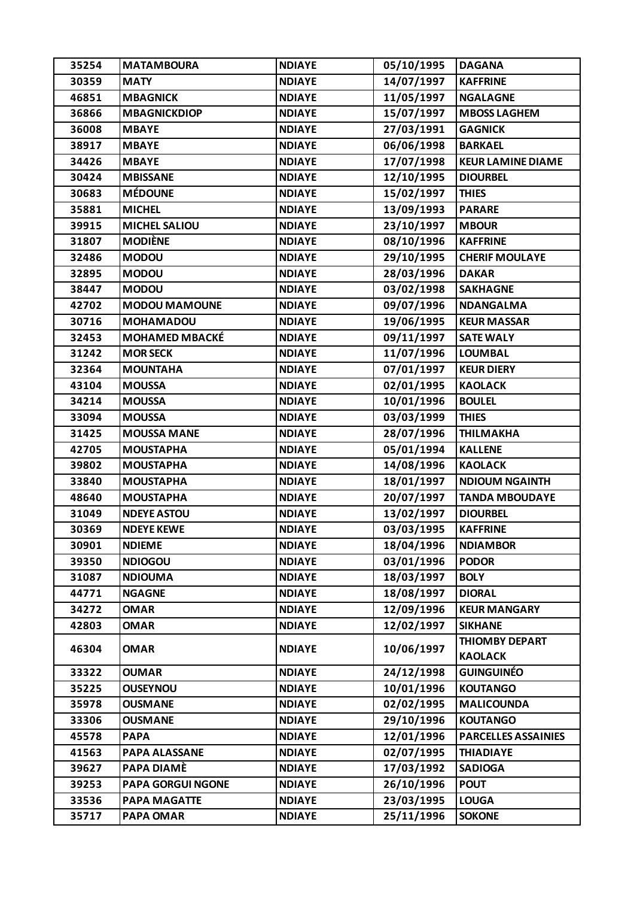| 35254 | MATAMBOURA | NDIAYE | 05/10/1995 | DAGANA |
|---|---|---|---|---|
| 30359 | MATY | NDIAYE | 14/07/1997 | KAFFRINE |
| 46851 | MBAGNICK | NDIAYE | 11/05/1997 | NGALAGNE |
| 36866 | MBAGNICKDIOP | NDIAYE | 15/07/1997 | MBOSS LAGHEM |
| 36008 | MBAYE | NDIAYE | 27/03/1991 | GAGNICK |
| 38917 | MBAYE | NDIAYE | 06/06/1998 | BARKAEL |
| 34426 | MBAYE | NDIAYE | 17/07/1998 | KEUR LAMINE DIAME |
| 30424 | MBISSANE | NDIAYE | 12/10/1995 | DIOURBEL |
| 30683 | MÉDOUNE | NDIAYE | 15/02/1997 | THIES |
| 35881 | MICHEL | NDIAYE | 13/09/1993 | PARARE |
| 39915 | MICHEL SALIOU | NDIAYE | 23/10/1997 | MBOUR |
| 31807 | MODIÈNE | NDIAYE | 08/10/1996 | KAFFRINE |
| 32486 | MODOU | NDIAYE | 29/10/1995 | CHERIF MOULAYE |
| 32895 | MODOU | NDIAYE | 28/03/1996 | DAKAR |
| 38447 | MODOU | NDIAYE | 03/02/1998 | SAKHAGNE |
| 42702 | MODOU MAMOUNE | NDIAYE | 09/07/1996 | NDANGALMA |
| 30716 | MOHAMADOU | NDIAYE | 19/06/1995 | KEUR MASSAR |
| 32453 | MOHAMED MBACKÉ | NDIAYE | 09/11/1997 | SATE WALY |
| 31242 | MOR SECK | NDIAYE | 11/07/1996 | LOUMBAL |
| 32364 | MOUNTAHA | NDIAYE | 07/01/1997 | KEUR DIERY |
| 43104 | MOUSSA | NDIAYE | 02/01/1995 | KAOLACK |
| 34214 | MOUSSA | NDIAYE | 10/01/1996 | BOULEL |
| 33094 | MOUSSA | NDIAYE | 03/03/1999 | THIES |
| 31425 | MOUSSA MANE | NDIAYE | 28/07/1996 | THILMAKHA |
| 42705 | MOUSTAPHA | NDIAYE | 05/01/1994 | KALLENE |
| 39802 | MOUSTAPHA | NDIAYE | 14/08/1996 | KAOLACK |
| 33840 | MOUSTAPHA | NDIAYE | 18/01/1997 | NDIOUM NGAINTH |
| 48640 | MOUSTAPHA | NDIAYE | 20/07/1997 | TANDA MBOUDAYE |
| 31049 | NDEYE ASTOU | NDIAYE | 13/02/1997 | DIOURBEL |
| 30369 | NDEYE KEWE | NDIAYE | 03/03/1995 | KAFFRINE |
| 30901 | NDIEME | NDIAYE | 18/04/1996 | NDIAMBOR |
| 39350 | NDIOGOU | NDIAYE | 03/01/1996 | PODOR |
| 31087 | NDIOUMA | NDIAYE | 18/03/1997 | BOLY |
| 44771 | NGAGNE | NDIAYE | 18/08/1997 | DIORAL |
| 34272 | OMAR | NDIAYE | 12/09/1996 | KEUR MANGARY |
| 42803 | OMAR | NDIAYE | 12/02/1997 | SIKHANE |
| 46304 | OMAR | NDIAYE | 10/06/1997 | THIOMBY DEPART KAOLACK |
| 33322 | OUMAR | NDIAYE | 24/12/1998 | GUINGUINÉO |
| 35225 | OUSEYNOU | NDIAYE | 10/01/1996 | KOUTANGO |
| 35978 | OUSMANE | NDIAYE | 02/02/1995 | MALICOUNDA |
| 33306 | OUSMANE | NDIAYE | 29/10/1996 | KOUTANGO |
| 45578 | PAPA | NDIAYE | 12/01/1996 | PARCELLES ASSAINIES |
| 41563 | PAPA ALASSANE | NDIAYE | 02/07/1995 | THIADIAYE |
| 39627 | PAPA DIAMÈ | NDIAYE | 17/03/1992 | SADIOGA |
| 39253 | PAPA GORGUI NGONE | NDIAYE | 26/10/1996 | POUT |
| 33536 | PAPA MAGATTE | NDIAYE | 23/03/1995 | LOUGA |
| 35717 | PAPA OMAR | NDIAYE | 25/11/1996 | SOKONE |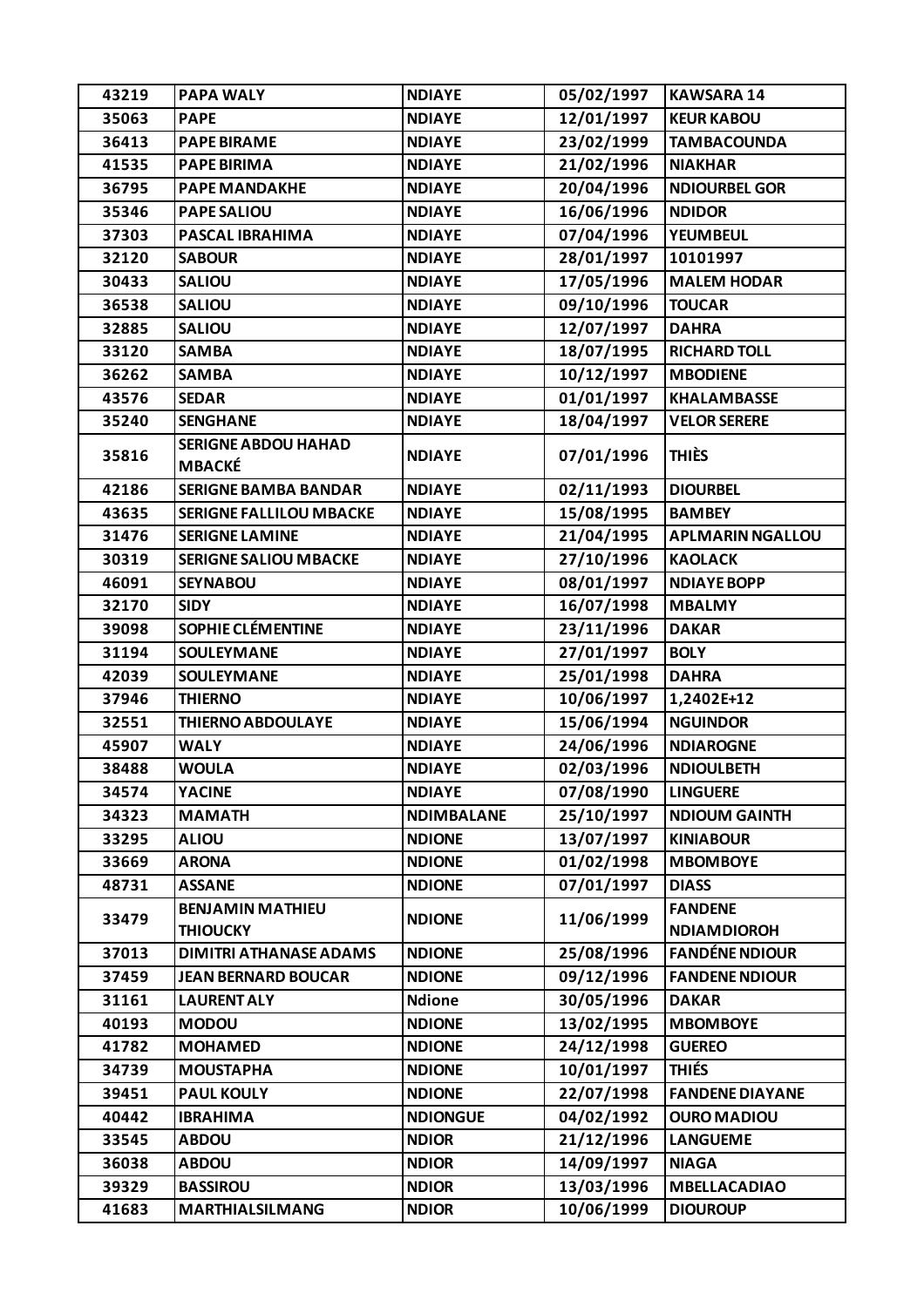| 43219 | PAPA WALY | NDIAYE | 05/02/1997 | KAWSARA 14 |
|---|---|---|---|---|
| 35063 | PAPE | NDIAYE | 12/01/1997 | KEUR KABOU |
| 36413 | PAPE BIRAME | NDIAYE | 23/02/1999 | TAMBACOUNDA |
| 41535 | PAPE BIRIMA | NDIAYE | 21/02/1996 | NIAKHAR |
| 36795 | PAPE MANDAKHE | NDIAYE | 20/04/1996 | NDIOURBEL GOR |
| 35346 | PAPE SALIOU | NDIAYE | 16/06/1996 | NDIDOR |
| 37303 | PASCAL IBRAHIMA | NDIAYE | 07/04/1996 | YEUMBEUL |
| 32120 | SABOUR | NDIAYE | 28/01/1997 | 10101997 |
| 30433 | SALIOU | NDIAYE | 17/05/1996 | MALEM HODAR |
| 36538 | SALIOU | NDIAYE | 09/10/1996 | TOUCAR |
| 32885 | SALIOU | NDIAYE | 12/07/1997 | DAHRA |
| 33120 | SAMBA | NDIAYE | 18/07/1995 | RICHARD TOLL |
| 36262 | SAMBA | NDIAYE | 10/12/1997 | MBODIENE |
| 43576 | SEDAR | NDIAYE | 01/01/1997 | KHALAMBASSE |
| 35240 | SENGHANE | NDIAYE | 18/04/1997 | VELOR SERERE |
| 35816 | SERIGNE ABDOU HAHAD MBACKÉ | NDIAYE | 07/01/1996 | THIÈS |
| 42186 | SERIGNE BAMBA BANDAR | NDIAYE | 02/11/1993 | DIOURBEL |
| 43635 | SERIGNE FALLILOU MBACKE | NDIAYE | 15/08/1995 | BAMBEY |
| 31476 | SERIGNE LAMINE | NDIAYE | 21/04/1995 | APLMARIN NGALLOU |
| 30319 | SERIGNE SALIOU MBACKE | NDIAYE | 27/10/1996 | KAOLACK |
| 46091 | SEYNABOU | NDIAYE | 08/01/1997 | NDIAYE BOPP |
| 32170 | SIDY | NDIAYE | 16/07/1998 | MBALMY |
| 39098 | SOPHIE CLÉMENTINE | NDIAYE | 23/11/1996 | DAKAR |
| 31194 | SOULEYMANE | NDIAYE | 27/01/1997 | BOLY |
| 42039 | SOULEYMANE | NDIAYE | 25/01/1998 | DAHRA |
| 37946 | THIERNO | NDIAYE | 10/06/1997 | 1,2402E+12 |
| 32551 | THIERNO ABDOULAYE | NDIAYE | 15/06/1994 | NGUINDOR |
| 45907 | WALY | NDIAYE | 24/06/1996 | NDIAROGNE |
| 38488 | WOULA | NDIAYE | 02/03/1996 | NDIOULBETH |
| 34574 | YACINE | NDIAYE | 07/08/1990 | LINGUERE |
| 34323 | MAMATH | NDIMBALANE | 25/10/1997 | NDIOUM GAINTH |
| 33295 | ALIOU | NDIONE | 13/07/1997 | KINIABOUR |
| 33669 | ARONA | NDIONE | 01/02/1998 | MBOMBOYE |
| 48731 | ASSANE | NDIONE | 07/01/1997 | DIASS |
| 33479 | BENJAMIN MATHIEU THIOUCKY | NDIONE | 11/06/1999 | FANDENE NDIAMDIOROH |
| 37013 | DIMITRI ATHANASE ADAMS | NDIONE | 25/08/1996 | FANDÉNE NDIOUR |
| 37459 | JEAN BERNARD BOUCAR | NDIONE | 09/12/1996 | FANDENE NDIOUR |
| 31161 | LAURENT ALY | Ndione | 30/05/1996 | DAKAR |
| 40193 | MODOU | NDIONE | 13/02/1995 | MBOMBOYE |
| 41782 | MOHAMED | NDIONE | 24/12/1998 | GUEREO |
| 34739 | MOUSTAPHA | NDIONE | 10/01/1997 | THIÉS |
| 39451 | PAUL KOULY | NDIONE | 22/07/1998 | FANDENE DIAYANE |
| 40442 | IBRAHIMA | NDIONGUE | 04/02/1992 | OURO MADIOU |
| 33545 | ABDOU | NDIOR | 21/12/1996 | LANGUEME |
| 36038 | ABDOU | NDIOR | 14/09/1997 | NIAGA |
| 39329 | BASSIROU | NDIOR | 13/03/1996 | MBELLACADIAO |
| 41683 | MARTHIALSILMANG | NDIOR | 10/06/1999 | DIOUROUP |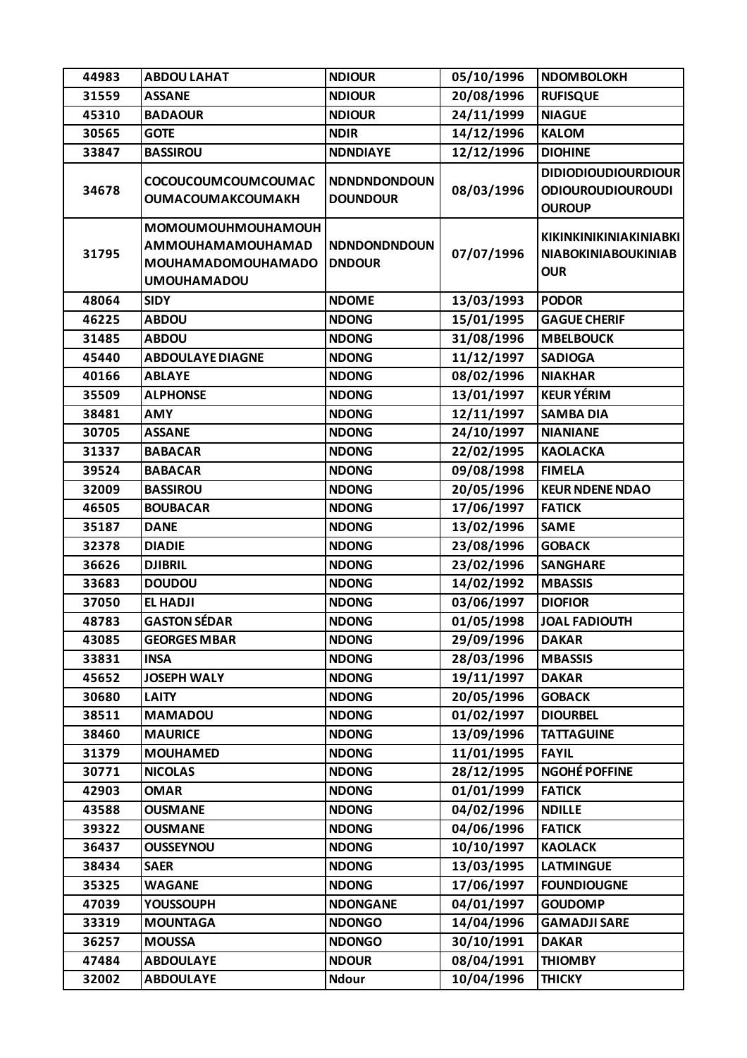| 44983 | ABDOU LAHAT | NDIOUR | 05/10/1996 | NDOMBOLOKH |
|---|---|---|---|---|
| 31559 | ASSANE | NDIOUR | 20/08/1996 | RUFISQUE |
| 45310 | BADAOUR | NDIOUR | 24/11/1999 | NIAGUE |
| 30565 | GOTE | NDIR | 14/12/1996 | KALOM |
| 33847 | BASSIROU | NDNDIAYE | 12/12/1996 | DIOHINE |
| 34678 | COCOUCOUMCOUMCOUMAC OUMACOUMAKCOUMAKH | NDNDNDONDOUN DOUNDOUR | 08/03/1996 | DIDIODIOUDIOURDIOUR ODIOUROUDIOUROUDI OUROUP |
| 31795 | MOMOUMOUHMOUHAMOUH AMMOUHAMAMOUHAMAD MOUHAMADOMOUHAMADO UMOUHAMADOU | NDNDONDNDOUN DNDOUR | 07/07/1996 | KIKINKINIKINIAKINIABKI NIABOKINIABOUKINIAB OUR |
| 48064 | SIDY | NDOME | 13/03/1993 | PODOR |
| 46225 | ABDOU | NDONG | 15/01/1995 | GAGUE CHERIF |
| 31485 | ABDOU | NDONG | 31/08/1996 | MBELBOUCK |
| 45440 | ABDOULAYE DIAGNE | NDONG | 11/12/1997 | SADIOGA |
| 40166 | ABLAYE | NDONG | 08/02/1996 | NIAKHAR |
| 35509 | ALPHONSE | NDONG | 13/01/1997 | KEUR YÉRIM |
| 38481 | AMY | NDONG | 12/11/1997 | SAMBA DIA |
| 30705 | ASSANE | NDONG | 24/10/1997 | NIANIANE |
| 31337 | BABACAR | NDONG | 22/02/1995 | KAOLACKA |
| 39524 | BABACAR | NDONG | 09/08/1998 | FIMELA |
| 32009 | BASSIROU | NDONG | 20/05/1996 | KEUR NDENE NDAO |
| 46505 | BOUBACAR | NDONG | 17/06/1997 | FATICK |
| 35187 | DANE | NDONG | 13/02/1996 | SAME |
| 32378 | DIADIE | NDONG | 23/08/1996 | GOBACK |
| 36626 | DJIBRIL | NDONG | 23/02/1996 | SANGHARE |
| 33683 | DOUDOU | NDONG | 14/02/1992 | MBASSIS |
| 37050 | EL HADJI | NDONG | 03/06/1997 | DIOFIOR |
| 48783 | GASTON SÉDAR | NDONG | 01/05/1998 | JOAL FADIOUTH |
| 43085 | GEORGES MBAR | NDONG | 29/09/1996 | DAKAR |
| 33831 | INSA | NDONG | 28/03/1996 | MBASSIS |
| 45652 | JOSEPH WALY | NDONG | 19/11/1997 | DAKAR |
| 30680 | LAITY | NDONG | 20/05/1996 | GOBACK |
| 38511 | MAMADOU | NDONG | 01/02/1997 | DIOURBEL |
| 38460 | MAURICE | NDONG | 13/09/1996 | TATTAGUINE |
| 31379 | MOUHAMED | NDONG | 11/01/1995 | FAYIL |
| 30771 | NICOLAS | NDONG | 28/12/1995 | NGOHÉ POFFINE |
| 42903 | OMAR | NDONG | 01/01/1999 | FATICK |
| 43588 | OUSMANE | NDONG | 04/02/1996 | NDILLE |
| 39322 | OUSMANE | NDONG | 04/06/1996 | FATICK |
| 36437 | OUSSEYNOU | NDONG | 10/10/1997 | KAOLACK |
| 38434 | SAER | NDONG | 13/03/1995 | LATMINGUE |
| 35325 | WAGANE | NDONG | 17/06/1997 | FOUNDIOUGNE |
| 47039 | YOUSSOUPH | NDONGANE | 04/01/1997 | GOUDOMP |
| 33319 | MOUNTAGA | NDONGO | 14/04/1996 | GAMADJI SARE |
| 36257 | MOUSSA | NDONGO | 30/10/1991 | DAKAR |
| 47484 | ABDOULAYE | NDOUR | 08/04/1991 | THIOMBY |
| 32002 | ABDOULAYE | Ndour | 10/04/1996 | THICKY |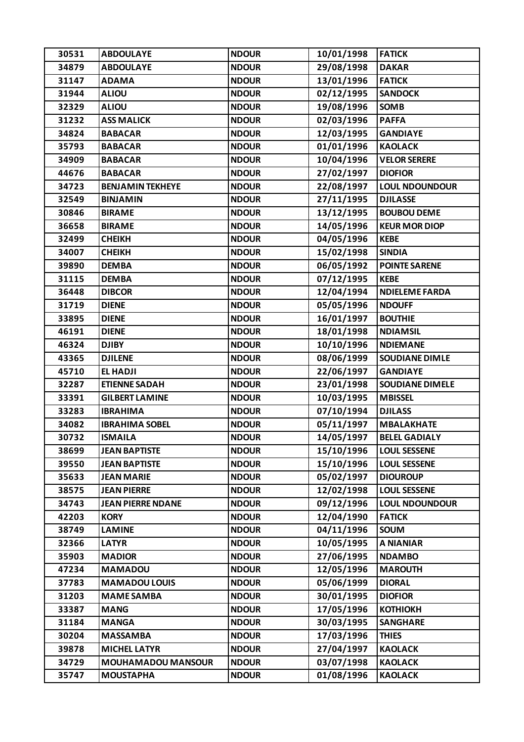| 30531 | ABDOULAYE | NDOUR | 10/01/1998 | FATICK |
|---|---|---|---|---|
| 34879 | ABDOULAYE | NDOUR | 29/08/1998 | DAKAR |
| 31147 | ADAMA | NDOUR | 13/01/1996 | FATICK |
| 31944 | ALIOU | NDOUR | 02/12/1995 | SANDOCK |
| 32329 | ALIOU | NDOUR | 19/08/1996 | SOMB |
| 31232 | ASS MALICK | NDOUR | 02/03/1996 | PAFFA |
| 34824 | BABACAR | NDOUR | 12/03/1995 | GANDIAYE |
| 35793 | BABACAR | NDOUR | 01/01/1996 | KAOLACK |
| 34909 | BABACAR | NDOUR | 10/04/1996 | VELOR SERERE |
| 44676 | BABACAR | NDOUR | 27/02/1997 | DIOFIOR |
| 34723 | BENJAMIN TEKHEYE | NDOUR | 22/08/1997 | LOUL NDOUNDOUR |
| 32549 | BINJAMIN | NDOUR | 27/11/1995 | DJILASSE |
| 30846 | BIRAME | NDOUR | 13/12/1995 | BOUBOU DEME |
| 36658 | BIRAME | NDOUR | 14/05/1996 | KEUR MOR DIOP |
| 32499 | CHEIKH | NDOUR | 04/05/1996 | KEBE |
| 34007 | CHEIKH | NDOUR | 15/02/1998 | SINDIA |
| 39890 | DEMBA | NDOUR | 06/05/1992 | POINTE SARENE |
| 31115 | DEMBA | NDOUR | 07/12/1995 | KEBE |
| 36448 | DIBCOR | NDOUR | 12/04/1994 | NDIELEME FARDA |
| 31719 | DIENE | NDOUR | 05/05/1996 | NDOUFF |
| 33895 | DIENE | NDOUR | 16/01/1997 | BOUTHIE |
| 46191 | DIENE | NDOUR | 18/01/1998 | NDIAMSIL |
| 46324 | DJIBY | NDOUR | 10/10/1996 | NDIEMANE |
| 43365 | DJILENE | NDOUR | 08/06/1999 | SOUDIANE DIMLE |
| 45710 | EL HADJI | NDOUR | 22/06/1997 | GANDIAYE |
| 32287 | ETIENNE SADAH | NDOUR | 23/01/1998 | SOUDIANE DIMELE |
| 33391 | GILBERT LAMINE | NDOUR | 10/03/1995 | MBISSEL |
| 33283 | IBRAHIMA | NDOUR | 07/10/1994 | DJILASS |
| 34082 | IBRAHIMA SOBEL | NDOUR | 05/11/1997 | MBALAKHATE |
| 30732 | ISMAILA | NDOUR | 14/05/1997 | BELEL GADIALY |
| 38699 | JEAN BAPTISTE | NDOUR | 15/10/1996 | LOUL SESSENE |
| 39550 | JEAN BAPTISTE | NDOUR | 15/10/1996 | LOUL SESSENE |
| 35633 | JEAN MARIE | NDOUR | 05/02/1997 | DIOUROUP |
| 38575 | JEAN PIERRE | NDOUR | 12/02/1998 | LOUL SESSENE |
| 34743 | JEAN PIERRE NDANE | NDOUR | 09/12/1996 | LOUL NDOUNDOUR |
| 42203 | KORY | NDOUR | 12/04/1990 | FATICK |
| 38749 | LAMINE | NDOUR | 04/11/1996 | SOUM |
| 32366 | LATYR | NDOUR | 10/05/1995 | A NIANIAR |
| 35903 | MADIOR | NDOUR | 27/06/1995 | NDAMBO |
| 47234 | MAMADOU | NDOUR | 12/05/1996 | MAROUTH |
| 37783 | MAMADOU LOUIS | NDOUR | 05/06/1999 | DIORAL |
| 31203 | MAME SAMBA | NDOUR | 30/01/1995 | DIOFIOR |
| 33387 | MANG | NDOUR | 17/05/1996 | KOTHIOKH |
| 31184 | MANGA | NDOUR | 30/03/1995 | SANGHARE |
| 30204 | MASSAMBA | NDOUR | 17/03/1996 | THIES |
| 39878 | MICHEL LATYR | NDOUR | 27/04/1997 | KAOLACK |
| 34729 | MOUHAMADOU MANSOUR | NDOUR | 03/07/1998 | KAOLACK |
| 35747 | MOUSTAPHA | NDOUR | 01/08/1996 | KAOLACK |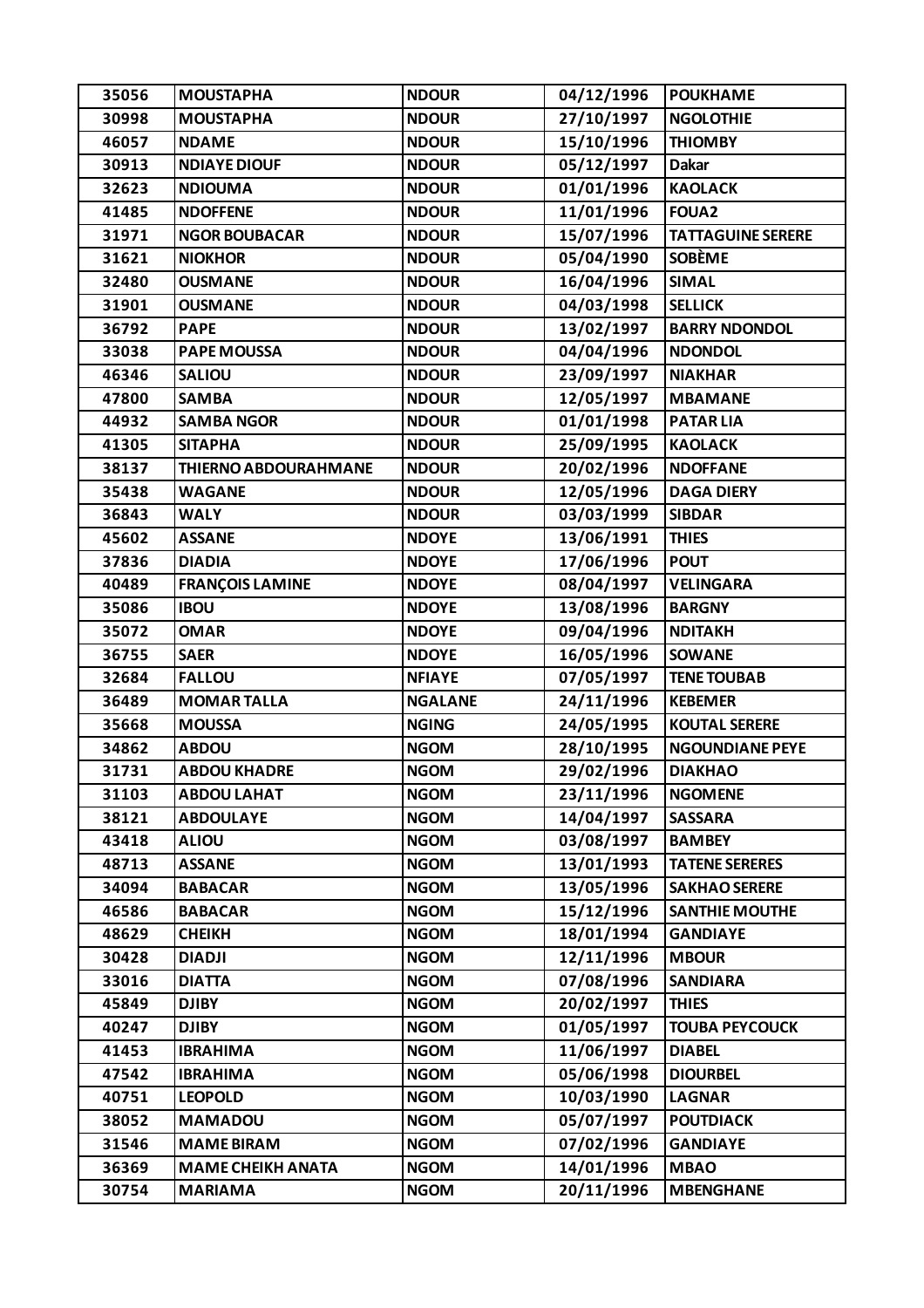| 35056 | MOUSTAPHA | NDOUR | 04/12/1996 | POUKHAME |
|---|---|---|---|---|
| 30998 | MOUSTAPHA | NDOUR | 27/10/1997 | NGOLOTHIE |
| 46057 | NDAME | NDOUR | 15/10/1996 | THIOMBY |
| 30913 | NDIAYE DIOUF | NDOUR | 05/12/1997 | Dakar |
| 32623 | NDIOUMA | NDOUR | 01/01/1996 | KAOLACK |
| 41485 | NDOFFENE | NDOUR | 11/01/1996 | FOUA2 |
| 31971 | NGOR BOUBACAR | NDOUR | 15/07/1996 | TATTAGUINE SERERE |
| 31621 | NIOKHOR | NDOUR | 05/04/1990 | SOBÈME |
| 32480 | OUSMANE | NDOUR | 16/04/1996 | SIMAL |
| 31901 | OUSMANE | NDOUR | 04/03/1998 | SELLICK |
| 36792 | PAPE | NDOUR | 13/02/1997 | BARRY NDONDOL |
| 33038 | PAPE MOUSSA | NDOUR | 04/04/1996 | NDONDOL |
| 46346 | SALIOU | NDOUR | 23/09/1997 | NIAKHAR |
| 47800 | SAMBA | NDOUR | 12/05/1997 | MBAMANE |
| 44932 | SAMBA NGOR | NDOUR | 01/01/1998 | PATAR LIA |
| 41305 | SITAPHA | NDOUR | 25/09/1995 | KAOLACK |
| 38137 | THIERNO ABDOURAHMANE | NDOUR | 20/02/1996 | NDOFFANE |
| 35438 | WAGANE | NDOUR | 12/05/1996 | DAGA DIERY |
| 36843 | WALY | NDOUR | 03/03/1999 | SIBDAR |
| 45602 | ASSANE | NDOYE | 13/06/1991 | THIES |
| 37836 | DIADIA | NDOYE | 17/06/1996 | POUT |
| 40489 | FRANÇOIS LAMINE | NDOYE | 08/04/1997 | VELINGARA |
| 35086 | IBOU | NDOYE | 13/08/1996 | BARGNY |
| 35072 | OMAR | NDOYE | 09/04/1996 | NDITAKH |
| 36755 | SAER | NDOYE | 16/05/1996 | SOWANE |
| 32684 | FALLOU | NFIAYE | 07/05/1997 | TENE TOUBAB |
| 36489 | MOMAR TALLA | NGALANE | 24/11/1996 | KEBEMER |
| 35668 | MOUSSA | NGING | 24/05/1995 | KOUTAL SERERE |
| 34862 | ABDOU | NGOM | 28/10/1995 | NGOUNDIANE PEYE |
| 31731 | ABDOU KHADRE | NGOM | 29/02/1996 | DIAKHAO |
| 31103 | ABDOU LAHAT | NGOM | 23/11/1996 | NGOMENE |
| 38121 | ABDOULAYE | NGOM | 14/04/1997 | SASSARA |
| 43418 | ALIOU | NGOM | 03/08/1997 | BAMBEY |
| 48713 | ASSANE | NGOM | 13/01/1993 | TATENE SERERES |
| 34094 | BABACAR | NGOM | 13/05/1996 | SAKHAO SERERE |
| 46586 | BABACAR | NGOM | 15/12/1996 | SANTHIE MOUTHE |
| 48629 | CHEIKH | NGOM | 18/01/1994 | GANDIAYE |
| 30428 | DIADJI | NGOM | 12/11/1996 | MBOUR |
| 33016 | DIATTA | NGOM | 07/08/1996 | SANDIARA |
| 45849 | DJIBY | NGOM | 20/02/1997 | THIES |
| 40247 | DJIBY | NGOM | 01/05/1997 | TOUBA PEYCOUCK |
| 41453 | IBRAHIMA | NGOM | 11/06/1997 | DIABEL |
| 47542 | IBRAHIMA | NGOM | 05/06/1998 | DIOURBEL |
| 40751 | LEOPOLD | NGOM | 10/03/1990 | LAGNAR |
| 38052 | MAMADOU | NGOM | 05/07/1997 | POUTDIACK |
| 31546 | MAME BIRAM | NGOM | 07/02/1996 | GANDIAYE |
| 36369 | MAME CHEIKH ANATA | NGOM | 14/01/1996 | MBAO |
| 30754 | MARIAMA | NGOM | 20/11/1996 | MBENGHANE |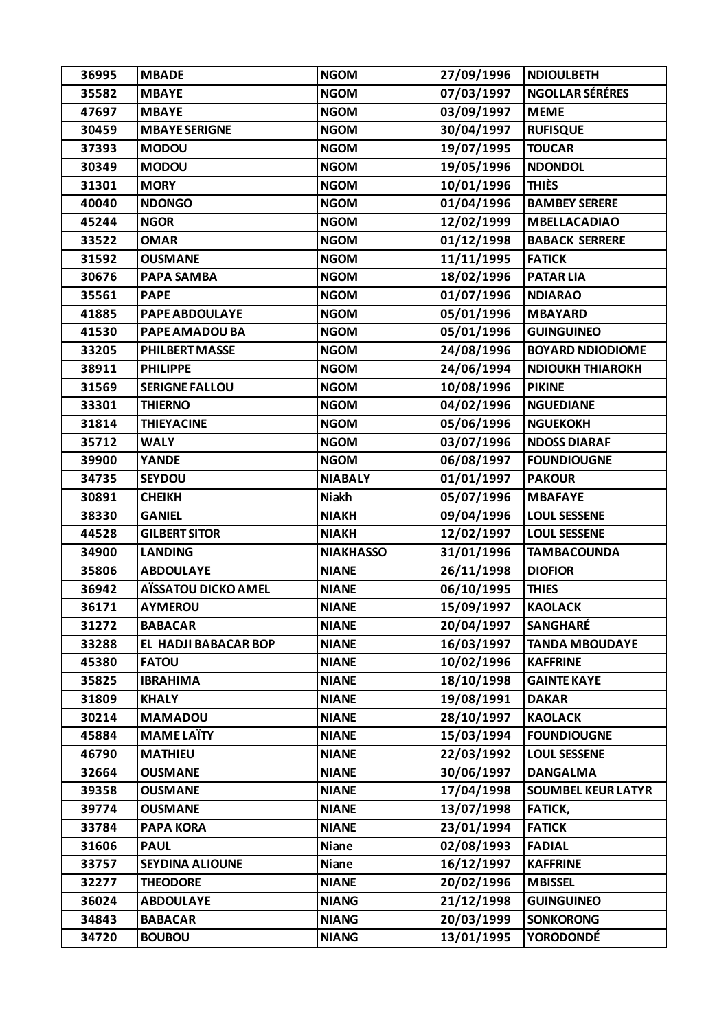| 36995 | MBADE | NGOM | 27/09/1996 | NDIOULBETH |
|---|---|---|---|---|
| 35582 | MBAYE | NGOM | 07/03/1997 | NGOLLAR SÉRÉRES |
| 47697 | MBAYE | NGOM | 03/09/1997 | MEME |
| 30459 | MBAYE SERIGNE | NGOM | 30/04/1997 | RUFISQUE |
| 37393 | MODOU | NGOM | 19/07/1995 | TOUCAR |
| 30349 | MODOU | NGOM | 19/05/1996 | NDONDOL |
| 31301 | MORY | NGOM | 10/01/1996 | THIÈS |
| 40040 | NDONGO | NGOM | 01/04/1996 | BAMBEY SERERE |
| 45244 | NGOR | NGOM | 12/02/1999 | MBELLACADIAO |
| 33522 | OMAR | NGOM | 01/12/1998 | BABACK SERRERE |
| 31592 | OUSMANE | NGOM | 11/11/1995 | FATICK |
| 30676 | PAPA SAMBA | NGOM | 18/02/1996 | PATAR LIA |
| 35561 | PAPE | NGOM | 01/07/1996 | NDIARAO |
| 41885 | PAPE ABDOULAYE | NGOM | 05/01/1996 | MBAYARD |
| 41530 | PAPE AMADOU BA | NGOM | 05/01/1996 | GUINGUINEO |
| 33205 | PHILBERT MASSE | NGOM | 24/08/1996 | BOYARD NDIODIOME |
| 38911 | PHILIPPE | NGOM | 24/06/1994 | NDIOUKH THIAROKH |
| 31569 | SERIGNE FALLOU | NGOM | 10/08/1996 | PIKINE |
| 33301 | THIERNO | NGOM | 04/02/1996 | NGUEDIANE |
| 31814 | THIEYACINE | NGOM | 05/06/1996 | NGUEKOKH |
| 35712 | WALY | NGOM | 03/07/1996 | NDOSS DIARAF |
| 39900 | YANDE | NGOM | 06/08/1997 | FOUNDIOUGNE |
| 34735 | SEYDOU | NIABALY | 01/01/1997 | PAKOUR |
| 30891 | CHEIKH | Niakh | 05/07/1996 | MBAFAYE |
| 38330 | GANIEL | NIAKH | 09/04/1996 | LOUL SESSENE |
| 44528 | GILBERT SITOR | NIAKH | 12/02/1997 | LOUL SESSENE |
| 34900 | LANDING | NIAKHASSO | 31/01/1996 | TAMBACOUNDA |
| 35806 | ABDOULAYE | NIANE | 26/11/1998 | DIOFIOR |
| 36942 | AÏSSATOU DICKO AMEL | NIANE | 06/10/1995 | THIES |
| 36171 | AYMEROU | NIANE | 15/09/1997 | KAOLACK |
| 31272 | BABACAR | NIANE | 20/04/1997 | SANGHARÉ |
| 33288 | EL HADJI BABACAR BOP | NIANE | 16/03/1997 | TANDA MBOUDAYE |
| 45380 | FATOU | NIANE | 10/02/1996 | KAFFRINE |
| 35825 | IBRAHIMA | NIANE | 18/10/1998 | GAINTE KAYE |
| 31809 | KHALY | NIANE | 19/08/1991 | DAKAR |
| 30214 | MAMADOU | NIANE | 28/10/1997 | KAOLACK |
| 45884 | MAME LAÏTY | NIANE | 15/03/1994 | FOUNDIOUGNE |
| 46790 | MATHIEU | NIANE | 22/03/1992 | LOUL SESSENE |
| 32664 | OUSMANE | NIANE | 30/06/1997 | DANGALMA |
| 39358 | OUSMANE | NIANE | 17/04/1998 | SOUMBEL KEUR LATYR |
| 39774 | OUSMANE | NIANE | 13/07/1998 | FATICK, |
| 33784 | PAPA KORA | NIANE | 23/01/1994 | FATICK |
| 31606 | PAUL | Niane | 02/08/1993 | FADIAL |
| 33757 | SEYDINA ALIOUNE | Niane | 16/12/1997 | KAFFRINE |
| 32277 | THEODORE | NIANE | 20/02/1996 | MBISSEL |
| 36024 | ABDOULAYE | NIANG | 21/12/1998 | GUINGUINEO |
| 34843 | BABACAR | NIANG | 20/03/1999 | SONKORONG |
| 34720 | BOUBOU | NIANG | 13/01/1995 | YORODONDÉ |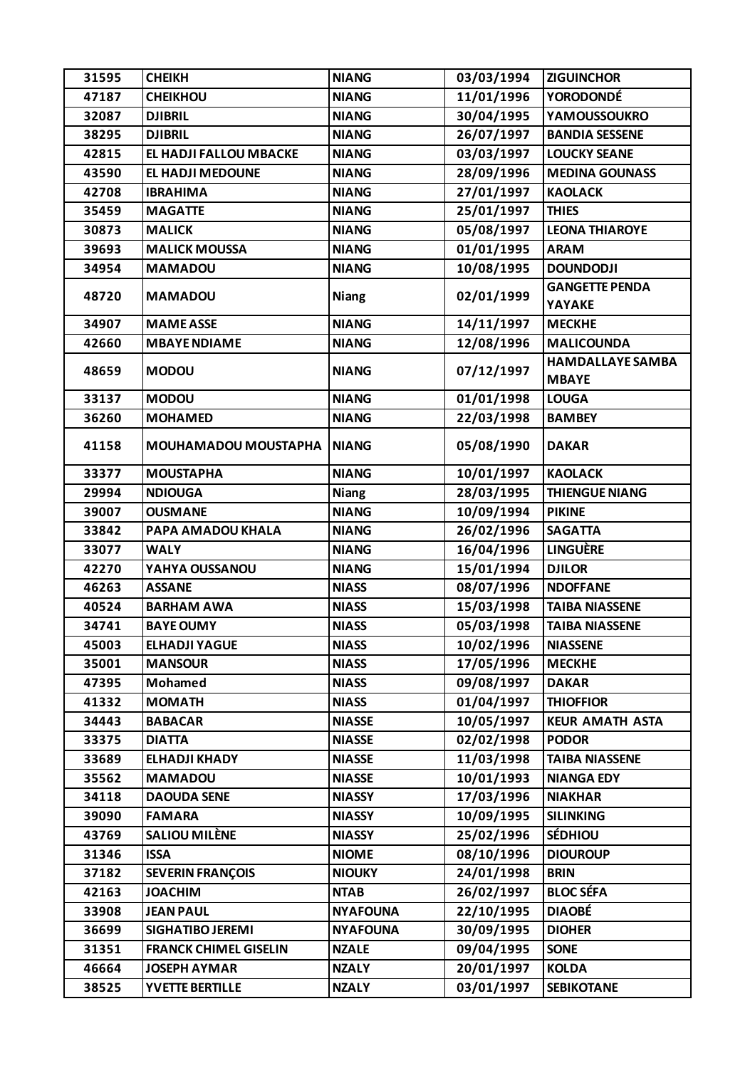| 31595 | CHEIKH | NIANG | 03/03/1994 | ZIGUINCHOR |
|---|---|---|---|---|
| 47187 | CHEIKHOU | NIANG | 11/01/1996 | YORODONDÉ |
| 32087 | DJIBRIL | NIANG | 30/04/1995 | YAMOUSSOUKRO |
| 38295 | DJIBRIL | NIANG | 26/07/1997 | BANDIA SESSENE |
| 42815 | EL HADJI FALLOU MBACKE | NIANG | 03/03/1997 | LOUCKY SEANE |
| 43590 | EL HADJI MEDOUNE | NIANG | 28/09/1996 | MEDINA GOUNASS |
| 42708 | IBRAHIMA | NIANG | 27/01/1997 | KAOLACK |
| 35459 | MAGATTE | NIANG | 25/01/1997 | THIES |
| 30873 | MALICK | NIANG | 05/08/1997 | LEONA THIAROYE |
| 39693 | MALICK MOUSSA | NIANG | 01/01/1995 | ARAM |
| 34954 | MAMADOU | NIANG | 10/08/1995 | DOUNDODJI |
| 48720 | MAMADOU | Niang | 02/01/1999 | GANGETTE PENDA YAYAKE |
| 34907 | MAME ASSE | NIANG | 14/11/1997 | MECKHE |
| 42660 | MBAYE NDIAME | NIANG | 12/08/1996 | MALICOUNDA |
| 48659 | MODOU | NIANG | 07/12/1997 | HAMDALLAYE SAMBA MBAYE |
| 33137 | MODOU | NIANG | 01/01/1998 | LOUGA |
| 36260 | MOHAMED | NIANG | 22/03/1998 | BAMBEY |
| 41158 | MOUHAMADOU MOUSTAPHA | NIANG | 05/08/1990 | DAKAR |
| 33377 | MOUSTAPHA | NIANG | 10/01/1997 | KAOLACK |
| 29994 | NDIOUGA | Niang | 28/03/1995 | THIENGUE NIANG |
| 39007 | OUSMANE | NIANG | 10/09/1994 | PIKINE |
| 33842 | PAPA AMADOU KHALA | NIANG | 26/02/1996 | SAGATTA |
| 33077 | WALY | NIANG | 16/04/1996 | LINGUÈRE |
| 42270 | YAHYA OUSSANOU | NIANG | 15/01/1994 | DJILOR |
| 46263 | ASSANE | NIASS | 08/07/1996 | NDOFFANE |
| 40524 | BARHAM AWA | NIASS | 15/03/1998 | TAIBA NIASSENE |
| 34741 | BAYE OUMY | NIASS | 05/03/1998 | TAIBA NIASSENE |
| 45003 | ELHADJI YAGUE | NIASS | 10/02/1996 | NIASSENE |
| 35001 | MANSOUR | NIASS | 17/05/1996 | MECKHE |
| 47395 | Mohamed | NIASS | 09/08/1997 | DAKAR |
| 41332 | MOMATH | NIASS | 01/04/1997 | THIOFFIOR |
| 34443 | BABACAR | NIASSE | 10/05/1997 | KEUR AMATH ASTA |
| 33375 | DIATTA | NIASSE | 02/02/1998 | PODOR |
| 33689 | ELHADJI KHADY | NIASSE | 11/03/1998 | TAIBA NIASSENE |
| 35562 | MAMADOU | NIASSE | 10/01/1993 | NIANGA EDY |
| 34118 | DAOUDA SENE | NIASSY | 17/03/1996 | NIAKHAR |
| 39090 | FAMARA | NIASSY | 10/09/1995 | SILINKING |
| 43769 | SALIOU MILÈNE | NIASSY | 25/02/1996 | SÉDHIOU |
| 31346 | ISSA | NIOME | 08/10/1996 | DIOUROUP |
| 37182 | SEVERIN FRANÇOIS | NIOUKY | 24/01/1998 | BRIN |
| 42163 | JOACHIM | NTAB | 26/02/1997 | BLOC SÉFA |
| 33908 | JEAN PAUL | NYAFOUNA | 22/10/1995 | DIAOBÉ |
| 36699 | SIGHATIBO JEREMI | NYAFOUNA | 30/09/1995 | DIOHER |
| 31351 | FRANCK CHIMEL GISELIN | NZALE | 09/04/1995 | SONE |
| 46664 | JOSEPH AYMAR | NZALY | 20/01/1997 | KOLDA |
| 38525 | YVETTE BERTILLE | NZALY | 03/01/1997 | SEBIKOTANE |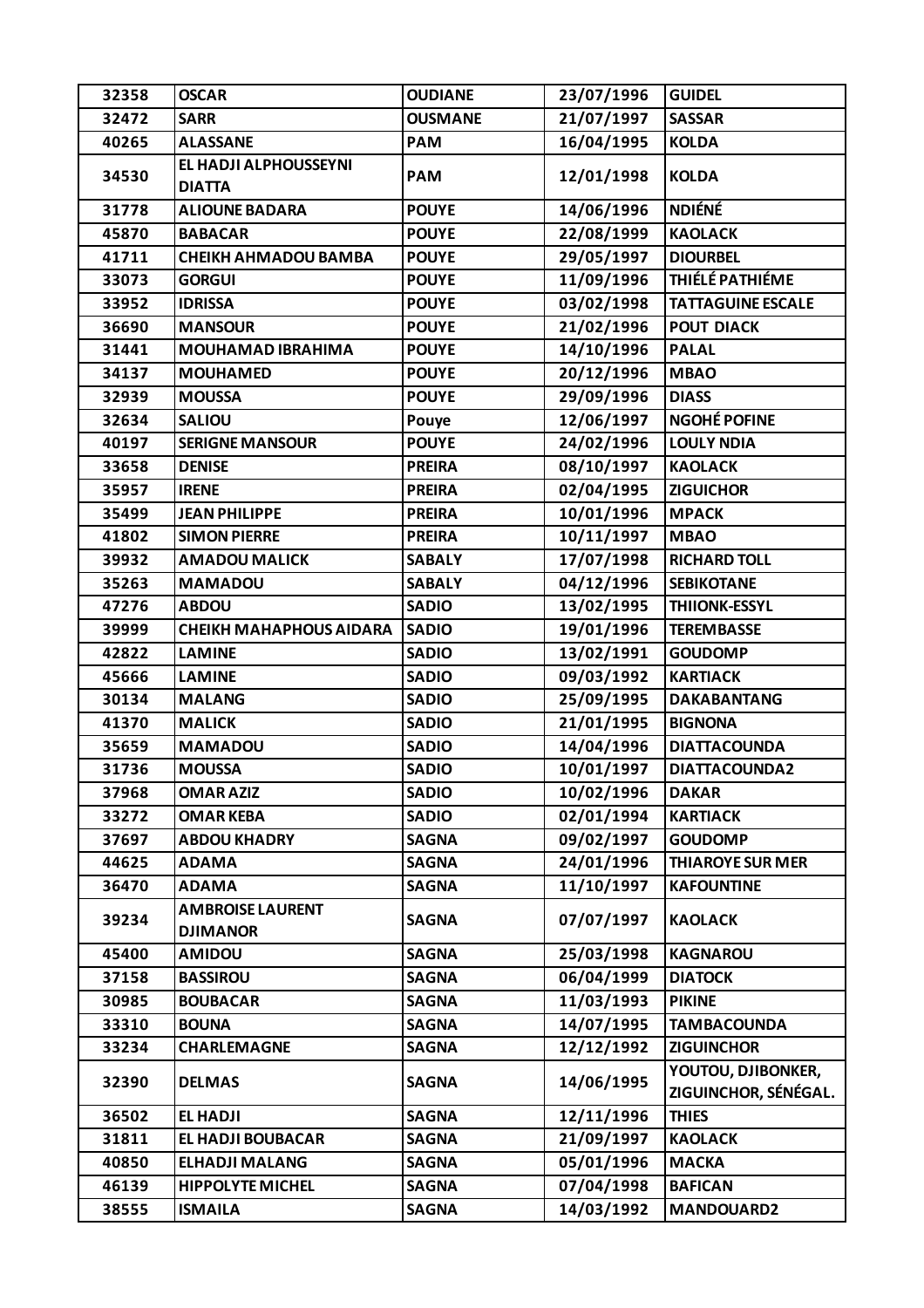| 32358 | OSCAR | OUDIANE | 23/07/1996 | GUIDEL |
|---|---|---|---|---|
| 32472 | SARR | OUSMANE | 21/07/1997 | SASSAR |
| 40265 | ALASSANE | PAM | 16/04/1995 | KOLDA |
| 34530 | EL HADJI ALPHOUSSEYNI DIATTA | PAM | 12/01/1998 | KOLDA |
| 31778 | ALIOUNE BADARA | POUYE | 14/06/1996 | NDIÉNÉ |
| 45870 | BABACAR | POUYE | 22/08/1999 | KAOLACK |
| 41711 | CHEIKH AHMADOU BAMBA | POUYE | 29/05/1997 | DIOURBEL |
| 33073 | GORGUI | POUYE | 11/09/1996 | THIÉLÉ PATHIÉME |
| 33952 | IDRISSA | POUYE | 03/02/1998 | TATTAGUINE ESCALE |
| 36690 | MANSOUR | POUYE | 21/02/1996 | POUT DIACK |
| 31441 | MOUHAMAD IBRAHIMA | POUYE | 14/10/1996 | PALAL |
| 34137 | MOUHAMED | POUYE | 20/12/1996 | MBAO |
| 32939 | MOUSSA | POUYE | 29/09/1996 | DIASS |
| 32634 | SALIOU | Pouye | 12/06/1997 | NGOHÉ POFINE |
| 40197 | SERIGNE MANSOUR | POUYE | 24/02/1996 | LOULY NDIA |
| 33658 | DENISE | PREIRA | 08/10/1997 | KAOLACK |
| 35957 | IRENE | PREIRA | 02/04/1995 | ZIGUICHOR |
| 35499 | JEAN PHILIPPE | PREIRA | 10/01/1996 | MPACK |
| 41802 | SIMON PIERRE | PREIRA | 10/11/1997 | MBAO |
| 39932 | AMADOU MALICK | SABALY | 17/07/1998 | RICHARD TOLL |
| 35263 | MAMADOU | SABALY | 04/12/1996 | SEBIKOTANE |
| 47276 | ABDOU | SADIO | 13/02/1995 | THIIONK-ESSYL |
| 39999 | CHEIKH MAHAPHOUS AIDARA | SADIO | 19/01/1996 | TEREMBASSE |
| 42822 | LAMINE | SADIO | 13/02/1991 | GOUDOMP |
| 45666 | LAMINE | SADIO | 09/03/1992 | KARTIACK |
| 30134 | MALANG | SADIO | 25/09/1995 | DAKABANTANG |
| 41370 | MALICK | SADIO | 21/01/1995 | BIGNONA |
| 35659 | MAMADOU | SADIO | 14/04/1996 | DIATTACOUNDA |
| 31736 | MOUSSA | SADIO | 10/01/1997 | DIATTACOUNDA2 |
| 37968 | OMAR AZIZ | SADIO | 10/02/1996 | DAKAR |
| 33272 | OMAR KEBA | SADIO | 02/01/1994 | KARTIACK |
| 37697 | ABDOU KHADRY | SAGNA | 09/02/1997 | GOUDOMP |
| 44625 | ADAMA | SAGNA | 24/01/1996 | THIAROYE SUR MER |
| 36470 | ADAMA | SAGNA | 11/10/1997 | KAFOUNTINE |
| 39234 | AMBROISE LAURENT DJIMANOR | SAGNA | 07/07/1997 | KAOLACK |
| 45400 | AMIDOU | SAGNA | 25/03/1998 | KAGNAROU |
| 37158 | BASSIROU | SAGNA | 06/04/1999 | DIATOCK |
| 30985 | BOUBACAR | SAGNA | 11/03/1993 | PIKINE |
| 33310 | BOUNA | SAGNA | 14/07/1995 | TAMBACOUNDA |
| 33234 | CHARLEMAGNE | SAGNA | 12/12/1992 | ZIGUINCHOR |
| 32390 | DELMAS | SAGNA | 14/06/1995 | YOUTOU, DJIBONKER, ZIGUINCHOR, SÉNÉGAL. |
| 36502 | EL HADJI | SAGNA | 12/11/1996 | THIES |
| 31811 | EL HADJI BOUBACAR | SAGNA | 21/09/1997 | KAOLACK |
| 40850 | ELHADJI MALANG | SAGNA | 05/01/1996 | MACKA |
| 46139 | HIPPOLYTE MICHEL | SAGNA | 07/04/1998 | BAFICAN |
| 38555 | ISMAILA | SAGNA | 14/03/1992 | MANDOUARD2 |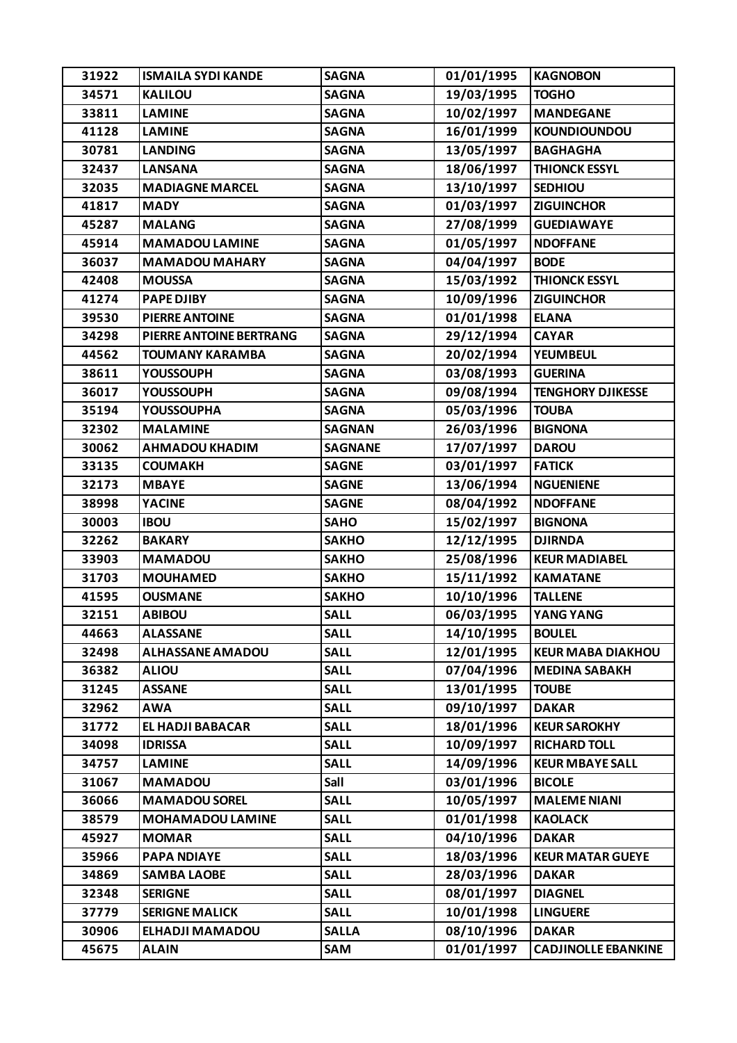| 31922 | ISMAILA SYDI KANDE | SAGNA | 01/01/1995 | KAGNOBON |
|---|---|---|---|---|
| 34571 | KALILOU | SAGNA | 19/03/1995 | TOGHO |
| 33811 | LAMINE | SAGNA | 10/02/1997 | MANDEGANE |
| 41128 | LAMINE | SAGNA | 16/01/1999 | KOUNDIOUNDOU |
| 30781 | LANDING | SAGNA | 13/05/1997 | BAGHAGHA |
| 32437 | LANSANA | SAGNA | 18/06/1997 | THIONCK ESSYL |
| 32035 | MADIAGNE MARCEL | SAGNA | 13/10/1997 | SEDHIOU |
| 41817 | MADY | SAGNA | 01/03/1997 | ZIGUINCHOR |
| 45287 | MALANG | SAGNA | 27/08/1999 | GUEDIAWAYE |
| 45914 | MAMADOU LAMINE | SAGNA | 01/05/1997 | NDOFFANE |
| 36037 | MAMADOU MAHARY | SAGNA | 04/04/1997 | BODE |
| 42408 | MOUSSA | SAGNA | 15/03/1992 | THIONCK ESSYL |
| 41274 | PAPE DJIBY | SAGNA | 10/09/1996 | ZIGUINCHOR |
| 39530 | PIERRE ANTOINE | SAGNA | 01/01/1998 | ELANA |
| 34298 | PIERRE ANTOINE BERTRANG | SAGNA | 29/12/1994 | CAYAR |
| 44562 | TOUMANY KARAMBA | SAGNA | 20/02/1994 | YEUMBEUL |
| 38611 | YOUSSOUPH | SAGNA | 03/08/1993 | GUERINA |
| 36017 | YOUSSOUPH | SAGNA | 09/08/1994 | TENGHORY DJIKESSE |
| 35194 | YOUSSOUPHA | SAGNA | 05/03/1996 | TOUBA |
| 32302 | MALAMINE | SAGNAN | 26/03/1996 | BIGNONA |
| 30062 | AHMADOU KHADIM | SAGNANE | 17/07/1997 | DAROU |
| 33135 | COUMAKH | SAGNE | 03/01/1997 | FATICK |
| 32173 | MBAYE | SAGNE | 13/06/1994 | NGUENIENE |
| 38998 | YACINE | SAGNE | 08/04/1992 | NDOFFANE |
| 30003 | IBOU | SAHO | 15/02/1997 | BIGNONA |
| 32262 | BAKARY | SAKHO | 12/12/1995 | DJIRNDA |
| 33903 | MAMADOU | SAKHO | 25/08/1996 | KEUR MADIABEL |
| 31703 | MOUHAMED | SAKHO | 15/11/1992 | KAMATANE |
| 41595 | OUSMANE | SAKHO | 10/10/1996 | TALLENE |
| 32151 | ABIBOU | SALL | 06/03/1995 | YANG YANG |
| 44663 | ALASSANE | SALL | 14/10/1995 | BOULEL |
| 32498 | ALHASSANE AMADOU | SALL | 12/01/1995 | KEUR MABA DIAKHOU |
| 36382 | ALIOU | SALL | 07/04/1996 | MEDINA SABAKH |
| 31245 | ASSANE | SALL | 13/01/1995 | TOUBE |
| 32962 | AWA | SALL | 09/10/1997 | DAKAR |
| 31772 | EL HADJI BABACAR | SALL | 18/01/1996 | KEUR SAROKHY |
| 34098 | IDRISSA | SALL | 10/09/1997 | RICHARD TOLL |
| 34757 | LAMINE | SALL | 14/09/1996 | KEUR MBAYE SALL |
| 31067 | MAMADOU | Sall | 03/01/1996 | BICOLE |
| 36066 | MAMADOU SOREL | SALL | 10/05/1997 | MALEME NIANI |
| 38579 | MOHAMADOU LAMINE | SALL | 01/01/1998 | KAOLACK |
| 45927 | MOMAR | SALL | 04/10/1996 | DAKAR |
| 35966 | PAPA NDIAYE | SALL | 18/03/1996 | KEUR MATAR GUEYE |
| 34869 | SAMBA LAOBE | SALL | 28/03/1996 | DAKAR |
| 32348 | SERIGNE | SALL | 08/01/1997 | DIAGNEL |
| 37779 | SERIGNE MALICK | SALL | 10/01/1998 | LINGUERE |
| 30906 | ELHADJI MAMADOU | SALLA | 08/10/1996 | DAKAR |
| 45675 | ALAIN | SAM | 01/01/1997 | CADJINOLLE EBANKINE |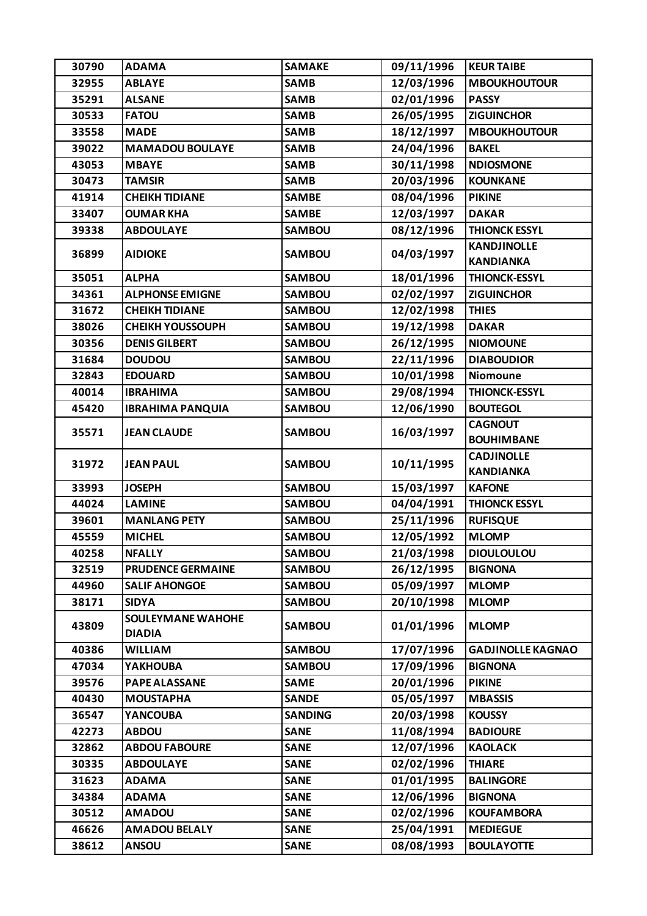| 30790 | ADAMA | SAMAKE | 09/11/1996 | KEUR TAIBE |
|---|---|---|---|---|
| 32955 | ABLAYE | SAMB | 12/03/1996 | MBOUKHOUTOUR |
| 35291 | ALSANE | SAMB | 02/01/1996 | PASSY |
| 30533 | FATOU | SAMB | 26/05/1995 | ZIGUINCHOR |
| 33558 | MADE | SAMB | 18/12/1997 | MBOUKHOUTOUR |
| 39022 | MAMADOU BOULAYE | SAMB | 24/04/1996 | BAKEL |
| 43053 | MBAYE | SAMB | 30/11/1998 | NDIOSMONE |
| 30473 | TAMSIR | SAMB | 20/03/1996 | KOUNKANE |
| 41914 | CHEIKH TIDIANE | SAMBE | 08/04/1996 | PIKINE |
| 33407 | OUMAR KHA | SAMBE | 12/03/1997 | DAKAR |
| 39338 | ABDOULAYE | SAMBOU | 08/12/1996 | THIONCK ESSYL |
| 36899 | AIDIOKE | SAMBOU | 04/03/1997 | KANDJINOLLE KANDIANKA |
| 35051 | ALPHA | SAMBOU | 18/01/1996 | THIONCK-ESSYL |
| 34361 | ALPHONSE EMIGNE | SAMBOU | 02/02/1997 | ZIGUINCHOR |
| 31672 | CHEIKH TIDIANE | SAMBOU | 12/02/1998 | THIES |
| 38026 | CHEIKH YOUSSOUPH | SAMBOU | 19/12/1998 | DAKAR |
| 30356 | DENIS GILBERT | SAMBOU | 26/12/1995 | NIOMOUNE |
| 31684 | DOUDOU | SAMBOU | 22/11/1996 | DIABOUDIOR |
| 32843 | EDOUARD | SAMBOU | 10/01/1998 | Niomoune |
| 40014 | IBRAHIMA | SAMBOU | 29/08/1994 | THIONCK-ESSYL |
| 45420 | IBRAHIMA PANQUIA | SAMBOU | 12/06/1990 | BOUTEGOL |
| 35571 | JEAN CLAUDE | SAMBOU | 16/03/1997 | CAGNOUT BOUHIMBANE |
| 31972 | JEAN PAUL | SAMBOU | 10/11/1995 | CADJINOLLE KANDIANKA |
| 33993 | JOSEPH | SAMBOU | 15/03/1997 | KAFONE |
| 44024 | LAMINE | SAMBOU | 04/04/1991 | THIONCK ESSYL |
| 39601 | MANLANG PETY | SAMBOU | 25/11/1996 | RUFISQUE |
| 45559 | MICHEL | SAMBOU | 12/05/1992 | MLOMP |
| 40258 | NFALLY | SAMBOU | 21/03/1998 | DIOULOULOU |
| 32519 | PRUDENCE GERMAINE | SAMBOU | 26/12/1995 | BIGNONA |
| 44960 | SALIF AHONGOE | SAMBOU | 05/09/1997 | MLOMP |
| 38171 | SIDYA | SAMBOU | 20/10/1998 | MLOMP |
| 43809 | SOULEYMANE WAHOHE DIADIA | SAMBOU | 01/01/1996 | MLOMP |
| 40386 | WILLIAM | SAMBOU | 17/07/1996 | GADJINOLLE KAGNAO |
| 47034 | YAKHOUBA | SAMBOU | 17/09/1996 | BIGNONA |
| 39576 | PAPE ALASSANE | SAME | 20/01/1996 | PIKINE |
| 40430 | MOUSTAPHA | SANDE | 05/05/1997 | MBASSIS |
| 36547 | YANCOUBA | SANDING | 20/03/1998 | KOUSSY |
| 42273 | ABDOU | SANE | 11/08/1994 | BADIOURE |
| 32862 | ABDOU FABOURE | SANE | 12/07/1996 | KAOLACK |
| 30335 | ABDOULAYE | SANE | 02/02/1996 | THIARE |
| 31623 | ADAMA | SANE | 01/01/1995 | BALINGORE |
| 34384 | ADAMA | SANE | 12/06/1996 | BIGNONA |
| 30512 | AMADOU | SANE | 02/02/1996 | KOUFAMBORA |
| 46626 | AMADOU BELALY | SANE | 25/04/1991 | MEDIEGUE |
| 38612 | ANSOU | SANE | 08/08/1993 | BOULAYOTTE |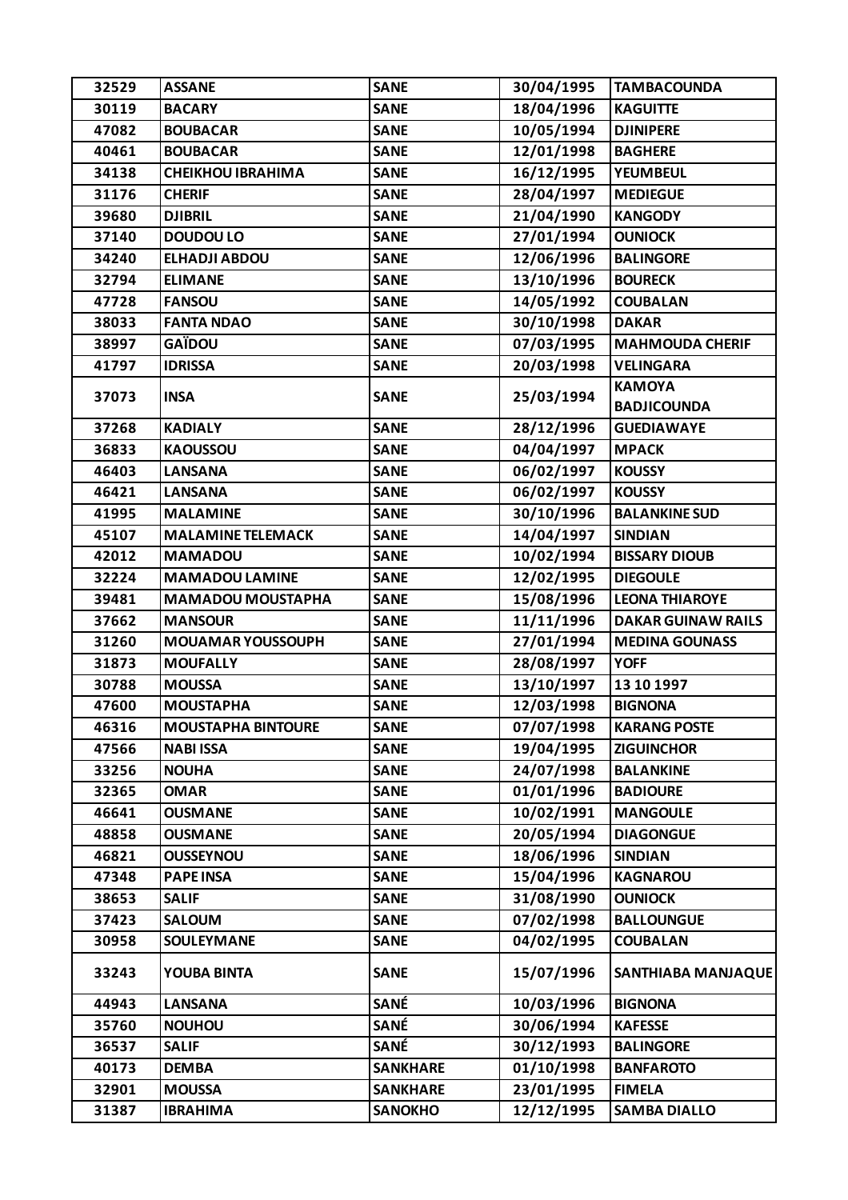| 32529 | ASSANE | SANE | 30/04/1995 | TAMBACOUNDA |
|---|---|---|---|---|
| 30119 | BACARY | SANE | 18/04/1996 | KAGUITTE |
| 47082 | BOUBACAR | SANE | 10/05/1994 | DJINIPERE |
| 40461 | BOUBACAR | SANE | 12/01/1998 | BAGHERE |
| 34138 | CHEIKHOU IBRAHIMA | SANE | 16/12/1995 | YEUMBEUL |
| 31176 | CHERIF | SANE | 28/04/1997 | MEDIEGUE |
| 39680 | DJIBRIL | SANE | 21/04/1990 | KANGODY |
| 37140 | DOUDOU LO | SANE | 27/01/1994 | OUNIOCK |
| 34240 | ELHADJI ABDOU | SANE | 12/06/1996 | BALINGORE |
| 32794 | ELIMANE | SANE | 13/10/1996 | BOURECK |
| 47728 | FANSOU | SANE | 14/05/1992 | COUBALAN |
| 38033 | FANTA NDAO | SANE | 30/10/1998 | DAKAR |
| 38997 | GAÏDOU | SANE | 07/03/1995 | MAHMOUDA CHERIF |
| 41797 | IDRISSA | SANE | 20/03/1998 | VELINGARA |
| 37073 | INSA | SANE | 25/03/1994 | KAMOYA BADJICOUNDA |
| 37268 | KADIALY | SANE | 28/12/1996 | GUEDIAWAYE |
| 36833 | KAOUSSOU | SANE | 04/04/1997 | MPACK |
| 46403 | LANSANA | SANE | 06/02/1997 | KOUSSY |
| 46421 | LANSANA | SANE | 06/02/1997 | KOUSSY |
| 41995 | MALAMINE | SANE | 30/10/1996 | BALANKINE SUD |
| 45107 | MALAMINE TELEMACK | SANE | 14/04/1997 | SINDIAN |
| 42012 | MAMADOU | SANE | 10/02/1994 | BISSARY DIOUB |
| 32224 | MAMADOU LAMINE | SANE | 12/02/1995 | DIEGOULE |
| 39481 | MAMADOU MOUSTAPHA | SANE | 15/08/1996 | LEONA THIAROYE |
| 37662 | MANSOUR | SANE | 11/11/1996 | DAKAR GUINAW RAILS |
| 31260 | MOUAMAR YOUSSOUPH | SANE | 27/01/1994 | MEDINA GOUNASS |
| 31873 | MOUFALLY | SANE | 28/08/1997 | YOFF |
| 30788 | MOUSSA | SANE | 13/10/1997 | 13 10 1997 |
| 47600 | MOUSTAPHA | SANE | 12/03/1998 | BIGNONA |
| 46316 | MOUSTAPHA BINTOURE | SANE | 07/07/1998 | KARANG POSTE |
| 47566 | NABI ISSA | SANE | 19/04/1995 | ZIGUINCHOR |
| 33256 | NOUHA | SANE | 24/07/1998 | BALANKINE |
| 32365 | OMAR | SANE | 01/01/1996 | BADIOURE |
| 46641 | OUSMANE | SANE | 10/02/1991 | MANGOULE |
| 48858 | OUSMANE | SANE | 20/05/1994 | DIAGONGUE |
| 46821 | OUSSEYNOU | SANE | 18/06/1996 | SINDIAN |
| 47348 | PAPE INSA | SANE | 15/04/1996 | KAGNAROU |
| 38653 | SALIF | SANE | 31/08/1990 | OUNIOCK |
| 37423 | SALOUM | SANE | 07/02/1998 | BALLOUNGUE |
| 30958 | SOULEYMANE | SANE | 04/02/1995 | COUBALAN |
| 33243 | YOUBA BINTA | SANE | 15/07/1996 | SANTHIABA MANJAQUE |
| 44943 | LANSANA | SANÉ | 10/03/1996 | BIGNONA |
| 35760 | NOUHOU | SANÉ | 30/06/1994 | KAFESSE |
| 36537 | SALIF | SANÉ | 30/12/1993 | BALINGORE |
| 40173 | DEMBA | SANKHARE | 01/10/1998 | BANFAROTO |
| 32901 | MOUSSA | SANKHARE | 23/01/1995 | FIMELA |
| 31387 | IBRAHIMA | SANOKHO | 12/12/1995 | SAMBA DIALLO |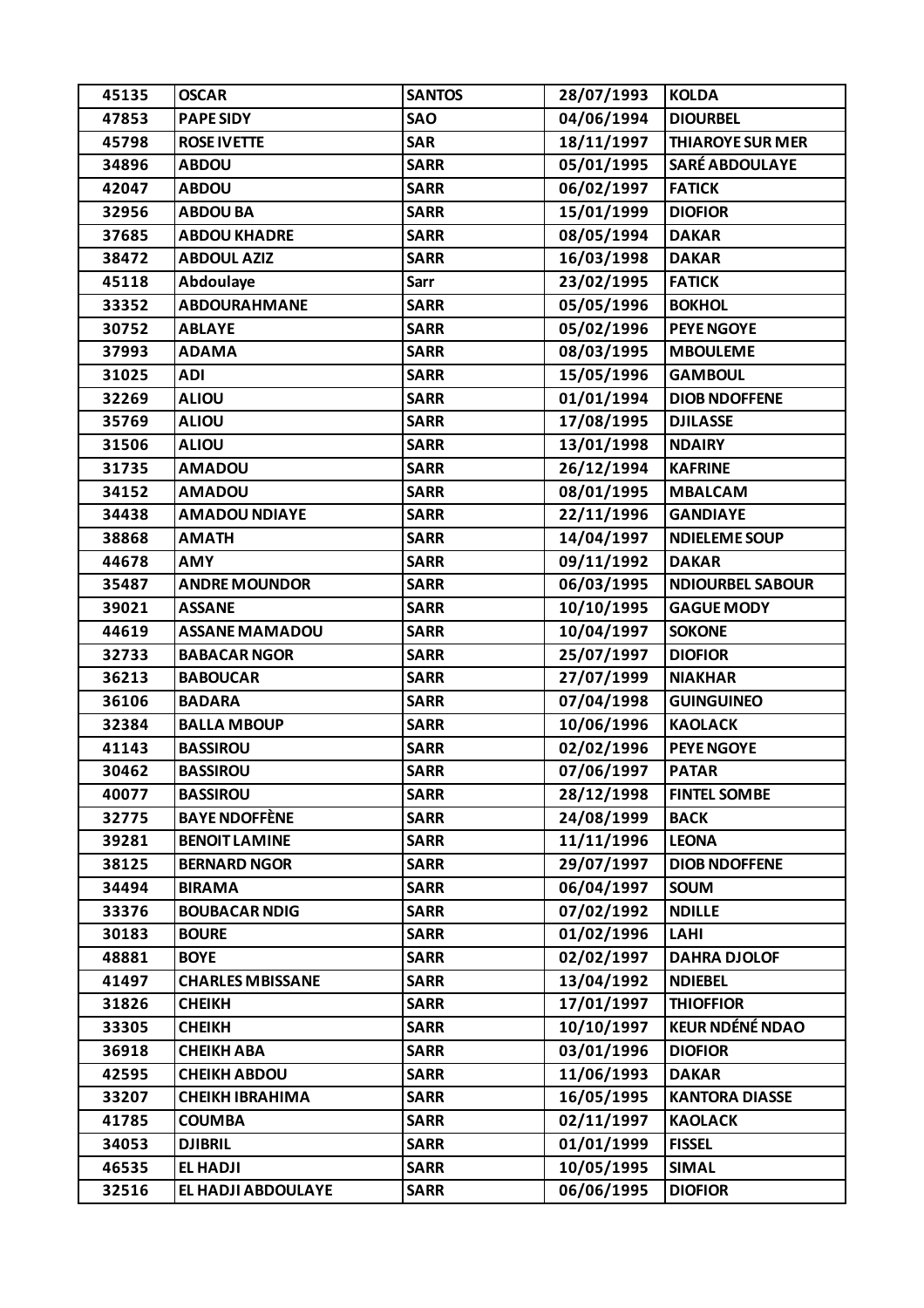| 45135 | OSCAR | SANTOS | 28/07/1993 | KOLDA |
|---|---|---|---|---|
| 47853 | PAPE SIDY | SAO | 04/06/1994 | DIOURBEL |
| 45798 | ROSE IVETTE | SAR | 18/11/1997 | THIAROYE SUR MER |
| 34896 | ABDOU | SARR | 05/01/1995 | SARÉ ABDOULAYE |
| 42047 | ABDOU | SARR | 06/02/1997 | FATICK |
| 32956 | ABDOU BA | SARR | 15/01/1999 | DIOFIOR |
| 37685 | ABDOU KHADRE | SARR | 08/05/1994 | DAKAR |
| 38472 | ABDOUL AZIZ | SARR | 16/03/1998 | DAKAR |
| 45118 | Abdoulaye | Sarr | 23/02/1995 | FATICK |
| 33352 | ABDOURAHMANE | SARR | 05/05/1996 | BOKHOL |
| 30752 | ABLAYE | SARR | 05/02/1996 | PEYE NGOYE |
| 37993 | ADAMA | SARR | 08/03/1995 | MBOULEME |
| 31025 | ADI | SARR | 15/05/1996 | GAMBOUL |
| 32269 | ALIOU | SARR | 01/01/1994 | DIOB NDOFFENE |
| 35769 | ALIOU | SARR | 17/08/1995 | DJILASSE |
| 31506 | ALIOU | SARR | 13/01/1998 | NDAIRY |
| 31735 | AMADOU | SARR | 26/12/1994 | KAFRINE |
| 34152 | AMADOU | SARR | 08/01/1995 | MBALCAM |
| 34438 | AMADOU NDIAYE | SARR | 22/11/1996 | GANDIAYE |
| 38868 | AMATH | SARR | 14/04/1997 | NDIELEME SOUP |
| 44678 | AMY | SARR | 09/11/1992 | DAKAR |
| 35487 | ANDRE MOUNDOR | SARR | 06/03/1995 | NDIOURBEL SABOUR |
| 39021 | ASSANE | SARR | 10/10/1995 | GAGUE MODY |
| 44619 | ASSANE MAMADOU | SARR | 10/04/1997 | SOKONE |
| 32733 | BABACAR NGOR | SARR | 25/07/1997 | DIOFIOR |
| 36213 | BABOUCAR | SARR | 27/07/1999 | NIAKHAR |
| 36106 | BADARA | SARR | 07/04/1998 | GUINGUINEO |
| 32384 | BALLA MBOUP | SARR | 10/06/1996 | KAOLACK |
| 41143 | BASSIROU | SARR | 02/02/1996 | PEYE NGOYE |
| 30462 | BASSIROU | SARR | 07/06/1997 | PATAR |
| 40077 | BASSIROU | SARR | 28/12/1998 | FINTEL SOMBE |
| 32775 | BAYE NDOFFÈNE | SARR | 24/08/1999 | BACK |
| 39281 | BENOIT LAMINE | SARR | 11/11/1996 | LEONA |
| 38125 | BERNARD NGOR | SARR | 29/07/1997 | DIOB NDOFFENE |
| 34494 | BIRAMA | SARR | 06/04/1997 | SOUM |
| 33376 | BOUBACAR NDIG | SARR | 07/02/1992 | NDILLE |
| 30183 | BOURE | SARR | 01/02/1996 | LAHI |
| 48881 | BOYE | SARR | 02/02/1997 | DAHRA DJOLOF |
| 41497 | CHARLES MBISSANE | SARR | 13/04/1992 | NDIEBEL |
| 31826 | CHEIKH | SARR | 17/01/1997 | THIOFFIOR |
| 33305 | CHEIKH | SARR | 10/10/1997 | KEUR NDÉNÉ NDAO |
| 36918 | CHEIKH ABA | SARR | 03/01/1996 | DIOFIOR |
| 42595 | CHEIKH ABDOU | SARR | 11/06/1993 | DAKAR |
| 33207 | CHEIKH IBRAHIMA | SARR | 16/05/1995 | KANTORA DIASSE |
| 41785 | COUMBA | SARR | 02/11/1997 | KAOLACK |
| 34053 | DJIBRIL | SARR | 01/01/1999 | FISSEL |
| 46535 | EL HADJI | SARR | 10/05/1995 | SIMAL |
| 32516 | EL HADJI ABDOULAYE | SARR | 06/06/1995 | DIOFIOR |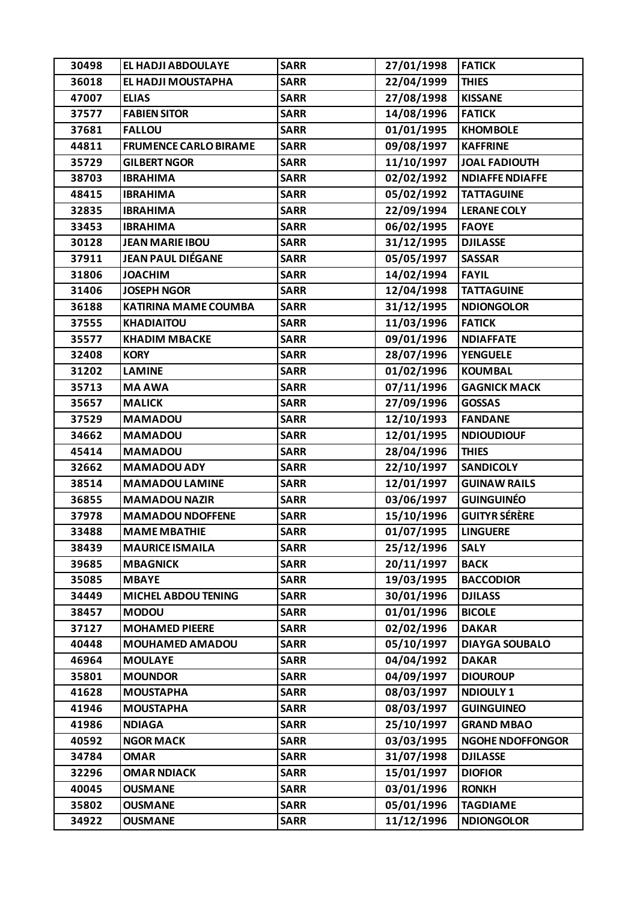| 30498 | EL HADJI ABDOULAYE | SARR | 27/01/1998 | FATICK |
|---|---|---|---|---|
| 36018 | EL HADJI MOUSTAPHA | SARR | 22/04/1999 | THIES |
| 47007 | ELIAS | SARR | 27/08/1998 | KISSANE |
| 37577 | FABIEN SITOR | SARR | 14/08/1996 | FATICK |
| 37681 | FALLOU | SARR | 01/01/1995 | KHOMBOLE |
| 44811 | FRUMENCE CARLO BIRAME | SARR | 09/08/1997 | KAFFRINE |
| 35729 | GILBERT NGOR | SARR | 11/10/1997 | JOAL FADIOUTH |
| 38703 | IBRAHIMA | SARR | 02/02/1992 | NDIAFFE NDIAFFE |
| 48415 | IBRAHIMA | SARR | 05/02/1992 | TATTAGUINE |
| 32835 | IBRAHIMA | SARR | 22/09/1994 | LERANE COLY |
| 33453 | IBRAHIMA | SARR | 06/02/1995 | FAOYE |
| 30128 | JEAN MARIE IBOU | SARR | 31/12/1995 | DJILASSE |
| 37911 | JEAN PAUL DIÉGANE | SARR | 05/05/1997 | SASSAR |
| 31806 | JOACHIM | SARR | 14/02/1994 | FAYIL |
| 31406 | JOSEPH NGOR | SARR | 12/04/1998 | TATTAGUINE |
| 36188 | KATIRINA MAME COUMBA | SARR | 31/12/1995 | NDIONGOLOR |
| 37555 | KHADIAITOU | SARR | 11/03/1996 | FATICK |
| 35577 | KHADIM MBACKE | SARR | 09/01/1996 | NDIAFFATE |
| 32408 | KORY | SARR | 28/07/1996 | YENGUELE |
| 31202 | LAMINE | SARR | 01/02/1996 | KOUMBAL |
| 35713 | MA AWA | SARR | 07/11/1996 | GAGNICK MACK |
| 35657 | MALICK | SARR | 27/09/1996 | GOSSAS |
| 37529 | MAMADOU | SARR | 12/10/1993 | FANDANE |
| 34662 | MAMADOU | SARR | 12/01/1995 | NDIOUDIOUF |
| 45414 | MAMADOU | SARR | 28/04/1996 | THIES |
| 32662 | MAMADOU ADY | SARR | 22/10/1997 | SANDICOLY |
| 38514 | MAMADOU LAMINE | SARR | 12/01/1997 | GUINAW RAILS |
| 36855 | MAMADOU NAZIR | SARR | 03/06/1997 | GUINGUINÉO |
| 37978 | MAMADOU NDOFFENE | SARR | 15/10/1996 | GUITYR SÉRÈRE |
| 33488 | MAME MBATHIE | SARR | 01/07/1995 | LINGUERE |
| 38439 | MAURICE ISMAILA | SARR | 25/12/1996 | SALY |
| 39685 | MBAGNICK | SARR | 20/11/1997 | BACK |
| 35085 | MBAYE | SARR | 19/03/1995 | BACCODIOR |
| 34449 | MICHEL ABDOU TENING | SARR | 30/01/1996 | DJILASS |
| 38457 | MODOU | SARR | 01/01/1996 | BICOLE |
| 37127 | MOHAMED PIEERE | SARR | 02/02/1996 | DAKAR |
| 40448 | MOUHAMED AMADOU | SARR | 05/10/1997 | DIAYGA SOUBALO |
| 46964 | MOULAYE | SARR | 04/04/1992 | DAKAR |
| 35801 | MOUNDOR | SARR | 04/09/1997 | DIOUROUP |
| 41628 | MOUSTAPHA | SARR | 08/03/1997 | NDIOULY 1 |
| 41946 | MOUSTAPHA | SARR | 08/03/1997 | GUINGUINEO |
| 41986 | NDIAGA | SARR | 25/10/1997 | GRAND MBAO |
| 40592 | NGOR MACK | SARR | 03/03/1995 | NGOHE NDOFFONGOR |
| 34784 | OMAR | SARR | 31/07/1998 | DJILASSE |
| 32296 | OMAR NDIACK | SARR | 15/01/1997 | DIOFIOR |
| 40045 | OUSMANE | SARR | 03/01/1996 | RONKH |
| 35802 | OUSMANE | SARR | 05/01/1996 | TAGDIAME |
| 34922 | OUSMANE | SARR | 11/12/1996 | NDIONGOLOR |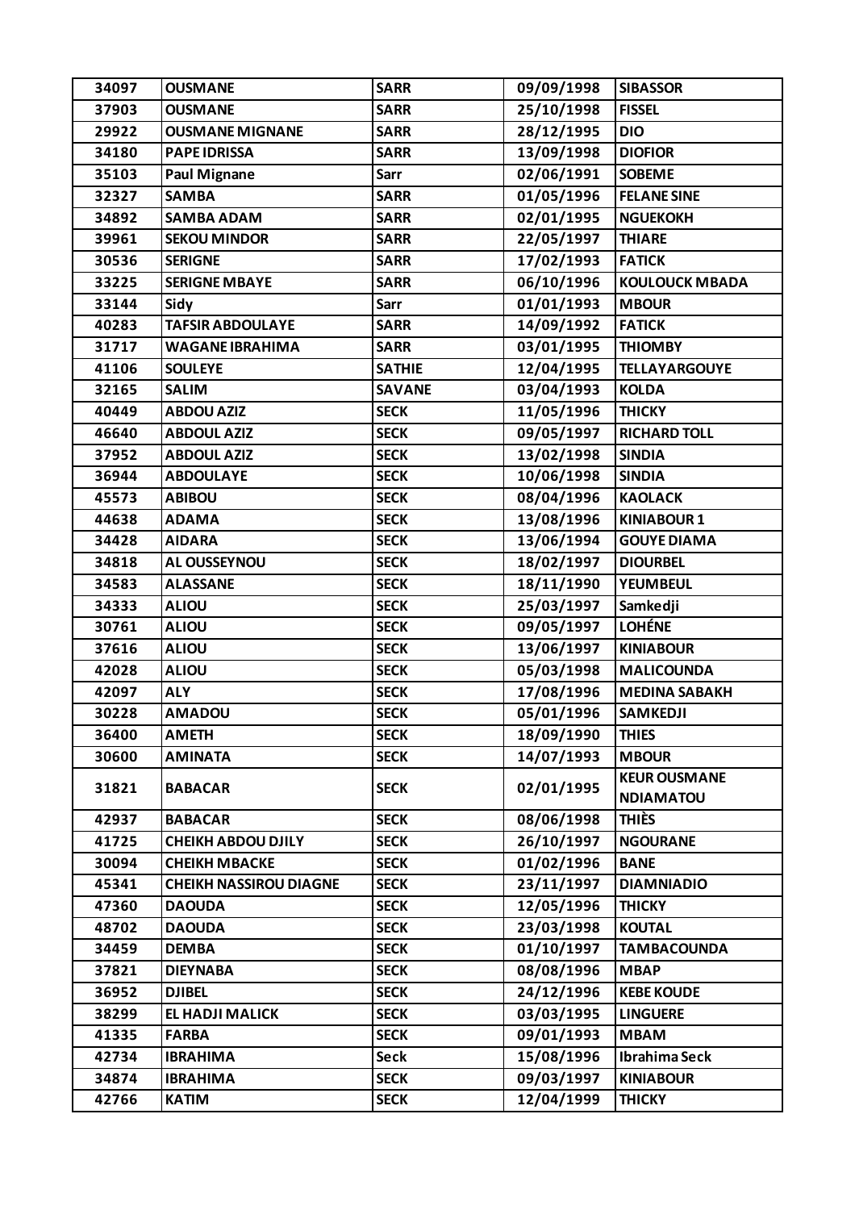| 34097 | OUSMANE | SARR | 09/09/1998 | SIBASSOR |
|---|---|---|---|---|
| 37903 | OUSMANE | SARR | 25/10/1998 | FISSEL |
| 29922 | OUSMANE MIGNANE | SARR | 28/12/1995 | DIO |
| 34180 | PAPE IDRISSA | SARR | 13/09/1998 | DIOFIOR |
| 35103 | Paul Mignane | Sarr | 02/06/1991 | SOBEME |
| 32327 | SAMBA | SARR | 01/05/1996 | FELANE SINE |
| 34892 | SAMBA ADAM | SARR | 02/01/1995 | NGUEKOKH |
| 39961 | SEKOU MINDOR | SARR | 22/05/1997 | THIARE |
| 30536 | SERIGNE | SARR | 17/02/1993 | FATICK |
| 33225 | SERIGNE MBAYE | SARR | 06/10/1996 | KOULOUCK MBADA |
| 33144 | Sidy | Sarr | 01/01/1993 | MBOUR |
| 40283 | TAFSIR ABDOULAYE | SARR | 14/09/1992 | FATICK |
| 31717 | WAGANE IBRAHIMA | SARR | 03/01/1995 | THIOMBY |
| 41106 | SOULEYE | SATHIE | 12/04/1995 | TELLAYARGOUYE |
| 32165 | SALIM | SAVANE | 03/04/1993 | KOLDA |
| 40449 | ABDOU AZIZ | SECK | 11/05/1996 | THICKY |
| 46640 | ABDOUL AZIZ | SECK | 09/05/1997 | RICHARD TOLL |
| 37952 | ABDOUL AZIZ | SECK | 13/02/1998 | SINDIA |
| 36944 | ABDOULAYE | SECK | 10/06/1998 | SINDIA |
| 45573 | ABIBOU | SECK | 08/04/1996 | KAOLACK |
| 44638 | ADAMA | SECK | 13/08/1996 | KINIABOUR 1 |
| 34428 | AIDARA | SECK | 13/06/1994 | GOUYE DIAMA |
| 34818 | AL OUSSEYNOU | SECK | 18/02/1997 | DIOURBEL |
| 34583 | ALASSANE | SECK | 18/11/1990 | YEUMBEUL |
| 34333 | ALIOU | SECK | 25/03/1997 | Samkedji |
| 30761 | ALIOU | SECK | 09/05/1997 | LOHÉNE |
| 37616 | ALIOU | SECK | 13/06/1997 | KINIABOUR |
| 42028 | ALIOU | SECK | 05/03/1998 | MALICOUNDA |
| 42097 | ALY | SECK | 17/08/1996 | MEDINA SABAKH |
| 30228 | AMADOU | SECK | 05/01/1996 | SAMKEDJI |
| 36400 | AMETH | SECK | 18/09/1990 | THIES |
| 30600 | AMINATA | SECK | 14/07/1993 | MBOUR |
| 31821 | BABACAR | SECK | 02/01/1995 | KEUR OUSMANE NDIAMATOU |
| 42937 | BABACAR | SECK | 08/06/1998 | THIÈS |
| 41725 | CHEIKH ABDOU DJILY | SECK | 26/10/1997 | NGOURANE |
| 30094 | CHEIKH MBACKE | SECK | 01/02/1996 | BANE |
| 45341 | CHEIKH NASSIROU DIAGNE | SECK | 23/11/1997 | DIAMNIADIO |
| 47360 | DAOUDA | SECK | 12/05/1996 | THICKY |
| 48702 | DAOUDA | SECK | 23/03/1998 | KOUTAL |
| 34459 | DEMBA | SECK | 01/10/1997 | TAMBACOUNDA |
| 37821 | DIEYNABA | SECK | 08/08/1996 | MBAP |
| 36952 | DJIBEL | SECK | 24/12/1996 | KEBE KOUDE |
| 38299 | EL HADJI MALICK | SECK | 03/03/1995 | LINGUERE |
| 41335 | FARBA | SECK | 09/01/1993 | MBAM |
| 42734 | IBRAHIMA | Seck | 15/08/1996 | Ibrahima Seck |
| 34874 | IBRAHIMA | SECK | 09/03/1997 | KINIABOUR |
| 42766 | KATIM | SECK | 12/04/1999 | THICKY |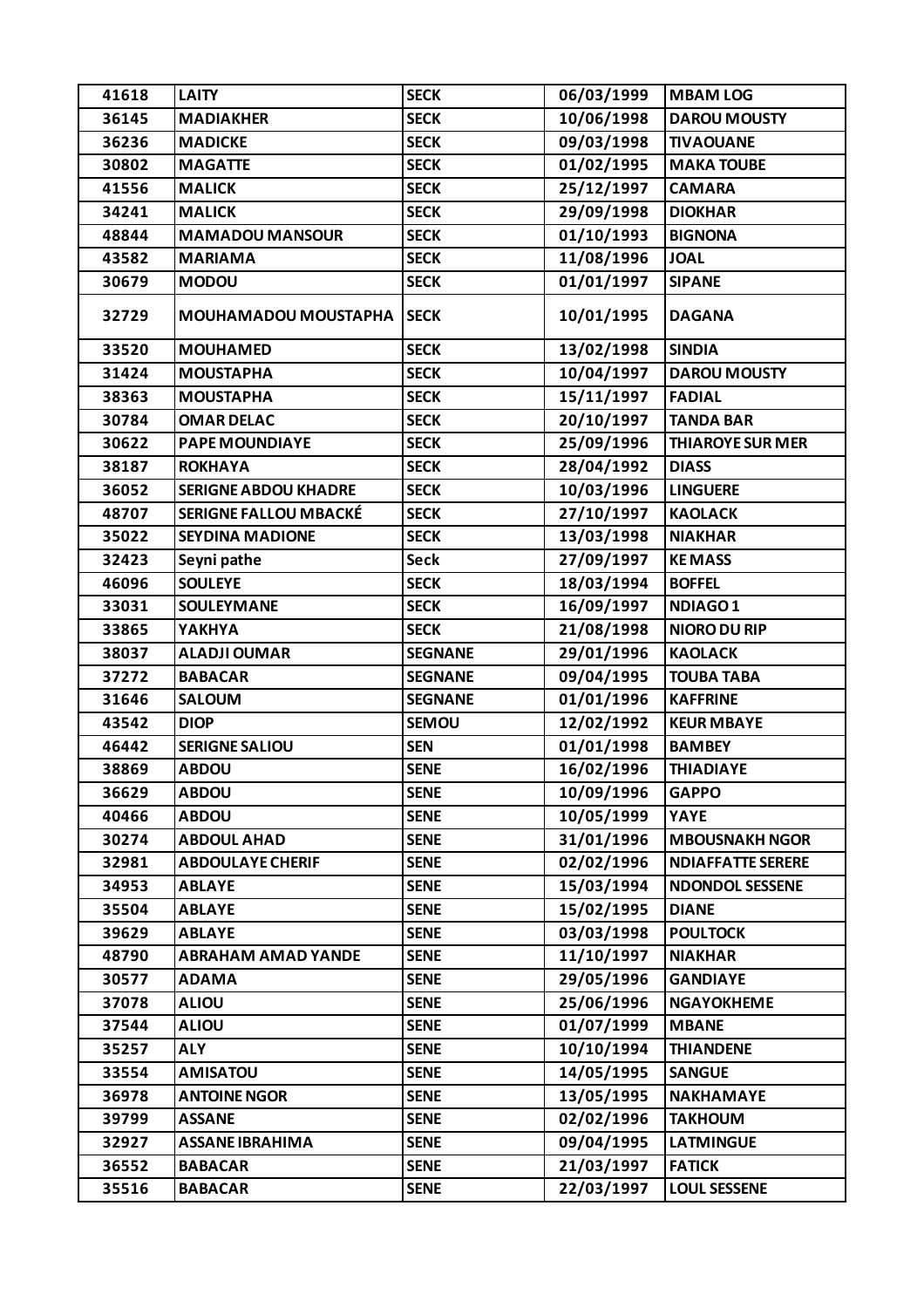| 41618 | LAITY | SECK | 06/03/1999 | MBAM LOG |
|---|---|---|---|---|
| 36145 | MADIAKHER | SECK | 10/06/1998 | DAROU MOUSTY |
| 36236 | MADICKE | SECK | 09/03/1998 | TIVAOUANE |
| 30802 | MAGATTE | SECK | 01/02/1995 | MAKA TOUBE |
| 41556 | MALICK | SECK | 25/12/1997 | CAMARA |
| 34241 | MALICK | SECK | 29/09/1998 | DIOKHAR |
| 48844 | MAMADOU MANSOUR | SECK | 01/10/1993 | BIGNONA |
| 43582 | MARIAMA | SECK | 11/08/1996 | JOAL |
| 30679 | MODOU | SECK | 01/01/1997 | SIPANE |
| 32729 | MOUHAMADOU MOUSTAPHA | SECK | 10/01/1995 | DAGANA |
| 33520 | MOUHAMED | SECK | 13/02/1998 | SINDIA |
| 31424 | MOUSTAPHA | SECK | 10/04/1997 | DAROU MOUSTY |
| 38363 | MOUSTAPHA | SECK | 15/11/1997 | FADIAL |
| 30784 | OMAR DELAC | SECK | 20/10/1997 | TANDA BAR |
| 30622 | PAPE MOUNDIAYE | SECK | 25/09/1996 | THIAROYE SUR MER |
| 38187 | ROKHAYA | SECK | 28/04/1992 | DIASS |
| 36052 | SERIGNE ABDOU KHADRE | SECK | 10/03/1996 | LINGUERE |
| 48707 | SERIGNE FALLOU MBACKÉ | SECK | 27/10/1997 | KAOLACK |
| 35022 | SEYDINA MADIONE | SECK | 13/03/1998 | NIAKHAR |
| 32423 | Seyni pathe | Seck | 27/09/1997 | KE MASS |
| 46096 | SOULEYE | SECK | 18/03/1994 | BOFFEL |
| 33031 | SOULEYMANE | SECK | 16/09/1997 | NDIAGO 1 |
| 33865 | YAKHYA | SECK | 21/08/1998 | NIORO DU RIP |
| 38037 | ALADJI OUMAR | SEGNANE | 29/01/1996 | KAOLACK |
| 37272 | BABACAR | SEGNANE | 09/04/1995 | TOUBA TABA |
| 31646 | SALOUM | SEGNANE | 01/01/1996 | KAFFRINE |
| 43542 | DIOP | SEMOU | 12/02/1992 | KEUR MBAYE |
| 46442 | SERIGNE SALIOU | SEN | 01/01/1998 | BAMBEY |
| 38869 | ABDOU | SENE | 16/02/1996 | THIADIAYE |
| 36629 | ABDOU | SENE | 10/09/1996 | GAPPO |
| 40466 | ABDOU | SENE | 10/05/1999 | YAYE |
| 30274 | ABDOUL AHAD | SENE | 31/01/1996 | MBOUSNAKH NGOR |
| 32981 | ABDOULAYE CHERIF | SENE | 02/02/1996 | NDIAFFATTE SERERE |
| 34953 | ABLAYE | SENE | 15/03/1994 | NDONDOL SESSENE |
| 35504 | ABLAYE | SENE | 15/02/1995 | DIANE |
| 39629 | ABLAYE | SENE | 03/03/1998 | POULTOCK |
| 48790 | ABRAHAM AMAD YANDE | SENE | 11/10/1997 | NIAKHAR |
| 30577 | ADAMA | SENE | 29/05/1996 | GANDIAYE |
| 37078 | ALIOU | SENE | 25/06/1996 | NGAYOKHEME |
| 37544 | ALIOU | SENE | 01/07/1999 | MBANE |
| 35257 | ALY | SENE | 10/10/1994 | THIANDENE |
| 33554 | AMISATOU | SENE | 14/05/1995 | SANGUE |
| 36978 | ANTOINE NGOR | SENE | 13/05/1995 | NAKHAMAYE |
| 39799 | ASSANE | SENE | 02/02/1996 | TAKHOUM |
| 32927 | ASSANE IBRAHIMA | SENE | 09/04/1995 | LATMINGUE |
| 36552 | BABACAR | SENE | 21/03/1997 | FATICK |
| 35516 | BABACAR | SENE | 22/03/1997 | LOUL SESSENE |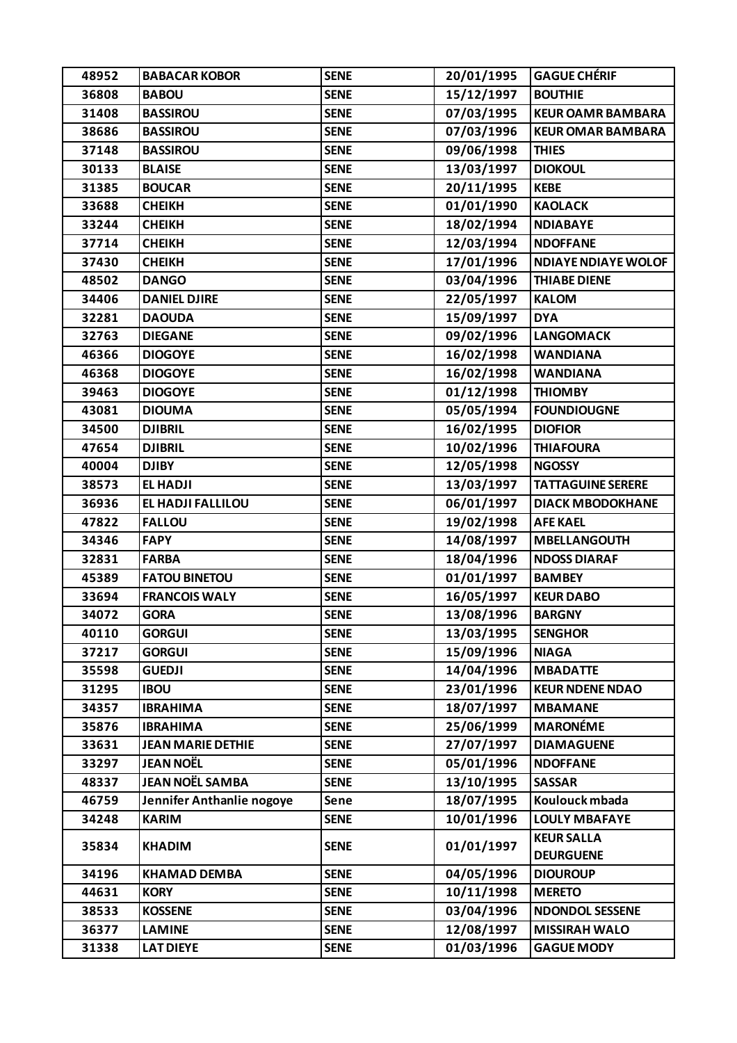| 48952 | BABACAR KOBOR | SENE | 20/01/1995 | GAGUE CHÉRIF |
|---|---|---|---|---|
| 36808 | BABOU | SENE | 15/12/1997 | BOUTHIE |
| 31408 | BASSIROU | SENE | 07/03/1995 | KEUR OAMR BAMBARA |
| 38686 | BASSIROU | SENE | 07/03/1996 | KEUR OMAR BAMBARA |
| 37148 | BASSIROU | SENE | 09/06/1998 | THIES |
| 30133 | BLAISE | SENE | 13/03/1997 | DIOKOUL |
| 31385 | BOUCAR | SENE | 20/11/1995 | KEBE |
| 33688 | CHEIKH | SENE | 01/01/1990 | KAOLACK |
| 33244 | CHEIKH | SENE | 18/02/1994 | NDIABAYE |
| 37714 | CHEIKH | SENE | 12/03/1994 | NDOFFANE |
| 37430 | CHEIKH | SENE | 17/01/1996 | NDIAYE NDIAYE WOLOF |
| 48502 | DANGO | SENE | 03/04/1996 | THIABE DIENE |
| 34406 | DANIEL DJIRE | SENE | 22/05/1997 | KALOM |
| 32281 | DAOUDA | SENE | 15/09/1997 | DYA |
| 32763 | DIEGANE | SENE | 09/02/1996 | LANGOMACK |
| 46366 | DIOGOYE | SENE | 16/02/1998 | WANDIANA |
| 46368 | DIOGOYE | SENE | 16/02/1998 | WANDIANA |
| 39463 | DIOGOYE | SENE | 01/12/1998 | THIOMBY |
| 43081 | DIOUMA | SENE | 05/05/1994 | FOUNDIOUGNE |
| 34500 | DJIBRIL | SENE | 16/02/1995 | DIOFIOR |
| 47654 | DJIBRIL | SENE | 10/02/1996 | THIAFOURA |
| 40004 | DJIBY | SENE | 12/05/1998 | NGOSSY |
| 38573 | EL HADJI | SENE | 13/03/1997 | TATTAGUINE SERERE |
| 36936 | EL HADJI FALLILOU | SENE | 06/01/1997 | DIACK MBODOKHANE |
| 47822 | FALLOU | SENE | 19/02/1998 | AFE KAEL |
| 34346 | FAPY | SENE | 14/08/1997 | MBELLANGOUTH |
| 32831 | FARBA | SENE | 18/04/1996 | NDOSS DIARAF |
| 45389 | FATOU BINETOU | SENE | 01/01/1997 | BAMBEY |
| 33694 | FRANCOIS WALY | SENE | 16/05/1997 | KEUR DABO |
| 34072 | GORA | SENE | 13/08/1996 | BARGNY |
| 40110 | GORGUI | SENE | 13/03/1995 | SENGHOR |
| 37217 | GORGUI | SENE | 15/09/1996 | NIAGA |
| 35598 | GUEDJI | SENE | 14/04/1996 | MBADATTE |
| 31295 | IBOU | SENE | 23/01/1996 | KEUR NDENE NDAO |
| 34357 | IBRAHIMA | SENE | 18/07/1997 | MBAMANE |
| 35876 | IBRAHIMA | SENE | 25/06/1999 | MARONÉME |
| 33631 | JEAN MARIE DETHIE | SENE | 27/07/1997 | DIAMAGUENE |
| 33297 | JEAN NOËL | SENE | 05/01/1996 | NDOFFANE |
| 48337 | JEAN NOËL SAMBA | SENE | 13/10/1995 | SASSAR |
| 46759 | Jennifer Anthanlie nogoye | Sene | 18/07/1995 | Koulouck mbada |
| 34248 | KARIM | SENE | 10/01/1996 | LOULY MBAFAYE |
| 35834 | KHADIM | SENE | 01/01/1997 | KEUR SALLA DEURGUENE |
| 34196 | KHAMAD DEMBA | SENE | 04/05/1996 | DIOUROUP |
| 44631 | KORY | SENE | 10/11/1998 | MERETO |
| 38533 | KOSSENE | SENE | 03/04/1996 | NDONDOL SESSENE |
| 36377 | LAMINE | SENE | 12/08/1997 | MISSIRAH WALO |
| 31338 | LAT DIEYE | SENE | 01/03/1996 | GAGUE MODY |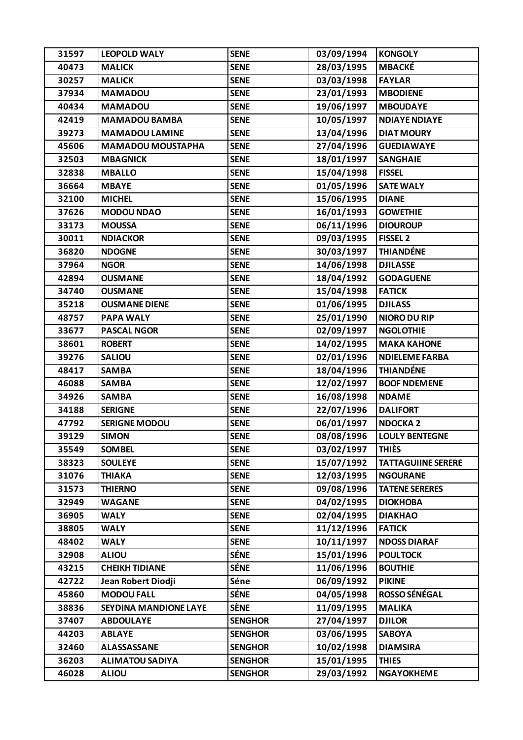| 31597 | LEOPOLD WALY | SENE | 03/09/1994 | KONGOLY |
|---|---|---|---|---|
| 40473 | MALICK | SENE | 28/03/1995 | MBACKÉ |
| 30257 | MALICK | SENE | 03/03/1998 | FAYLAR |
| 37934 | MAMADOU | SENE | 23/01/1993 | MBODIENE |
| 40434 | MAMADOU | SENE | 19/06/1997 | MBOUDAYE |
| 42419 | MAMADOU BAMBA | SENE | 10/05/1997 | NDIAYE NDIAYE |
| 39273 | MAMADOU LAMINE | SENE | 13/04/1996 | DIAT MOURY |
| 45606 | MAMADOU MOUSTAPHA | SENE | 27/04/1996 | GUEDIAWAYE |
| 32503 | MBAGNICK | SENE | 18/01/1997 | SANGHAIE |
| 32838 | MBALLO | SENE | 15/04/1998 | FISSEL |
| 36664 | MBAYE | SENE | 01/05/1996 | SATE WALY |
| 32100 | MICHEL | SENE | 15/06/1995 | DIANE |
| 37626 | MODOU NDAO | SENE | 16/01/1993 | GOWETHIE |
| 33173 | MOUSSA | SENE | 06/11/1996 | DIOUROUP |
| 30011 | NDIACKOR | SENE | 09/03/1995 | FISSEL 2 |
| 36820 | NDOGNE | SENE | 30/03/1997 | THIANDÉNE |
| 37964 | NGOR | SENE | 14/06/1998 | DJILASSE |
| 42894 | OUSMANE | SENE | 18/04/1992 | GODAGUENE |
| 34740 | OUSMANE | SENE | 15/04/1998 | FATICK |
| 35218 | OUSMANE DIENE | SENE | 01/06/1995 | DJILASS |
| 48757 | PAPA WALY | SENE | 25/01/1990 | NIORO DU RIP |
| 33677 | PASCAL NGOR | SENE | 02/09/1997 | NGOLOTHIE |
| 38601 | ROBERT | SENE | 14/02/1995 | MAKA KAHONE |
| 39276 | SALIOU | SENE | 02/01/1996 | NDIELEME FARBA |
| 48417 | SAMBA | SENE | 18/04/1996 | THIANDÉNE |
| 46088 | SAMBA | SENE | 12/02/1997 | BOOF NDEMENE |
| 34926 | SAMBA | SENE | 16/08/1998 | NDAME |
| 34188 | SERIGNE | SENE | 22/07/1996 | DALIFORT |
| 47792 | SERIGNE MODOU | SENE | 06/01/1997 | NDOCKA 2 |
| 39129 | SIMON | SENE | 08/08/1996 | LOULY BENTEGNE |
| 35549 | SOMBEL | SENE | 03/02/1997 | THIÈS |
| 38323 | SOULEYE | SENE | 15/07/1992 | TATTAGUIINE SERERE |
| 31076 | THIAKA | SENE | 12/03/1995 | NGOURANE |
| 31573 | THIERNO | SENE | 09/08/1996 | TATENE SERERES |
| 32949 | WAGANE | SENE | 04/02/1995 | DIOKHOBA |
| 36905 | WALY | SENE | 02/04/1995 | DIAKHAO |
| 38805 | WALY | SENE | 11/12/1996 | FATICK |
| 48402 | WALY | SENE | 10/11/1997 | NDOSS DIARAF |
| 32908 | ALIOU | SÉNE | 15/01/1996 | POULTOCK |
| 43215 | CHEIKH TIDIANE | SÉNE | 11/06/1996 | BOUTHIE |
| 42722 | Jean Robert Diodji | Séne | 06/09/1992 | PIKINE |
| 45860 | MODOU FALL | SÉNE | 04/05/1998 | ROSSO SÉNÉGAL |
| 38836 | SEYDINA MANDIONE LAYE | SÈNE | 11/09/1995 | MALIKA |
| 37407 | ABDOULAYE | SENGHOR | 27/04/1997 | DJILOR |
| 44203 | ABLAYE | SENGHOR | 03/06/1995 | SABOYA |
| 32460 | ALASSASSANE | SENGHOR | 10/02/1998 | DIAMSIRA |
| 36203 | ALIMATOU SADIYA | SENGHOR | 15/01/1995 | THIES |
| 46028 | ALIOU | SENGHOR | 29/03/1992 | NGAYOKHEME |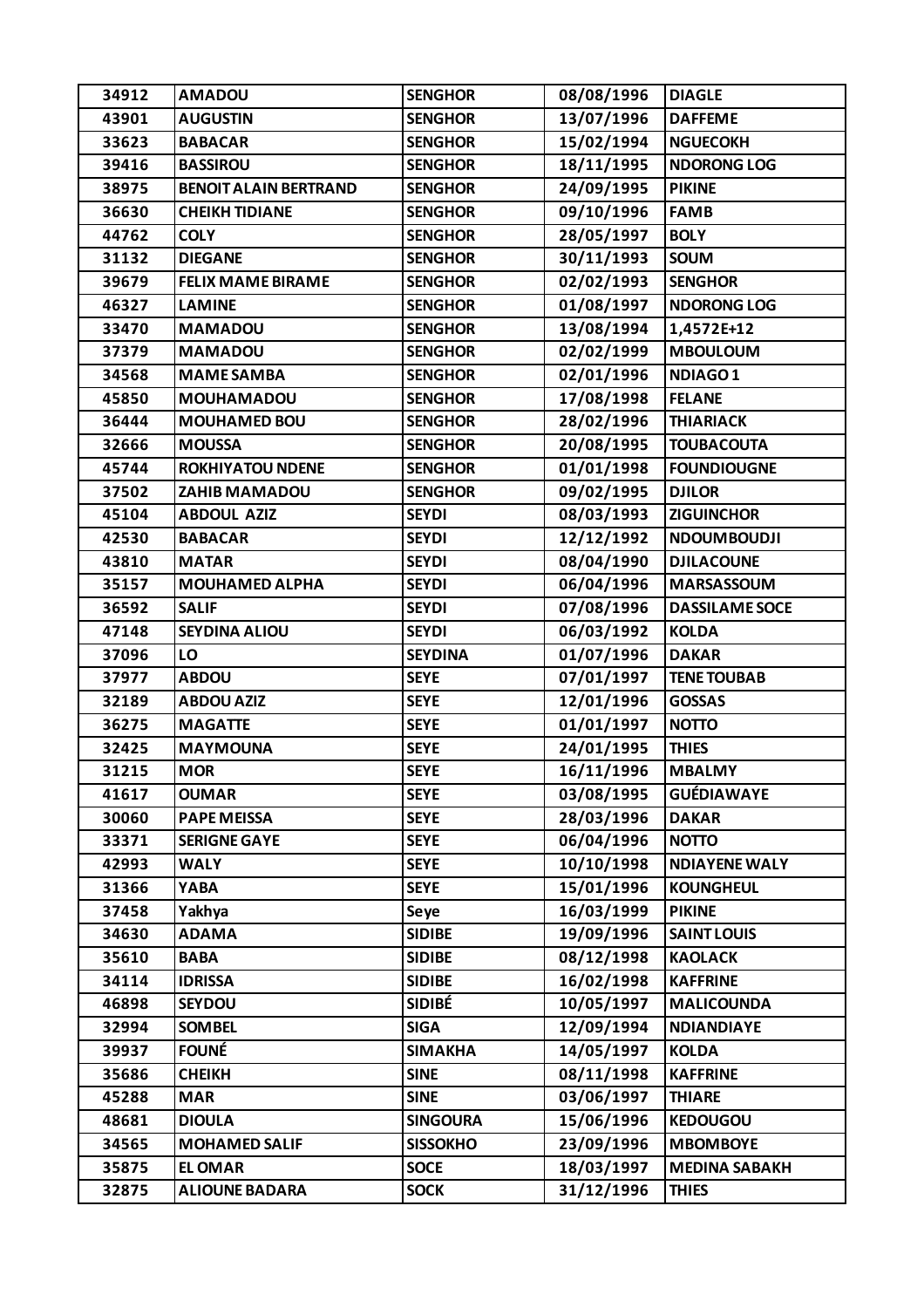| 34912 | AMADOU | SENGHOR | 08/08/1996 | DIAGLE |
|---|---|---|---|---|
| 43901 | AUGUSTIN | SENGHOR | 13/07/1996 | DAFFEME |
| 33623 | BABACAR | SENGHOR | 15/02/1994 | NGUECOKH |
| 39416 | BASSIROU | SENGHOR | 18/11/1995 | NDORONG LOG |
| 38975 | BENOIT ALAIN BERTRAND | SENGHOR | 24/09/1995 | PIKINE |
| 36630 | CHEIKH TIDIANE | SENGHOR | 09/10/1996 | FAMB |
| 44762 | COLY | SENGHOR | 28/05/1997 | BOLY |
| 31132 | DIEGANE | SENGHOR | 30/11/1993 | SOUM |
| 39679 | FELIX MAME BIRAME | SENGHOR | 02/02/1993 | SENGHOR |
| 46327 | LAMINE | SENGHOR | 01/08/1997 | NDORONG LOG |
| 33470 | MAMADOU | SENGHOR | 13/08/1994 | 1,4572E+12 |
| 37379 | MAMADOU | SENGHOR | 02/02/1999 | MBOULOUM |
| 34568 | MAME SAMBA | SENGHOR | 02/01/1996 | NDIAGO 1 |
| 45850 | MOUHAMADOU | SENGHOR | 17/08/1998 | FELANE |
| 36444 | MOUHAMED BOU | SENGHOR | 28/02/1996 | THIARIACK |
| 32666 | MOUSSA | SENGHOR | 20/08/1995 | TOUBACOUTA |
| 45744 | ROKHIYATOU NDENE | SENGHOR | 01/01/1998 | FOUNDIOUGNE |
| 37502 | ZAHIB MAMADOU | SENGHOR | 09/02/1995 | DJILOR |
| 45104 | ABDOUL AZIZ | SEYDI | 08/03/1993 | ZIGUINCHOR |
| 42530 | BABACAR | SEYDI | 12/12/1992 | NDOUMBOUDJI |
| 43810 | MATAR | SEYDI | 08/04/1990 | DJILACOUNE |
| 35157 | MOUHAMED ALPHA | SEYDI | 06/04/1996 | MARSASSOUM |
| 36592 | SALIF | SEYDI | 07/08/1996 | DASSILAME SOCE |
| 47148 | SEYDINA ALIOU | SEYDI | 06/03/1992 | KOLDA |
| 37096 | LO | SEYDINA | 01/07/1996 | DAKAR |
| 37977 | ABDOU | SEYE | 07/01/1997 | TENE TOUBAB |
| 32189 | ABDOU AZIZ | SEYE | 12/01/1996 | GOSSAS |
| 36275 | MAGATTE | SEYE | 01/01/1997 | NOTTO |
| 32425 | MAYMOUNA | SEYE | 24/01/1995 | THIES |
| 31215 | MOR | SEYE | 16/11/1996 | MBALMY |
| 41617 | OUMAR | SEYE | 03/08/1995 | GUÉDIAWAYE |
| 30060 | PAPE MEISSA | SEYE | 28/03/1996 | DAKAR |
| 33371 | SERIGNE GAYE | SEYE | 06/04/1996 | NOTTO |
| 42993 | WALY | SEYE | 10/10/1998 | NDIAYENE WALY |
| 31366 | YABA | SEYE | 15/01/1996 | KOUNGHEUL |
| 37458 | Yakhya | Seye | 16/03/1999 | PIKINE |
| 34630 | ADAMA | SIDIBE | 19/09/1996 | SAINT LOUIS |
| 35610 | BABA | SIDIBE | 08/12/1998 | KAOLACK |
| 34114 | IDRISSA | SIDIBE | 16/02/1998 | KAFFRINE |
| 46898 | SEYDOU | SIDIBÉ | 10/05/1997 | MALICOUNDA |
| 32994 | SOMBEL | SIGA | 12/09/1994 | NDIANDIAYE |
| 39937 | FOUNÉ | SIMAKHA | 14/05/1997 | KOLDA |
| 35686 | CHEIKH | SINE | 08/11/1998 | KAFFRINE |
| 45288 | MAR | SINE | 03/06/1997 | THIARE |
| 48681 | DIOULA | SINGOURA | 15/06/1996 | KEDOUGOU |
| 34565 | MOHAMED SALIF | SISSOKHO | 23/09/1996 | MBOMBOYE |
| 35875 | EL OMAR | SOCE | 18/03/1997 | MEDINA SABAKH |
| 32875 | ALIOUNE BADARA | SOCK | 31/12/1996 | THIES |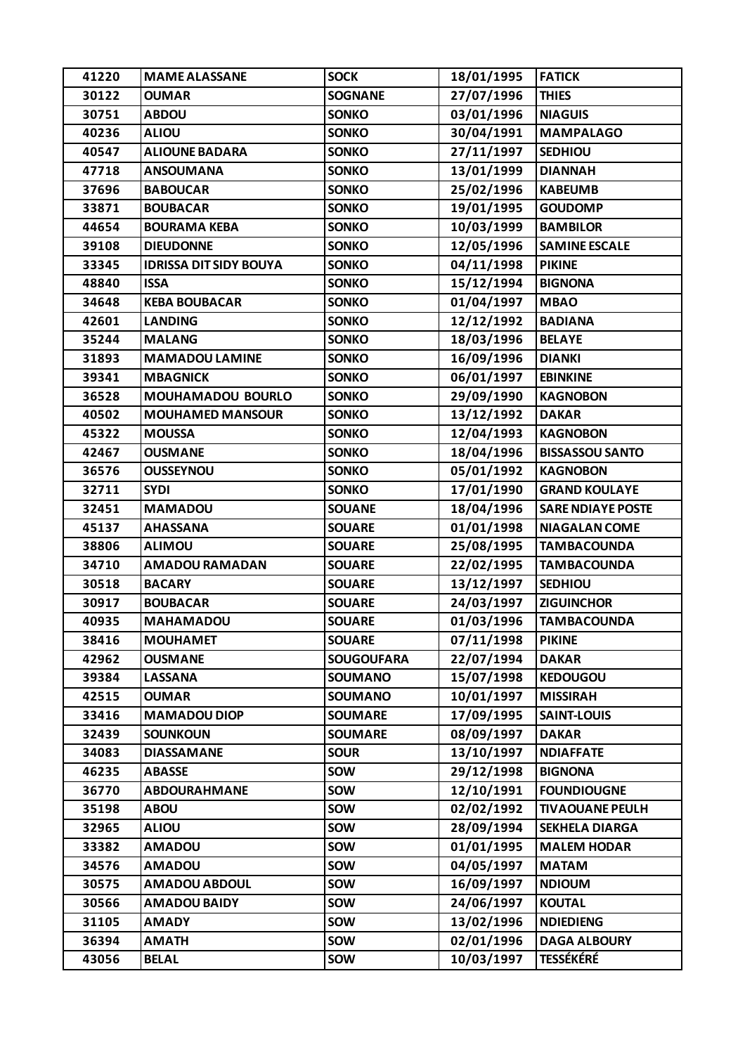| 41220 | MAME ALASSANE | SOCK | 18/01/1995 | FATICK |
|---|---|---|---|---|
| 30122 | OUMAR | SOGNANE | 27/07/1996 | THIES |
| 30751 | ABDOU | SONKO | 03/01/1996 | NIAGUIS |
| 40236 | ALIOU | SONKO | 30/04/1991 | MAMPALAGO |
| 40547 | ALIOUNE BADARA | SONKO | 27/11/1997 | SEDHIOU |
| 47718 | ANSOUMANA | SONKO | 13/01/1999 | DIANNAH |
| 37696 | BABOUCAR | SONKO | 25/02/1996 | KABEUMB |
| 33871 | BOUBACAR | SONKO | 19/01/1995 | GOUDOMP |
| 44654 | BOURAMA KEBA | SONKO | 10/03/1999 | BAMBILOR |
| 39108 | DIEUDONNE | SONKO | 12/05/1996 | SAMINE ESCALE |
| 33345 | IDRISSA DIT SIDY BOUYA | SONKO | 04/11/1998 | PIKINE |
| 48840 | ISSA | SONKO | 15/12/1994 | BIGNONA |
| 34648 | KEBA BOUBACAR | SONKO | 01/04/1997 | MBAO |
| 42601 | LANDING | SONKO | 12/12/1992 | BADIANA |
| 35244 | MALANG | SONKO | 18/03/1996 | BELAYE |
| 31893 | MAMADOU LAMINE | SONKO | 16/09/1996 | DIANKI |
| 39341 | MBAGNICK | SONKO | 06/01/1997 | EBINKINE |
| 36528 | MOUHAMADOU BOURLO | SONKO | 29/09/1990 | KAGNOBON |
| 40502 | MOUHAMED MANSOUR | SONKO | 13/12/1992 | DAKAR |
| 45322 | MOUSSA | SONKO | 12/04/1993 | KAGNOBON |
| 42467 | OUSMANE | SONKO | 18/04/1996 | BISSASSOU SANTO |
| 36576 | OUSSEYNOU | SONKO | 05/01/1992 | KAGNOBON |
| 32711 | SYDI | SONKO | 17/01/1990 | GRAND KOULAYE |
| 32451 | MAMADOU | SOUANE | 18/04/1996 | SARE NDIAYE POSTE |
| 45137 | AHASSANA | SOUARE | 01/01/1998 | NIAGALAN COME |
| 38806 | ALIMOU | SOUARE | 25/08/1995 | TAMBACOUNDA |
| 34710 | AMADOU RAMADAN | SOUARE | 22/02/1995 | TAMBACOUNDA |
| 30518 | BACARY | SOUARE | 13/12/1997 | SEDHIOU |
| 30917 | BOUBACAR | SOUARE | 24/03/1997 | ZIGUINCHOR |
| 40935 | MAHAMADOU | SOUARE | 01/03/1996 | TAMBACOUNDA |
| 38416 | MOUHAMET | SOUARE | 07/11/1998 | PIKINE |
| 42962 | OUSMANE | SOUGOUFARA | 22/07/1994 | DAKAR |
| 39384 | LASSANA | SOUMANO | 15/07/1998 | KEDOUGOU |
| 42515 | OUMAR | SOUMANO | 10/01/1997 | MISSIRAH |
| 33416 | MAMADOU DIOP | SOUMARE | 17/09/1995 | SAINT-LOUIS |
| 32439 | SOUNKOUN | SOUMARE | 08/09/1997 | DAKAR |
| 34083 | DIASSAMANE | SOUR | 13/10/1997 | NDIAFFATE |
| 46235 | ABASSE | SOW | 29/12/1998 | BIGNONA |
| 36770 | ABDOURAHMANE | SOW | 12/10/1991 | FOUNDIOUGNE |
| 35198 | ABOU | SOW | 02/02/1992 | TIVAOUANE PEULH |
| 32965 | ALIOU | SOW | 28/09/1994 | SEKHELA DIARGA |
| 33382 | AMADOU | SOW | 01/01/1995 | MALEM HODAR |
| 34576 | AMADOU | SOW | 04/05/1997 | MATAM |
| 30575 | AMADOU ABDOUL | SOW | 16/09/1997 | NDIOUM |
| 30566 | AMADOU BAIDY | SOW | 24/06/1997 | KOUTAL |
| 31105 | AMADY | SOW | 13/02/1996 | NDIEDIENG |
| 36394 | AMATH | SOW | 02/01/1996 | DAGA ALBOURY |
| 43056 | BELAL | SOW | 10/03/1997 | TESSÉKÉRÉ |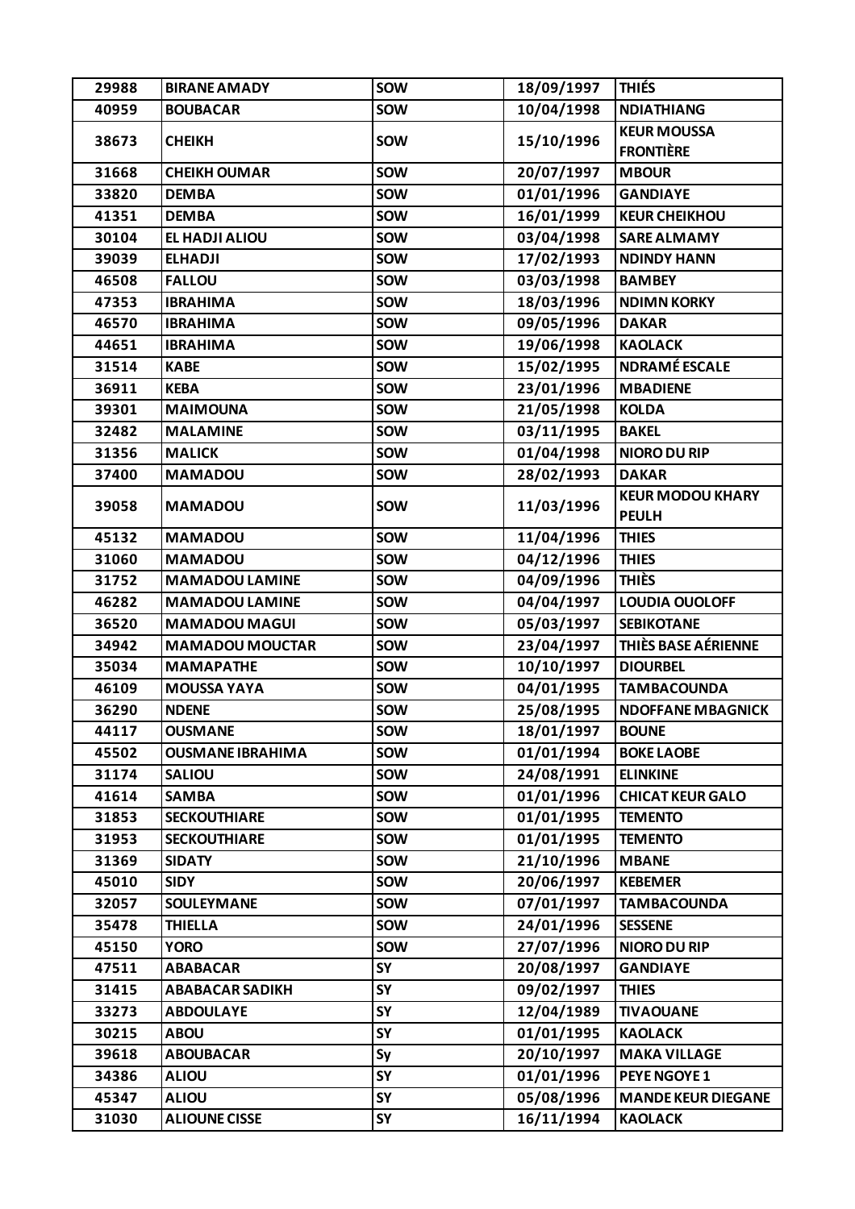| 29988 | BIRANE AMADY | SOW | 18/09/1997 | THIÉS |
|---|---|---|---|---|
| 40959 | BOUBACAR | SOW | 10/04/1998 | NDIATHIANG |
| 38673 | CHEIKH | SOW | 15/10/1996 | KEUR MOUSSA FRONTIÈRE |
| 31668 | CHEIKH OUMAR | SOW | 20/07/1997 | MBOUR |
| 33820 | DEMBA | SOW | 01/01/1996 | GANDIAYE |
| 41351 | DEMBA | SOW | 16/01/1999 | KEUR CHEIKHOU |
| 30104 | EL HADJI ALIOU | SOW | 03/04/1998 | SARE ALMAMY |
| 39039 | ELHADJI | SOW | 17/02/1993 | NDINDY HANN |
| 46508 | FALLOU | SOW | 03/03/1998 | BAMBEY |
| 47353 | IBRAHIMA | SOW | 18/03/1996 | NDIMN KORKY |
| 46570 | IBRAHIMA | SOW | 09/05/1996 | DAKAR |
| 44651 | IBRAHIMA | SOW | 19/06/1998 | KAOLACK |
| 31514 | KABE | SOW | 15/02/1995 | NDRAMÉ ESCALE |
| 36911 | KEBA | SOW | 23/01/1996 | MBADIENE |
| 39301 | MAIMOUNA | SOW | 21/05/1998 | KOLDA |
| 32482 | MALAMINE | SOW | 03/11/1995 | BAKEL |
| 31356 | MALICK | SOW | 01/04/1998 | NIORO DU RIP |
| 37400 | MAMADOU | SOW | 28/02/1993 | DAKAR |
| 39058 | MAMADOU | SOW | 11/03/1996 | KEUR MODOU KHARY PEULH |
| 45132 | MAMADOU | SOW | 11/04/1996 | THIES |
| 31060 | MAMADOU | SOW | 04/12/1996 | THIES |
| 31752 | MAMADOU LAMINE | SOW | 04/09/1996 | THIÈS |
| 46282 | MAMADOU LAMINE | SOW | 04/04/1997 | LOUDIA OUOLOFF |
| 36520 | MAMADOU MAGUI | SOW | 05/03/1997 | SEBIKOTANE |
| 34942 | MAMADOU MOUCTAR | SOW | 23/04/1997 | THIÈS BASE AÉRIENNE |
| 35034 | MAMAPATHE | SOW | 10/10/1997 | DIOURBEL |
| 46109 | MOUSSA YAYA | SOW | 04/01/1995 | TAMBACOUNDA |
| 36290 | NDENE | SOW | 25/08/1995 | NDOFFANE MBAGNICK |
| 44117 | OUSMANE | SOW | 18/01/1997 | BOUNE |
| 45502 | OUSMANE IBRAHIMA | SOW | 01/01/1994 | BOKE LAOBE |
| 31174 | SALIOU | SOW | 24/08/1991 | ELINKINE |
| 41614 | SAMBA | SOW | 01/01/1996 | CHICAT KEUR GALO |
| 31853 | SECKOUTHIARE | SOW | 01/01/1995 | TEMENTO |
| 31953 | SECKOUTHIARE | SOW | 01/01/1995 | TEMENTO |
| 31369 | SIDATY | SOW | 21/10/1996 | MBANE |
| 45010 | SIDY | SOW | 20/06/1997 | KEBEMER |
| 32057 | SOULEYMANE | SOW | 07/01/1997 | TAMBACOUNDA |
| 35478 | THIELLA | SOW | 24/01/1996 | SESSENE |
| 45150 | YORO | SOW | 27/07/1996 | NIORO DU RIP |
| 47511 | ABABACAR | SY | 20/08/1997 | GANDIAYE |
| 31415 | ABABACAR SADIKH | SY | 09/02/1997 | THIES |
| 33273 | ABDOULAYE | SY | 12/04/1989 | TIVAOUANE |
| 30215 | ABOU | SY | 01/01/1995 | KAOLACK |
| 39618 | ABOUBACAR | Sy | 20/10/1997 | MAKA VILLAGE |
| 34386 | ALIOU | SY | 01/01/1996 | PEYE NGOYE 1 |
| 45347 | ALIOU | SY | 05/08/1996 | MANDE KEUR DIEGANE |
| 31030 | ALIOUNE CISSE | SY | 16/11/1994 | KAOLACK |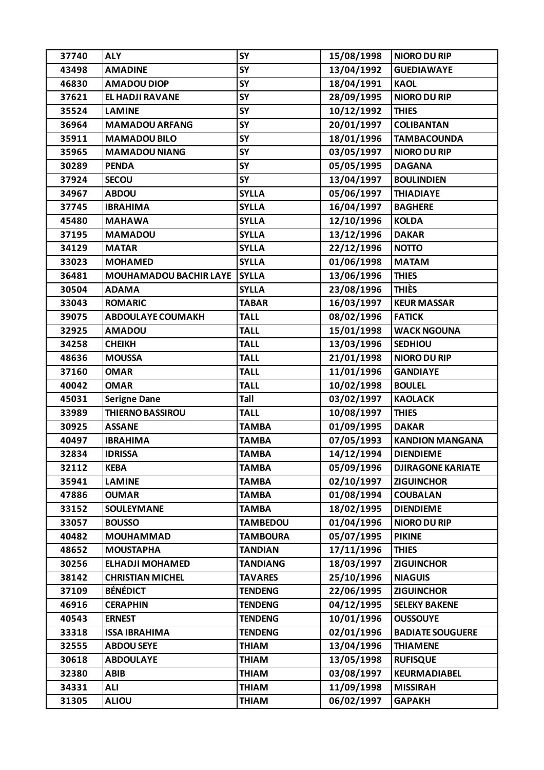| 37740 | ALY | SY | 15/08/1998 | NIORO DU RIP |
|---|---|---|---|---|
| 43498 | AMADINE | SY | 13/04/1992 | GUEDIAWAYE |
| 46830 | AMADOU DIOP | SY | 18/04/1991 | KAOL |
| 37621 | EL HADJI RAVANE | SY | 28/09/1995 | NIORO DU RIP |
| 35524 | LAMINE | SY | 10/12/1992 | THIES |
| 36964 | MAMADOU ARFANG | SY | 20/01/1997 | COLIBANTAN |
| 35911 | MAMADOU BILO | SY | 18/01/1996 | TAMBACOUNDA |
| 35965 | MAMADOU NIANG | SY | 03/05/1997 | NIORO DU RIP |
| 30289 | PENDA | SY | 05/05/1995 | DAGANA |
| 37924 | SECOU | SY | 13/04/1997 | BOULINDIEN |
| 34967 | ABDOU | SYLLA | 05/06/1997 | THIADIAYE |
| 37745 | IBRAHIMA | SYLLA | 16/04/1997 | BAGHERE |
| 45480 | MAHAWA | SYLLA | 12/10/1996 | KOLDA |
| 37195 | MAMADOU | SYLLA | 13/12/1996 | DAKAR |
| 34129 | MATAR | SYLLA | 22/12/1996 | NOTTO |
| 33023 | MOHAMED | SYLLA | 01/06/1998 | MATAM |
| 36481 | MOUHAMADOU BACHIR LAYE | SYLLA | 13/06/1996 | THIES |
| 30504 | ADAMA | SYLLA | 23/08/1996 | THIÈS |
| 33043 | ROMARIC | TABAR | 16/03/1997 | KEUR MASSAR |
| 39075 | ABDOULAYE COUMAKH | TALL | 08/02/1996 | FATICK |
| 32925 | AMADOU | TALL | 15/01/1998 | WACK NGOUNA |
| 34258 | CHEIKH | TALL | 13/03/1996 | SEDHIOU |
| 48636 | MOUSSA | TALL | 21/01/1998 | NIORO DU RIP |
| 37160 | OMAR | TALL | 11/01/1996 | GANDIAYE |
| 40042 | OMAR | TALL | 10/02/1998 | BOULEL |
| 45031 | Serigne Dane | Tall | 03/02/1997 | KAOLACK |
| 33989 | THIERNO BASSIROU | TALL | 10/08/1997 | THIES |
| 30925 | ASSANE | TAMBA | 01/09/1995 | DAKAR |
| 40497 | IBRAHIMA | TAMBA | 07/05/1993 | KANDION MANGANA |
| 32834 | IDRISSA | TAMBA | 14/12/1994 | DIENDIEME |
| 32112 | KEBA | TAMBA | 05/09/1996 | DJIRAGONE KARIATE |
| 35941 | LAMINE | TAMBA | 02/10/1997 | ZIGUINCHOR |
| 47886 | OUMAR | TAMBA | 01/08/1994 | COUBALAN |
| 33152 | SOULEYMANE | TAMBA | 18/02/1995 | DIENDIEME |
| 33057 | BOUSSO | TAMBEDOU | 01/04/1996 | NIORO DU RIP |
| 40482 | MOUHAMMAD | TAMBOURA | 05/07/1995 | PIKINE |
| 48652 | MOUSTAPHA | TANDIAN | 17/11/1996 | THIES |
| 30256 | ELHADJI MOHAMED | TANDIANG | 18/03/1997 | ZIGUINCHOR |
| 38142 | CHRISTIAN MICHEL | TAVARES | 25/10/1996 | NIAGUIS |
| 37109 | BÉNÉDICT | TENDENG | 22/06/1995 | ZIGUINCHOR |
| 46916 | CERAPHIN | TENDENG | 04/12/1995 | SELEKY BAKENE |
| 40543 | ERNEST | TENDENG | 10/01/1996 | OUSSOUYE |
| 33318 | ISSA IBRAHIMA | TENDENG | 02/01/1996 | BADIATE SOUGUERE |
| 32555 | ABDOU SEYE | THIAM | 13/04/1996 | THIAMENE |
| 30618 | ABDOULAYE | THIAM | 13/05/1998 | RUFISQUE |
| 32380 | ABIB | THIAM | 03/08/1997 | KEURMADIABEL |
| 34331 | ALI | THIAM | 11/09/1998 | MISSIRAH |
| 31305 | ALIOU | THIAM | 06/02/1997 | GAPAKH |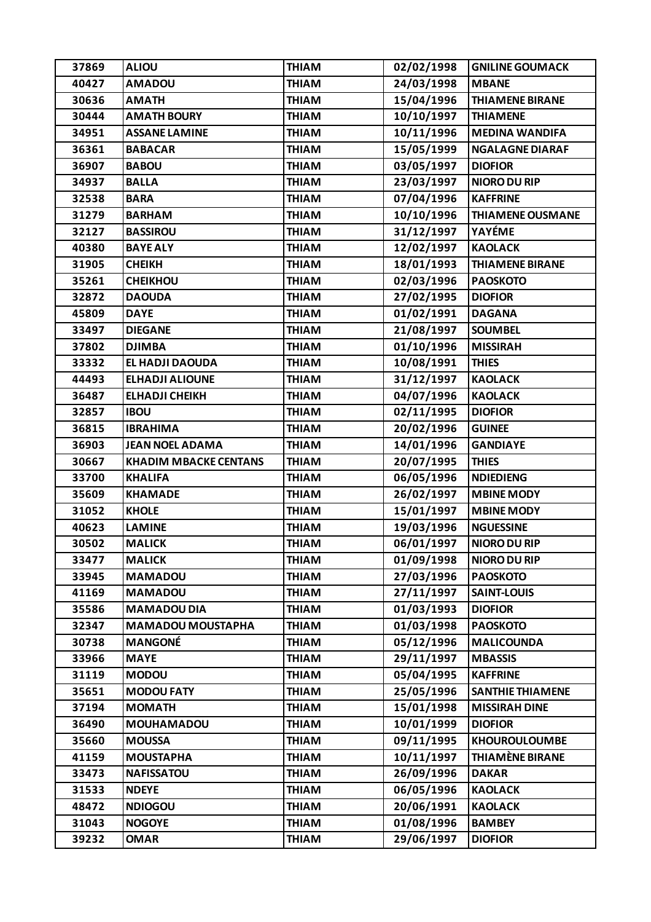| 37869 | ALIOU | THIAM | 02/02/1998 | GNILINE GOUMACK |
|---|---|---|---|---|
| 40427 | AMADOU | THIAM | 24/03/1998 | MBANE |
| 30636 | AMATH | THIAM | 15/04/1996 | THIAMENE BIRANE |
| 30444 | AMATH BOURY | THIAM | 10/10/1997 | THIAMENE |
| 34951 | ASSANE LAMINE | THIAM | 10/11/1996 | MEDINA WANDIFA |
| 36361 | BABACAR | THIAM | 15/05/1999 | NGALAGNE DIARAF |
| 36907 | BABOU | THIAM | 03/05/1997 | DIOFIOR |
| 34937 | BALLA | THIAM | 23/03/1997 | NIORO DU RIP |
| 32538 | BARA | THIAM | 07/04/1996 | KAFFRINE |
| 31279 | BARHAM | THIAM | 10/10/1996 | THIAMENE OUSMANE |
| 32127 | BASSIROU | THIAM | 31/12/1997 | YAYÉME |
| 40380 | BAYE ALY | THIAM | 12/02/1997 | KAOLACK |
| 31905 | CHEIKH | THIAM | 18/01/1993 | THIAMENE BIRANE |
| 35261 | CHEIKHOU | THIAM | 02/03/1996 | PAOSKOTO |
| 32872 | DAOUDA | THIAM | 27/02/1995 | DIOFIOR |
| 45809 | DAYE | THIAM | 01/02/1991 | DAGANA |
| 33497 | DIEGANE | THIAM | 21/08/1997 | SOUMBEL |
| 37802 | DJIMBA | THIAM | 01/10/1996 | MISSIRAH |
| 33332 | EL HADJI DAOUDA | THIAM | 10/08/1991 | THIES |
| 44493 | ELHADJI ALIOUNE | THIAM | 31/12/1997 | KAOLACK |
| 36487 | ELHADJI CHEIKH | THIAM | 04/07/1996 | KAOLACK |
| 32857 | IBOU | THIAM | 02/11/1995 | DIOFIOR |
| 36815 | IBRAHIMA | THIAM | 20/02/1996 | GUINEE |
| 36903 | JEAN NOEL ADAMA | THIAM | 14/01/1996 | GANDIAYE |
| 30667 | KHADIM MBACKE CENTANS | THIAM | 20/07/1995 | THIES |
| 33700 | KHALIFA | THIAM | 06/05/1996 | NDIEDIENG |
| 35609 | KHAMADE | THIAM | 26/02/1997 | MBINE MODY |
| 31052 | KHOLE | THIAM | 15/01/1997 | MBINE MODY |
| 40623 | LAMINE | THIAM | 19/03/1996 | NGUESSINE |
| 30502 | MALICK | THIAM | 06/01/1997 | NIORO DU RIP |
| 33477 | MALICK | THIAM | 01/09/1998 | NIORO DU RIP |
| 33945 | MAMADOU | THIAM | 27/03/1996 | PAOSKOTO |
| 41169 | MAMADOU | THIAM | 27/11/1997 | SAINT-LOUIS |
| 35586 | MAMADOU DIA | THIAM | 01/03/1993 | DIOFIOR |
| 32347 | MAMADOU MOUSTAPHA | THIAM | 01/03/1998 | PAOSKOTO |
| 30738 | MANGONÉ | THIAM | 05/12/1996 | MALICOUNDA |
| 33966 | MAYE | THIAM | 29/11/1997 | MBASSIS |
| 31119 | MODOU | THIAM | 05/04/1995 | KAFFRINE |
| 35651 | MODOU FATY | THIAM | 25/05/1996 | SANTHIE THIAMENE |
| 37194 | MOMATH | THIAM | 15/01/1998 | MISSIRAH DINE |
| 36490 | MOUHAMADOU | THIAM | 10/01/1999 | DIOFIOR |
| 35660 | MOUSSA | THIAM | 09/11/1995 | KHOUROULOUMBE |
| 41159 | MOUSTAPHA | THIAM | 10/11/1997 | THIAMÈNE BIRANE |
| 33473 | NAFISSATOU | THIAM | 26/09/1996 | DAKAR |
| 31533 | NDEYE | THIAM | 06/05/1996 | KAOLACK |
| 48472 | NDIOGOU | THIAM | 20/06/1991 | KAOLACK |
| 31043 | NOGOYE | THIAM | 01/08/1996 | BAMBEY |
| 39232 | OMAR | THIAM | 29/06/1997 | DIOFIOR |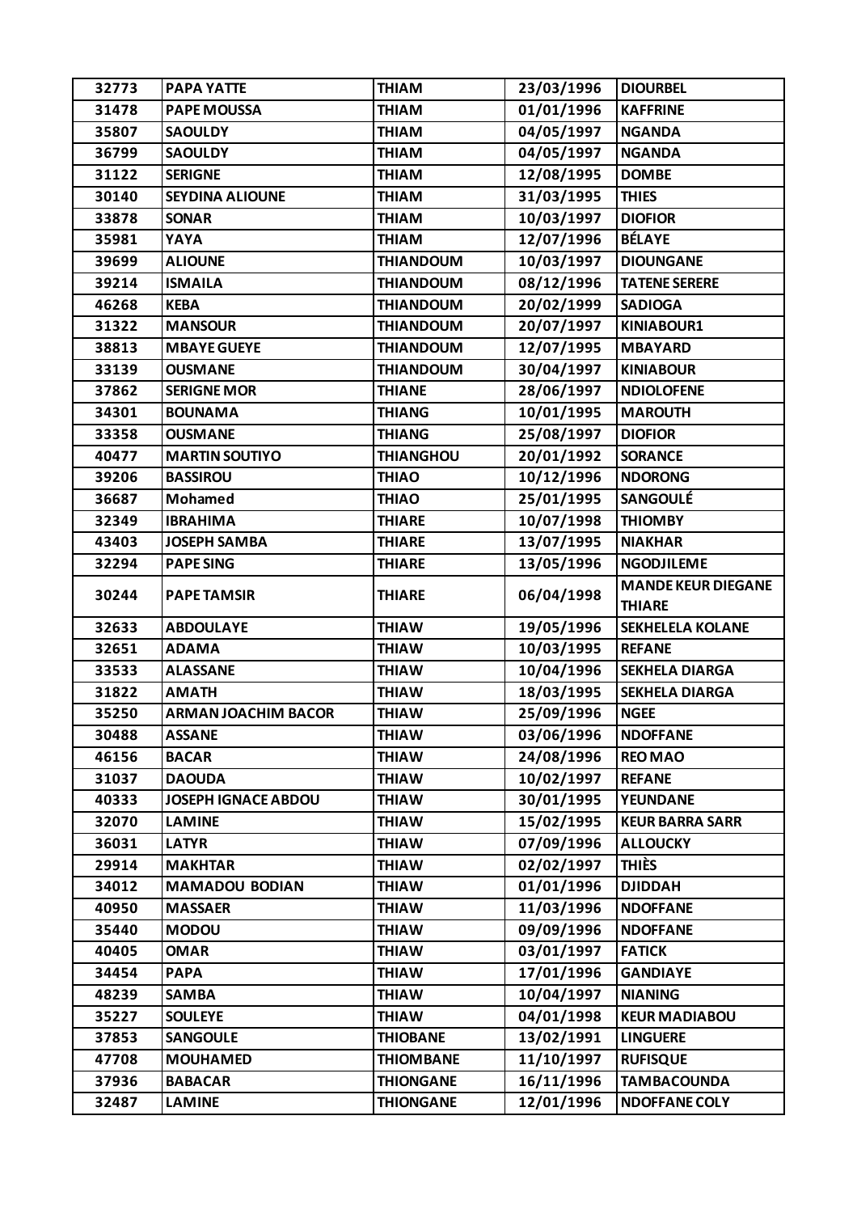| 32773 | PAPA YATTE | THIAM | 23/03/1996 | DIOURBEL |
|---|---|---|---|---|
| 31478 | PAPE MOUSSA | THIAM | 01/01/1996 | KAFFRINE |
| 35807 | SAOULDY | THIAM | 04/05/1997 | NGANDA |
| 36799 | SAOULDY | THIAM | 04/05/1997 | NGANDA |
| 31122 | SERIGNE | THIAM | 12/08/1995 | DOMBE |
| 30140 | SEYDINA ALIOUNE | THIAM | 31/03/1995 | THIES |
| 33878 | SONAR | THIAM | 10/03/1997 | DIOFIOR |
| 35981 | YAYA | THIAM | 12/07/1996 | BÉLAYE |
| 39699 | ALIOUNE | THIANDOUM | 10/03/1997 | DIOUNGANE |
| 39214 | ISMAILA | THIANDOUM | 08/12/1996 | TATENE SERERE |
| 46268 | KEBA | THIANDOUM | 20/02/1999 | SADIOGA |
| 31322 | MANSOUR | THIANDOUM | 20/07/1997 | KINIABOUR1 |
| 38813 | MBAYE GUEYE | THIANDOUM | 12/07/1995 | MBAYARD |
| 33139 | OUSMANE | THIANDOUM | 30/04/1997 | KINIABOUR |
| 37862 | SERIGNE MOR | THIANE | 28/06/1997 | NDIOLOFENE |
| 34301 | BOUNAMA | THIANG | 10/01/1995 | MAROUTH |
| 33358 | OUSMANE | THIANG | 25/08/1997 | DIOFIOR |
| 40477 | MARTIN SOUTIYO | THIANGHOU | 20/01/1992 | SORANCE |
| 39206 | BASSIROU | THIAO | 10/12/1996 | NDORONG |
| 36687 | Mohamed | THIAO | 25/01/1995 | SANGOULÉ |
| 32349 | IBRAHIMA | THIARE | 10/07/1998 | THIOMBY |
| 43403 | JOSEPH SAMBA | THIARE | 13/07/1995 | NIAKHAR |
| 32294 | PAPE SING | THIARE | 13/05/1996 | NGODJILEME |
| 30244 | PAPE TAMSIR | THIARE | 06/04/1998 | MANDE KEUR DIEGANE THIARE |
| 32633 | ABDOULAYE | THIAW | 19/05/1996 | SEKHELELA KOLANE |
| 32651 | ADAMA | THIAW | 10/03/1995 | REFANE |
| 33533 | ALASSANE | THIAW | 10/04/1996 | SEKHELA DIARGA |
| 31822 | AMATH | THIAW | 18/03/1995 | SEKHELA DIARGA |
| 35250 | ARMAN JOACHIM BACOR | THIAW | 25/09/1996 | NGEE |
| 30488 | ASSANE | THIAW | 03/06/1996 | NDOFFANE |
| 46156 | BACAR | THIAW | 24/08/1996 | REO MAO |
| 31037 | DAOUDA | THIAW | 10/02/1997 | REFANE |
| 40333 | JOSEPH IGNACE ABDOU | THIAW | 30/01/1995 | YEUNDANE |
| 32070 | LAMINE | THIAW | 15/02/1995 | KEUR BARRA SARR |
| 36031 | LATYR | THIAW | 07/09/1996 | ALLOUCKY |
| 29914 | MAKHTAR | THIAW | 02/02/1997 | THIÈS |
| 34012 | MAMADOU BODIAN | THIAW | 01/01/1996 | DJIDDAH |
| 40950 | MASSAER | THIAW | 11/03/1996 | NDOFFANE |
| 35440 | MODOU | THIAW | 09/09/1996 | NDOFFANE |
| 40405 | OMAR | THIAW | 03/01/1997 | FATICK |
| 34454 | PAPA | THIAW | 17/01/1996 | GANDIAYE |
| 48239 | SAMBA | THIAW | 10/04/1997 | NIANING |
| 35227 | SOULEYE | THIAW | 04/01/1998 | KEUR MADIABOU |
| 37853 | SANGOULE | THIOBANE | 13/02/1991 | LINGUERE |
| 47708 | MOUHAMED | THIOMBANE | 11/10/1997 | RUFISQUE |
| 37936 | BABACAR | THIONGANE | 16/11/1996 | TAMBACOUNDA |
| 32487 | LAMINE | THIONGANE | 12/01/1996 | NDOFFANE COLY |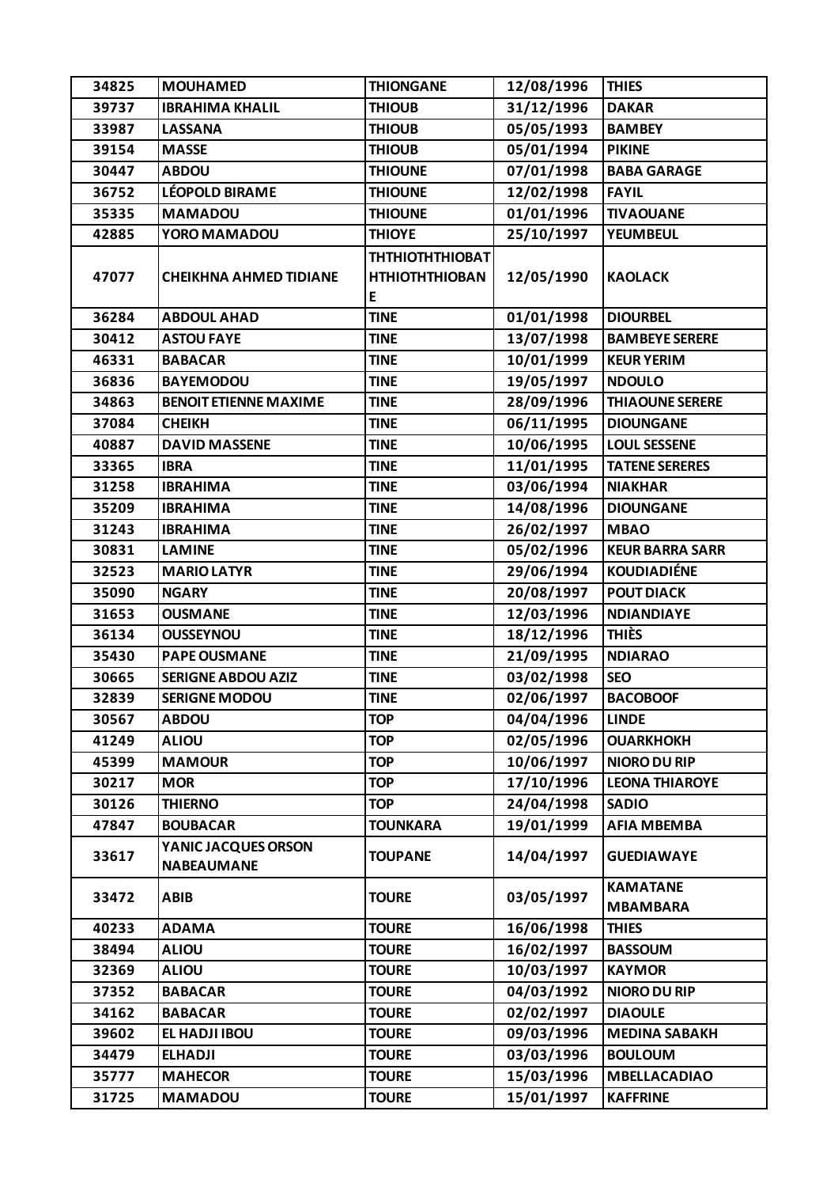| 34825 | MOUHAMED | THIONGANE | 12/08/1996 | THIES |
|---|---|---|---|---|
| 39737 | IBRAHIMA KHALIL | THIOUB | 31/12/1996 | DAKAR |
| 33987 | LASSANA | THIOUB | 05/05/1993 | BAMBEY |
| 39154 | MASSE | THIOUB | 05/01/1994 | PIKINE |
| 30447 | ABDOU | THIOUNE | 07/01/1998 | BABA GARAGE |
| 36752 | LÉOPOLD BIRAME | THIOUNE | 12/02/1998 | FAYIL |
| 35335 | MAMADOU | THIOUNE | 01/01/1996 | TIVAOUANE |
| 42885 | YORO MAMADOU | THIOYE | 25/10/1997 | YEUMBEUL |
| 47077 | CHEIKHNA AHMED TIDIANE | THTHIOTHTHIOBATHTHIOTHTHIOBANE | 12/05/1990 | KAOLACK |
| 36284 | ABDOUL AHAD | TINE | 01/01/1998 | DIOURBEL |
| 30412 | ASTOU FAYE | TINE | 13/07/1998 | BAMBEYE SERERE |
| 46331 | BABACAR | TINE | 10/01/1999 | KEUR YERIM |
| 36836 | BAYEMODOU | TINE | 19/05/1997 | NDOULO |
| 34863 | BENOIT ETIENNE MAXIME | TINE | 28/09/1996 | THIAOUNE SERERE |
| 37084 | CHEIKH | TINE | 06/11/1995 | DIOUNGANE |
| 40887 | DAVID MASSENE | TINE | 10/06/1995 | LOUL SESSENE |
| 33365 | IBRA | TINE | 11/01/1995 | TATENE SERERES |
| 31258 | IBRAHIMA | TINE | 03/06/1994 | NIAKHAR |
| 35209 | IBRAHIMA | TINE | 14/08/1996 | DIOUNGANE |
| 31243 | IBRAHIMA | TINE | 26/02/1997 | MBAO |
| 30831 | LAMINE | TINE | 05/02/1996 | KEUR BARRA SARR |
| 32523 | MARIO LATYR | TINE | 29/06/1994 | KOUDIADIÉNE |
| 35090 | NGARY | TINE | 20/08/1997 | POUT DIACK |
| 31653 | OUSMANE | TINE | 12/03/1996 | NDIANDIAYE |
| 36134 | OUSSEYNOU | TINE | 18/12/1996 | THIÈS |
| 35430 | PAPE OUSMANE | TINE | 21/09/1995 | NDIARAO |
| 30665 | SERIGNE ABDOU AZIZ | TINE | 03/02/1998 | SEO |
| 32839 | SERIGNE MODOU | TINE | 02/06/1997 | BACOBOOF |
| 30567 | ABDOU | TOP | 04/04/1996 | LINDE |
| 41249 | ALIOU | TOP | 02/05/1996 | OUARKHOKH |
| 45399 | MAMOUR | TOP | 10/06/1997 | NIORO DU RIP |
| 30217 | MOR | TOP | 17/10/1996 | LEONA THIAROYE |
| 30126 | THIERNO | TOP | 24/04/1998 | SADIO |
| 47847 | BOUBACAR | TOUNKARA | 19/01/1999 | AFIA MBEMBA |
| 33617 | YANIC JACQUES ORSON NABEAUMANE | TOUPANE | 14/04/1997 | GUEDIAWAYE |
| 33472 | ABIB | TOURE | 03/05/1997 | KAMATANE MBAMBARA |
| 40233 | ADAMA | TOURE | 16/06/1998 | THIES |
| 38494 | ALIOU | TOURE | 16/02/1997 | BASSOUM |
| 32369 | ALIOU | TOURE | 10/03/1997 | KAYMOR |
| 37352 | BABACAR | TOURE | 04/03/1992 | NIORO DU RIP |
| 34162 | BABACAR | TOURE | 02/02/1997 | DIAOULE |
| 39602 | EL HADJI IBOU | TOURE | 09/03/1996 | MEDINA SABAKH |
| 34479 | ELHADJI | TOURE | 03/03/1996 | BOULOUM |
| 35777 | MAHECOR | TOURE | 15/03/1996 | MBELLACADIAO |
| 31725 | MAMADOU | TOURE | 15/01/1997 | KAFFRINE |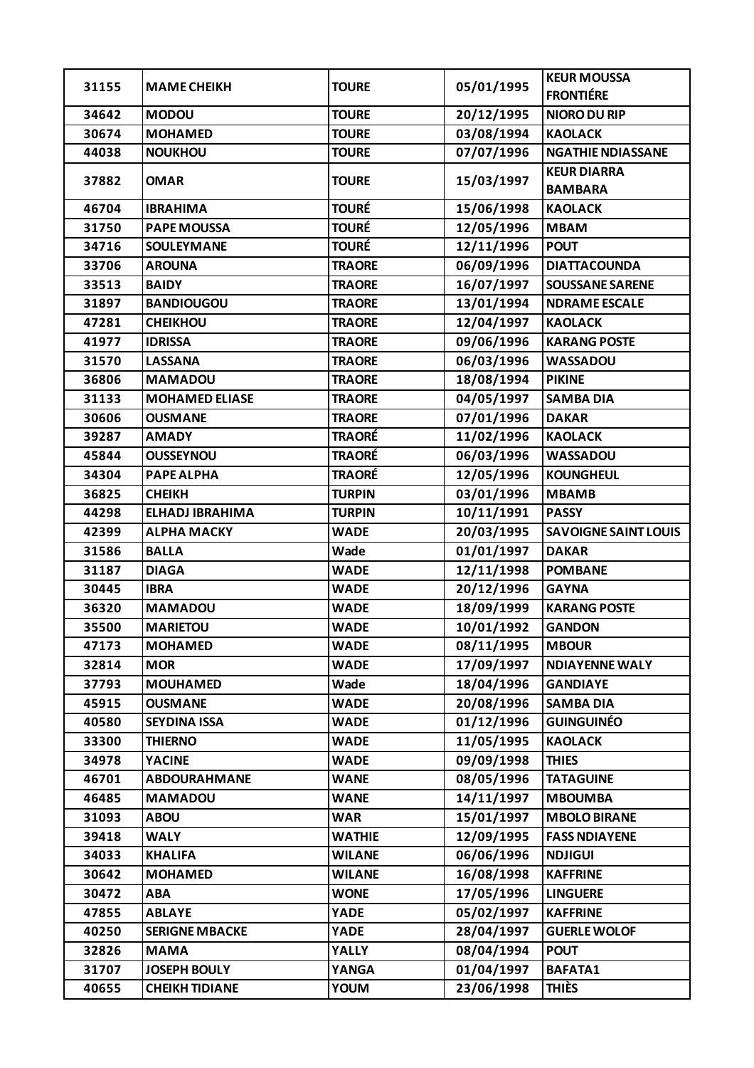| 31155 | MAME CHEIKH | TOURE | 05/01/1995 | KEUR MOUSSA FRONTIÉRE |
|---|---|---|---|---|
| 34642 | MODOU | TOURE | 20/12/1995 | NIORO DU RIP |
| 30674 | MOHAMED | TOURE | 03/08/1994 | KAOLACK |
| 44038 | NOUKHOU | TOURE | 07/07/1996 | NGATHIE NDIASSANE |
| 37882 | OMAR | TOURE | 15/03/1997 | KEUR DIARRA BAMBARA |
| 46704 | IBRAHIMA | TOURÉ | 15/06/1998 | KAOLACK |
| 31750 | PAPE MOUSSA | TOURÉ | 12/05/1996 | MBAM |
| 34716 | SOULEYMANE | TOURÉ | 12/11/1996 | POUT |
| 33706 | AROUNA | TRAORE | 06/09/1996 | DIATTACOUNDA |
| 33513 | BAIDY | TRAORE | 16/07/1997 | SOUSSANE SARENE |
| 31897 | BANDIOUGOU | TRAORE | 13/01/1994 | NDRAME ESCALE |
| 47281 | CHEIKHOU | TRAORE | 12/04/1997 | KAOLACK |
| 41977 | IDRISSA | TRAORE | 09/06/1996 | KARANG POSTE |
| 31570 | LASSANA | TRAORE | 06/03/1996 | WASSADOU |
| 36806 | MAMADOU | TRAORE | 18/08/1994 | PIKINE |
| 31133 | MOHAMED ELIASE | TRAORE | 04/05/1997 | SAMBA DIA |
| 30606 | OUSMANE | TRAORE | 07/01/1996 | DAKAR |
| 39287 | AMADY | TRAORÉ | 11/02/1996 | KAOLACK |
| 45844 | OUSSEYNOU | TRAORÉ | 06/03/1996 | WASSADOU |
| 34304 | PAPE ALPHA | TRAORÉ | 12/05/1996 | KOUNGHEUL |
| 36825 | CHEIKH | TURPIN | 03/01/1996 | MBAMB |
| 44298 | ELHADJ IBRAHIMA | TURPIN | 10/11/1991 | PASSY |
| 42399 | ALPHA MACKY | WADE | 20/03/1995 | SAVOIGNE SAINT LOUIS |
| 31586 | BALLA | Wade | 01/01/1997 | DAKAR |
| 31187 | DIAGA | WADE | 12/11/1998 | POMBANE |
| 30445 | IBRA | WADE | 20/12/1996 | GAYNA |
| 36320 | MAMADOU | WADE | 18/09/1999 | KARANG POSTE |
| 35500 | MARIETOU | WADE | 10/01/1992 | GANDON |
| 47173 | MOHAMED | WADE | 08/11/1995 | MBOUR |
| 32814 | MOR | WADE | 17/09/1997 | NDIAYENNE WALY |
| 37793 | MOUHAMED | Wade | 18/04/1996 | GANDIAYE |
| 45915 | OUSMANE | WADE | 20/08/1996 | SAMBA DIA |
| 40580 | SEYDINA ISSA | WADE | 01/12/1996 | GUINGUINÉO |
| 33300 | THIERNO | WADE | 11/05/1995 | KAOLACK |
| 34978 | YACINE | WADE | 09/09/1998 | THIES |
| 46701 | ABDOURAHMANE | WANE | 08/05/1996 | TATAGUINE |
| 46485 | MAMADOU | WANE | 14/11/1997 | MBOUMBA |
| 31093 | ABOU | WAR | 15/01/1997 | MBOLO BIRANE |
| 39418 | WALY | WATHIE | 12/09/1995 | FASS NDIAYENE |
| 34033 | KHALIFA | WILANE | 06/06/1996 | NDJIGUI |
| 30642 | MOHAMED | WILANE | 16/08/1998 | KAFFRINE |
| 30472 | ABA | WONE | 17/05/1996 | LINGUERE |
| 47855 | ABLAYE | YADE | 05/02/1997 | KAFFRINE |
| 40250 | SERIGNE MBACKE | YADE | 28/04/1997 | GUERLE WOLOF |
| 32826 | MAMA | YALLY | 08/04/1994 | POUT |
| 31707 | JOSEPH BOULY | YANGA | 01/04/1997 | BAFATA1 |
| 40655 | CHEIKH TIDIANE | YOUM | 23/06/1998 | THIÈS |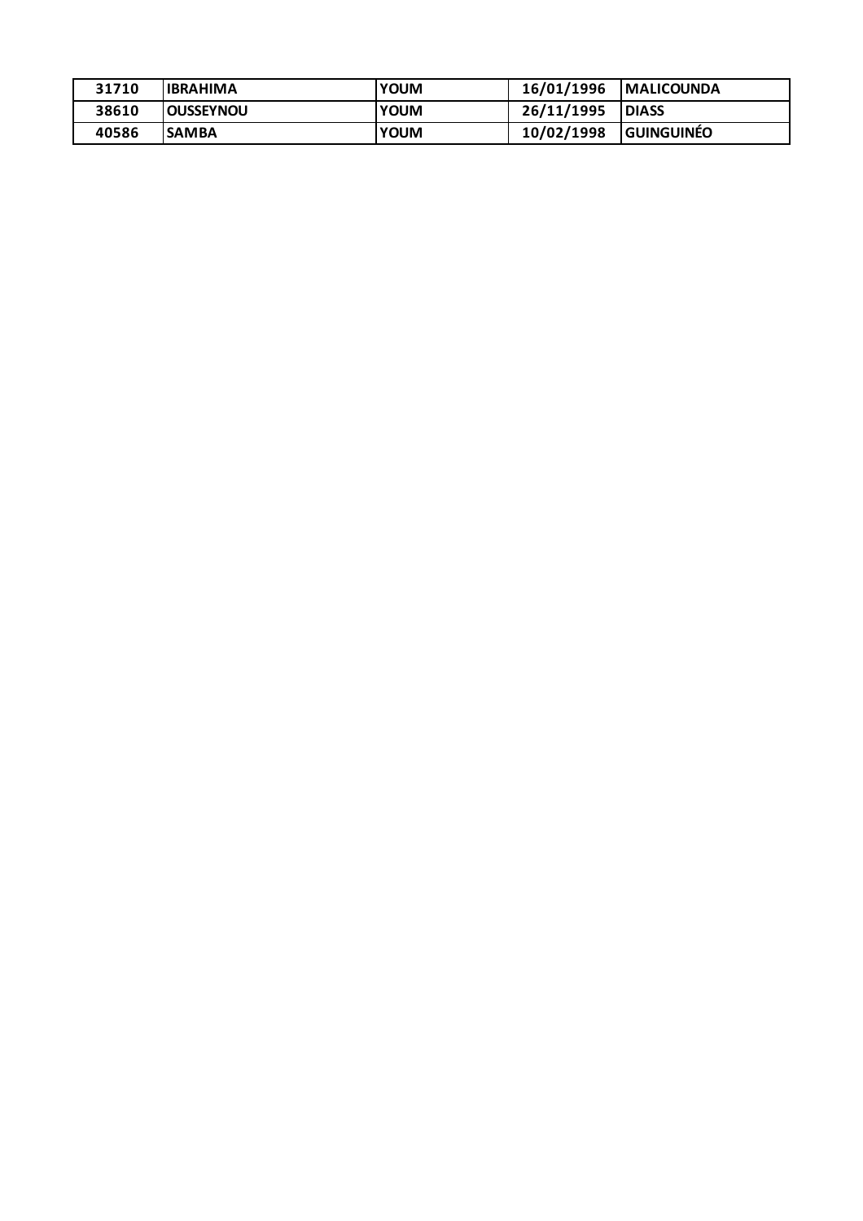| | | | | |
|---|---|---|---|---|
| 31710 | IBRAHIMA | YOUM | 16/01/1996 | MALICOUNDA |
| 38610 | OUSSEYNOU | YOUM | 26/11/1995 | DIASS |
| 40586 | SAMBA | YOUM | 10/02/1998 | GUINGUINÉO |